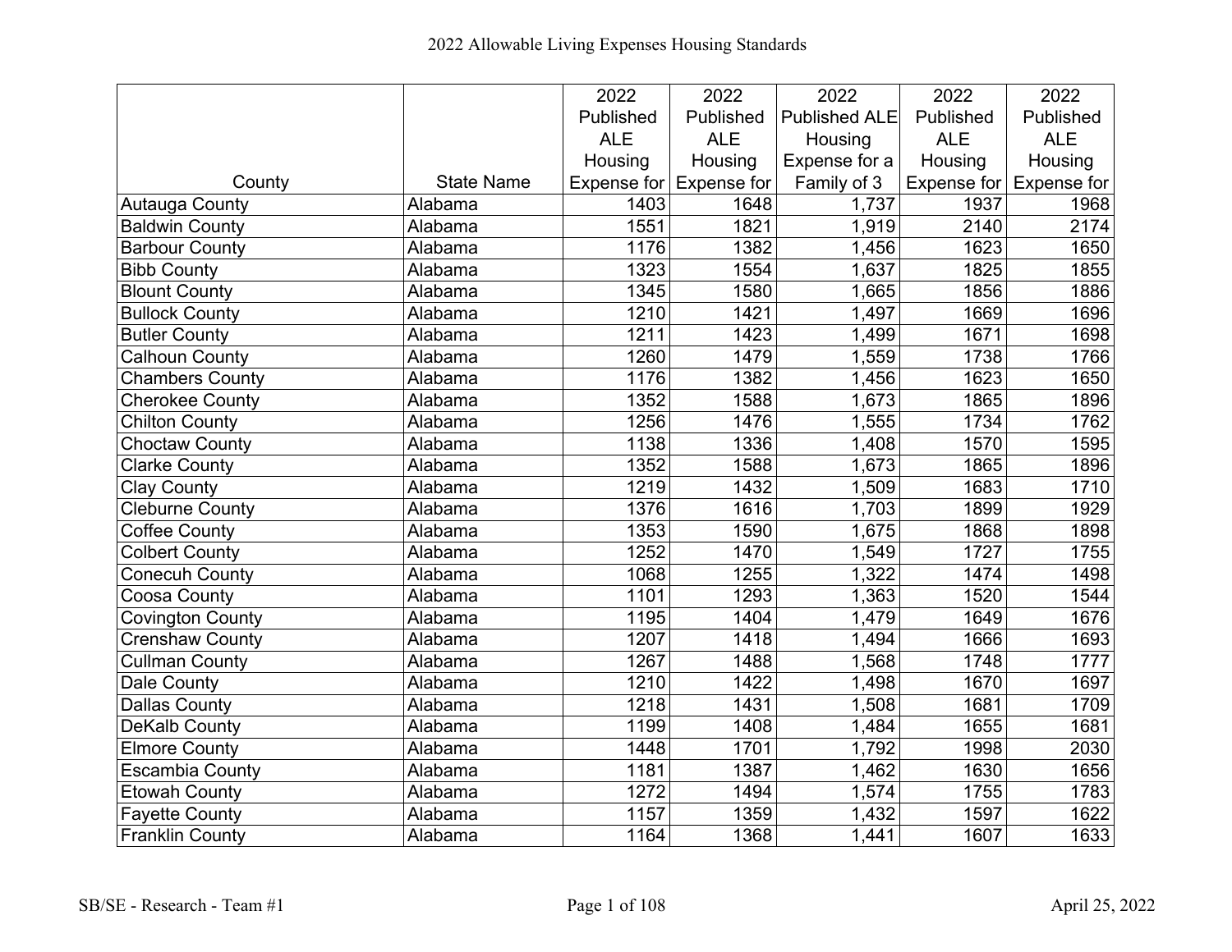# 2022 Allowable Living Expenses Housing Standards

| County | State Name | 2022 Published ALE Housing Expense for | 2022 Published ALE Housing Expense for | 2022 Published ALE Housing Expense for a Family of 3 | 2022 Published ALE Housing Expense for | 2022 Published ALE Housing Expense for |
|---|---|---|---|---|---|---|
| Autauga County | Alabama | 1403 | 1648 | 1,737 | 1937 | 1968 |
| Baldwin County | Alabama | 1551 | 1821 | 1,919 | 2140 | 2174 |
| Barbour County | Alabama | 1176 | 1382 | 1,456 | 1623 | 1650 |
| Bibb County | Alabama | 1323 | 1554 | 1,637 | 1825 | 1855 |
| Blount County | Alabama | 1345 | 1580 | 1,665 | 1856 | 1886 |
| Bullock County | Alabama | 1210 | 1421 | 1,497 | 1669 | 1696 |
| Butler County | Alabama | 1211 | 1423 | 1,499 | 1671 | 1698 |
| Calhoun County | Alabama | 1260 | 1479 | 1,559 | 1738 | 1766 |
| Chambers County | Alabama | 1176 | 1382 | 1,456 | 1623 | 1650 |
| Cherokee County | Alabama | 1352 | 1588 | 1,673 | 1865 | 1896 |
| Chilton County | Alabama | 1256 | 1476 | 1,555 | 1734 | 1762 |
| Choctaw County | Alabama | 1138 | 1336 | 1,408 | 1570 | 1595 |
| Clarke County | Alabama | 1352 | 1588 | 1,673 | 1865 | 1896 |
| Clay County | Alabama | 1219 | 1432 | 1,509 | 1683 | 1710 |
| Cleburne County | Alabama | 1376 | 1616 | 1,703 | 1899 | 1929 |
| Coffee County | Alabama | 1353 | 1590 | 1,675 | 1868 | 1898 |
| Colbert County | Alabama | 1252 | 1470 | 1,549 | 1727 | 1755 |
| Conecuh County | Alabama | 1068 | 1255 | 1,322 | 1474 | 1498 |
| Coosa County | Alabama | 1101 | 1293 | 1,363 | 1520 | 1544 |
| Covington County | Alabama | 1195 | 1404 | 1,479 | 1649 | 1676 |
| Crenshaw County | Alabama | 1207 | 1418 | 1,494 | 1666 | 1693 |
| Cullman County | Alabama | 1267 | 1488 | 1,568 | 1748 | 1777 |
| Dale County | Alabama | 1210 | 1422 | 1,498 | 1670 | 1697 |
| Dallas County | Alabama | 1218 | 1431 | 1,508 | 1681 | 1709 |
| DeKalb County | Alabama | 1199 | 1408 | 1,484 | 1655 | 1681 |
| Elmore County | Alabama | 1448 | 1701 | 1,792 | 1998 | 2030 |
| Escambia County | Alabama | 1181 | 1387 | 1,462 | 1630 | 1656 |
| Etowah County | Alabama | 1272 | 1494 | 1,574 | 1755 | 1783 |
| Fayette County | Alabama | 1157 | 1359 | 1,432 | 1597 | 1622 |
| Franklin County | Alabama | 1164 | 1368 | 1,441 | 1607 | 1633 |

SB/SE - Research - Team #1

April 25, 2022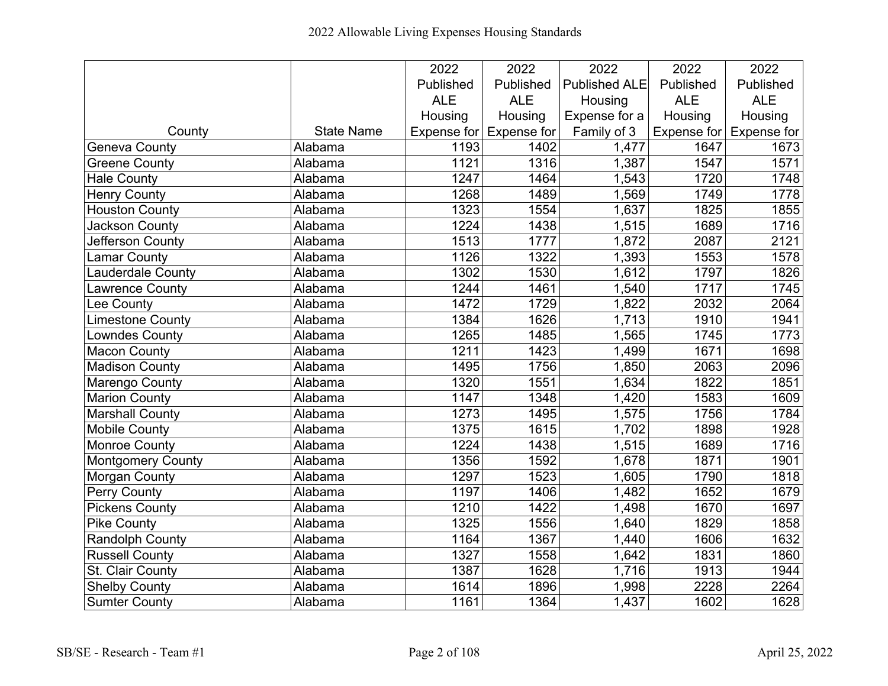2022 Allowable Living Expenses Housing Standards

| County | State Name | 2022 Published ALE Housing Expense for | 2022 Published ALE Housing Expense for | 2022 Published ALE Housing Expense for a Family of 3 | 2022 Published ALE Housing Expense for | 2022 Published ALE Housing Expense for |
|---|---|---|---|---|---|---|
| Geneva County | Alabama | 1193 | 1402 | 1,477 | 1647 | 1673 |
| Greene County | Alabama | 1121 | 1316 | 1,387 | 1547 | 1571 |
| Hale County | Alabama | 1247 | 1464 | 1,543 | 1720 | 1748 |
| Henry County | Alabama | 1268 | 1489 | 1,569 | 1749 | 1778 |
| Houston County | Alabama | 1323 | 1554 | 1,637 | 1825 | 1855 |
| Jackson County | Alabama | 1224 | 1438 | 1,515 | 1689 | 1716 |
| Jefferson County | Alabama | 1513 | 1777 | 1,872 | 2087 | 2121 |
| Lamar County | Alabama | 1126 | 1322 | 1,393 | 1553 | 1578 |
| Lauderdale County | Alabama | 1302 | 1530 | 1,612 | 1797 | 1826 |
| Lawrence County | Alabama | 1244 | 1461 | 1,540 | 1717 | 1745 |
| Lee County | Alabama | 1472 | 1729 | 1,822 | 2032 | 2064 |
| Limestone County | Alabama | 1384 | 1626 | 1,713 | 1910 | 1941 |
| Lowndes County | Alabama | 1265 | 1485 | 1,565 | 1745 | 1773 |
| Macon County | Alabama | 1211 | 1423 | 1,499 | 1671 | 1698 |
| Madison County | Alabama | 1495 | 1756 | 1,850 | 2063 | 2096 |
| Marengo County | Alabama | 1320 | 1551 | 1,634 | 1822 | 1851 |
| Marion County | Alabama | 1147 | 1348 | 1,420 | 1583 | 1609 |
| Marshall County | Alabama | 1273 | 1495 | 1,575 | 1756 | 1784 |
| Mobile County | Alabama | 1375 | 1615 | 1,702 | 1898 | 1928 |
| Monroe County | Alabama | 1224 | 1438 | 1,515 | 1689 | 1716 |
| Montgomery County | Alabama | 1356 | 1592 | 1,678 | 1871 | 1901 |
| Morgan County | Alabama | 1297 | 1523 | 1,605 | 1790 | 1818 |
| Perry County | Alabama | 1197 | 1406 | 1,482 | 1652 | 1679 |
| Pickens County | Alabama | 1210 | 1422 | 1,498 | 1670 | 1697 |
| Pike County | Alabama | 1325 | 1556 | 1,640 | 1829 | 1858 |
| Randolph County | Alabama | 1164 | 1367 | 1,440 | 1606 | 1632 |
| Russell County | Alabama | 1327 | 1558 | 1,642 | 1831 | 1860 |
| St. Clair County | Alabama | 1387 | 1628 | 1,716 | 1913 | 1944 |
| Shelby County | Alabama | 1614 | 1896 | 1,998 | 2228 | 2264 |
| Sumter County | Alabama | 1161 | 1364 | 1,437 | 1602 | 1628 |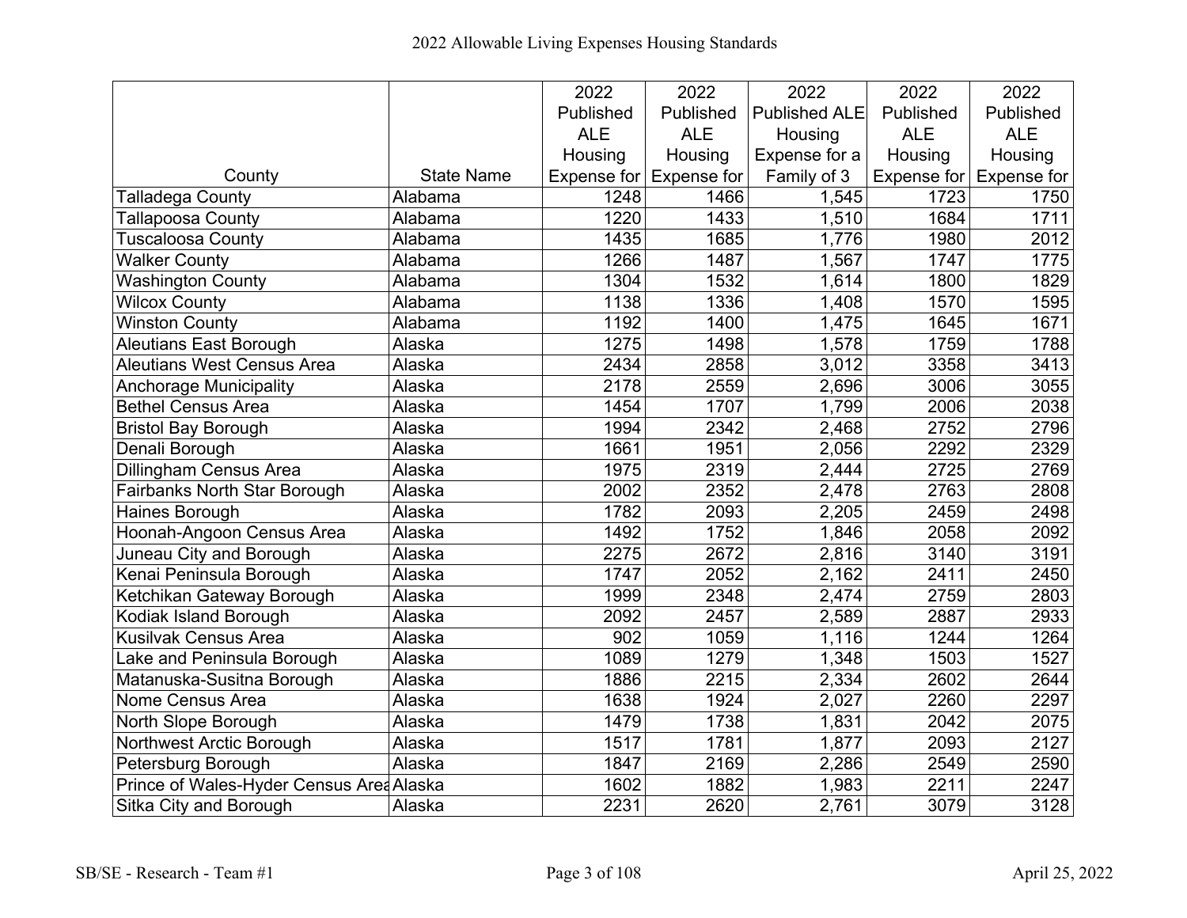# 2022 Allowable Living Expenses Housing Standards

| County | State Name | 2022 Published ALE Housing Expense for | 2022 Published ALE Housing Expense for | 2022 Published ALE Housing Expense for a Family of 3 | 2022 Published ALE Housing Expense for | 2022 Published ALE Housing Expense for |
|---|---|---|---|---|---|---|
| Talladega County | Alabama | 1248 | 1466 | 1,545 | 1723 | 1750 |
| Tallapoosa County | Alabama | 1220 | 1433 | 1,510 | 1684 | 1711 |
| Tuscaloosa County | Alabama | 1435 | 1685 | 1,776 | 1980 | 2012 |
| Walker County | Alabama | 1266 | 1487 | 1,567 | 1747 | 1775 |
| Washington County | Alabama | 1304 | 1532 | 1,614 | 1800 | 1829 |
| Wilcox County | Alabama | 1138 | 1336 | 1,408 | 1570 | 1595 |
| Winston County | Alabama | 1192 | 1400 | 1,475 | 1645 | 1671 |
| Aleutians East Borough | Alaska | 1275 | 1498 | 1,578 | 1759 | 1788 |
| Aleutians West Census Area | Alaska | 2434 | 2858 | 3,012 | 3358 | 3413 |
| Anchorage Municipality | Alaska | 2178 | 2559 | 2,696 | 3006 | 3055 |
| Bethel Census Area | Alaska | 1454 | 1707 | 1,799 | 2006 | 2038 |
| Bristol Bay Borough | Alaska | 1994 | 2342 | 2,468 | 2752 | 2796 |
| Denali Borough | Alaska | 1661 | 1951 | 2,056 | 2292 | 2329 |
| Dillingham Census Area | Alaska | 1975 | 2319 | 2,444 | 2725 | 2769 |
| Fairbanks North Star Borough | Alaska | 2002 | 2352 | 2,478 | 2763 | 2808 |
| Haines Borough | Alaska | 1782 | 2093 | 2,205 | 2459 | 2498 |
| Hoonah-Angoon Census Area | Alaska | 1492 | 1752 | 1,846 | 2058 | 2092 |
| Juneau City and Borough | Alaska | 2275 | 2672 | 2,816 | 3140 | 3191 |
| Kenai Peninsula Borough | Alaska | 1747 | 2052 | 2,162 | 2411 | 2450 |
| Ketchikan Gateway Borough | Alaska | 1999 | 2348 | 2,474 | 2759 | 2803 |
| Kodiak Island Borough | Alaska | 2092 | 2457 | 2,589 | 2887 | 2933 |
| Kusilvak Census Area | Alaska | 902 | 1059 | 1,116 | 1244 | 1264 |
| Lake and Peninsula Borough | Alaska | 1089 | 1279 | 1,348 | 1503 | 1527 |
| Matanuska-Susitna Borough | Alaska | 1886 | 2215 | 2,334 | 2602 | 2644 |
| Nome Census Area | Alaska | 1638 | 1924 | 2,027 | 2260 | 2297 |
| North Slope Borough | Alaska | 1479 | 1738 | 1,831 | 2042 | 2075 |
| Northwest Arctic Borough | Alaska | 1517 | 1781 | 1,877 | 2093 | 2127 |
| Petersburg Borough | Alaska | 1847 | 2169 | 2,286 | 2549 | 2590 |
| Prince of Wales-Hyder Census Area | Alaska | 1602 | 1882 | 1,983 | 2211 | 2247 |
| Sitka City and Borough | Alaska | 2231 | 2620 | 2,761 | 3079 | 3128 |

SB/SE - Research - Team #1 &nbsp;&nbsp;&nbsp;&nbsp; April 25, 2022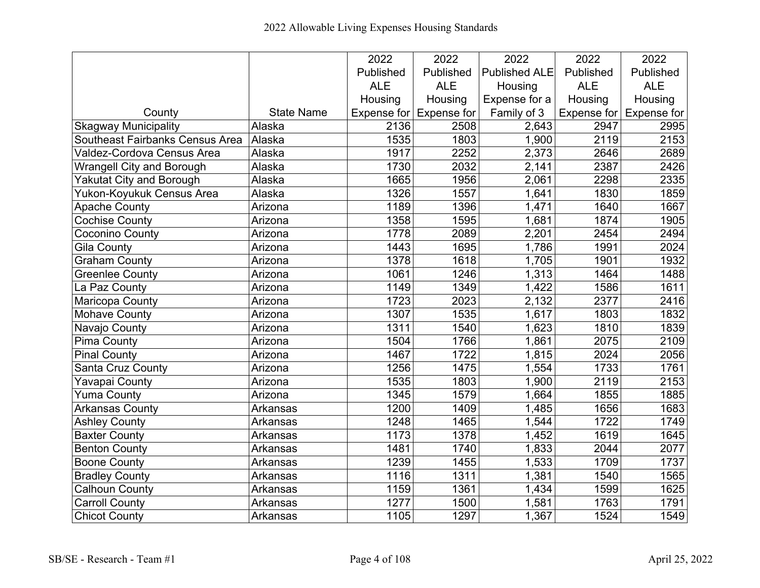# 2022 Allowable Living Expenses Housing Standards

| County | State Name | 2022 Published ALE Housing Expense for | 2022 Published ALE Housing Expense for | 2022 Published ALE Housing Expense for a Family of 3 | 2022 Published ALE Housing Expense for | 2022 Published ALE Housing Expense for |
|---|---|---|---|---|---|---|
| Skagway Municipality | Alaska | 2136 | 2508 | 2,643 | 2947 | 2995 |
| Southeast Fairbanks Census Area | Alaska | 1535 | 1803 | 1,900 | 2119 | 2153 |
| Valdez-Cordova Census Area | Alaska | 1917 | 2252 | 2,373 | 2646 | 2689 |
| Wrangell City and Borough | Alaska | 1730 | 2032 | 2,141 | 2387 | 2426 |
| Yakutat City and Borough | Alaska | 1665 | 1956 | 2,061 | 2298 | 2335 |
| Yukon-Koyukuk Census Area | Alaska | 1326 | 1557 | 1,641 | 1830 | 1859 |
| Apache County | Arizona | 1189 | 1396 | 1,471 | 1640 | 1667 |
| Cochise County | Arizona | 1358 | 1595 | 1,681 | 1874 | 1905 |
| Coconino County | Arizona | 1778 | 2089 | 2,201 | 2454 | 2494 |
| Gila County | Arizona | 1443 | 1695 | 1,786 | 1991 | 2024 |
| Graham County | Arizona | 1378 | 1618 | 1,705 | 1901 | 1932 |
| Greenlee County | Arizona | 1061 | 1246 | 1,313 | 1464 | 1488 |
| La Paz County | Arizona | 1149 | 1349 | 1,422 | 1586 | 1611 |
| Maricopa County | Arizona | 1723 | 2023 | 2,132 | 2377 | 2416 |
| Mohave County | Arizona | 1307 | 1535 | 1,617 | 1803 | 1832 |
| Navajo County | Arizona | 1311 | 1540 | 1,623 | 1810 | 1839 |
| Pima County | Arizona | 1504 | 1766 | 1,861 | 2075 | 2109 |
| Pinal County | Arizona | 1467 | 1722 | 1,815 | 2024 | 2056 |
| Santa Cruz County | Arizona | 1256 | 1475 | 1,554 | 1733 | 1761 |
| Yavapai County | Arizona | 1535 | 1803 | 1,900 | 2119 | 2153 |
| Yuma County | Arizona | 1345 | 1579 | 1,664 | 1855 | 1885 |
| Arkansas County | Arkansas | 1200 | 1409 | 1,485 | 1656 | 1683 |
| Ashley County | Arkansas | 1248 | 1465 | 1,544 | 1722 | 1749 |
| Baxter County | Arkansas | 1173 | 1378 | 1,452 | 1619 | 1645 |
| Benton County | Arkansas | 1481 | 1740 | 1,833 | 2044 | 2077 |
| Boone County | Arkansas | 1239 | 1455 | 1,533 | 1709 | 1737 |
| Bradley County | Arkansas | 1116 | 1311 | 1,381 | 1540 | 1565 |
| Calhoun County | Arkansas | 1159 | 1361 | 1,434 | 1599 | 1625 |
| Carroll County | Arkansas | 1277 | 1500 | 1,581 | 1763 | 1791 |
| Chicot County | Arkansas | 1105 | 1297 | 1,367 | 1524 | 1549 |

SB/SE - Research - Team #1

April 25, 2022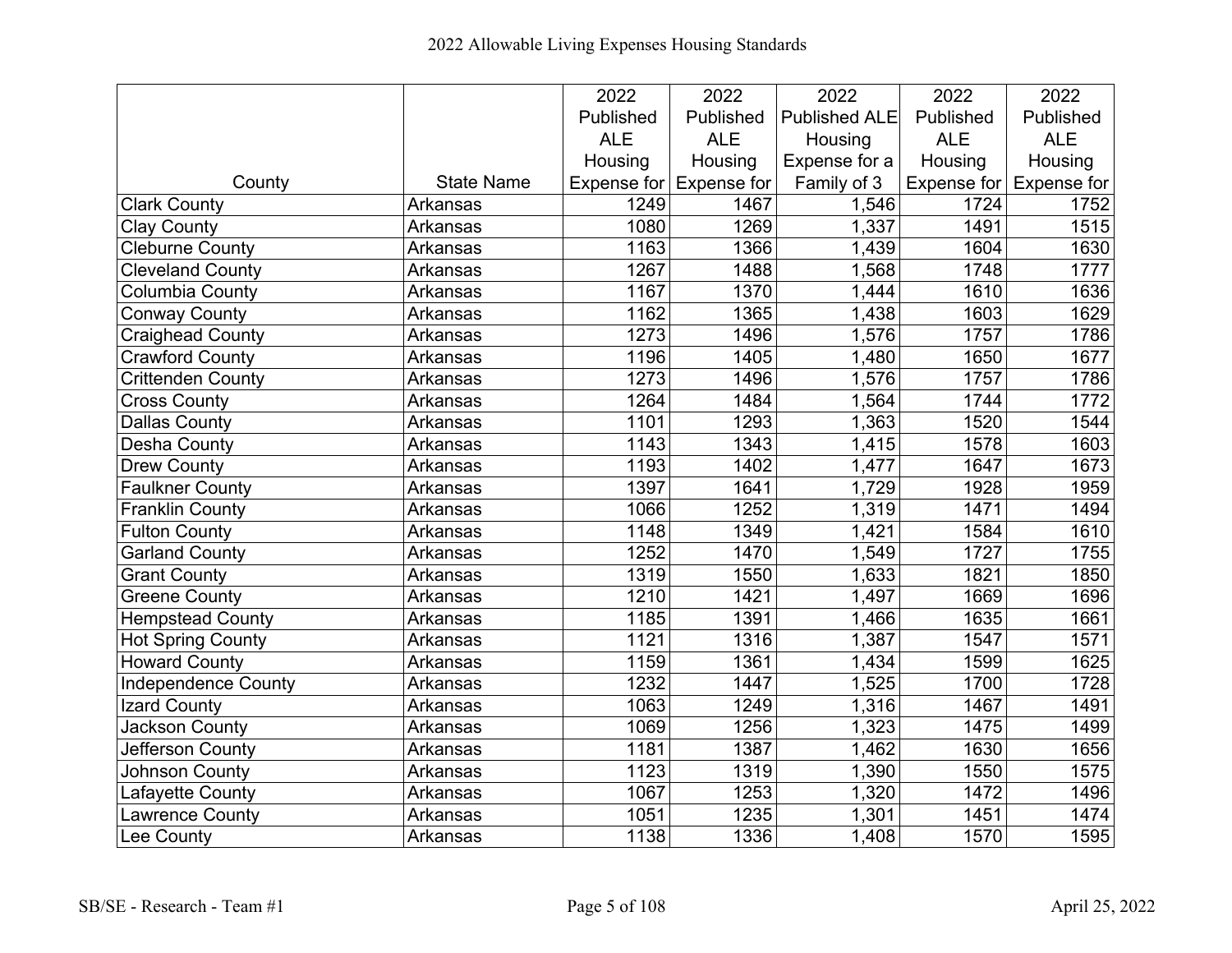# 2022 Allowable Living Expenses Housing Standards

| County | State Name | 2022 Published ALE Housing Expense for | 2022 Published ALE Housing Expense for | 2022 Published ALE Housing Expense for a Family of 3 | 2022 Published ALE Housing Expense for | 2022 Published ALE Housing Expense for |
|---|---|---|---|---|---|---|
| Clark County | Arkansas | 1249 | 1467 | 1,546 | 1724 | 1752 |
| Clay County | Arkansas | 1080 | 1269 | 1,337 | 1491 | 1515 |
| Cleburne County | Arkansas | 1163 | 1366 | 1,439 | 1604 | 1630 |
| Cleveland County | Arkansas | 1267 | 1488 | 1,568 | 1748 | 1777 |
| Columbia County | Arkansas | 1167 | 1370 | 1,444 | 1610 | 1636 |
| Conway County | Arkansas | 1162 | 1365 | 1,438 | 1603 | 1629 |
| Craighead County | Arkansas | 1273 | 1496 | 1,576 | 1757 | 1786 |
| Crawford County | Arkansas | 1196 | 1405 | 1,480 | 1650 | 1677 |
| Crittenden County | Arkansas | 1273 | 1496 | 1,576 | 1757 | 1786 |
| Cross County | Arkansas | 1264 | 1484 | 1,564 | 1744 | 1772 |
| Dallas County | Arkansas | 1101 | 1293 | 1,363 | 1520 | 1544 |
| Desha County | Arkansas | 1143 | 1343 | 1,415 | 1578 | 1603 |
| Drew County | Arkansas | 1193 | 1402 | 1,477 | 1647 | 1673 |
| Faulkner County | Arkansas | 1397 | 1641 | 1,729 | 1928 | 1959 |
| Franklin County | Arkansas | 1066 | 1252 | 1,319 | 1471 | 1494 |
| Fulton County | Arkansas | 1148 | 1349 | 1,421 | 1584 | 1610 |
| Garland County | Arkansas | 1252 | 1470 | 1,549 | 1727 | 1755 |
| Grant County | Arkansas | 1319 | 1550 | 1,633 | 1821 | 1850 |
| Greene County | Arkansas | 1210 | 1421 | 1,497 | 1669 | 1696 |
| Hempstead County | Arkansas | 1185 | 1391 | 1,466 | 1635 | 1661 |
| Hot Spring County | Arkansas | 1121 | 1316 | 1,387 | 1547 | 1571 |
| Howard County | Arkansas | 1159 | 1361 | 1,434 | 1599 | 1625 |
| Independence County | Arkansas | 1232 | 1447 | 1,525 | 1700 | 1728 |
| Izard County | Arkansas | 1063 | 1249 | 1,316 | 1467 | 1491 |
| Jackson County | Arkansas | 1069 | 1256 | 1,323 | 1475 | 1499 |
| Jefferson County | Arkansas | 1181 | 1387 | 1,462 | 1630 | 1656 |
| Johnson County | Arkansas | 1123 | 1319 | 1,390 | 1550 | 1575 |
| Lafayette County | Arkansas | 1067 | 1253 | 1,320 | 1472 | 1496 |
| Lawrence County | Arkansas | 1051 | 1235 | 1,301 | 1451 | 1474 |
| Lee County | Arkansas | 1138 | 1336 | 1,408 | 1570 | 1595 |

SB/SE - Research - Team #1

April 25, 2022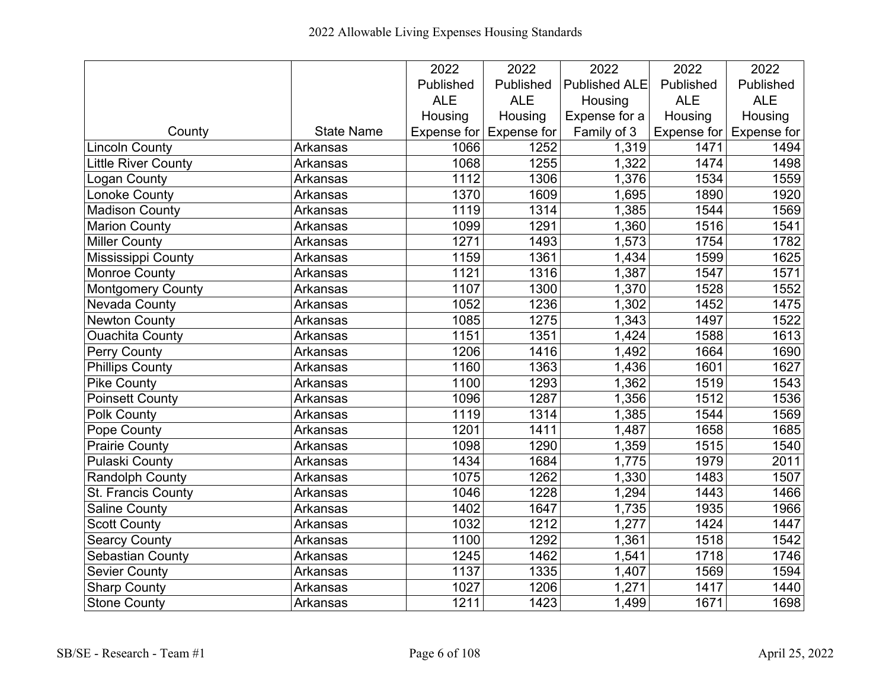# 2022 Allowable Living Expenses Housing Standards

| County | State Name | 2022 Published ALE Housing Expense for | 2022 Published ALE Housing Expense for | 2022 Published ALE Housing Expense for a Family of 3 | 2022 Published ALE Housing Expense for | 2022 Published ALE Housing Expense for |
|---|---|---|---|---|---|---|
| Lincoln County | Arkansas | 1066 | 1252 | 1,319 | 1471 | 1494 |
| Little River County | Arkansas | 1068 | 1255 | 1,322 | 1474 | 1498 |
| Logan County | Arkansas | 1112 | 1306 | 1,376 | 1534 | 1559 |
| Lonoke County | Arkansas | 1370 | 1609 | 1,695 | 1890 | 1920 |
| Madison County | Arkansas | 1119 | 1314 | 1,385 | 1544 | 1569 |
| Marion County | Arkansas | 1099 | 1291 | 1,360 | 1516 | 1541 |
| Miller County | Arkansas | 1271 | 1493 | 1,573 | 1754 | 1782 |
| Mississippi County | Arkansas | 1159 | 1361 | 1,434 | 1599 | 1625 |
| Monroe County | Arkansas | 1121 | 1316 | 1,387 | 1547 | 1571 |
| Montgomery County | Arkansas | 1107 | 1300 | 1,370 | 1528 | 1552 |
| Nevada County | Arkansas | 1052 | 1236 | 1,302 | 1452 | 1475 |
| Newton County | Arkansas | 1085 | 1275 | 1,343 | 1497 | 1522 |
| Ouachita County | Arkansas | 1151 | 1351 | 1,424 | 1588 | 1613 |
| Perry County | Arkansas | 1206 | 1416 | 1,492 | 1664 | 1690 |
| Phillips County | Arkansas | 1160 | 1363 | 1,436 | 1601 | 1627 |
| Pike County | Arkansas | 1100 | 1293 | 1,362 | 1519 | 1543 |
| Poinsett County | Arkansas | 1096 | 1287 | 1,356 | 1512 | 1536 |
| Polk County | Arkansas | 1119 | 1314 | 1,385 | 1544 | 1569 |
| Pope County | Arkansas | 1201 | 1411 | 1,487 | 1658 | 1685 |
| Prairie County | Arkansas | 1098 | 1290 | 1,359 | 1515 | 1540 |
| Pulaski County | Arkansas | 1434 | 1684 | 1,775 | 1979 | 2011 |
| Randolph County | Arkansas | 1075 | 1262 | 1,330 | 1483 | 1507 |
| St. Francis County | Arkansas | 1046 | 1228 | 1,294 | 1443 | 1466 |
| Saline County | Arkansas | 1402 | 1647 | 1,735 | 1935 | 1966 |
| Scott County | Arkansas | 1032 | 1212 | 1,277 | 1424 | 1447 |
| Searcy County | Arkansas | 1100 | 1292 | 1,361 | 1518 | 1542 |
| Sebastian County | Arkansas | 1245 | 1462 | 1,541 | 1718 | 1746 |
| Sevier County | Arkansas | 1137 | 1335 | 1,407 | 1569 | 1594 |
| Sharp County | Arkansas | 1027 | 1206 | 1,271 | 1417 | 1440 |
| Stone County | Arkansas | 1211 | 1423 | 1,499 | 1671 | 1698 |

SB/SE - Research - Team #1

April 25, 2022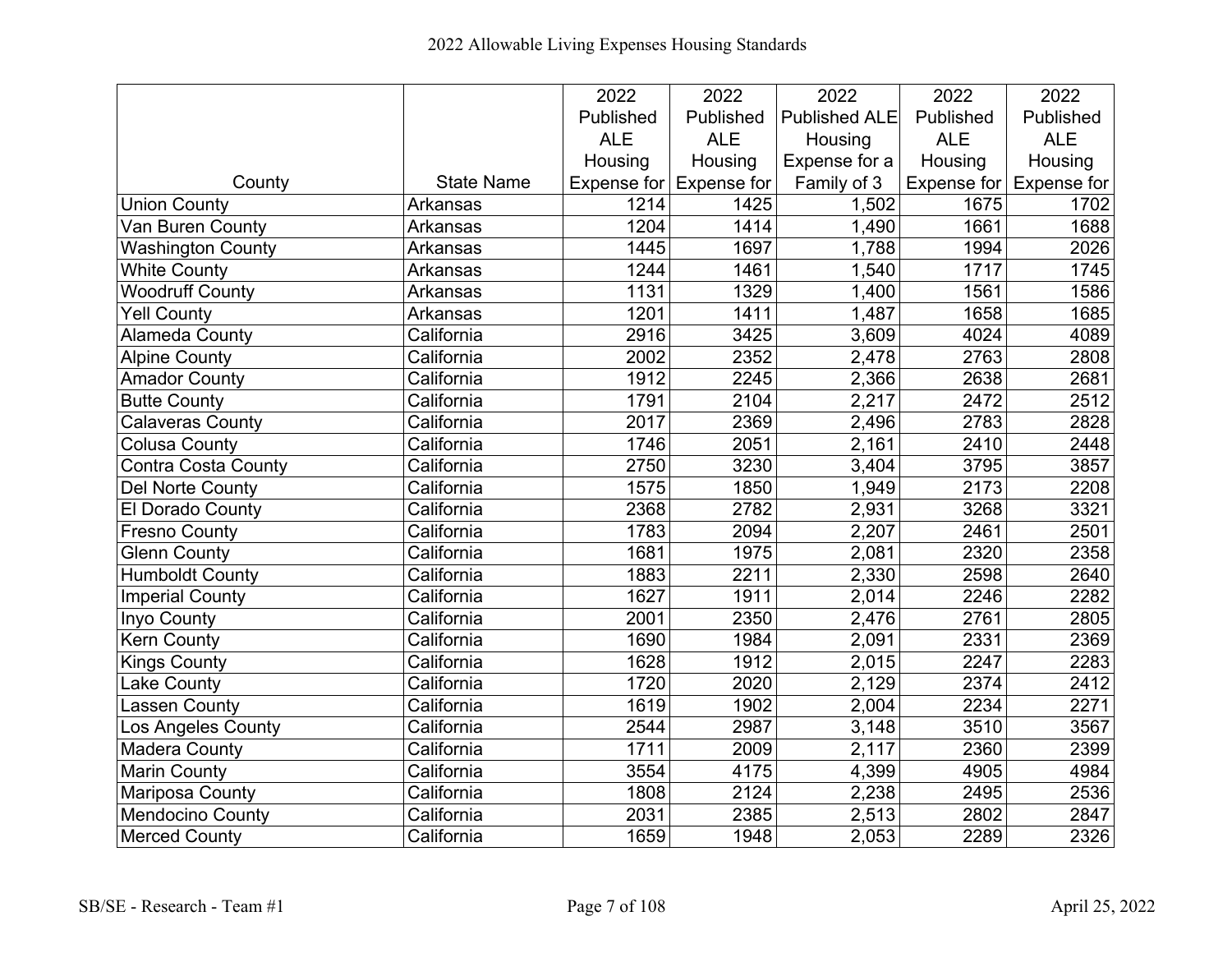# 2022 Allowable Living Expenses Housing Standards

| County | State Name | 2022 Published ALE Housing Expense for | 2022 Published ALE Housing Expense for | 2022 Published ALE Housing Expense for a Family of 3 | 2022 Published ALE Housing Expense for | 2022 Published ALE Housing Expense for |
|---|---|---|---|---|---|---|
| Union County | Arkansas | 1214 | 1425 | 1,502 | 1675 | 1702 |
| Van Buren County | Arkansas | 1204 | 1414 | 1,490 | 1661 | 1688 |
| Washington County | Arkansas | 1445 | 1697 | 1,788 | 1994 | 2026 |
| White County | Arkansas | 1244 | 1461 | 1,540 | 1717 | 1745 |
| Woodruff County | Arkansas | 1131 | 1329 | 1,400 | 1561 | 1586 |
| Yell County | Arkansas | 1201 | 1411 | 1,487 | 1658 | 1685 |
| Alameda County | California | 2916 | 3425 | 3,609 | 4024 | 4089 |
| Alpine County | California | 2002 | 2352 | 2,478 | 2763 | 2808 |
| Amador County | California | 1912 | 2245 | 2,366 | 2638 | 2681 |
| Butte County | California | 1791 | 2104 | 2,217 | 2472 | 2512 |
| Calaveras County | California | 2017 | 2369 | 2,496 | 2783 | 2828 |
| Colusa County | California | 1746 | 2051 | 2,161 | 2410 | 2448 |
| Contra Costa County | California | 2750 | 3230 | 3,404 | 3795 | 3857 |
| Del Norte County | California | 1575 | 1850 | 1,949 | 2173 | 2208 |
| El Dorado County | California | 2368 | 2782 | 2,931 | 3268 | 3321 |
| Fresno County | California | 1783 | 2094 | 2,207 | 2461 | 2501 |
| Glenn County | California | 1681 | 1975 | 2,081 | 2320 | 2358 |
| Humboldt County | California | 1883 | 2211 | 2,330 | 2598 | 2640 |
| Imperial County | California | 1627 | 1911 | 2,014 | 2246 | 2282 |
| Inyo County | California | 2001 | 2350 | 2,476 | 2761 | 2805 |
| Kern County | California | 1690 | 1984 | 2,091 | 2331 | 2369 |
| Kings County | California | 1628 | 1912 | 2,015 | 2247 | 2283 |
| Lake County | California | 1720 | 2020 | 2,129 | 2374 | 2412 |
| Lassen County | California | 1619 | 1902 | 2,004 | 2234 | 2271 |
| Los Angeles County | California | 2544 | 2987 | 3,148 | 3510 | 3567 |
| Madera County | California | 1711 | 2009 | 2,117 | 2360 | 2399 |
| Marin County | California | 3554 | 4175 | 4,399 | 4905 | 4984 |
| Mariposa County | California | 1808 | 2124 | 2,238 | 2495 | 2536 |
| Mendocino County | California | 2031 | 2385 | 2,513 | 2802 | 2847 |
| Merced County | California | 1659 | 1948 | 2,053 | 2289 | 2326 |

SB/SE - Research - Team #1 April 25, 2022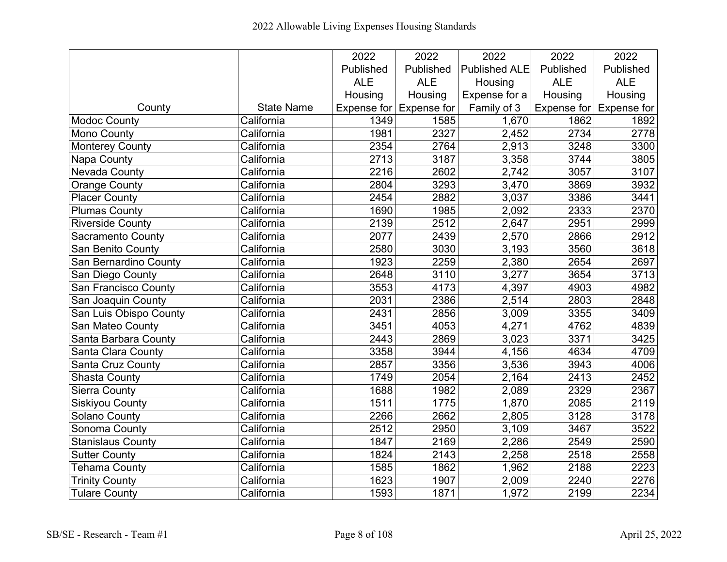# 2022 Allowable Living Expenses Housing Standards

| County | State Name | 2022 Published ALE Housing Expense for | 2022 Published ALE Housing Expense for | 2022 Published ALE Housing Expense for a Family of 3 | 2022 Published ALE Housing Expense for | 2022 Published ALE Housing Expense for |
|---|---|---|---|---|---|---|
| Modoc County | California | 1349 | 1585 | 1,670 | 1862 | 1892 |
| Mono County | California | 1981 | 2327 | 2,452 | 2734 | 2778 |
| Monterey County | California | 2354 | 2764 | 2,913 | 3248 | 3300 |
| Napa County | California | 2713 | 3187 | 3,358 | 3744 | 3805 |
| Nevada County | California | 2216 | 2602 | 2,742 | 3057 | 3107 |
| Orange County | California | 2804 | 3293 | 3,470 | 3869 | 3932 |
| Placer County | California | 2454 | 2882 | 3,037 | 3386 | 3441 |
| Plumas County | California | 1690 | 1985 | 2,092 | 2333 | 2370 |
| Riverside County | California | 2139 | 2512 | 2,647 | 2951 | 2999 |
| Sacramento County | California | 2077 | 2439 | 2,570 | 2866 | 2912 |
| San Benito County | California | 2580 | 3030 | 3,193 | 3560 | 3618 |
| San Bernardino County | California | 1923 | 2259 | 2,380 | 2654 | 2697 |
| San Diego County | California | 2648 | 3110 | 3,277 | 3654 | 3713 |
| San Francisco County | California | 3553 | 4173 | 4,397 | 4903 | 4982 |
| San Joaquin County | California | 2031 | 2386 | 2,514 | 2803 | 2848 |
| San Luis Obispo County | California | 2431 | 2856 | 3,009 | 3355 | 3409 |
| San Mateo County | California | 3451 | 4053 | 4,271 | 4762 | 4839 |
| Santa Barbara County | California | 2443 | 2869 | 3,023 | 3371 | 3425 |
| Santa Clara County | California | 3358 | 3944 | 4,156 | 4634 | 4709 |
| Santa Cruz County | California | 2857 | 3356 | 3,536 | 3943 | 4006 |
| Shasta County | California | 1749 | 2054 | 2,164 | 2413 | 2452 |
| Sierra County | California | 1688 | 1982 | 2,089 | 2329 | 2367 |
| Siskiyou County | California | 1511 | 1775 | 1,870 | 2085 | 2119 |
| Solano County | California | 2266 | 2662 | 2,805 | 3128 | 3178 |
| Sonoma County | California | 2512 | 2950 | 3,109 | 3467 | 3522 |
| Stanislaus County | California | 1847 | 2169 | 2,286 | 2549 | 2590 |
| Sutter County | California | 1824 | 2143 | 2,258 | 2518 | 2558 |
| Tehama County | California | 1585 | 1862 | 1,962 | 2188 | 2223 |
| Trinity County | California | 1623 | 1907 | 2,009 | 2240 | 2276 |
| Tulare County | California | 1593 | 1871 | 1,972 | 2199 | 2234 |

SB/SE - Research - Team #1

April 25, 2022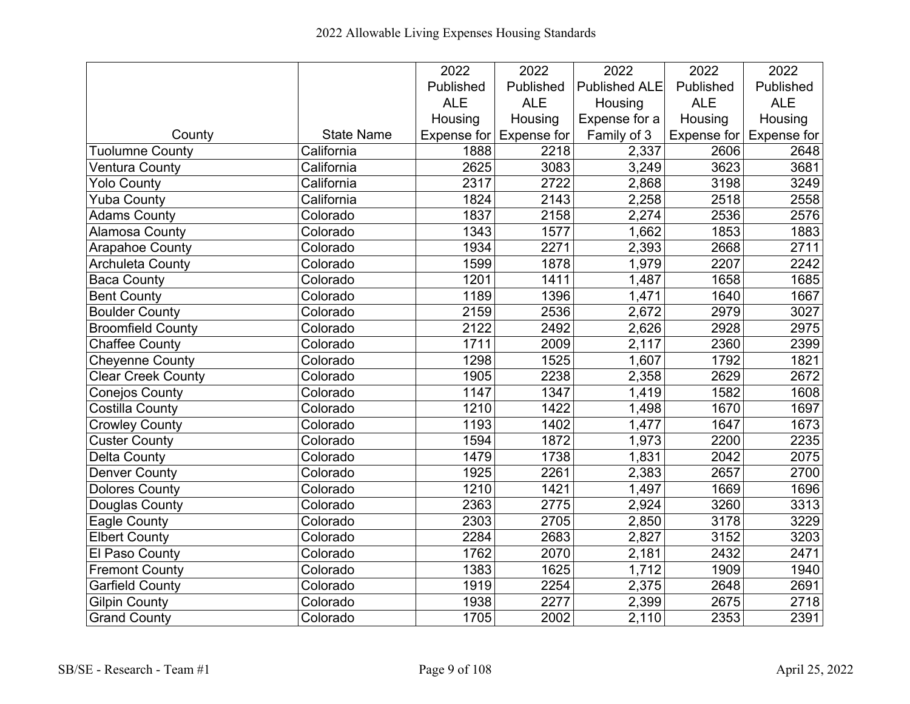# 2022 Allowable Living Expenses Housing Standards

| County | State Name | 2022 Published ALE Housing Expense for | 2022 Published ALE Housing Expense for | 2022 Published ALE Housing Expense for a Family of 3 | 2022 Published ALE Housing Expense for | 2022 Published ALE Housing Expense for |
|---|---|---|---|---|---|---|
| Tuolumne County | California | 1888 | 2218 | 2,337 | 2606 | 2648 |
| Ventura County | California | 2625 | 3083 | 3,249 | 3623 | 3681 |
| Yolo County | California | 2317 | 2722 | 2,868 | 3198 | 3249 |
| Yuba County | California | 1824 | 2143 | 2,258 | 2518 | 2558 |
| Adams County | Colorado | 1837 | 2158 | 2,274 | 2536 | 2576 |
| Alamosa County | Colorado | 1343 | 1577 | 1,662 | 1853 | 1883 |
| Arapahoe County | Colorado | 1934 | 2271 | 2,393 | 2668 | 2711 |
| Archuleta County | Colorado | 1599 | 1878 | 1,979 | 2207 | 2242 |
| Baca County | Colorado | 1201 | 1411 | 1,487 | 1658 | 1685 |
| Bent County | Colorado | 1189 | 1396 | 1,471 | 1640 | 1667 |
| Boulder County | Colorado | 2159 | 2536 | 2,672 | 2979 | 3027 |
| Broomfield County | Colorado | 2122 | 2492 | 2,626 | 2928 | 2975 |
| Chaffee County | Colorado | 1711 | 2009 | 2,117 | 2360 | 2399 |
| Cheyenne County | Colorado | 1298 | 1525 | 1,607 | 1792 | 1821 |
| Clear Creek County | Colorado | 1905 | 2238 | 2,358 | 2629 | 2672 |
| Conejos County | Colorado | 1147 | 1347 | 1,419 | 1582 | 1608 |
| Costilla County | Colorado | 1210 | 1422 | 1,498 | 1670 | 1697 |
| Crowley County | Colorado | 1193 | 1402 | 1,477 | 1647 | 1673 |
| Custer County | Colorado | 1594 | 1872 | 1,973 | 2200 | 2235 |
| Delta County | Colorado | 1479 | 1738 | 1,831 | 2042 | 2075 |
| Denver County | Colorado | 1925 | 2261 | 2,383 | 2657 | 2700 |
| Dolores County | Colorado | 1210 | 1421 | 1,497 | 1669 | 1696 |
| Douglas County | Colorado | 2363 | 2775 | 2,924 | 3260 | 3313 |
| Eagle County | Colorado | 2303 | 2705 | 2,850 | 3178 | 3229 |
| Elbert County | Colorado | 2284 | 2683 | 2,827 | 3152 | 3203 |
| El Paso County | Colorado | 1762 | 2070 | 2,181 | 2432 | 2471 |
| Fremont County | Colorado | 1383 | 1625 | 1,712 | 1909 | 1940 |
| Garfield County | Colorado | 1919 | 2254 | 2,375 | 2648 | 2691 |
| Gilpin County | Colorado | 1938 | 2277 | 2,399 | 2675 | 2718 |
| Grand County | Colorado | 1705 | 2002 | 2,110 | 2353 | 2391 |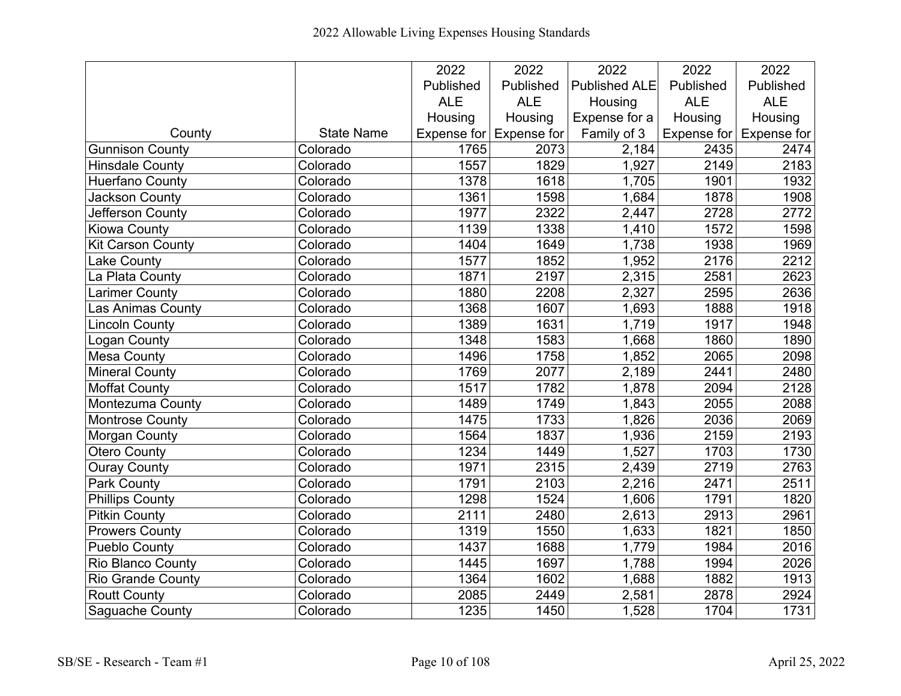# 2022 Allowable Living Expenses Housing Standards

| County | State Name | 2022 Published ALE Housing Expense for | 2022 Published ALE Housing Expense for | 2022 Published ALE Housing Expense for a Family of 3 | 2022 Published ALE Housing Expense for | 2022 Published ALE Housing Expense for |
|---|---|---|---|---|---|---|
| Gunnison County | Colorado | 1765 | 2073 | 2,184 | 2435 | 2474 |
| Hinsdale County | Colorado | 1557 | 1829 | 1,927 | 2149 | 2183 |
| Huerfano County | Colorado | 1378 | 1618 | 1,705 | 1901 | 1932 |
| Jackson County | Colorado | 1361 | 1598 | 1,684 | 1878 | 1908 |
| Jefferson County | Colorado | 1977 | 2322 | 2,447 | 2728 | 2772 |
| Kiowa County | Colorado | 1139 | 1338 | 1,410 | 1572 | 1598 |
| Kit Carson County | Colorado | 1404 | 1649 | 1,738 | 1938 | 1969 |
| Lake County | Colorado | 1577 | 1852 | 1,952 | 2176 | 2212 |
| La Plata County | Colorado | 1871 | 2197 | 2,315 | 2581 | 2623 |
| Larimer County | Colorado | 1880 | 2208 | 2,327 | 2595 | 2636 |
| Las Animas County | Colorado | 1368 | 1607 | 1,693 | 1888 | 1918 |
| Lincoln County | Colorado | 1389 | 1631 | 1,719 | 1917 | 1948 |
| Logan County | Colorado | 1348 | 1583 | 1,668 | 1860 | 1890 |
| Mesa County | Colorado | 1496 | 1758 | 1,852 | 2065 | 2098 |
| Mineral County | Colorado | 1769 | 2077 | 2,189 | 2441 | 2480 |
| Moffat County | Colorado | 1517 | 1782 | 1,878 | 2094 | 2128 |
| Montezuma County | Colorado | 1489 | 1749 | 1,843 | 2055 | 2088 |
| Montrose County | Colorado | 1475 | 1733 | 1,826 | 2036 | 2069 |
| Morgan County | Colorado | 1564 | 1837 | 1,936 | 2159 | 2193 |
| Otero County | Colorado | 1234 | 1449 | 1,527 | 1703 | 1730 |
| Ouray County | Colorado | 1971 | 2315 | 2,439 | 2719 | 2763 |
| Park County | Colorado | 1791 | 2103 | 2,216 | 2471 | 2511 |
| Phillips County | Colorado | 1298 | 1524 | 1,606 | 1791 | 1820 |
| Pitkin County | Colorado | 2111 | 2480 | 2,613 | 2913 | 2961 |
| Prowers County | Colorado | 1319 | 1550 | 1,633 | 1821 | 1850 |
| Pueblo County | Colorado | 1437 | 1688 | 1,779 | 1984 | 2016 |
| Rio Blanco County | Colorado | 1445 | 1697 | 1,788 | 1994 | 2026 |
| Rio Grande County | Colorado | 1364 | 1602 | 1,688 | 1882 | 1913 |
| Routt County | Colorado | 2085 | 2449 | 2,581 | 2878 | 2924 |
| Saguache County | Colorado | 1235 | 1450 | 1,528 | 1704 | 1731 |

SB/SE - Research - Team #1 April 25, 2022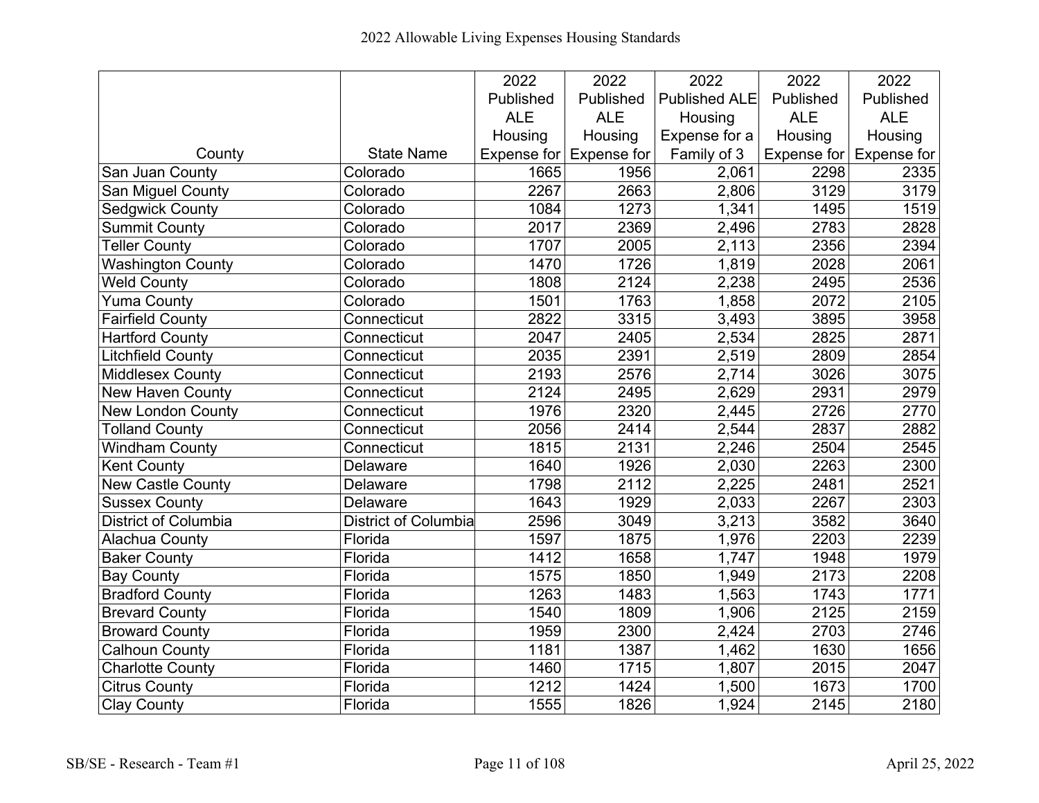# 2022 Allowable Living Expenses Housing Standards

| County | State Name | 2022 Published ALE Housing Expense for | 2022 Published ALE Housing Expense for | 2022 Published ALE Housing Expense for a Family of 3 | 2022 Published ALE Housing Expense for | 2022 Published ALE Housing Expense for |
|---|---|---|---|---|---|---|
| San Juan County | Colorado | 1665 | 1956 | 2,061 | 2298 | 2335 |
| San Miguel County | Colorado | 2267 | 2663 | 2,806 | 3129 | 3179 |
| Sedgwick County | Colorado | 1084 | 1273 | 1,341 | 1495 | 1519 |
| Summit County | Colorado | 2017 | 2369 | 2,496 | 2783 | 2828 |
| Teller County | Colorado | 1707 | 2005 | 2,113 | 2356 | 2394 |
| Washington County | Colorado | 1470 | 1726 | 1,819 | 2028 | 2061 |
| Weld County | Colorado | 1808 | 2124 | 2,238 | 2495 | 2536 |
| Yuma County | Colorado | 1501 | 1763 | 1,858 | 2072 | 2105 |
| Fairfield County | Connecticut | 2822 | 3315 | 3,493 | 3895 | 3958 |
| Hartford County | Connecticut | 2047 | 2405 | 2,534 | 2825 | 2871 |
| Litchfield County | Connecticut | 2035 | 2391 | 2,519 | 2809 | 2854 |
| Middlesex County | Connecticut | 2193 | 2576 | 2,714 | 3026 | 3075 |
| New Haven County | Connecticut | 2124 | 2495 | 2,629 | 2931 | 2979 |
| New London County | Connecticut | 1976 | 2320 | 2,445 | 2726 | 2770 |
| Tolland County | Connecticut | 2056 | 2414 | 2,544 | 2837 | 2882 |
| Windham County | Connecticut | 1815 | 2131 | 2,246 | 2504 | 2545 |
| Kent County | Delaware | 1640 | 1926 | 2,030 | 2263 | 2300 |
| New Castle County | Delaware | 1798 | 2112 | 2,225 | 2481 | 2521 |
| Sussex County | Delaware | 1643 | 1929 | 2,033 | 2267 | 2303 |
| District of Columbia | District of Columbia | 2596 | 3049 | 3,213 | 3582 | 3640 |
| Alachua County | Florida | 1597 | 1875 | 1,976 | 2203 | 2239 |
| Baker County | Florida | 1412 | 1658 | 1,747 | 1948 | 1979 |
| Bay County | Florida | 1575 | 1850 | 1,949 | 2173 | 2208 |
| Bradford County | Florida | 1263 | 1483 | 1,563 | 1743 | 1771 |
| Brevard County | Florida | 1540 | 1809 | 1,906 | 2125 | 2159 |
| Broward County | Florida | 1959 | 2300 | 2,424 | 2703 | 2746 |
| Calhoun County | Florida | 1181 | 1387 | 1,462 | 1630 | 1656 |
| Charlotte County | Florida | 1460 | 1715 | 1,807 | 2015 | 2047 |
| Citrus County | Florida | 1212 | 1424 | 1,500 | 1673 | 1700 |
| Clay County | Florida | 1555 | 1826 | 1,924 | 2145 | 2180 |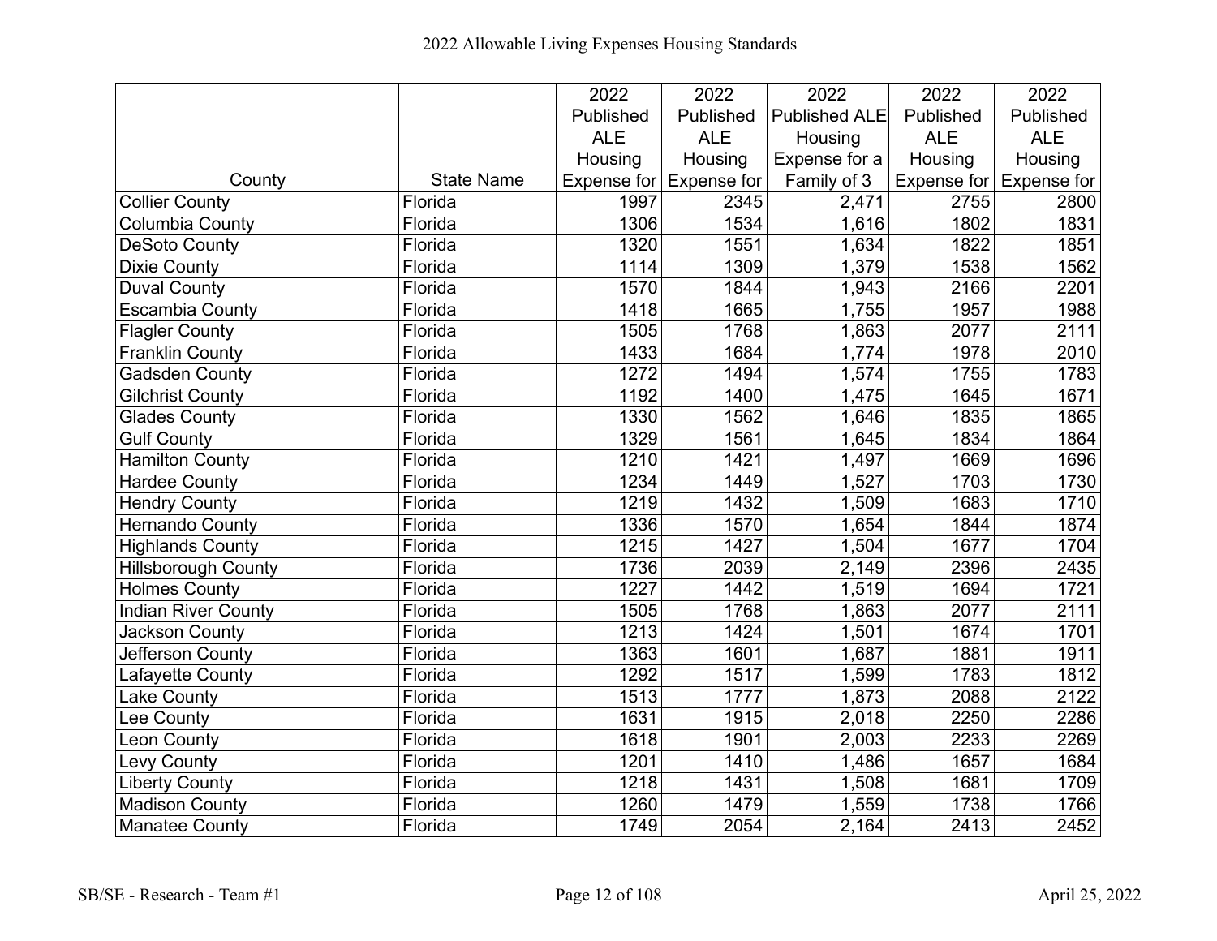# 2022 Allowable Living Expenses Housing Standards

| County | State Name | 2022 Published ALE Housing Expense for | 2022 Published ALE Housing Expense for | 2022 Published ALE Housing Expense for a Family of 3 | 2022 Published ALE Housing Expense for | 2022 Published ALE Housing Expense for |
|---|---|---|---|---|---|---|
| Collier County | Florida | 1997 | 2345 | 2,471 | 2755 | 2800 |
| Columbia County | Florida | 1306 | 1534 | 1,616 | 1802 | 1831 |
| DeSoto County | Florida | 1320 | 1551 | 1,634 | 1822 | 1851 |
| Dixie County | Florida | 1114 | 1309 | 1,379 | 1538 | 1562 |
| Duval County | Florida | 1570 | 1844 | 1,943 | 2166 | 2201 |
| Escambia County | Florida | 1418 | 1665 | 1,755 | 1957 | 1988 |
| Flagler County | Florida | 1505 | 1768 | 1,863 | 2077 | 2111 |
| Franklin County | Florida | 1433 | 1684 | 1,774 | 1978 | 2010 |
| Gadsden County | Florida | 1272 | 1494 | 1,574 | 1755 | 1783 |
| Gilchrist County | Florida | 1192 | 1400 | 1,475 | 1645 | 1671 |
| Glades County | Florida | 1330 | 1562 | 1,646 | 1835 | 1865 |
| Gulf County | Florida | 1329 | 1561 | 1,645 | 1834 | 1864 |
| Hamilton County | Florida | 1210 | 1421 | 1,497 | 1669 | 1696 |
| Hardee County | Florida | 1234 | 1449 | 1,527 | 1703 | 1730 |
| Hendry County | Florida | 1219 | 1432 | 1,509 | 1683 | 1710 |
| Hernando County | Florida | 1336 | 1570 | 1,654 | 1844 | 1874 |
| Highlands County | Florida | 1215 | 1427 | 1,504 | 1677 | 1704 |
| Hillsborough County | Florida | 1736 | 2039 | 2,149 | 2396 | 2435 |
| Holmes County | Florida | 1227 | 1442 | 1,519 | 1694 | 1721 |
| Indian River County | Florida | 1505 | 1768 | 1,863 | 2077 | 2111 |
| Jackson County | Florida | 1213 | 1424 | 1,501 | 1674 | 1701 |
| Jefferson County | Florida | 1363 | 1601 | 1,687 | 1881 | 1911 |
| Lafayette County | Florida | 1292 | 1517 | 1,599 | 1783 | 1812 |
| Lake County | Florida | 1513 | 1777 | 1,873 | 2088 | 2122 |
| Lee County | Florida | 1631 | 1915 | 2,018 | 2250 | 2286 |
| Leon County | Florida | 1618 | 1901 | 2,003 | 2233 | 2269 |
| Levy County | Florida | 1201 | 1410 | 1,486 | 1657 | 1684 |
| Liberty County | Florida | 1218 | 1431 | 1,508 | 1681 | 1709 |
| Madison County | Florida | 1260 | 1479 | 1,559 | 1738 | 1766 |
| Manatee County | Florida | 1749 | 2054 | 2,164 | 2413 | 2452 |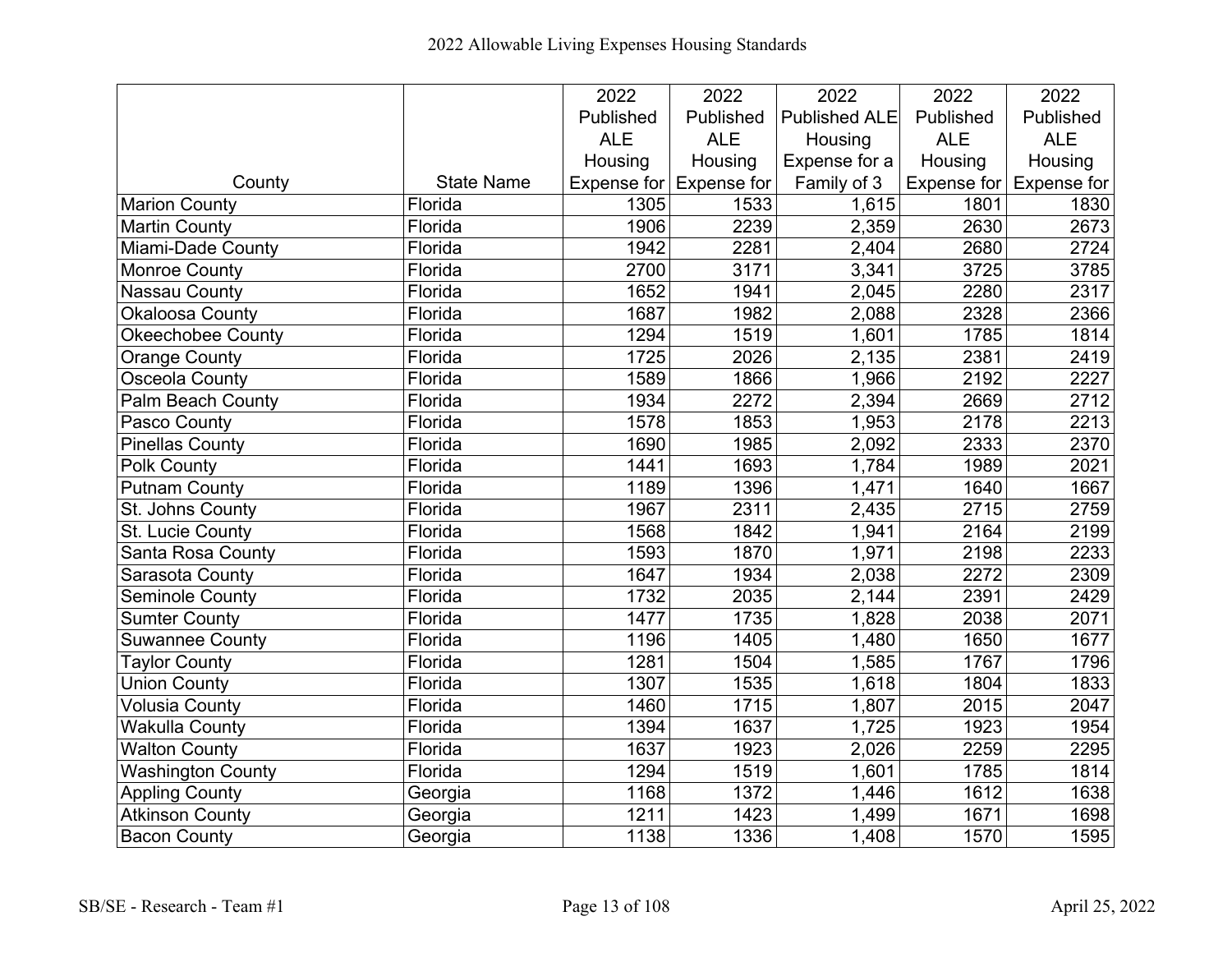# 2022 Allowable Living Expenses Housing Standards

| County | State Name | 2022 Published ALE Housing Expense for | 2022 Published ALE Housing Expense for | 2022 Published ALE Housing Expense for a Family of 3 | 2022 Published ALE Housing Expense for | 2022 Published ALE Housing Expense for |
|---|---|---|---|---|---|---|
| Marion County | Florida | 1305 | 1533 | 1,615 | 1801 | 1830 |
| Martin County | Florida | 1906 | 2239 | 2,359 | 2630 | 2673 |
| Miami-Dade County | Florida | 1942 | 2281 | 2,404 | 2680 | 2724 |
| Monroe County | Florida | 2700 | 3171 | 3,341 | 3725 | 3785 |
| Nassau County | Florida | 1652 | 1941 | 2,045 | 2280 | 2317 |
| Okaloosa County | Florida | 1687 | 1982 | 2,088 | 2328 | 2366 |
| Okeechobee County | Florida | 1294 | 1519 | 1,601 | 1785 | 1814 |
| Orange County | Florida | 1725 | 2026 | 2,135 | 2381 | 2419 |
| Osceola County | Florida | 1589 | 1866 | 1,966 | 2192 | 2227 |
| Palm Beach County | Florida | 1934 | 2272 | 2,394 | 2669 | 2712 |
| Pasco County | Florida | 1578 | 1853 | 1,953 | 2178 | 2213 |
| Pinellas County | Florida | 1690 | 1985 | 2,092 | 2333 | 2370 |
| Polk County | Florida | 1441 | 1693 | 1,784 | 1989 | 2021 |
| Putnam County | Florida | 1189 | 1396 | 1,471 | 1640 | 1667 |
| St. Johns County | Florida | 1967 | 2311 | 2,435 | 2715 | 2759 |
| St. Lucie County | Florida | 1568 | 1842 | 1,941 | 2164 | 2199 |
| Santa Rosa County | Florida | 1593 | 1870 | 1,971 | 2198 | 2233 |
| Sarasota County | Florida | 1647 | 1934 | 2,038 | 2272 | 2309 |
| Seminole County | Florida | 1732 | 2035 | 2,144 | 2391 | 2429 |
| Sumter County | Florida | 1477 | 1735 | 1,828 | 2038 | 2071 |
| Suwannee County | Florida | 1196 | 1405 | 1,480 | 1650 | 1677 |
| Taylor County | Florida | 1281 | 1504 | 1,585 | 1767 | 1796 |
| Union County | Florida | 1307 | 1535 | 1,618 | 1804 | 1833 |
| Volusia County | Florida | 1460 | 1715 | 1,807 | 2015 | 2047 |
| Wakulla County | Florida | 1394 | 1637 | 1,725 | 1923 | 1954 |
| Walton County | Florida | 1637 | 1923 | 2,026 | 2259 | 2295 |
| Washington County | Florida | 1294 | 1519 | 1,601 | 1785 | 1814 |
| Appling County | Georgia | 1168 | 1372 | 1,446 | 1612 | 1638 |
| Atkinson County | Georgia | 1211 | 1423 | 1,499 | 1671 | 1698 |
| Bacon County | Georgia | 1138 | 1336 | 1,408 | 1570 | 1595 |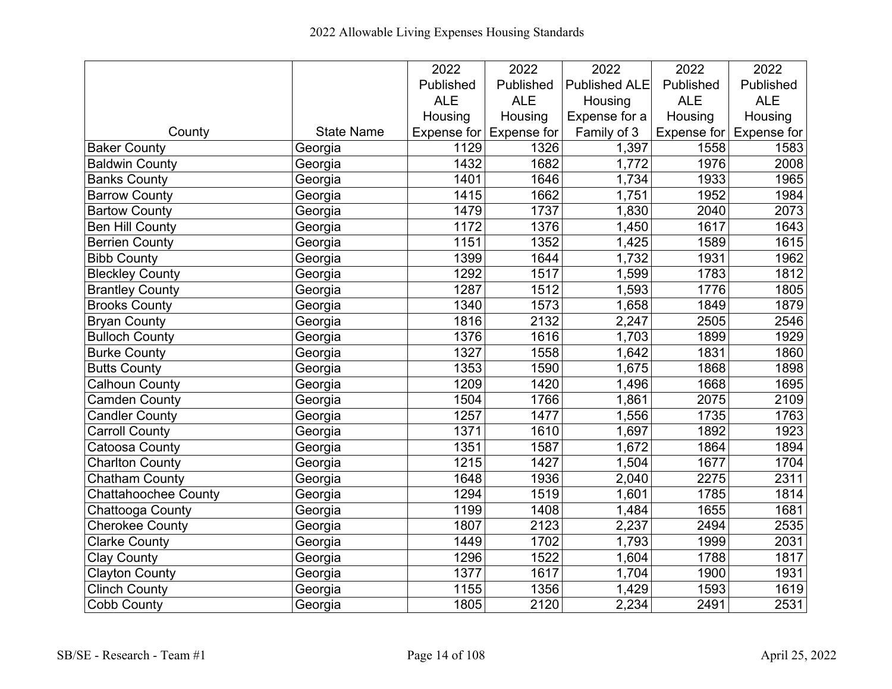# 2022 Allowable Living Expenses Housing Standards

| County | State Name | 2022 Published ALE Housing Expense for | 2022 Published ALE Housing Expense for | 2022 Published ALE Housing Expense for a Family of 3 | 2022 Published ALE Housing Expense for | 2022 Published ALE Housing Expense for |
|---|---|---|---|---|---|---|
| Baker County | Georgia | 1129 | 1326 | 1,397 | 1558 | 1583 |
| Baldwin County | Georgia | 1432 | 1682 | 1,772 | 1976 | 2008 |
| Banks County | Georgia | 1401 | 1646 | 1,734 | 1933 | 1965 |
| Barrow County | Georgia | 1415 | 1662 | 1,751 | 1952 | 1984 |
| Bartow County | Georgia | 1479 | 1737 | 1,830 | 2040 | 2073 |
| Ben Hill County | Georgia | 1172 | 1376 | 1,450 | 1617 | 1643 |
| Berrien County | Georgia | 1151 | 1352 | 1,425 | 1589 | 1615 |
| Bibb County | Georgia | 1399 | 1644 | 1,732 | 1931 | 1962 |
| Bleckley County | Georgia | 1292 | 1517 | 1,599 | 1783 | 1812 |
| Brantley County | Georgia | 1287 | 1512 | 1,593 | 1776 | 1805 |
| Brooks County | Georgia | 1340 | 1573 | 1,658 | 1849 | 1879 |
| Bryan County | Georgia | 1816 | 2132 | 2,247 | 2505 | 2546 |
| Bulloch County | Georgia | 1376 | 1616 | 1,703 | 1899 | 1929 |
| Burke County | Georgia | 1327 | 1558 | 1,642 | 1831 | 1860 |
| Butts County | Georgia | 1353 | 1590 | 1,675 | 1868 | 1898 |
| Calhoun County | Georgia | 1209 | 1420 | 1,496 | 1668 | 1695 |
| Camden County | Georgia | 1504 | 1766 | 1,861 | 2075 | 2109 |
| Candler County | Georgia | 1257 | 1477 | 1,556 | 1735 | 1763 |
| Carroll County | Georgia | 1371 | 1610 | 1,697 | 1892 | 1923 |
| Catoosa County | Georgia | 1351 | 1587 | 1,672 | 1864 | 1894 |
| Charlton County | Georgia | 1215 | 1427 | 1,504 | 1677 | 1704 |
| Chatham County | Georgia | 1648 | 1936 | 2,040 | 2275 | 2311 |
| Chattahoochee County | Georgia | 1294 | 1519 | 1,601 | 1785 | 1814 |
| Chattooga County | Georgia | 1199 | 1408 | 1,484 | 1655 | 1681 |
| Cherokee County | Georgia | 1807 | 2123 | 2,237 | 2494 | 2535 |
| Clarke County | Georgia | 1449 | 1702 | 1,793 | 1999 | 2031 |
| Clay County | Georgia | 1296 | 1522 | 1,604 | 1788 | 1817 |
| Clayton County | Georgia | 1377 | 1617 | 1,704 | 1900 | 1931 |
| Clinch County | Georgia | 1155 | 1356 | 1,429 | 1593 | 1619 |
| Cobb County | Georgia | 1805 | 2120 | 2,234 | 2491 | 2531 |

SB/SE - Research - Team #1 | April 25, 2022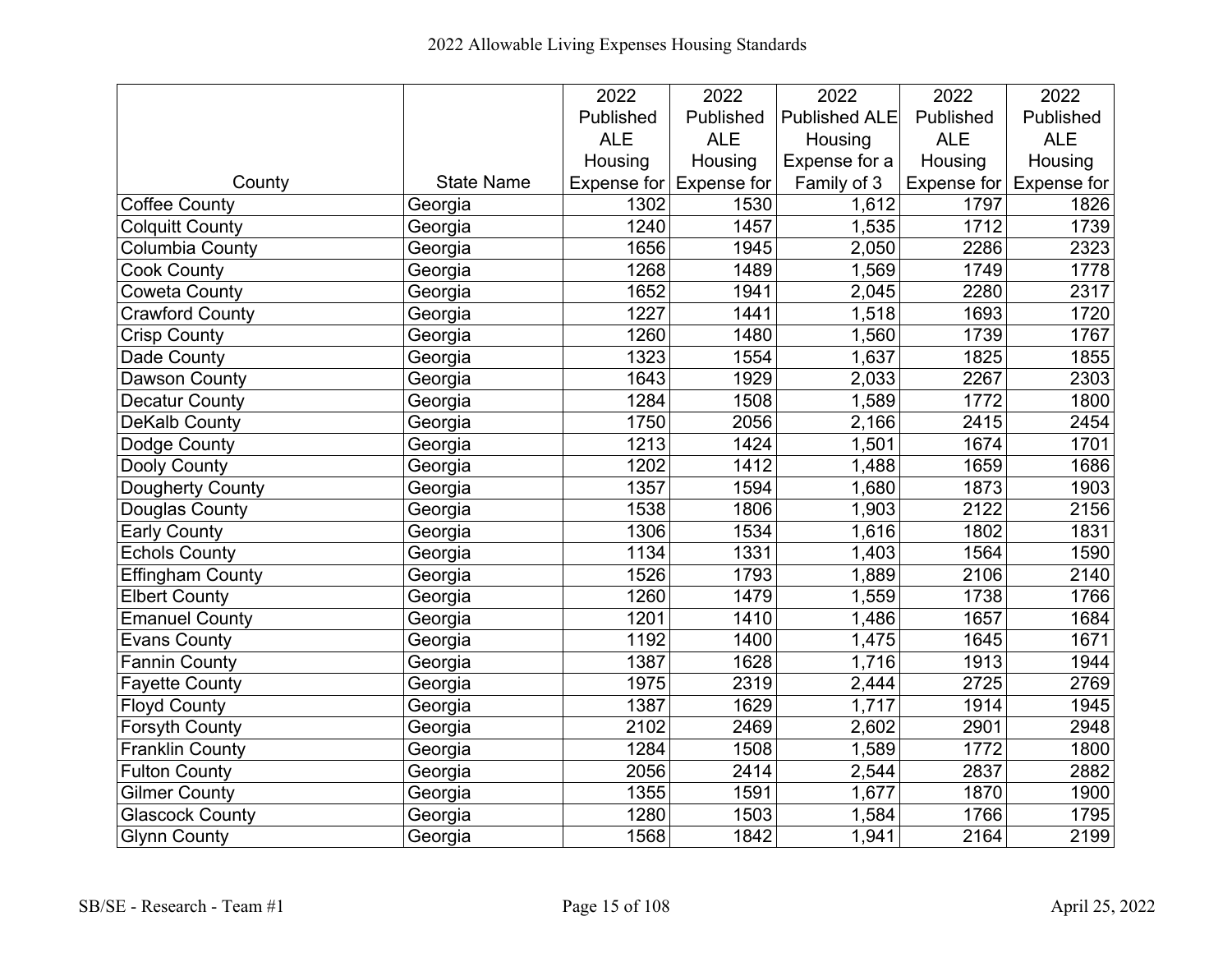# 2022 Allowable Living Expenses Housing Standards

| County | State Name | 2022 Published ALE Housing Expense for | 2022 Published ALE Housing Expense for | 2022 Published ALE Housing Expense for a Family of 3 | 2022 Published ALE Housing Expense for | 2022 Published ALE Housing Expense for |
|---|---|---|---|---|---|---|
| Coffee County | Georgia | 1302 | 1530 | 1,612 | 1797 | 1826 |
| Colquitt County | Georgia | 1240 | 1457 | 1,535 | 1712 | 1739 |
| Columbia County | Georgia | 1656 | 1945 | 2,050 | 2286 | 2323 |
| Cook County | Georgia | 1268 | 1489 | 1,569 | 1749 | 1778 |
| Coweta County | Georgia | 1652 | 1941 | 2,045 | 2280 | 2317 |
| Crawford County | Georgia | 1227 | 1441 | 1,518 | 1693 | 1720 |
| Crisp County | Georgia | 1260 | 1480 | 1,560 | 1739 | 1767 |
| Dade County | Georgia | 1323 | 1554 | 1,637 | 1825 | 1855 |
| Dawson County | Georgia | 1643 | 1929 | 2,033 | 2267 | 2303 |
| Decatur County | Georgia | 1284 | 1508 | 1,589 | 1772 | 1800 |
| DeKalb County | Georgia | 1750 | 2056 | 2,166 | 2415 | 2454 |
| Dodge County | Georgia | 1213 | 1424 | 1,501 | 1674 | 1701 |
| Dooly County | Georgia | 1202 | 1412 | 1,488 | 1659 | 1686 |
| Dougherty County | Georgia | 1357 | 1594 | 1,680 | 1873 | 1903 |
| Douglas County | Georgia | 1538 | 1806 | 1,903 | 2122 | 2156 |
| Early County | Georgia | 1306 | 1534 | 1,616 | 1802 | 1831 |
| Echols County | Georgia | 1134 | 1331 | 1,403 | 1564 | 1590 |
| Effingham County | Georgia | 1526 | 1793 | 1,889 | 2106 | 2140 |
| Elbert County | Georgia | 1260 | 1479 | 1,559 | 1738 | 1766 |
| Emanuel County | Georgia | 1201 | 1410 | 1,486 | 1657 | 1684 |
| Evans County | Georgia | 1192 | 1400 | 1,475 | 1645 | 1671 |
| Fannin County | Georgia | 1387 | 1628 | 1,716 | 1913 | 1944 |
| Fayette County | Georgia | 1975 | 2319 | 2,444 | 2725 | 2769 |
| Floyd County | Georgia | 1387 | 1629 | 1,717 | 1914 | 1945 |
| Forsyth County | Georgia | 2102 | 2469 | 2,602 | 2901 | 2948 |
| Franklin County | Georgia | 1284 | 1508 | 1,589 | 1772 | 1800 |
| Fulton County | Georgia | 2056 | 2414 | 2,544 | 2837 | 2882 |
| Gilmer County | Georgia | 1355 | 1591 | 1,677 | 1870 | 1900 |
| Glascock County | Georgia | 1280 | 1503 | 1,584 | 1766 | 1795 |
| Glynn County | Georgia | 1568 | 1842 | 1,941 | 2164 | 2199 |

SB/SE - Research - Team #1

April 25, 2022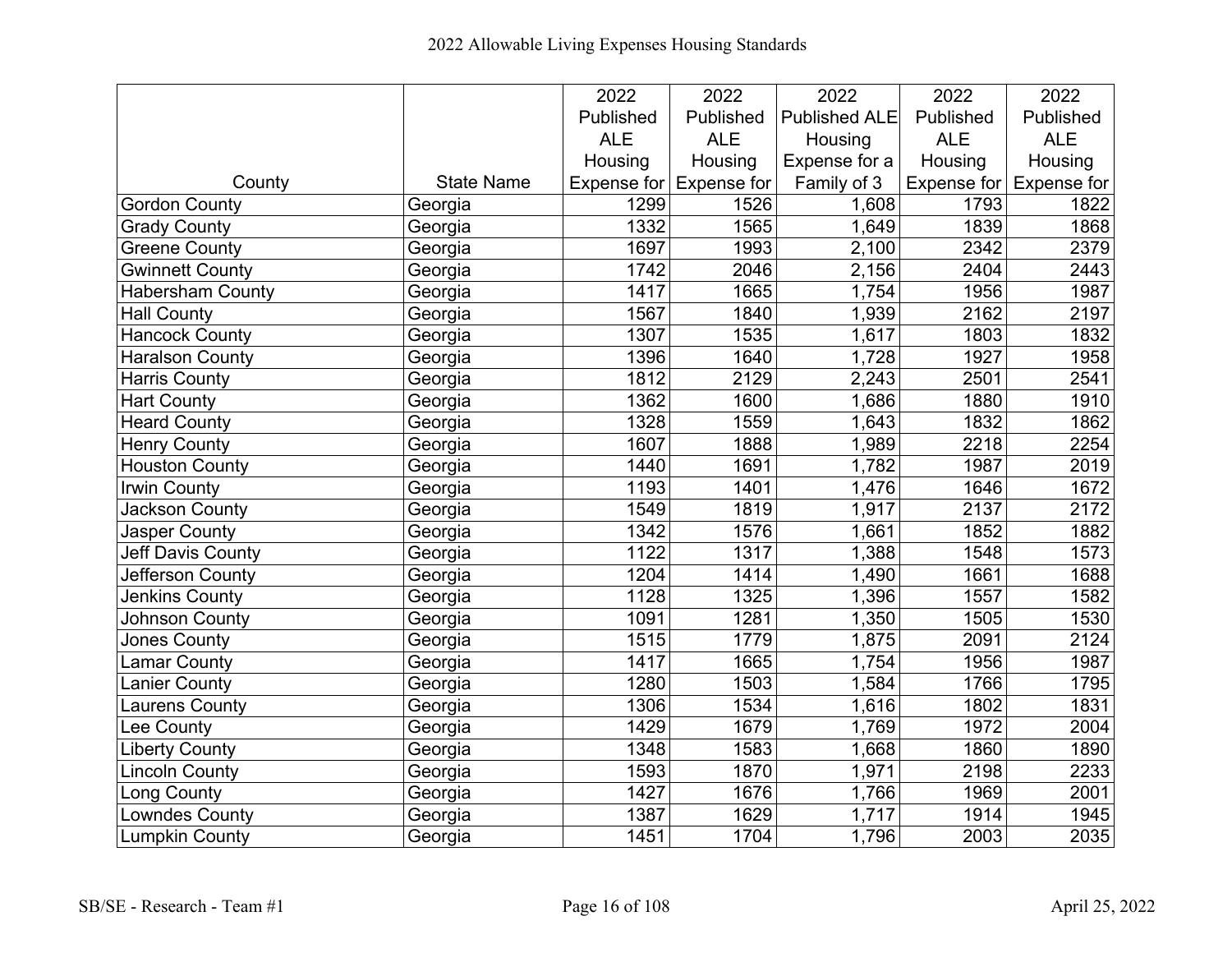2022 Allowable Living Expenses Housing Standards

| County | State Name | 2022 Published ALE Housing Expense for | 2022 Published ALE Housing Expense for | 2022 Published ALE Housing Expense for a Family of 3 | 2022 Published ALE Housing Expense for | 2022 Published ALE Housing Expense for |
|---|---|---|---|---|---|---|
| Gordon County | Georgia | 1299 | 1526 | 1,608 | 1793 | 1822 |
| Grady County | Georgia | 1332 | 1565 | 1,649 | 1839 | 1868 |
| Greene County | Georgia | 1697 | 1993 | 2,100 | 2342 | 2379 |
| Gwinnett County | Georgia | 1742 | 2046 | 2,156 | 2404 | 2443 |
| Habersham County | Georgia | 1417 | 1665 | 1,754 | 1956 | 1987 |
| Hall County | Georgia | 1567 | 1840 | 1,939 | 2162 | 2197 |
| Hancock County | Georgia | 1307 | 1535 | 1,617 | 1803 | 1832 |
| Haralson County | Georgia | 1396 | 1640 | 1,728 | 1927 | 1958 |
| Harris County | Georgia | 1812 | 2129 | 2,243 | 2501 | 2541 |
| Hart County | Georgia | 1362 | 1600 | 1,686 | 1880 | 1910 |
| Heard County | Georgia | 1328 | 1559 | 1,643 | 1832 | 1862 |
| Henry County | Georgia | 1607 | 1888 | 1,989 | 2218 | 2254 |
| Houston County | Georgia | 1440 | 1691 | 1,782 | 1987 | 2019 |
| Irwin County | Georgia | 1193 | 1401 | 1,476 | 1646 | 1672 |
| Jackson County | Georgia | 1549 | 1819 | 1,917 | 2137 | 2172 |
| Jasper County | Georgia | 1342 | 1576 | 1,661 | 1852 | 1882 |
| Jeff Davis County | Georgia | 1122 | 1317 | 1,388 | 1548 | 1573 |
| Jefferson County | Georgia | 1204 | 1414 | 1,490 | 1661 | 1688 |
| Jenkins County | Georgia | 1128 | 1325 | 1,396 | 1557 | 1582 |
| Johnson County | Georgia | 1091 | 1281 | 1,350 | 1505 | 1530 |
| Jones County | Georgia | 1515 | 1779 | 1,875 | 2091 | 2124 |
| Lamar County | Georgia | 1417 | 1665 | 1,754 | 1956 | 1987 |
| Lanier County | Georgia | 1280 | 1503 | 1,584 | 1766 | 1795 |
| Laurens County | Georgia | 1306 | 1534 | 1,616 | 1802 | 1831 |
| Lee County | Georgia | 1429 | 1679 | 1,769 | 1972 | 2004 |
| Liberty County | Georgia | 1348 | 1583 | 1,668 | 1860 | 1890 |
| Lincoln County | Georgia | 1593 | 1870 | 1,971 | 2198 | 2233 |
| Long County | Georgia | 1427 | 1676 | 1,766 | 1969 | 2001 |
| Lowndes County | Georgia | 1387 | 1629 | 1,717 | 1914 | 1945 |
| Lumpkin County | Georgia | 1451 | 1704 | 1,796 | 2003 | 2035 |

SB/SE - Research - Team #1 April 25, 2022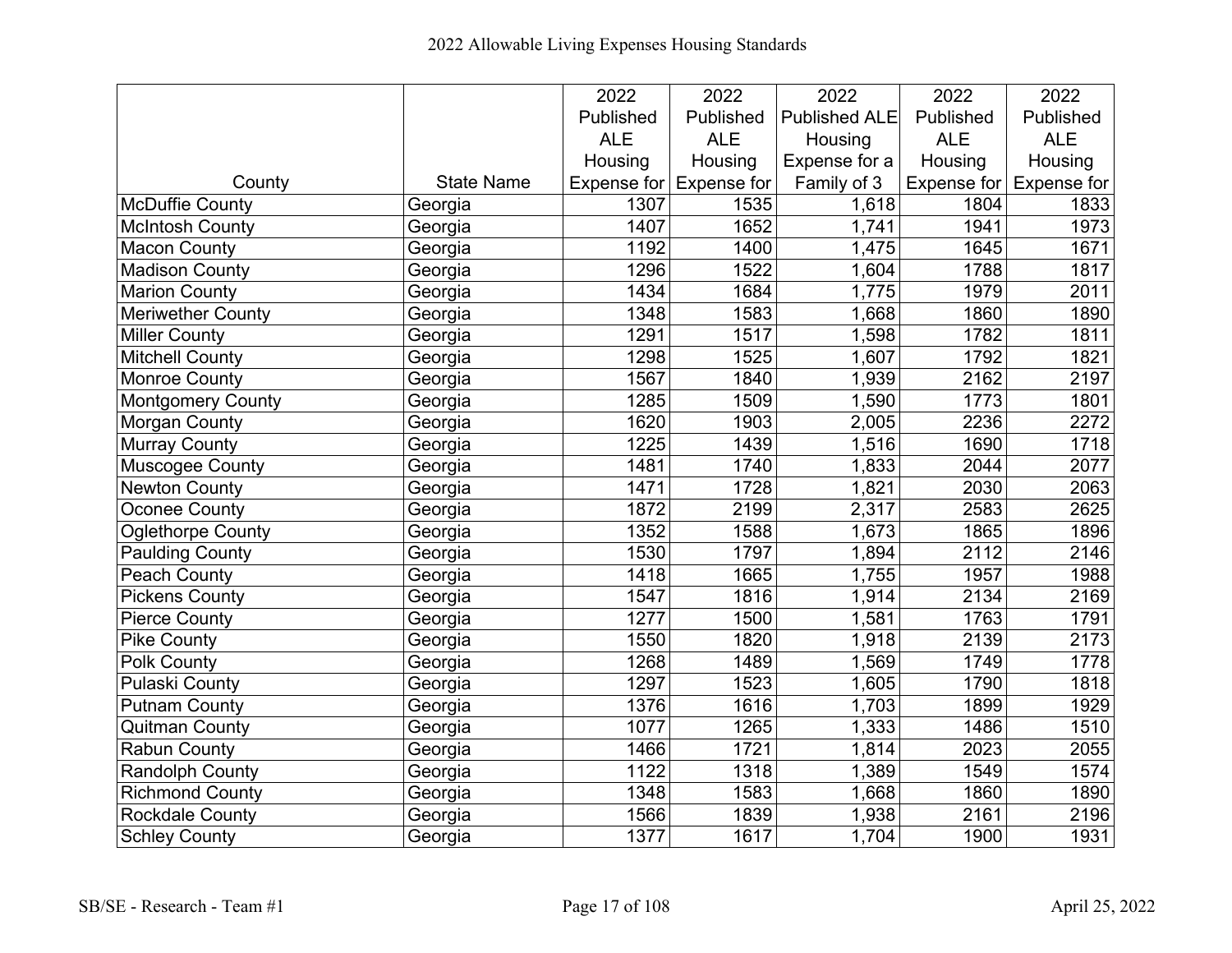# 2022 Allowable Living Expenses Housing Standards

| County | State Name | 2022 Published ALE Housing Expense for | 2022 Published ALE Housing Expense for | 2022 Published ALE Housing Expense for a Family of 3 | 2022 Published ALE Housing Expense for | 2022 Published ALE Housing Expense for |
|---|---|---|---|---|---|---|
| McDuffie County | Georgia | 1307 | 1535 | 1,618 | 1804 | 1833 |
| McIntosh County | Georgia | 1407 | 1652 | 1,741 | 1941 | 1973 |
| Macon County | Georgia | 1192 | 1400 | 1,475 | 1645 | 1671 |
| Madison County | Georgia | 1296 | 1522 | 1,604 | 1788 | 1817 |
| Marion County | Georgia | 1434 | 1684 | 1,775 | 1979 | 2011 |
| Meriwether County | Georgia | 1348 | 1583 | 1,668 | 1860 | 1890 |
| Miller County | Georgia | 1291 | 1517 | 1,598 | 1782 | 1811 |
| Mitchell County | Georgia | 1298 | 1525 | 1,607 | 1792 | 1821 |
| Monroe County | Georgia | 1567 | 1840 | 1,939 | 2162 | 2197 |
| Montgomery County | Georgia | 1285 | 1509 | 1,590 | 1773 | 1801 |
| Morgan County | Georgia | 1620 | 1903 | 2,005 | 2236 | 2272 |
| Murray County | Georgia | 1225 | 1439 | 1,516 | 1690 | 1718 |
| Muscogee County | Georgia | 1481 | 1740 | 1,833 | 2044 | 2077 |
| Newton County | Georgia | 1471 | 1728 | 1,821 | 2030 | 2063 |
| Oconee County | Georgia | 1872 | 2199 | 2,317 | 2583 | 2625 |
| Oglethorpe County | Georgia | 1352 | 1588 | 1,673 | 1865 | 1896 |
| Paulding County | Georgia | 1530 | 1797 | 1,894 | 2112 | 2146 |
| Peach County | Georgia | 1418 | 1665 | 1,755 | 1957 | 1988 |
| Pickens County | Georgia | 1547 | 1816 | 1,914 | 2134 | 2169 |
| Pierce County | Georgia | 1277 | 1500 | 1,581 | 1763 | 1791 |
| Pike County | Georgia | 1550 | 1820 | 1,918 | 2139 | 2173 |
| Polk County | Georgia | 1268 | 1489 | 1,569 | 1749 | 1778 |
| Pulaski County | Georgia | 1297 | 1523 | 1,605 | 1790 | 1818 |
| Putnam County | Georgia | 1376 | 1616 | 1,703 | 1899 | 1929 |
| Quitman County | Georgia | 1077 | 1265 | 1,333 | 1486 | 1510 |
| Rabun County | Georgia | 1466 | 1721 | 1,814 | 2023 | 2055 |
| Randolph County | Georgia | 1122 | 1318 | 1,389 | 1549 | 1574 |
| Richmond County | Georgia | 1348 | 1583 | 1,668 | 1860 | 1890 |
| Rockdale County | Georgia | 1566 | 1839 | 1,938 | 2161 | 2196 |
| Schley County | Georgia | 1377 | 1617 | 1,704 | 1900 | 1931 |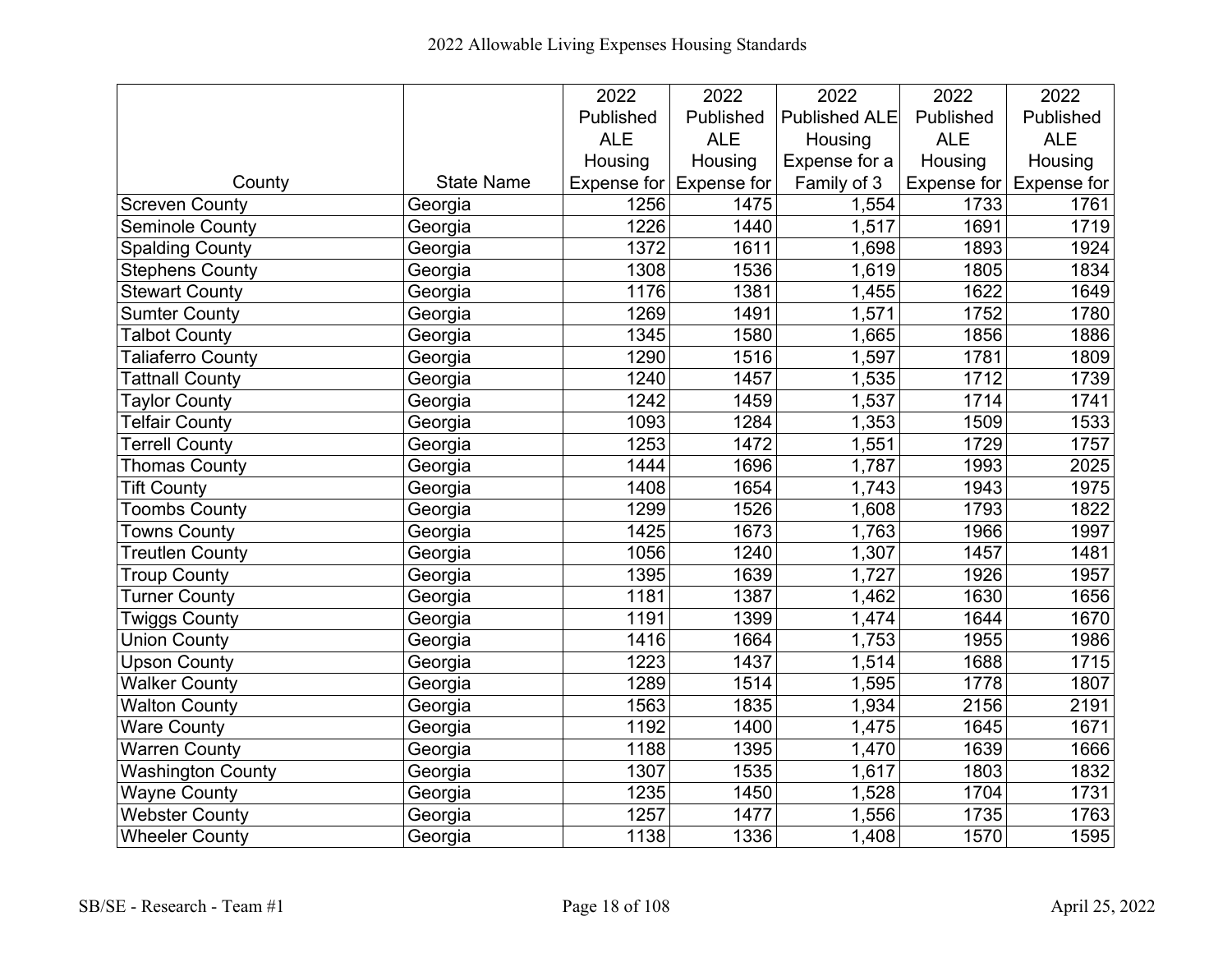# 2022 Allowable Living Expenses Housing Standards

| County | State Name | 2022 Published ALE Housing Expense for | 2022 Published ALE Housing Expense for | 2022 Published ALE Housing Expense for a Family of 3 | 2022 Published ALE Housing Expense for | 2022 Published ALE Housing Expense for |
|---|---|---|---|---|---|---|
| Screven County | Georgia | 1256 | 1475 | 1,554 | 1733 | 1761 |
| Seminole County | Georgia | 1226 | 1440 | 1,517 | 1691 | 1719 |
| Spalding County | Georgia | 1372 | 1611 | 1,698 | 1893 | 1924 |
| Stephens County | Georgia | 1308 | 1536 | 1,619 | 1805 | 1834 |
| Stewart County | Georgia | 1176 | 1381 | 1,455 | 1622 | 1649 |
| Sumter County | Georgia | 1269 | 1491 | 1,571 | 1752 | 1780 |
| Talbot County | Georgia | 1345 | 1580 | 1,665 | 1856 | 1886 |
| Taliaferro County | Georgia | 1290 | 1516 | 1,597 | 1781 | 1809 |
| Tattnall County | Georgia | 1240 | 1457 | 1,535 | 1712 | 1739 |
| Taylor County | Georgia | 1242 | 1459 | 1,537 | 1714 | 1741 |
| Telfair County | Georgia | 1093 | 1284 | 1,353 | 1509 | 1533 |
| Terrell County | Georgia | 1253 | 1472 | 1,551 | 1729 | 1757 |
| Thomas County | Georgia | 1444 | 1696 | 1,787 | 1993 | 2025 |
| Tift County | Georgia | 1408 | 1654 | 1,743 | 1943 | 1975 |
| Toombs County | Georgia | 1299 | 1526 | 1,608 | 1793 | 1822 |
| Towns County | Georgia | 1425 | 1673 | 1,763 | 1966 | 1997 |
| Treutlen County | Georgia | 1056 | 1240 | 1,307 | 1457 | 1481 |
| Troup County | Georgia | 1395 | 1639 | 1,727 | 1926 | 1957 |
| Turner County | Georgia | 1181 | 1387 | 1,462 | 1630 | 1656 |
| Twiggs County | Georgia | 1191 | 1399 | 1,474 | 1644 | 1670 |
| Union County | Georgia | 1416 | 1664 | 1,753 | 1955 | 1986 |
| Upson County | Georgia | 1223 | 1437 | 1,514 | 1688 | 1715 |
| Walker County | Georgia | 1289 | 1514 | 1,595 | 1778 | 1807 |
| Walton County | Georgia | 1563 | 1835 | 1,934 | 2156 | 2191 |
| Ware County | Georgia | 1192 | 1400 | 1,475 | 1645 | 1671 |
| Warren County | Georgia | 1188 | 1395 | 1,470 | 1639 | 1666 |
| Washington County | Georgia | 1307 | 1535 | 1,617 | 1803 | 1832 |
| Wayne County | Georgia | 1235 | 1450 | 1,528 | 1704 | 1731 |
| Webster County | Georgia | 1257 | 1477 | 1,556 | 1735 | 1763 |
| Wheeler County | Georgia | 1138 | 1336 | 1,408 | 1570 | 1595 |

SB/SE - Research - Team #1 April 25, 2022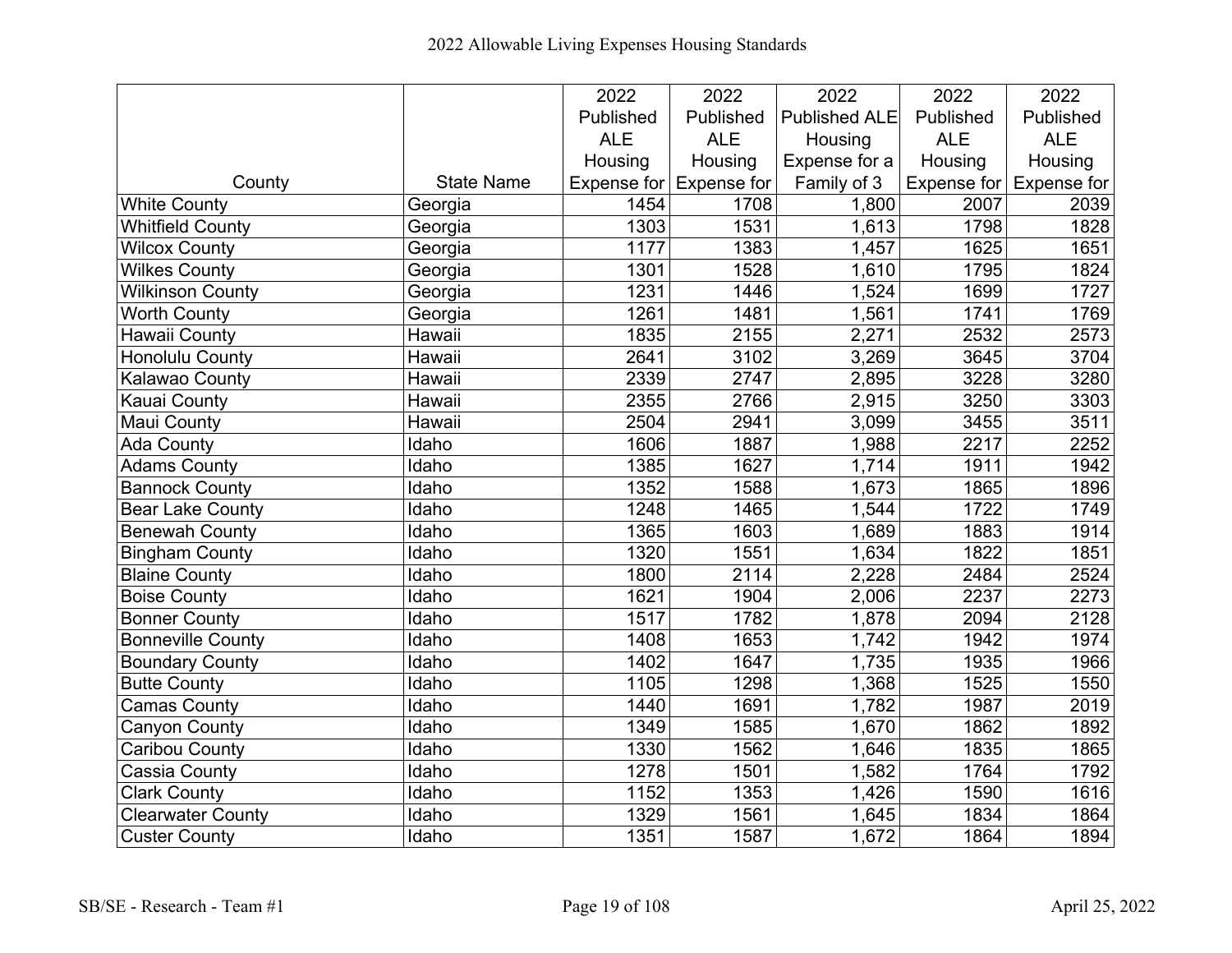# 2022 Allowable Living Expenses Housing Standards

| County | State Name | 2022 Published ALE Housing Expense for | 2022 Published ALE Housing Expense for | 2022 Published ALE Housing Expense for a Family of 3 | 2022 Published ALE Housing Expense for | 2022 Published ALE Housing Expense for |
|---|---|---|---|---|---|---|
| White County | Georgia | 1454 | 1708 | 1,800 | 2007 | 2039 |
| Whitfield County | Georgia | 1303 | 1531 | 1,613 | 1798 | 1828 |
| Wilcox County | Georgia | 1177 | 1383 | 1,457 | 1625 | 1651 |
| Wilkes County | Georgia | 1301 | 1528 | 1,610 | 1795 | 1824 |
| Wilkinson County | Georgia | 1231 | 1446 | 1,524 | 1699 | 1727 |
| Worth County | Georgia | 1261 | 1481 | 1,561 | 1741 | 1769 |
| Hawaii County | Hawaii | 1835 | 2155 | 2,271 | 2532 | 2573 |
| Honolulu County | Hawaii | 2641 | 3102 | 3,269 | 3645 | 3704 |
| Kalawao County | Hawaii | 2339 | 2747 | 2,895 | 3228 | 3280 |
| Kauai County | Hawaii | 2355 | 2766 | 2,915 | 3250 | 3303 |
| Maui County | Hawaii | 2504 | 2941 | 3,099 | 3455 | 3511 |
| Ada County | Idaho | 1606 | 1887 | 1,988 | 2217 | 2252 |
| Adams County | Idaho | 1385 | 1627 | 1,714 | 1911 | 1942 |
| Bannock County | Idaho | 1352 | 1588 | 1,673 | 1865 | 1896 |
| Bear Lake County | Idaho | 1248 | 1465 | 1,544 | 1722 | 1749 |
| Benewah County | Idaho | 1365 | 1603 | 1,689 | 1883 | 1914 |
| Bingham County | Idaho | 1320 | 1551 | 1,634 | 1822 | 1851 |
| Blaine County | Idaho | 1800 | 2114 | 2,228 | 2484 | 2524 |
| Boise County | Idaho | 1621 | 1904 | 2,006 | 2237 | 2273 |
| Bonner County | Idaho | 1517 | 1782 | 1,878 | 2094 | 2128 |
| Bonneville County | Idaho | 1408 | 1653 | 1,742 | 1942 | 1974 |
| Boundary County | Idaho | 1402 | 1647 | 1,735 | 1935 | 1966 |
| Butte County | Idaho | 1105 | 1298 | 1,368 | 1525 | 1550 |
| Camas County | Idaho | 1440 | 1691 | 1,782 | 1987 | 2019 |
| Canyon County | Idaho | 1349 | 1585 | 1,670 | 1862 | 1892 |
| Caribou County | Idaho | 1330 | 1562 | 1,646 | 1835 | 1865 |
| Cassia County | Idaho | 1278 | 1501 | 1,582 | 1764 | 1792 |
| Clark County | Idaho | 1152 | 1353 | 1,426 | 1590 | 1616 |
| Clearwater County | Idaho | 1329 | 1561 | 1,645 | 1834 | 1864 |
| Custer County | Idaho | 1351 | 1587 | 1,672 | 1864 | 1894 |

SB/SE - Research - Team #1 April 25, 2022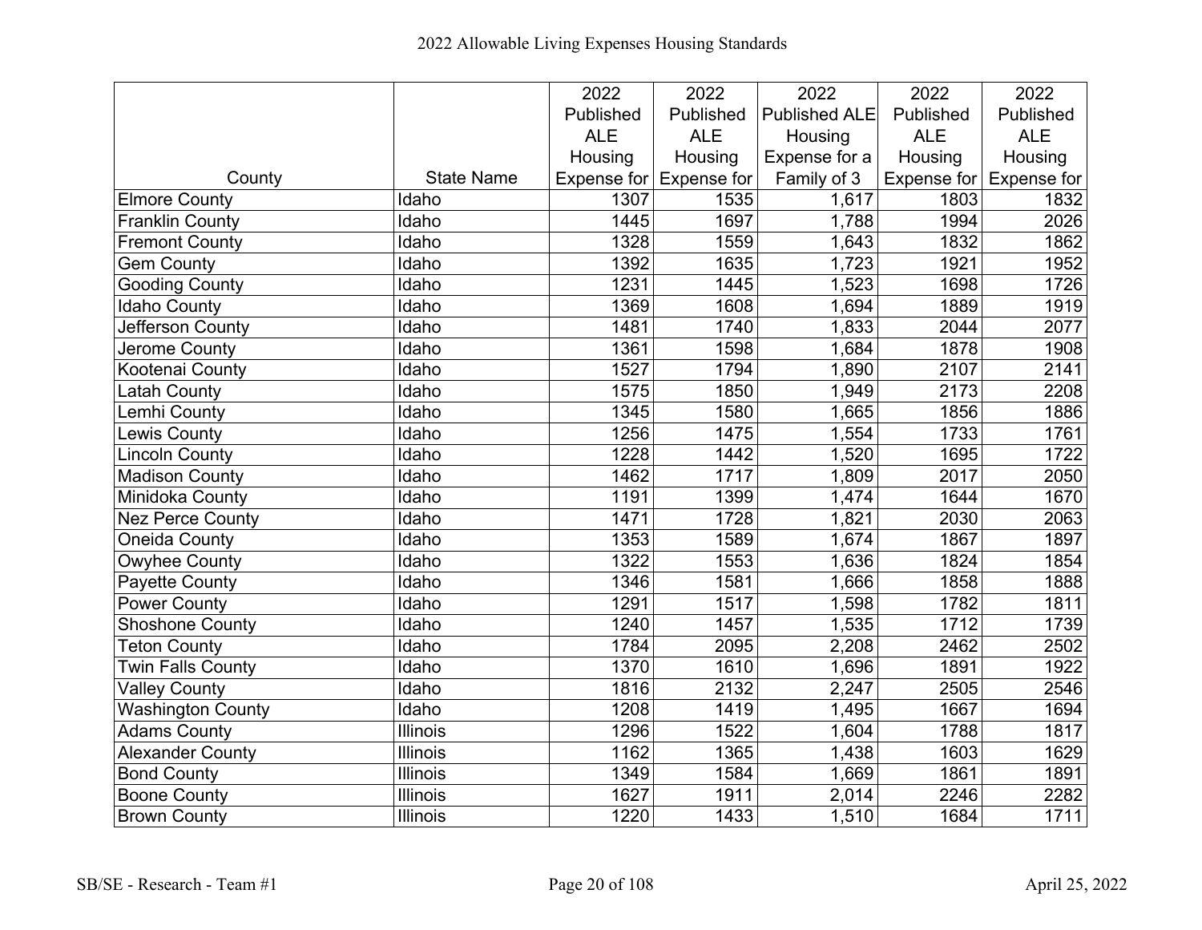| County | State Name | 2022 Published ALE Housing Expense for | 2022 Published ALE Housing Expense for | 2022 Published ALE Housing Expense for a Family of 3 | 2022 Published ALE Housing Expense for | 2022 Published ALE Housing Expense for |
|---|---|---|---|---|---|---|
| Elmore County | Idaho | 1307 | 1535 | 1,617 | 1803 | 1832 |
| Franklin County | Idaho | 1445 | 1697 | 1,788 | 1994 | 2026 |
| Fremont County | Idaho | 1328 | 1559 | 1,643 | 1832 | 1862 |
| Gem County | Idaho | 1392 | 1635 | 1,723 | 1921 | 1952 |
| Gooding County | Idaho | 1231 | 1445 | 1,523 | 1698 | 1726 |
| Idaho County | Idaho | 1369 | 1608 | 1,694 | 1889 | 1919 |
| Jefferson County | Idaho | 1481 | 1740 | 1,833 | 2044 | 2077 |
| Jerome County | Idaho | 1361 | 1598 | 1,684 | 1878 | 1908 |
| Kootenai County | Idaho | 1527 | 1794 | 1,890 | 2107 | 2141 |
| Latah County | Idaho | 1575 | 1850 | 1,949 | 2173 | 2208 |
| Lemhi County | Idaho | 1345 | 1580 | 1,665 | 1856 | 1886 |
| Lewis County | Idaho | 1256 | 1475 | 1,554 | 1733 | 1761 |
| Lincoln County | Idaho | 1228 | 1442 | 1,520 | 1695 | 1722 |
| Madison County | Idaho | 1462 | 1717 | 1,809 | 2017 | 2050 |
| Minidoka County | Idaho | 1191 | 1399 | 1,474 | 1644 | 1670 |
| Nez Perce County | Idaho | 1471 | 1728 | 1,821 | 2030 | 2063 |
| Oneida County | Idaho | 1353 | 1589 | 1,674 | 1867 | 1897 |
| Owyhee County | Idaho | 1322 | 1553 | 1,636 | 1824 | 1854 |
| Payette County | Idaho | 1346 | 1581 | 1,666 | 1858 | 1888 |
| Power County | Idaho | 1291 | 1517 | 1,598 | 1782 | 1811 |
| Shoshone County | Idaho | 1240 | 1457 | 1,535 | 1712 | 1739 |
| Teton County | Idaho | 1784 | 2095 | 2,208 | 2462 | 2502 |
| Twin Falls County | Idaho | 1370 | 1610 | 1,696 | 1891 | 1922 |
| Valley County | Idaho | 1816 | 2132 | 2,247 | 2505 | 2546 |
| Washington County | Idaho | 1208 | 1419 | 1,495 | 1667 | 1694 |
| Adams County | Illinois | 1296 | 1522 | 1,604 | 1788 | 1817 |
| Alexander County | Illinois | 1162 | 1365 | 1,438 | 1603 | 1629 |
| Bond County | Illinois | 1349 | 1584 | 1,669 | 1861 | 1891 |
| Boone County | Illinois | 1627 | 1911 | 2,014 | 2246 | 2282 |
| Brown County | Illinois | 1220 | 1433 | 1,510 | 1684 | 1711 |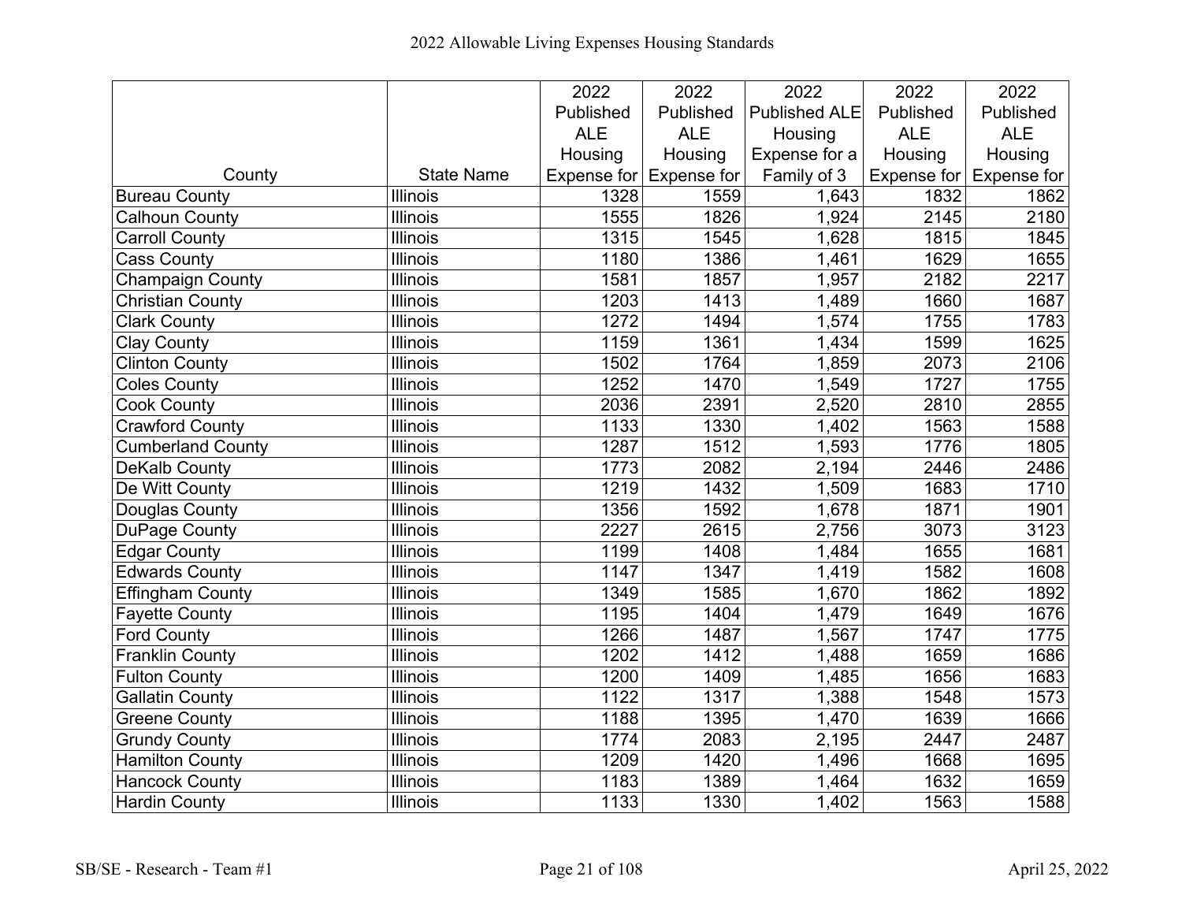# 2022 Allowable Living Expenses Housing Standards

| County | State Name | 2022 Published ALE Housing Expense for | 2022 Published ALE Housing Expense for | 2022 Published ALE Housing Expense for a Family of 3 | 2022 Published ALE Housing Expense for | 2022 Published ALE Housing Expense for |
|---|---|---|---|---|---|---|
| Bureau County | Illinois | 1328 | 1559 | 1,643 | 1832 | 1862 |
| Calhoun County | Illinois | 1555 | 1826 | 1,924 | 2145 | 2180 |
| Carroll County | Illinois | 1315 | 1545 | 1,628 | 1815 | 1845 |
| Cass County | Illinois | 1180 | 1386 | 1,461 | 1629 | 1655 |
| Champaign County | Illinois | 1581 | 1857 | 1,957 | 2182 | 2217 |
| Christian County | Illinois | 1203 | 1413 | 1,489 | 1660 | 1687 |
| Clark County | Illinois | 1272 | 1494 | 1,574 | 1755 | 1783 |
| Clay County | Illinois | 1159 | 1361 | 1,434 | 1599 | 1625 |
| Clinton County | Illinois | 1502 | 1764 | 1,859 | 2073 | 2106 |
| Coles County | Illinois | 1252 | 1470 | 1,549 | 1727 | 1755 |
| Cook County | Illinois | 2036 | 2391 | 2,520 | 2810 | 2855 |
| Crawford County | Illinois | 1133 | 1330 | 1,402 | 1563 | 1588 |
| Cumberland County | Illinois | 1287 | 1512 | 1,593 | 1776 | 1805 |
| DeKalb County | Illinois | 1773 | 2082 | 2,194 | 2446 | 2486 |
| De Witt County | Illinois | 1219 | 1432 | 1,509 | 1683 | 1710 |
| Douglas County | Illinois | 1356 | 1592 | 1,678 | 1871 | 1901 |
| DuPage County | Illinois | 2227 | 2615 | 2,756 | 3073 | 3123 |
| Edgar County | Illinois | 1199 | 1408 | 1,484 | 1655 | 1681 |
| Edwards County | Illinois | 1147 | 1347 | 1,419 | 1582 | 1608 |
| Effingham County | Illinois | 1349 | 1585 | 1,670 | 1862 | 1892 |
| Fayette County | Illinois | 1195 | 1404 | 1,479 | 1649 | 1676 |
| Ford County | Illinois | 1266 | 1487 | 1,567 | 1747 | 1775 |
| Franklin County | Illinois | 1202 | 1412 | 1,488 | 1659 | 1686 |
| Fulton County | Illinois | 1200 | 1409 | 1,485 | 1656 | 1683 |
| Gallatin County | Illinois | 1122 | 1317 | 1,388 | 1548 | 1573 |
| Greene County | Illinois | 1188 | 1395 | 1,470 | 1639 | 1666 |
| Grundy County | Illinois | 1774 | 2083 | 2,195 | 2447 | 2487 |
| Hamilton County | Illinois | 1209 | 1420 | 1,496 | 1668 | 1695 |
| Hancock County | Illinois | 1183 | 1389 | 1,464 | 1632 | 1659 |
| Hardin County | Illinois | 1133 | 1330 | 1,402 | 1563 | 1588 |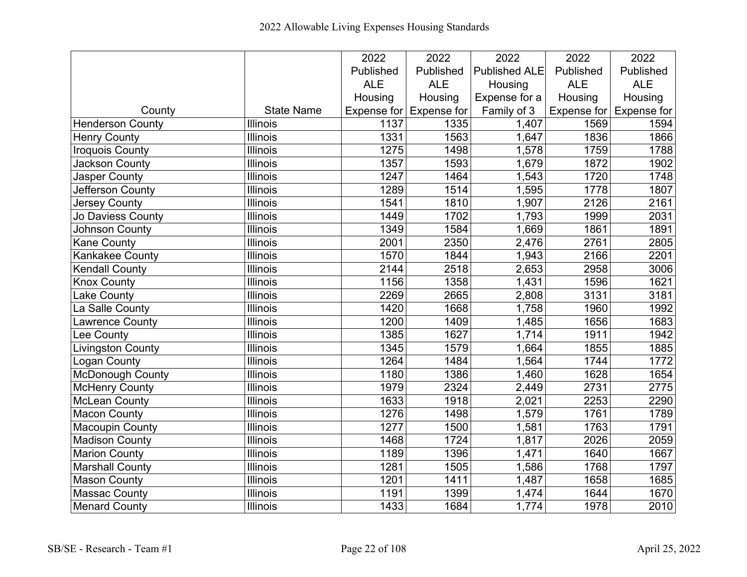2022 Allowable Living Expenses Housing Standards

| County | State Name | 2022 Published ALE Housing Expense for | 2022 Published ALE Housing Expense for | 2022 Published ALE Housing Expense for a Family of 3 | 2022 Published ALE Housing Expense for | 2022 Published ALE Housing Expense for |
|---|---|---|---|---|---|---|
| Henderson County | Illinois | 1137 | 1335 | 1,407 | 1569 | 1594 |
| Henry County | Illinois | 1331 | 1563 | 1,647 | 1836 | 1866 |
| Iroquois County | Illinois | 1275 | 1498 | 1,578 | 1759 | 1788 |
| Jackson County | Illinois | 1357 | 1593 | 1,679 | 1872 | 1902 |
| Jasper County | Illinois | 1247 | 1464 | 1,543 | 1720 | 1748 |
| Jefferson County | Illinois | 1289 | 1514 | 1,595 | 1778 | 1807 |
| Jersey County | Illinois | 1541 | 1810 | 1,907 | 2126 | 2161 |
| Jo Daviess County | Illinois | 1449 | 1702 | 1,793 | 1999 | 2031 |
| Johnson County | Illinois | 1349 | 1584 | 1,669 | 1861 | 1891 |
| Kane County | Illinois | 2001 | 2350 | 2,476 | 2761 | 2805 |
| Kankakee County | Illinois | 1570 | 1844 | 1,943 | 2166 | 2201 |
| Kendall County | Illinois | 2144 | 2518 | 2,653 | 2958 | 3006 |
| Knox County | Illinois | 1156 | 1358 | 1,431 | 1596 | 1621 |
| Lake County | Illinois | 2269 | 2665 | 2,808 | 3131 | 3181 |
| La Salle County | Illinois | 1420 | 1668 | 1,758 | 1960 | 1992 |
| Lawrence County | Illinois | 1200 | 1409 | 1,485 | 1656 | 1683 |
| Lee County | Illinois | 1385 | 1627 | 1,714 | 1911 | 1942 |
| Livingston County | Illinois | 1345 | 1579 | 1,664 | 1855 | 1885 |
| Logan County | Illinois | 1264 | 1484 | 1,564 | 1744 | 1772 |
| McDonough County | Illinois | 1180 | 1386 | 1,460 | 1628 | 1654 |
| McHenry County | Illinois | 1979 | 2324 | 2,449 | 2731 | 2775 |
| McLean County | Illinois | 1633 | 1918 | 2,021 | 2253 | 2290 |
| Macon County | Illinois | 1276 | 1498 | 1,579 | 1761 | 1789 |
| Macoupin County | Illinois | 1277 | 1500 | 1,581 | 1763 | 1791 |
| Madison County | Illinois | 1468 | 1724 | 1,817 | 2026 | 2059 |
| Marion County | Illinois | 1189 | 1396 | 1,471 | 1640 | 1667 |
| Marshall County | Illinois | 1281 | 1505 | 1,586 | 1768 | 1797 |
| Mason County | Illinois | 1201 | 1411 | 1,487 | 1658 | 1685 |
| Massac County | Illinois | 1191 | 1399 | 1,474 | 1644 | 1670 |
| Menard County | Illinois | 1433 | 1684 | 1,774 | 1978 | 2010 |

SB/SE - Research - Team #1 April 25, 2022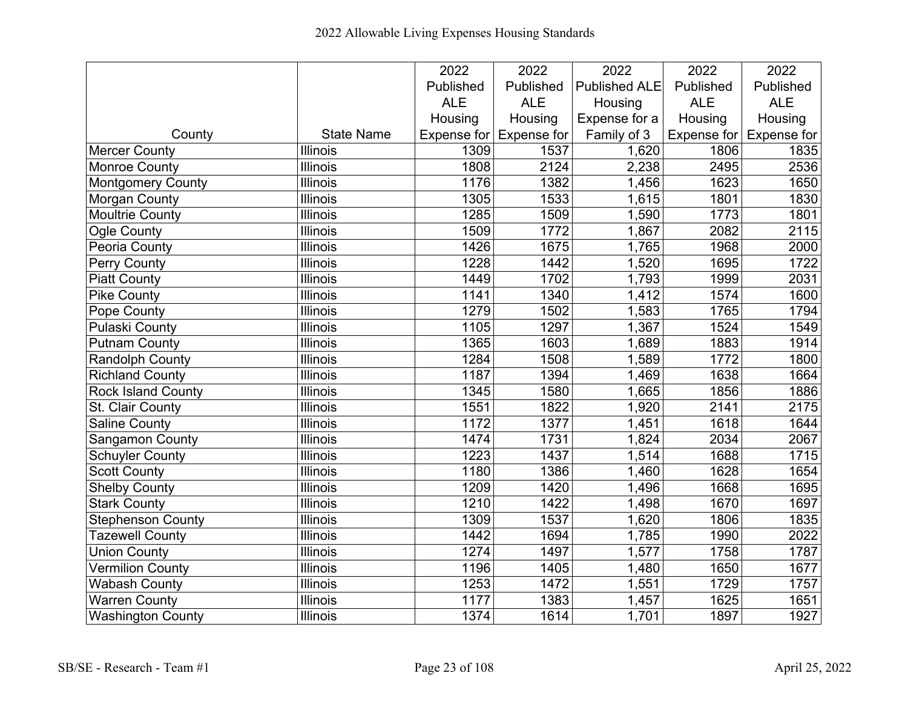# 2022 Allowable Living Expenses Housing Standards

| County | State Name | 2022 Published ALE Housing Expense for | 2022 Published ALE Housing Expense for | 2022 Published ALE Housing Expense for a Family of 3 | 2022 Published ALE Housing Expense for | 2022 Published ALE Housing Expense for |
|---|---|---|---|---|---|---|
| Mercer County | Illinois | 1309 | 1537 | 1,620 | 1806 | 1835 |
| Monroe County | Illinois | 1808 | 2124 | 2,238 | 2495 | 2536 |
| Montgomery County | Illinois | 1176 | 1382 | 1,456 | 1623 | 1650 |
| Morgan County | Illinois | 1305 | 1533 | 1,615 | 1801 | 1830 |
| Moultrie County | Illinois | 1285 | 1509 | 1,590 | 1773 | 1801 |
| Ogle County | Illinois | 1509 | 1772 | 1,867 | 2082 | 2115 |
| Peoria County | Illinois | 1426 | 1675 | 1,765 | 1968 | 2000 |
| Perry County | Illinois | 1228 | 1442 | 1,520 | 1695 | 1722 |
| Piatt County | Illinois | 1449 | 1702 | 1,793 | 1999 | 2031 |
| Pike County | Illinois | 1141 | 1340 | 1,412 | 1574 | 1600 |
| Pope County | Illinois | 1279 | 1502 | 1,583 | 1765 | 1794 |
| Pulaski County | Illinois | 1105 | 1297 | 1,367 | 1524 | 1549 |
| Putnam County | Illinois | 1365 | 1603 | 1,689 | 1883 | 1914 |
| Randolph County | Illinois | 1284 | 1508 | 1,589 | 1772 | 1800 |
| Richland County | Illinois | 1187 | 1394 | 1,469 | 1638 | 1664 |
| Rock Island County | Illinois | 1345 | 1580 | 1,665 | 1856 | 1886 |
| St. Clair County | Illinois | 1551 | 1822 | 1,920 | 2141 | 2175 |
| Saline County | Illinois | 1172 | 1377 | 1,451 | 1618 | 1644 |
| Sangamon County | Illinois | 1474 | 1731 | 1,824 | 2034 | 2067 |
| Schuyler County | Illinois | 1223 | 1437 | 1,514 | 1688 | 1715 |
| Scott County | Illinois | 1180 | 1386 | 1,460 | 1628 | 1654 |
| Shelby County | Illinois | 1209 | 1420 | 1,496 | 1668 | 1695 |
| Stark County | Illinois | 1210 | 1422 | 1,498 | 1670 | 1697 |
| Stephenson County | Illinois | 1309 | 1537 | 1,620 | 1806 | 1835 |
| Tazewell County | Illinois | 1442 | 1694 | 1,785 | 1990 | 2022 |
| Union County | Illinois | 1274 | 1497 | 1,577 | 1758 | 1787 |
| Vermilion County | Illinois | 1196 | 1405 | 1,480 | 1650 | 1677 |
| Wabash County | Illinois | 1253 | 1472 | 1,551 | 1729 | 1757 |
| Warren County | Illinois | 1177 | 1383 | 1,457 | 1625 | 1651 |
| Washington County | Illinois | 1374 | 1614 | 1,701 | 1897 | 1927 |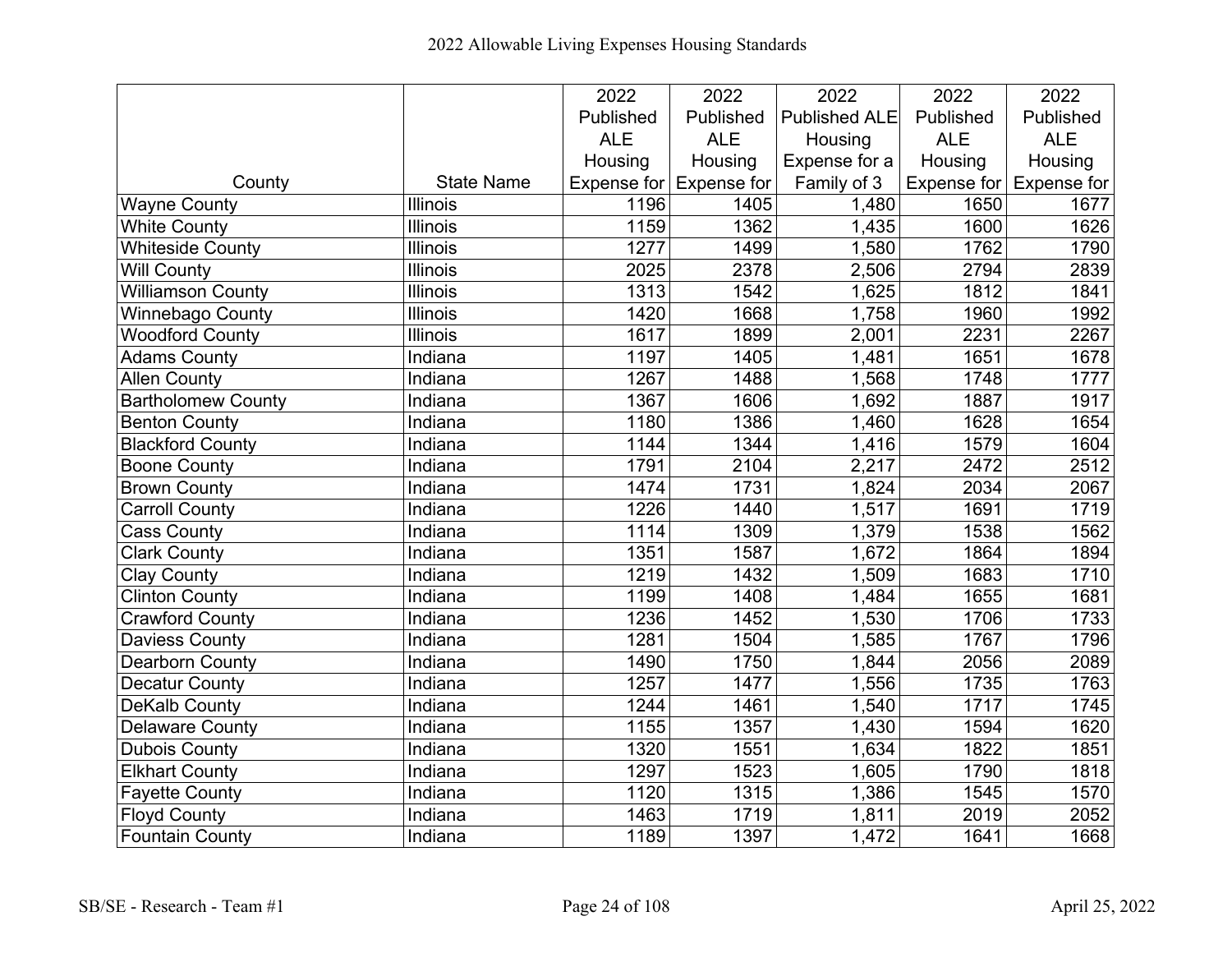# 2022 Allowable Living Expenses Housing Standards

| County | State Name | 2022 Published ALE Housing Expense for | 2022 Published ALE Housing Expense for | 2022 Published ALE Housing Expense for a Family of 3 | 2022 Published ALE Housing Expense for | 2022 Published ALE Housing Expense for |
|---|---|---|---|---|---|---|
| Wayne County | Illinois | 1196 | 1405 | 1,480 | 1650 | 1677 |
| White County | Illinois | 1159 | 1362 | 1,435 | 1600 | 1626 |
| Whiteside County | Illinois | 1277 | 1499 | 1,580 | 1762 | 1790 |
| Will County | Illinois | 2025 | 2378 | 2,506 | 2794 | 2839 |
| Williamson County | Illinois | 1313 | 1542 | 1,625 | 1812 | 1841 |
| Winnebago County | Illinois | 1420 | 1668 | 1,758 | 1960 | 1992 |
| Woodford County | Illinois | 1617 | 1899 | 2,001 | 2231 | 2267 |
| Adams County | Indiana | 1197 | 1405 | 1,481 | 1651 | 1678 |
| Allen County | Indiana | 1267 | 1488 | 1,568 | 1748 | 1777 |
| Bartholomew County | Indiana | 1367 | 1606 | 1,692 | 1887 | 1917 |
| Benton County | Indiana | 1180 | 1386 | 1,460 | 1628 | 1654 |
| Blackford County | Indiana | 1144 | 1344 | 1,416 | 1579 | 1604 |
| Boone County | Indiana | 1791 | 2104 | 2,217 | 2472 | 2512 |
| Brown County | Indiana | 1474 | 1731 | 1,824 | 2034 | 2067 |
| Carroll County | Indiana | 1226 | 1440 | 1,517 | 1691 | 1719 |
| Cass County | Indiana | 1114 | 1309 | 1,379 | 1538 | 1562 |
| Clark County | Indiana | 1351 | 1587 | 1,672 | 1864 | 1894 |
| Clay County | Indiana | 1219 | 1432 | 1,509 | 1683 | 1710 |
| Clinton County | Indiana | 1199 | 1408 | 1,484 | 1655 | 1681 |
| Crawford County | Indiana | 1236 | 1452 | 1,530 | 1706 | 1733 |
| Daviess County | Indiana | 1281 | 1504 | 1,585 | 1767 | 1796 |
| Dearborn County | Indiana | 1490 | 1750 | 1,844 | 2056 | 2089 |
| Decatur County | Indiana | 1257 | 1477 | 1,556 | 1735 | 1763 |
| DeKalb County | Indiana | 1244 | 1461 | 1,540 | 1717 | 1745 |
| Delaware County | Indiana | 1155 | 1357 | 1,430 | 1594 | 1620 |
| Dubois County | Indiana | 1320 | 1551 | 1,634 | 1822 | 1851 |
| Elkhart County | Indiana | 1297 | 1523 | 1,605 | 1790 | 1818 |
| Fayette County | Indiana | 1120 | 1315 | 1,386 | 1545 | 1570 |
| Floyd County | Indiana | 1463 | 1719 | 1,811 | 2019 | 2052 |
| Fountain County | Indiana | 1189 | 1397 | 1,472 | 1641 | 1668 |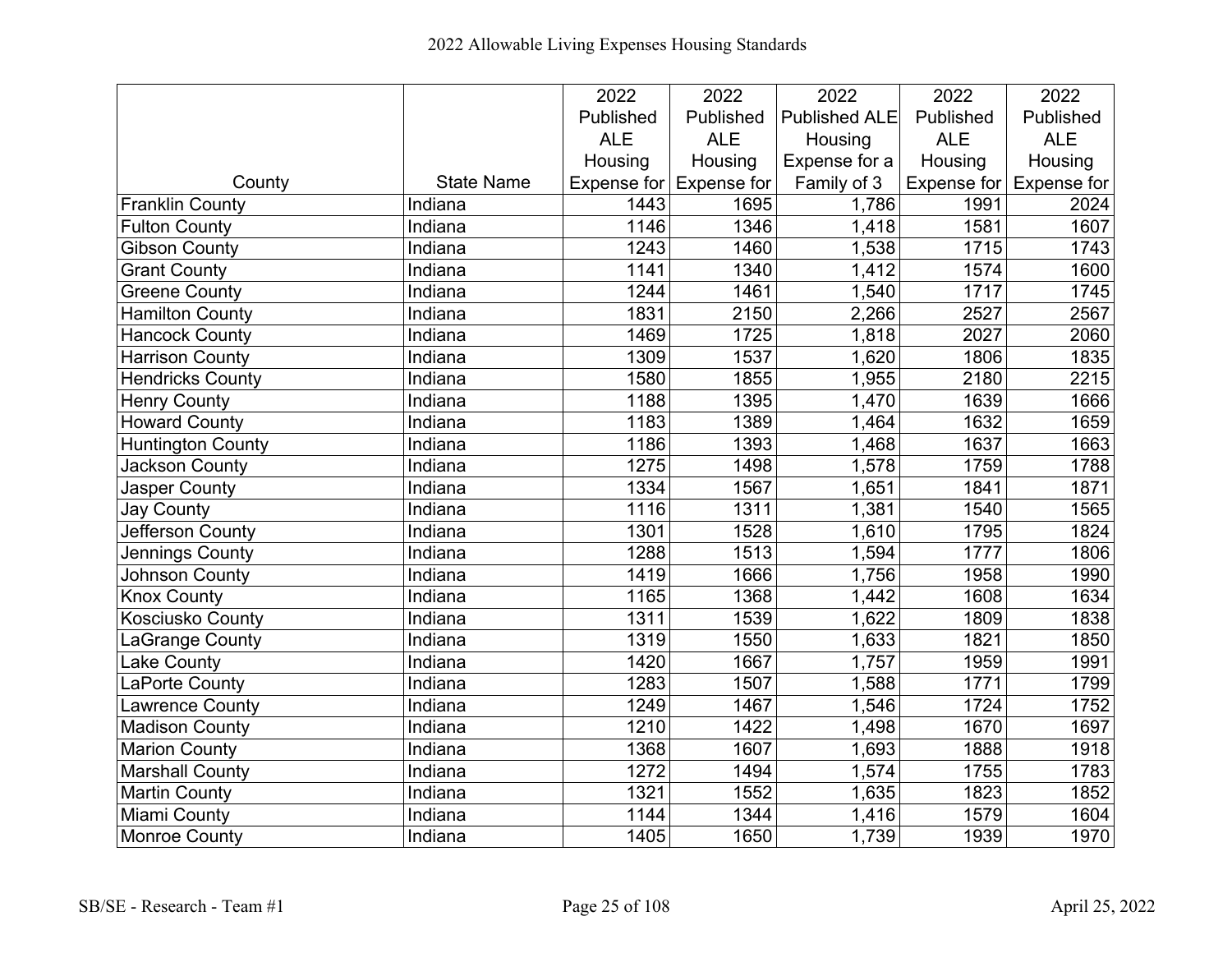| County | State Name | 2022 Published ALE Housing Expense for | 2022 Published ALE Housing Expense for | 2022 Published ALE Housing Expense for a Family of 3 | 2022 Published ALE Housing Expense for | 2022 Published ALE Housing Expense for |
|---|---|---|---|---|---|---|
| Franklin County | Indiana | 1443 | 1695 | 1,786 | 1991 | 2024 |
| Fulton County | Indiana | 1146 | 1346 | 1,418 | 1581 | 1607 |
| Gibson County | Indiana | 1243 | 1460 | 1,538 | 1715 | 1743 |
| Grant County | Indiana | 1141 | 1340 | 1,412 | 1574 | 1600 |
| Greene County | Indiana | 1244 | 1461 | 1,540 | 1717 | 1745 |
| Hamilton County | Indiana | 1831 | 2150 | 2,266 | 2527 | 2567 |
| Hancock County | Indiana | 1469 | 1725 | 1,818 | 2027 | 2060 |
| Harrison County | Indiana | 1309 | 1537 | 1,620 | 1806 | 1835 |
| Hendricks County | Indiana | 1580 | 1855 | 1,955 | 2180 | 2215 |
| Henry County | Indiana | 1188 | 1395 | 1,470 | 1639 | 1666 |
| Howard County | Indiana | 1183 | 1389 | 1,464 | 1632 | 1659 |
| Huntington County | Indiana | 1186 | 1393 | 1,468 | 1637 | 1663 |
| Jackson County | Indiana | 1275 | 1498 | 1,578 | 1759 | 1788 |
| Jasper County | Indiana | 1334 | 1567 | 1,651 | 1841 | 1871 |
| Jay County | Indiana | 1116 | 1311 | 1,381 | 1540 | 1565 |
| Jefferson County | Indiana | 1301 | 1528 | 1,610 | 1795 | 1824 |
| Jennings County | Indiana | 1288 | 1513 | 1,594 | 1777 | 1806 |
| Johnson County | Indiana | 1419 | 1666 | 1,756 | 1958 | 1990 |
| Knox County | Indiana | 1165 | 1368 | 1,442 | 1608 | 1634 |
| Kosciusko County | Indiana | 1311 | 1539 | 1,622 | 1809 | 1838 |
| LaGrange County | Indiana | 1319 | 1550 | 1,633 | 1821 | 1850 |
| Lake County | Indiana | 1420 | 1667 | 1,757 | 1959 | 1991 |
| LaPorte County | Indiana | 1283 | 1507 | 1,588 | 1771 | 1799 |
| Lawrence County | Indiana | 1249 | 1467 | 1,546 | 1724 | 1752 |
| Madison County | Indiana | 1210 | 1422 | 1,498 | 1670 | 1697 |
| Marion County | Indiana | 1368 | 1607 | 1,693 | 1888 | 1918 |
| Marshall County | Indiana | 1272 | 1494 | 1,574 | 1755 | 1783 |
| Martin County | Indiana | 1321 | 1552 | 1,635 | 1823 | 1852 |
| Miami County | Indiana | 1144 | 1344 | 1,416 | 1579 | 1604 |
| Monroe County | Indiana | 1405 | 1650 | 1,739 | 1939 | 1970 |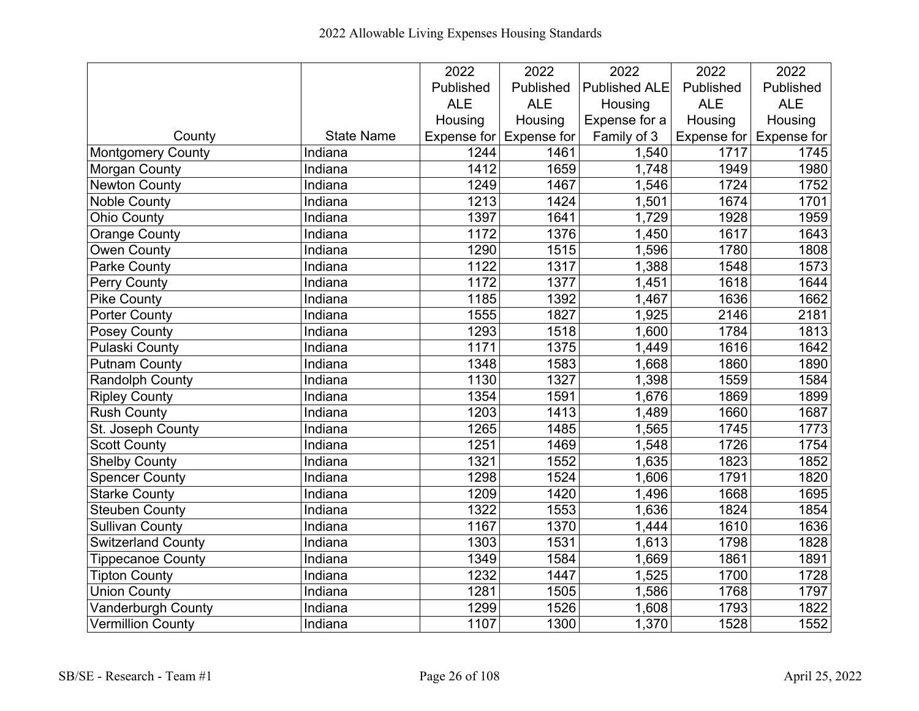| County | State Name | 2022 Published ALE Housing Expense for | 2022 Published ALE Housing Expense for | 2022 Published ALE Housing Expense for a Family of 3 | 2022 Published ALE Housing Expense for | 2022 Published ALE Housing Expense for |
|---|---|---|---|---|---|---|
| Montgomery County | Indiana | 1244 | 1461 | 1,540 | 1717 | 1745 |
| Morgan County | Indiana | 1412 | 1659 | 1,748 | 1949 | 1980 |
| Newton County | Indiana | 1249 | 1467 | 1,546 | 1724 | 1752 |
| Noble County | Indiana | 1213 | 1424 | 1,501 | 1674 | 1701 |
| Ohio County | Indiana | 1397 | 1641 | 1,729 | 1928 | 1959 |
| Orange County | Indiana | 1172 | 1376 | 1,450 | 1617 | 1643 |
| Owen County | Indiana | 1290 | 1515 | 1,596 | 1780 | 1808 |
| Parke County | Indiana | 1122 | 1317 | 1,388 | 1548 | 1573 |
| Perry County | Indiana | 1172 | 1377 | 1,451 | 1618 | 1644 |
| Pike County | Indiana | 1185 | 1392 | 1,467 | 1636 | 1662 |
| Porter County | Indiana | 1555 | 1827 | 1,925 | 2146 | 2181 |
| Posey County | Indiana | 1293 | 1518 | 1,600 | 1784 | 1813 |
| Pulaski County | Indiana | 1171 | 1375 | 1,449 | 1616 | 1642 |
| Putnam County | Indiana | 1348 | 1583 | 1,668 | 1860 | 1890 |
| Randolph County | Indiana | 1130 | 1327 | 1,398 | 1559 | 1584 |
| Ripley County | Indiana | 1354 | 1591 | 1,676 | 1869 | 1899 |
| Rush County | Indiana | 1203 | 1413 | 1,489 | 1660 | 1687 |
| St. Joseph County | Indiana | 1265 | 1485 | 1,565 | 1745 | 1773 |
| Scott County | Indiana | 1251 | 1469 | 1,548 | 1726 | 1754 |
| Shelby County | Indiana | 1321 | 1552 | 1,635 | 1823 | 1852 |
| Spencer County | Indiana | 1298 | 1524 | 1,606 | 1791 | 1820 |
| Starke County | Indiana | 1209 | 1420 | 1,496 | 1668 | 1695 |
| Steuben County | Indiana | 1322 | 1553 | 1,636 | 1824 | 1854 |
| Sullivan County | Indiana | 1167 | 1370 | 1,444 | 1610 | 1636 |
| Switzerland County | Indiana | 1303 | 1531 | 1,613 | 1798 | 1828 |
| Tippecanoe County | Indiana | 1349 | 1584 | 1,669 | 1861 | 1891 |
| Tipton County | Indiana | 1232 | 1447 | 1,525 | 1700 | 1728 |
| Union County | Indiana | 1281 | 1505 | 1,586 | 1768 | 1797 |
| Vanderburgh County | Indiana | 1299 | 1526 | 1,608 | 1793 | 1822 |
| Vermillion County | Indiana | 1107 | 1300 | 1,370 | 1528 | 1552 |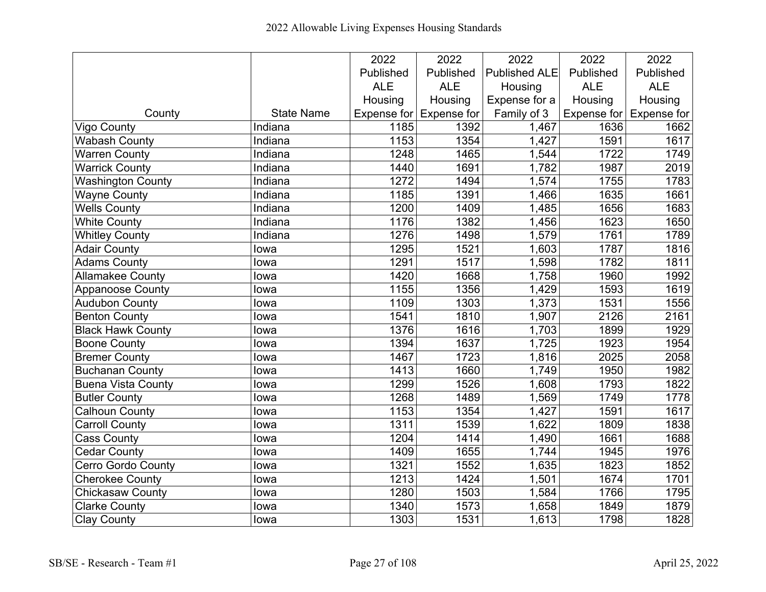2022 Allowable Living Expenses Housing Standards

| County | State Name | 2022 Published ALE Housing Expense for | 2022 Published ALE Housing Expense for | 2022 Published ALE Housing Expense for a Family of 3 | 2022 Published ALE Housing Expense for | 2022 Published ALE Housing Expense for |
|---|---|---|---|---|---|---|
| Vigo County | Indiana | 1185 | 1392 | 1,467 | 1636 | 1662 |
| Wabash County | Indiana | 1153 | 1354 | 1,427 | 1591 | 1617 |
| Warren County | Indiana | 1248 | 1465 | 1,544 | 1722 | 1749 |
| Warrick County | Indiana | 1440 | 1691 | 1,782 | 1987 | 2019 |
| Washington County | Indiana | 1272 | 1494 | 1,574 | 1755 | 1783 |
| Wayne County | Indiana | 1185 | 1391 | 1,466 | 1635 | 1661 |
| Wells County | Indiana | 1200 | 1409 | 1,485 | 1656 | 1683 |
| White County | Indiana | 1176 | 1382 | 1,456 | 1623 | 1650 |
| Whitley County | Indiana | 1276 | 1498 | 1,579 | 1761 | 1789 |
| Adair County | Iowa | 1295 | 1521 | 1,603 | 1787 | 1816 |
| Adams County | Iowa | 1291 | 1517 | 1,598 | 1782 | 1811 |
| Allamakee County | Iowa | 1420 | 1668 | 1,758 | 1960 | 1992 |
| Appanoose County | Iowa | 1155 | 1356 | 1,429 | 1593 | 1619 |
| Audubon County | Iowa | 1109 | 1303 | 1,373 | 1531 | 1556 |
| Benton County | Iowa | 1541 | 1810 | 1,907 | 2126 | 2161 |
| Black Hawk County | Iowa | 1376 | 1616 | 1,703 | 1899 | 1929 |
| Boone County | Iowa | 1394 | 1637 | 1,725 | 1923 | 1954 |
| Bremer County | Iowa | 1467 | 1723 | 1,816 | 2025 | 2058 |
| Buchanan County | Iowa | 1413 | 1660 | 1,749 | 1950 | 1982 |
| Buena Vista County | Iowa | 1299 | 1526 | 1,608 | 1793 | 1822 |
| Butler County | Iowa | 1268 | 1489 | 1,569 | 1749 | 1778 |
| Calhoun County | Iowa | 1153 | 1354 | 1,427 | 1591 | 1617 |
| Carroll County | Iowa | 1311 | 1539 | 1,622 | 1809 | 1838 |
| Cass County | Iowa | 1204 | 1414 | 1,490 | 1661 | 1688 |
| Cedar County | Iowa | 1409 | 1655 | 1,744 | 1945 | 1976 |
| Cerro Gordo County | Iowa | 1321 | 1552 | 1,635 | 1823 | 1852 |
| Cherokee County | Iowa | 1213 | 1424 | 1,501 | 1674 | 1701 |
| Chickasaw County | Iowa | 1280 | 1503 | 1,584 | 1766 | 1795 |
| Clarke County | Iowa | 1340 | 1573 | 1,658 | 1849 | 1879 |
| Clay County | Iowa | 1303 | 1531 | 1,613 | 1798 | 1828 |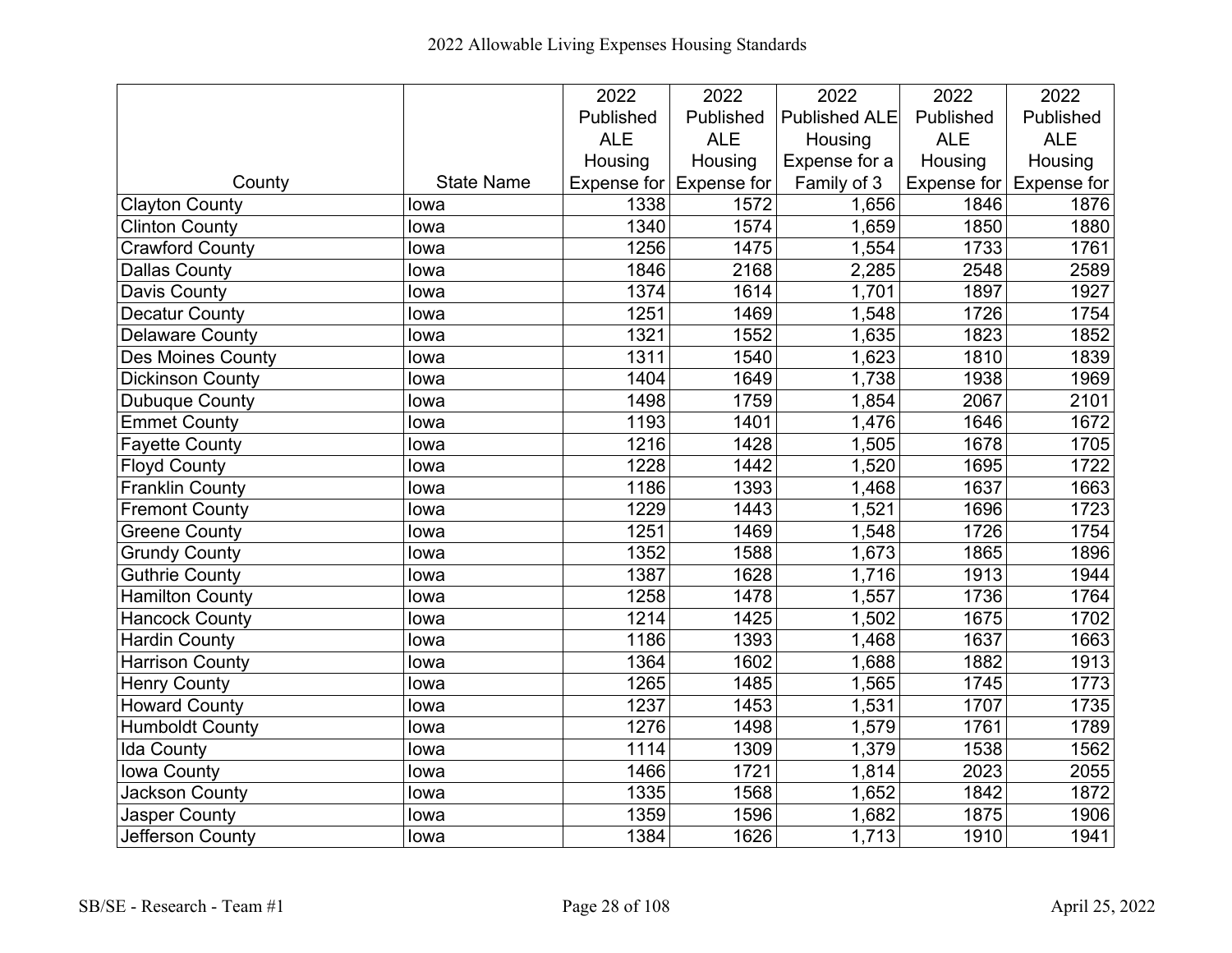| County | State Name | 2022 Published ALE Housing Expense for | 2022 Published ALE Housing Expense for | 2022 Published ALE Housing Expense for a Family of 3 | 2022 Published ALE Housing Expense for | 2022 Published ALE Housing Expense for |
|---|---|---|---|---|---|---|
| Clayton County | Iowa | 1338 | 1572 | 1,656 | 1846 | 1876 |
| Clinton County | Iowa | 1340 | 1574 | 1,659 | 1850 | 1880 |
| Crawford County | Iowa | 1256 | 1475 | 1,554 | 1733 | 1761 |
| Dallas County | Iowa | 1846 | 2168 | 2,285 | 2548 | 2589 |
| Davis County | Iowa | 1374 | 1614 | 1,701 | 1897 | 1927 |
| Decatur County | Iowa | 1251 | 1469 | 1,548 | 1726 | 1754 |
| Delaware County | Iowa | 1321 | 1552 | 1,635 | 1823 | 1852 |
| Des Moines County | Iowa | 1311 | 1540 | 1,623 | 1810 | 1839 |
| Dickinson County | Iowa | 1404 | 1649 | 1,738 | 1938 | 1969 |
| Dubuque County | Iowa | 1498 | 1759 | 1,854 | 2067 | 2101 |
| Emmet County | Iowa | 1193 | 1401 | 1,476 | 1646 | 1672 |
| Fayette County | Iowa | 1216 | 1428 | 1,505 | 1678 | 1705 |
| Floyd County | Iowa | 1228 | 1442 | 1,520 | 1695 | 1722 |
| Franklin County | Iowa | 1186 | 1393 | 1,468 | 1637 | 1663 |
| Fremont County | Iowa | 1229 | 1443 | 1,521 | 1696 | 1723 |
| Greene County | Iowa | 1251 | 1469 | 1,548 | 1726 | 1754 |
| Grundy County | Iowa | 1352 | 1588 | 1,673 | 1865 | 1896 |
| Guthrie County | Iowa | 1387 | 1628 | 1,716 | 1913 | 1944 |
| Hamilton County | Iowa | 1258 | 1478 | 1,557 | 1736 | 1764 |
| Hancock County | Iowa | 1214 | 1425 | 1,502 | 1675 | 1702 |
| Hardin County | Iowa | 1186 | 1393 | 1,468 | 1637 | 1663 |
| Harrison County | Iowa | 1364 | 1602 | 1,688 | 1882 | 1913 |
| Henry County | Iowa | 1265 | 1485 | 1,565 | 1745 | 1773 |
| Howard County | Iowa | 1237 | 1453 | 1,531 | 1707 | 1735 |
| Humboldt County | Iowa | 1276 | 1498 | 1,579 | 1761 | 1789 |
| Ida County | Iowa | 1114 | 1309 | 1,379 | 1538 | 1562 |
| Iowa County | Iowa | 1466 | 1721 | 1,814 | 2023 | 2055 |
| Jackson County | Iowa | 1335 | 1568 | 1,652 | 1842 | 1872 |
| Jasper County | Iowa | 1359 | 1596 | 1,682 | 1875 | 1906 |
| Jefferson County | Iowa | 1384 | 1626 | 1,713 | 1910 | 1941 |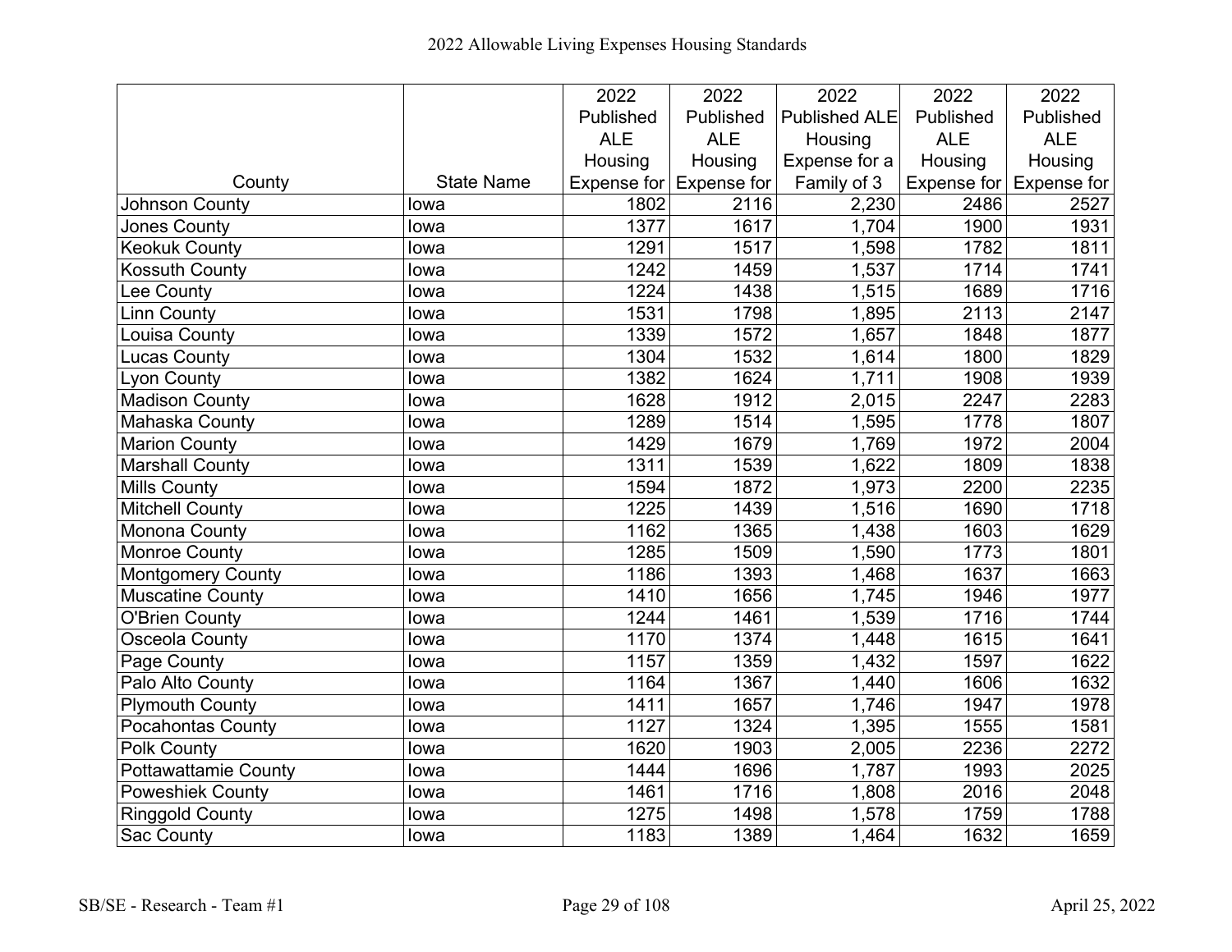# 2022 Allowable Living Expenses Housing Standards

| County | State Name | 2022 Published ALE Housing Expense for | 2022 Published ALE Housing Expense for | 2022 Published ALE Housing Expense for a Family of 3 | 2022 Published ALE Housing Expense for | 2022 Published ALE Housing Expense for |
|---|---|---|---|---|---|---|
| Johnson County | Iowa | 1802 | 2116 | 2,230 | 2486 | 2527 |
| Jones County | Iowa | 1377 | 1617 | 1,704 | 1900 | 1931 |
| Keokuk County | Iowa | 1291 | 1517 | 1,598 | 1782 | 1811 |
| Kossuth County | Iowa | 1242 | 1459 | 1,537 | 1714 | 1741 |
| Lee County | Iowa | 1224 | 1438 | 1,515 | 1689 | 1716 |
| Linn County | Iowa | 1531 | 1798 | 1,895 | 2113 | 2147 |
| Louisa County | Iowa | 1339 | 1572 | 1,657 | 1848 | 1877 |
| Lucas County | Iowa | 1304 | 1532 | 1,614 | 1800 | 1829 |
| Lyon County | Iowa | 1382 | 1624 | 1,711 | 1908 | 1939 |
| Madison County | Iowa | 1628 | 1912 | 2,015 | 2247 | 2283 |
| Mahaska County | Iowa | 1289 | 1514 | 1,595 | 1778 | 1807 |
| Marion County | Iowa | 1429 | 1679 | 1,769 | 1972 | 2004 |
| Marshall County | Iowa | 1311 | 1539 | 1,622 | 1809 | 1838 |
| Mills County | Iowa | 1594 | 1872 | 1,973 | 2200 | 2235 |
| Mitchell County | Iowa | 1225 | 1439 | 1,516 | 1690 | 1718 |
| Monona County | Iowa | 1162 | 1365 | 1,438 | 1603 | 1629 |
| Monroe County | Iowa | 1285 | 1509 | 1,590 | 1773 | 1801 |
| Montgomery County | Iowa | 1186 | 1393 | 1,468 | 1637 | 1663 |
| Muscatine County | Iowa | 1410 | 1656 | 1,745 | 1946 | 1977 |
| O'Brien County | Iowa | 1244 | 1461 | 1,539 | 1716 | 1744 |
| Osceola County | Iowa | 1170 | 1374 | 1,448 | 1615 | 1641 |
| Page County | Iowa | 1157 | 1359 | 1,432 | 1597 | 1622 |
| Palo Alto County | Iowa | 1164 | 1367 | 1,440 | 1606 | 1632 |
| Plymouth County | Iowa | 1411 | 1657 | 1,746 | 1947 | 1978 |
| Pocahontas County | Iowa | 1127 | 1324 | 1,395 | 1555 | 1581 |
| Polk County | Iowa | 1620 | 1903 | 2,005 | 2236 | 2272 |
| Pottawattamie County | Iowa | 1444 | 1696 | 1,787 | 1993 | 2025 |
| Poweshiek County | Iowa | 1461 | 1716 | 1,808 | 2016 | 2048 |
| Ringgold County | Iowa | 1275 | 1498 | 1,578 | 1759 | 1788 |
| Sac County | Iowa | 1183 | 1389 | 1,464 | 1632 | 1659 |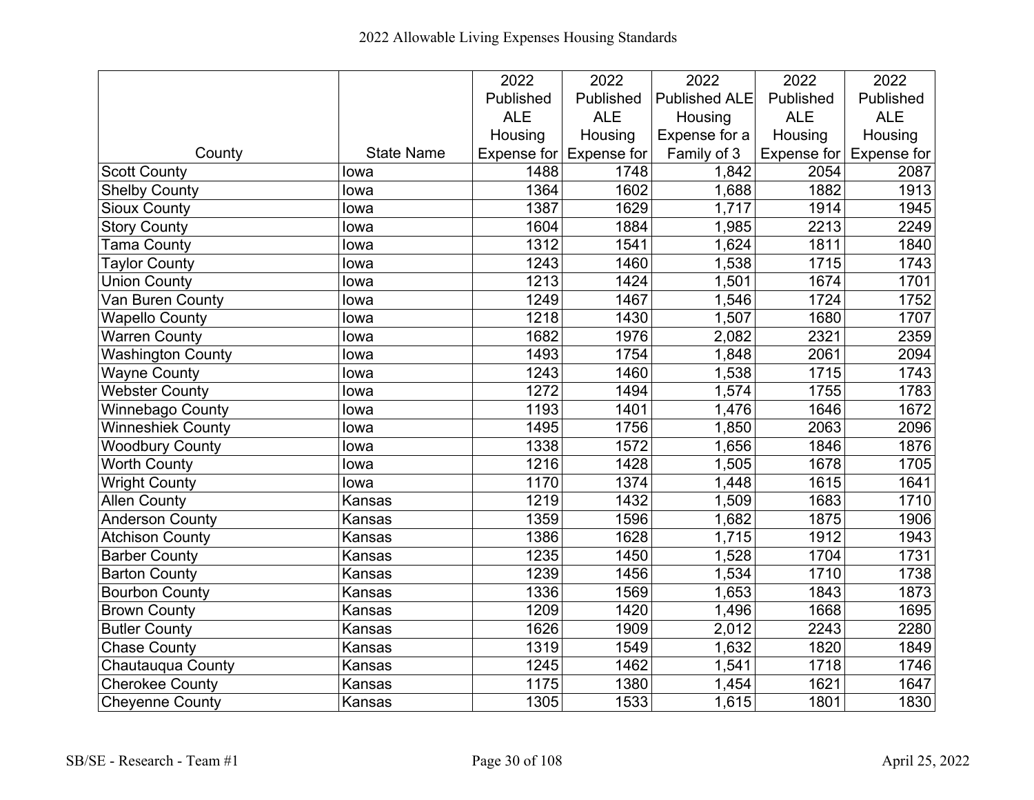# 2022 Allowable Living Expenses Housing Standards

| County | State Name | 2022 Published ALE Housing Expense for | 2022 Published ALE Housing Expense for | 2022 Published ALE Housing Expense for a Family of 3 | 2022 Published ALE Housing Expense for | 2022 Published ALE Housing Expense for |
|---|---|---|---|---|---|---|
| Scott County | Iowa | 1488 | 1748 | 1,842 | 2054 | 2087 |
| Shelby County | Iowa | 1364 | 1602 | 1,688 | 1882 | 1913 |
| Sioux County | Iowa | 1387 | 1629 | 1,717 | 1914 | 1945 |
| Story County | Iowa | 1604 | 1884 | 1,985 | 2213 | 2249 |
| Tama County | Iowa | 1312 | 1541 | 1,624 | 1811 | 1840 |
| Taylor County | Iowa | 1243 | 1460 | 1,538 | 1715 | 1743 |
| Union County | Iowa | 1213 | 1424 | 1,501 | 1674 | 1701 |
| Van Buren County | Iowa | 1249 | 1467 | 1,546 | 1724 | 1752 |
| Wapello County | Iowa | 1218 | 1430 | 1,507 | 1680 | 1707 |
| Warren County | Iowa | 1682 | 1976 | 2,082 | 2321 | 2359 |
| Washington County | Iowa | 1493 | 1754 | 1,848 | 2061 | 2094 |
| Wayne County | Iowa | 1243 | 1460 | 1,538 | 1715 | 1743 |
| Webster County | Iowa | 1272 | 1494 | 1,574 | 1755 | 1783 |
| Winnebago County | Iowa | 1193 | 1401 | 1,476 | 1646 | 1672 |
| Winneshiek County | Iowa | 1495 | 1756 | 1,850 | 2063 | 2096 |
| Woodbury County | Iowa | 1338 | 1572 | 1,656 | 1846 | 1876 |
| Worth County | Iowa | 1216 | 1428 | 1,505 | 1678 | 1705 |
| Wright County | Iowa | 1170 | 1374 | 1,448 | 1615 | 1641 |
| Allen County | Kansas | 1219 | 1432 | 1,509 | 1683 | 1710 |
| Anderson County | Kansas | 1359 | 1596 | 1,682 | 1875 | 1906 |
| Atchison County | Kansas | 1386 | 1628 | 1,715 | 1912 | 1943 |
| Barber County | Kansas | 1235 | 1450 | 1,528 | 1704 | 1731 |
| Barton County | Kansas | 1239 | 1456 | 1,534 | 1710 | 1738 |
| Bourbon County | Kansas | 1336 | 1569 | 1,653 | 1843 | 1873 |
| Brown County | Kansas | 1209 | 1420 | 1,496 | 1668 | 1695 |
| Butler County | Kansas | 1626 | 1909 | 2,012 | 2243 | 2280 |
| Chase County | Kansas | 1319 | 1549 | 1,632 | 1820 | 1849 |
| Chautauqua County | Kansas | 1245 | 1462 | 1,541 | 1718 | 1746 |
| Cherokee County | Kansas | 1175 | 1380 | 1,454 | 1621 | 1647 |
| Cheyenne County | Kansas | 1305 | 1533 | 1,615 | 1801 | 1830 |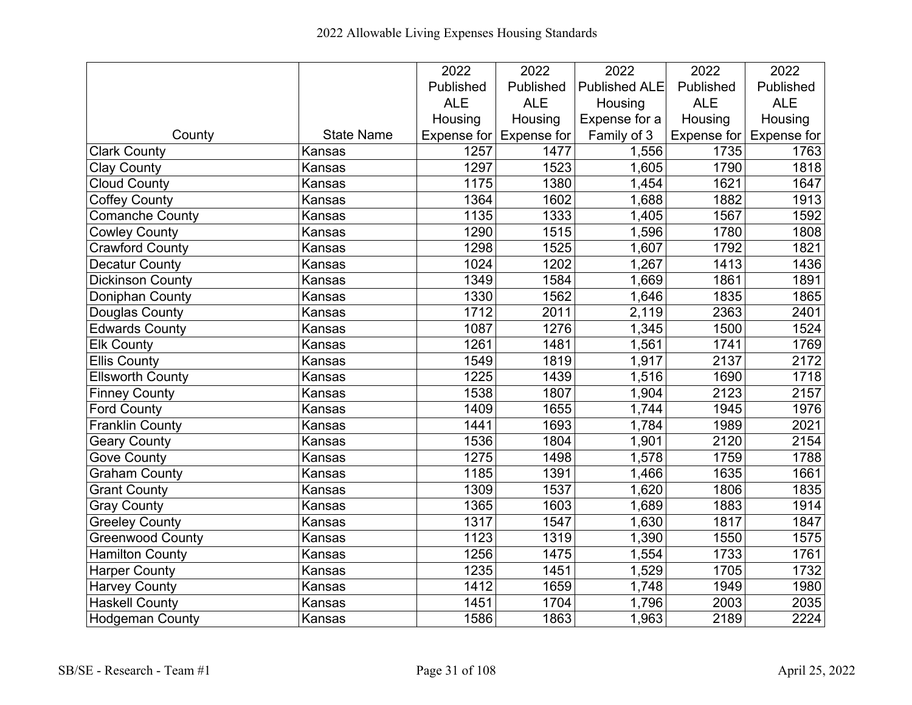| County | State Name | 2022 Published ALE Housing Expense for | 2022 Published ALE Housing Expense for | 2022 Published ALE Housing Expense for a Family of 3 | 2022 Published ALE Housing Expense for | 2022 Published ALE Housing Expense for |
|---|---|---|---|---|---|---|
| Clark County | Kansas | 1257 | 1477 | 1,556 | 1735 | 1763 |
| Clay County | Kansas | 1297 | 1523 | 1,605 | 1790 | 1818 |
| Cloud County | Kansas | 1175 | 1380 | 1,454 | 1621 | 1647 |
| Coffey County | Kansas | 1364 | 1602 | 1,688 | 1882 | 1913 |
| Comanche County | Kansas | 1135 | 1333 | 1,405 | 1567 | 1592 |
| Cowley County | Kansas | 1290 | 1515 | 1,596 | 1780 | 1808 |
| Crawford County | Kansas | 1298 | 1525 | 1,607 | 1792 | 1821 |
| Decatur County | Kansas | 1024 | 1202 | 1,267 | 1413 | 1436 |
| Dickinson County | Kansas | 1349 | 1584 | 1,669 | 1861 | 1891 |
| Doniphan County | Kansas | 1330 | 1562 | 1,646 | 1835 | 1865 |
| Douglas County | Kansas | 1712 | 2011 | 2,119 | 2363 | 2401 |
| Edwards County | Kansas | 1087 | 1276 | 1,345 | 1500 | 1524 |
| Elk County | Kansas | 1261 | 1481 | 1,561 | 1741 | 1769 |
| Ellis County | Kansas | 1549 | 1819 | 1,917 | 2137 | 2172 |
| Ellsworth County | Kansas | 1225 | 1439 | 1,516 | 1690 | 1718 |
| Finney County | Kansas | 1538 | 1807 | 1,904 | 2123 | 2157 |
| Ford County | Kansas | 1409 | 1655 | 1,744 | 1945 | 1976 |
| Franklin County | Kansas | 1441 | 1693 | 1,784 | 1989 | 2021 |
| Geary County | Kansas | 1536 | 1804 | 1,901 | 2120 | 2154 |
| Gove County | Kansas | 1275 | 1498 | 1,578 | 1759 | 1788 |
| Graham County | Kansas | 1185 | 1391 | 1,466 | 1635 | 1661 |
| Grant County | Kansas | 1309 | 1537 | 1,620 | 1806 | 1835 |
| Gray County | Kansas | 1365 | 1603 | 1,689 | 1883 | 1914 |
| Greeley County | Kansas | 1317 | 1547 | 1,630 | 1817 | 1847 |
| Greenwood County | Kansas | 1123 | 1319 | 1,390 | 1550 | 1575 |
| Hamilton County | Kansas | 1256 | 1475 | 1,554 | 1733 | 1761 |
| Harper County | Kansas | 1235 | 1451 | 1,529 | 1705 | 1732 |
| Harvey County | Kansas | 1412 | 1659 | 1,748 | 1949 | 1980 |
| Haskell County | Kansas | 1451 | 1704 | 1,796 | 2003 | 2035 |
| Hodgeman County | Kansas | 1586 | 1863 | 1,963 | 2189 | 2224 |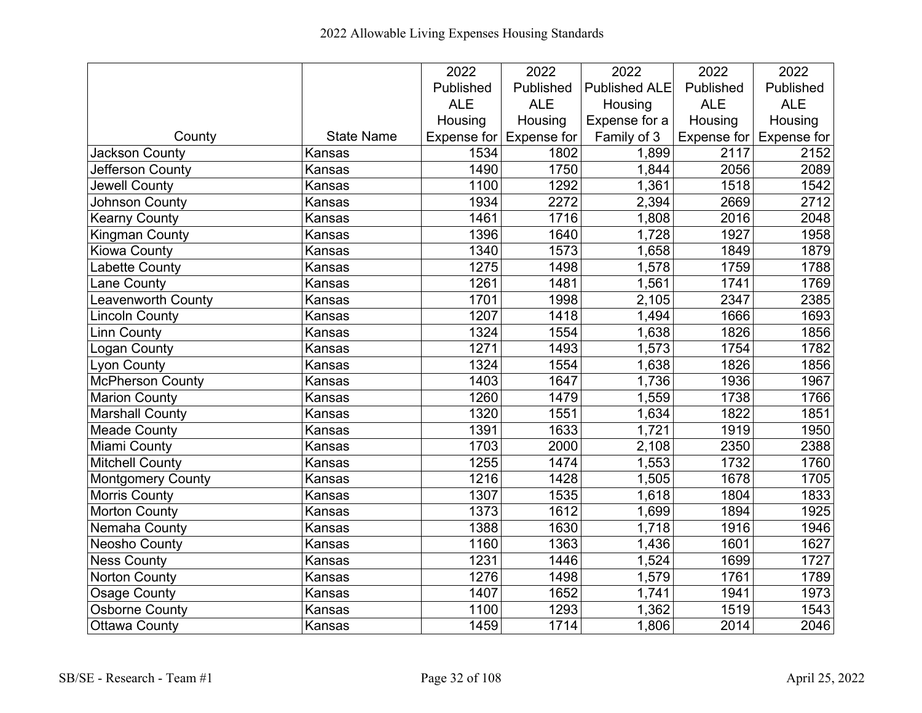# 2022 Allowable Living Expenses Housing Standards

| County | State Name | 2022 Published ALE Housing Expense for | 2022 Published ALE Housing Expense for | 2022 Published ALE Housing Expense for a Family of 3 | 2022 Published ALE Housing Expense for | 2022 Published ALE Housing Expense for |
|---|---|---|---|---|---|---|
| Jackson County | Kansas | 1534 | 1802 | 1,899 | 2117 | 2152 |
| Jefferson County | Kansas | 1490 | 1750 | 1,844 | 2056 | 2089 |
| Jewell County | Kansas | 1100 | 1292 | 1,361 | 1518 | 1542 |
| Johnson County | Kansas | 1934 | 2272 | 2,394 | 2669 | 2712 |
| Kearny County | Kansas | 1461 | 1716 | 1,808 | 2016 | 2048 |
| Kingman County | Kansas | 1396 | 1640 | 1,728 | 1927 | 1958 |
| Kiowa County | Kansas | 1340 | 1573 | 1,658 | 1849 | 1879 |
| Labette County | Kansas | 1275 | 1498 | 1,578 | 1759 | 1788 |
| Lane County | Kansas | 1261 | 1481 | 1,561 | 1741 | 1769 |
| Leavenworth County | Kansas | 1701 | 1998 | 2,105 | 2347 | 2385 |
| Lincoln County | Kansas | 1207 | 1418 | 1,494 | 1666 | 1693 |
| Linn County | Kansas | 1324 | 1554 | 1,638 | 1826 | 1856 |
| Logan County | Kansas | 1271 | 1493 | 1,573 | 1754 | 1782 |
| Lyon County | Kansas | 1324 | 1554 | 1,638 | 1826 | 1856 |
| McPherson County | Kansas | 1403 | 1647 | 1,736 | 1936 | 1967 |
| Marion County | Kansas | 1260 | 1479 | 1,559 | 1738 | 1766 |
| Marshall County | Kansas | 1320 | 1551 | 1,634 | 1822 | 1851 |
| Meade County | Kansas | 1391 | 1633 | 1,721 | 1919 | 1950 |
| Miami County | Kansas | 1703 | 2000 | 2,108 | 2350 | 2388 |
| Mitchell County | Kansas | 1255 | 1474 | 1,553 | 1732 | 1760 |
| Montgomery County | Kansas | 1216 | 1428 | 1,505 | 1678 | 1705 |
| Morris County | Kansas | 1307 | 1535 | 1,618 | 1804 | 1833 |
| Morton County | Kansas | 1373 | 1612 | 1,699 | 1894 | 1925 |
| Nemaha County | Kansas | 1388 | 1630 | 1,718 | 1916 | 1946 |
| Neosho County | Kansas | 1160 | 1363 | 1,436 | 1601 | 1627 |
| Ness County | Kansas | 1231 | 1446 | 1,524 | 1699 | 1727 |
| Norton County | Kansas | 1276 | 1498 | 1,579 | 1761 | 1789 |
| Osage County | Kansas | 1407 | 1652 | 1,741 | 1941 | 1973 |
| Osborne County | Kansas | 1100 | 1293 | 1,362 | 1519 | 1543 |
| Ottawa County | Kansas | 1459 | 1714 | 1,806 | 2014 | 2046 |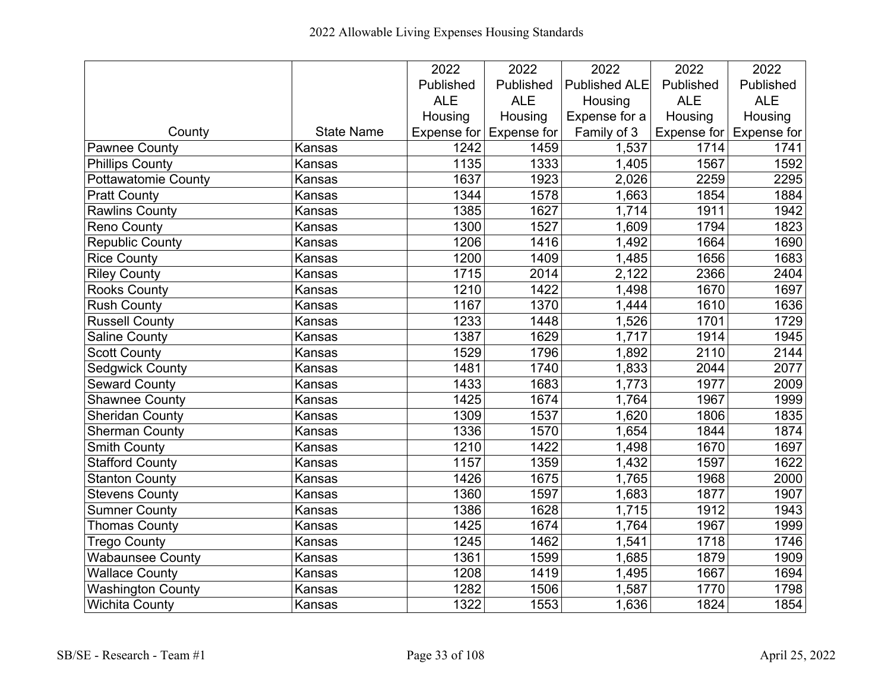# 2022 Allowable Living Expenses Housing Standards

| County | State Name | 2022 Published ALE Housing Expense for | 2022 Published ALE Housing Expense for | 2022 Published ALE Housing Expense for a Family of 3 | 2022 Published ALE Housing Expense for | 2022 Published ALE Housing Expense for |
|---|---|---|---|---|---|---|
| Pawnee County | Kansas | 1242 | 1459 | 1,537 | 1714 | 1741 |
| Phillips County | Kansas | 1135 | 1333 | 1,405 | 1567 | 1592 |
| Pottawatomie County | Kansas | 1637 | 1923 | 2,026 | 2259 | 2295 |
| Pratt County | Kansas | 1344 | 1578 | 1,663 | 1854 | 1884 |
| Rawlins County | Kansas | 1385 | 1627 | 1,714 | 1911 | 1942 |
| Reno County | Kansas | 1300 | 1527 | 1,609 | 1794 | 1823 |
| Republic County | Kansas | 1206 | 1416 | 1,492 | 1664 | 1690 |
| Rice County | Kansas | 1200 | 1409 | 1,485 | 1656 | 1683 |
| Riley County | Kansas | 1715 | 2014 | 2,122 | 2366 | 2404 |
| Rooks County | Kansas | 1210 | 1422 | 1,498 | 1670 | 1697 |
| Rush County | Kansas | 1167 | 1370 | 1,444 | 1610 | 1636 |
| Russell County | Kansas | 1233 | 1448 | 1,526 | 1701 | 1729 |
| Saline County | Kansas | 1387 | 1629 | 1,717 | 1914 | 1945 |
| Scott County | Kansas | 1529 | 1796 | 1,892 | 2110 | 2144 |
| Sedgwick County | Kansas | 1481 | 1740 | 1,833 | 2044 | 2077 |
| Seward County | Kansas | 1433 | 1683 | 1,773 | 1977 | 2009 |
| Shawnee County | Kansas | 1425 | 1674 | 1,764 | 1967 | 1999 |
| Sheridan County | Kansas | 1309 | 1537 | 1,620 | 1806 | 1835 |
| Sherman County | Kansas | 1336 | 1570 | 1,654 | 1844 | 1874 |
| Smith County | Kansas | 1210 | 1422 | 1,498 | 1670 | 1697 |
| Stafford County | Kansas | 1157 | 1359 | 1,432 | 1597 | 1622 |
| Stanton County | Kansas | 1426 | 1675 | 1,765 | 1968 | 2000 |
| Stevens County | Kansas | 1360 | 1597 | 1,683 | 1877 | 1907 |
| Sumner County | Kansas | 1386 | 1628 | 1,715 | 1912 | 1943 |
| Thomas County | Kansas | 1425 | 1674 | 1,764 | 1967 | 1999 |
| Trego County | Kansas | 1245 | 1462 | 1,541 | 1718 | 1746 |
| Wabaunsee County | Kansas | 1361 | 1599 | 1,685 | 1879 | 1909 |
| Wallace County | Kansas | 1208 | 1419 | 1,495 | 1667 | 1694 |
| Washington County | Kansas | 1282 | 1506 | 1,587 | 1770 | 1798 |
| Wichita County | Kansas | 1322 | 1553 | 1,636 | 1824 | 1854 |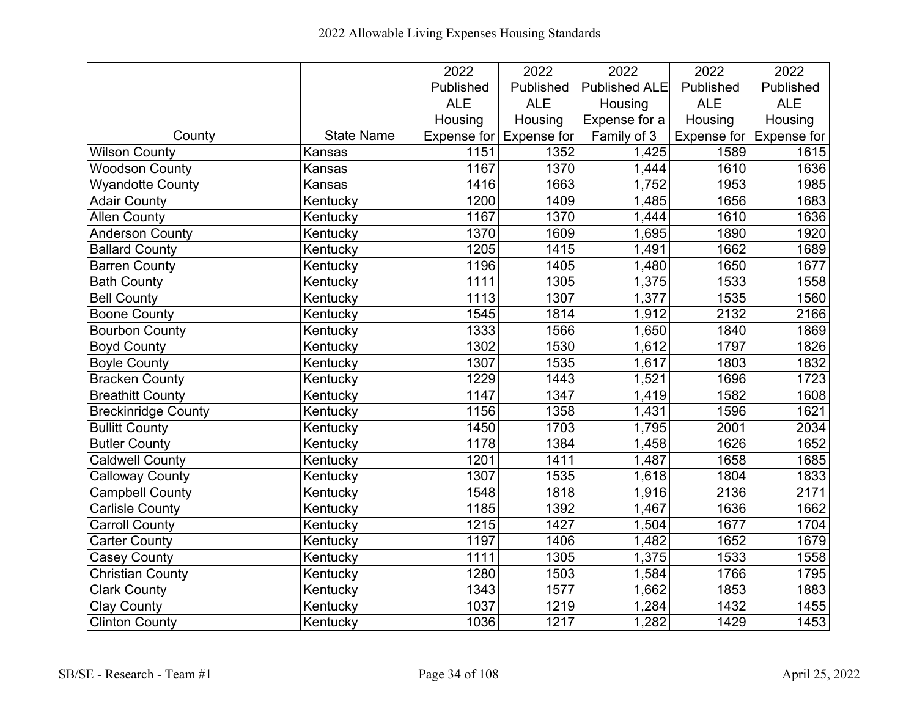# 2022 Allowable Living Expenses Housing Standards

| County | State Name | 2022 Published ALE Housing Expense for | 2022 Published ALE Housing Expense for | 2022 Published ALE Housing Expense for a Family of 3 | 2022 Published ALE Housing Expense for | 2022 Published ALE Housing Expense for |
|---|---|---|---|---|---|---|
| Wilson County | Kansas | 1151 | 1352 | 1,425 | 1589 | 1615 |
| Woodson County | Kansas | 1167 | 1370 | 1,444 | 1610 | 1636 |
| Wyandotte County | Kansas | 1416 | 1663 | 1,752 | 1953 | 1985 |
| Adair County | Kentucky | 1200 | 1409 | 1,485 | 1656 | 1683 |
| Allen County | Kentucky | 1167 | 1370 | 1,444 | 1610 | 1636 |
| Anderson County | Kentucky | 1370 | 1609 | 1,695 | 1890 | 1920 |
| Ballard County | Kentucky | 1205 | 1415 | 1,491 | 1662 | 1689 |
| Barren County | Kentucky | 1196 | 1405 | 1,480 | 1650 | 1677 |
| Bath County | Kentucky | 1111 | 1305 | 1,375 | 1533 | 1558 |
| Bell County | Kentucky | 1113 | 1307 | 1,377 | 1535 | 1560 |
| Boone County | Kentucky | 1545 | 1814 | 1,912 | 2132 | 2166 |
| Bourbon County | Kentucky | 1333 | 1566 | 1,650 | 1840 | 1869 |
| Boyd County | Kentucky | 1302 | 1530 | 1,612 | 1797 | 1826 |
| Boyle County | Kentucky | 1307 | 1535 | 1,617 | 1803 | 1832 |
| Bracken County | Kentucky | 1229 | 1443 | 1,521 | 1696 | 1723 |
| Breathitt County | Kentucky | 1147 | 1347 | 1,419 | 1582 | 1608 |
| Breckinridge County | Kentucky | 1156 | 1358 | 1,431 | 1596 | 1621 |
| Bullitt County | Kentucky | 1450 | 1703 | 1,795 | 2001 | 2034 |
| Butler County | Kentucky | 1178 | 1384 | 1,458 | 1626 | 1652 |
| Caldwell County | Kentucky | 1201 | 1411 | 1,487 | 1658 | 1685 |
| Calloway County | Kentucky | 1307 | 1535 | 1,618 | 1804 | 1833 |
| Campbell County | Kentucky | 1548 | 1818 | 1,916 | 2136 | 2171 |
| Carlisle County | Kentucky | 1185 | 1392 | 1,467 | 1636 | 1662 |
| Carroll County | Kentucky | 1215 | 1427 | 1,504 | 1677 | 1704 |
| Carter County | Kentucky | 1197 | 1406 | 1,482 | 1652 | 1679 |
| Casey County | Kentucky | 1111 | 1305 | 1,375 | 1533 | 1558 |
| Christian County | Kentucky | 1280 | 1503 | 1,584 | 1766 | 1795 |
| Clark County | Kentucky | 1343 | 1577 | 1,662 | 1853 | 1883 |
| Clay County | Kentucky | 1037 | 1219 | 1,284 | 1432 | 1455 |
| Clinton County | Kentucky | 1036 | 1217 | 1,282 | 1429 | 1453 |

SB/SE - Research - Team #1 April 25, 2022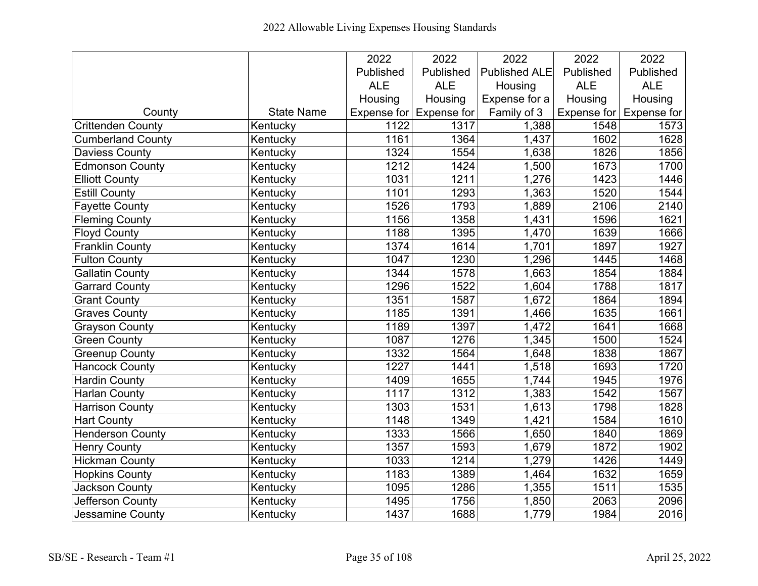# 2022 Allowable Living Expenses Housing Standards

| County | State Name | 2022 Published ALE Housing Expense for | 2022 Published ALE Housing Expense for | 2022 Published ALE Housing Expense for a Family of 3 | 2022 Published ALE Housing Expense for | 2022 Published ALE Housing Expense for |
|---|---|---|---|---|---|---|
| Crittenden County | Kentucky | 1122 | 1317 | 1,388 | 1548 | 1573 |
| Cumberland County | Kentucky | 1161 | 1364 | 1,437 | 1602 | 1628 |
| Daviess County | Kentucky | 1324 | 1554 | 1,638 | 1826 | 1856 |
| Edmonson County | Kentucky | 1212 | 1424 | 1,500 | 1673 | 1700 |
| Elliott County | Kentucky | 1031 | 1211 | 1,276 | 1423 | 1446 |
| Estill County | Kentucky | 1101 | 1293 | 1,363 | 1520 | 1544 |
| Fayette County | Kentucky | 1526 | 1793 | 1,889 | 2106 | 2140 |
| Fleming County | Kentucky | 1156 | 1358 | 1,431 | 1596 | 1621 |
| Floyd County | Kentucky | 1188 | 1395 | 1,470 | 1639 | 1666 |
| Franklin County | Kentucky | 1374 | 1614 | 1,701 | 1897 | 1927 |
| Fulton County | Kentucky | 1047 | 1230 | 1,296 | 1445 | 1468 |
| Gallatin County | Kentucky | 1344 | 1578 | 1,663 | 1854 | 1884 |
| Garrard County | Kentucky | 1296 | 1522 | 1,604 | 1788 | 1817 |
| Grant County | Kentucky | 1351 | 1587 | 1,672 | 1864 | 1894 |
| Graves County | Kentucky | 1185 | 1391 | 1,466 | 1635 | 1661 |
| Grayson County | Kentucky | 1189 | 1397 | 1,472 | 1641 | 1668 |
| Green County | Kentucky | 1087 | 1276 | 1,345 | 1500 | 1524 |
| Greenup County | Kentucky | 1332 | 1564 | 1,648 | 1838 | 1867 |
| Hancock County | Kentucky | 1227 | 1441 | 1,518 | 1693 | 1720 |
| Hardin County | Kentucky | 1409 | 1655 | 1,744 | 1945 | 1976 |
| Harlan County | Kentucky | 1117 | 1312 | 1,383 | 1542 | 1567 |
| Harrison County | Kentucky | 1303 | 1531 | 1,613 | 1798 | 1828 |
| Hart County | Kentucky | 1148 | 1349 | 1,421 | 1584 | 1610 |
| Henderson County | Kentucky | 1333 | 1566 | 1,650 | 1840 | 1869 |
| Henry County | Kentucky | 1357 | 1593 | 1,679 | 1872 | 1902 |
| Hickman County | Kentucky | 1033 | 1214 | 1,279 | 1426 | 1449 |
| Hopkins County | Kentucky | 1183 | 1389 | 1,464 | 1632 | 1659 |
| Jackson County | Kentucky | 1095 | 1286 | 1,355 | 1511 | 1535 |
| Jefferson County | Kentucky | 1495 | 1756 | 1,850 | 2063 | 2096 |
| Jessamine County | Kentucky | 1437 | 1688 | 1,779 | 1984 | 2016 |

SB/SE - Research - Team #1 April 25, 2022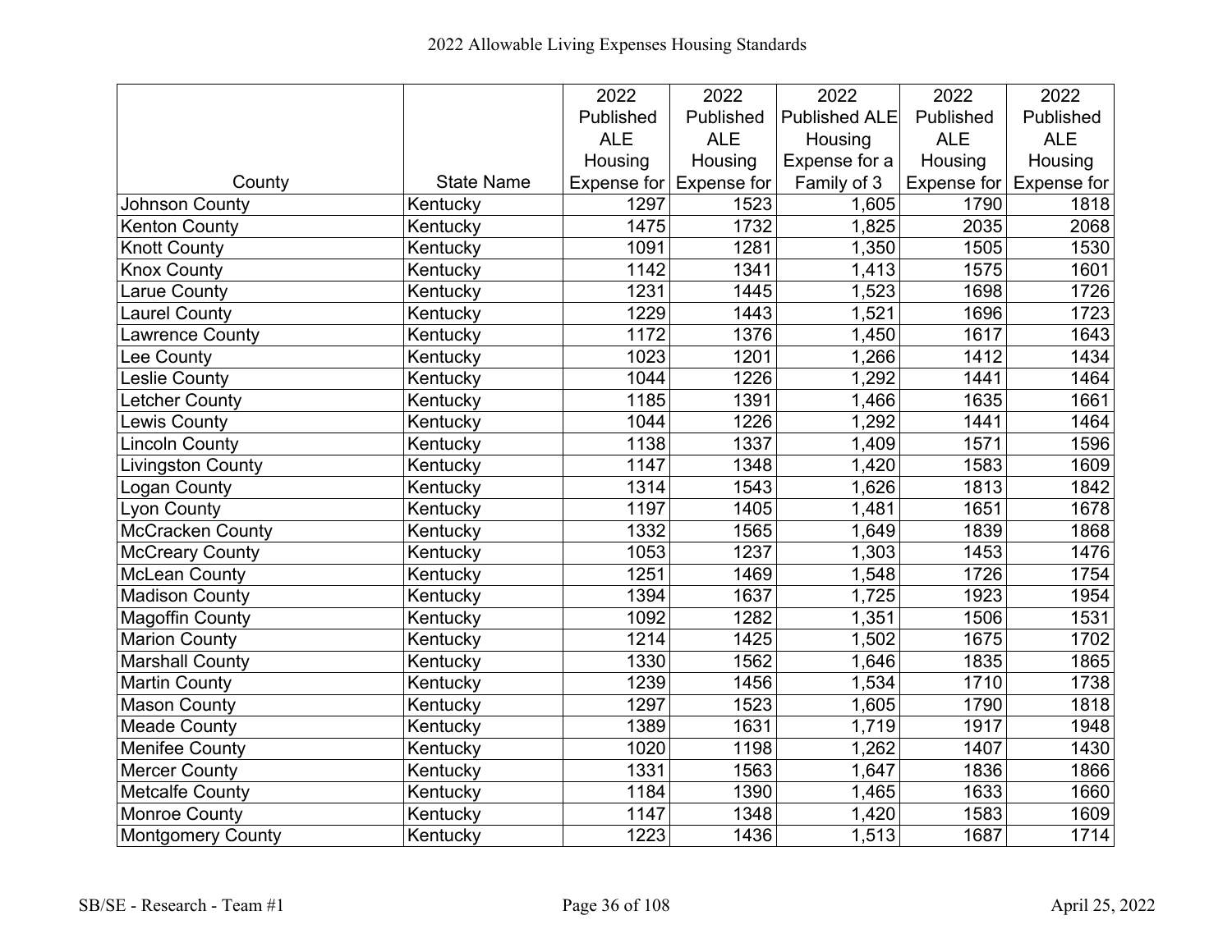# 2022 Allowable Living Expenses Housing Standards

| County | State Name | 2022 Published ALE Housing Expense for | 2022 Published ALE Housing Expense for | 2022 Published ALE Housing Expense for a Family of 3 | 2022 Published ALE Housing Expense for | 2022 Published ALE Housing Expense for |
|---|---|---|---|---|---|---|
| Johnson County | Kentucky | 1297 | 1523 | 1,605 | 1790 | 1818 |
| Kenton County | Kentucky | 1475 | 1732 | 1,825 | 2035 | 2068 |
| Knott County | Kentucky | 1091 | 1281 | 1,350 | 1505 | 1530 |
| Knox County | Kentucky | 1142 | 1341 | 1,413 | 1575 | 1601 |
| Larue County | Kentucky | 1231 | 1445 | 1,523 | 1698 | 1726 |
| Laurel County | Kentucky | 1229 | 1443 | 1,521 | 1696 | 1723 |
| Lawrence County | Kentucky | 1172 | 1376 | 1,450 | 1617 | 1643 |
| Lee County | Kentucky | 1023 | 1201 | 1,266 | 1412 | 1434 |
| Leslie County | Kentucky | 1044 | 1226 | 1,292 | 1441 | 1464 |
| Letcher County | Kentucky | 1185 | 1391 | 1,466 | 1635 | 1661 |
| Lewis County | Kentucky | 1044 | 1226 | 1,292 | 1441 | 1464 |
| Lincoln County | Kentucky | 1138 | 1337 | 1,409 | 1571 | 1596 |
| Livingston County | Kentucky | 1147 | 1348 | 1,420 | 1583 | 1609 |
| Logan County | Kentucky | 1314 | 1543 | 1,626 | 1813 | 1842 |
| Lyon County | Kentucky | 1197 | 1405 | 1,481 | 1651 | 1678 |
| McCracken County | Kentucky | 1332 | 1565 | 1,649 | 1839 | 1868 |
| McCreary County | Kentucky | 1053 | 1237 | 1,303 | 1453 | 1476 |
| McLean County | Kentucky | 1251 | 1469 | 1,548 | 1726 | 1754 |
| Madison County | Kentucky | 1394 | 1637 | 1,725 | 1923 | 1954 |
| Magoffin County | Kentucky | 1092 | 1282 | 1,351 | 1506 | 1531 |
| Marion County | Kentucky | 1214 | 1425 | 1,502 | 1675 | 1702 |
| Marshall County | Kentucky | 1330 | 1562 | 1,646 | 1835 | 1865 |
| Martin County | Kentucky | 1239 | 1456 | 1,534 | 1710 | 1738 |
| Mason County | Kentucky | 1297 | 1523 | 1,605 | 1790 | 1818 |
| Meade County | Kentucky | 1389 | 1631 | 1,719 | 1917 | 1948 |
| Menifee County | Kentucky | 1020 | 1198 | 1,262 | 1407 | 1430 |
| Mercer County | Kentucky | 1331 | 1563 | 1,647 | 1836 | 1866 |
| Metcalfe County | Kentucky | 1184 | 1390 | 1,465 | 1633 | 1660 |
| Monroe County | Kentucky | 1147 | 1348 | 1,420 | 1583 | 1609 |
| Montgomery County | Kentucky | 1223 | 1436 | 1,513 | 1687 | 1714 |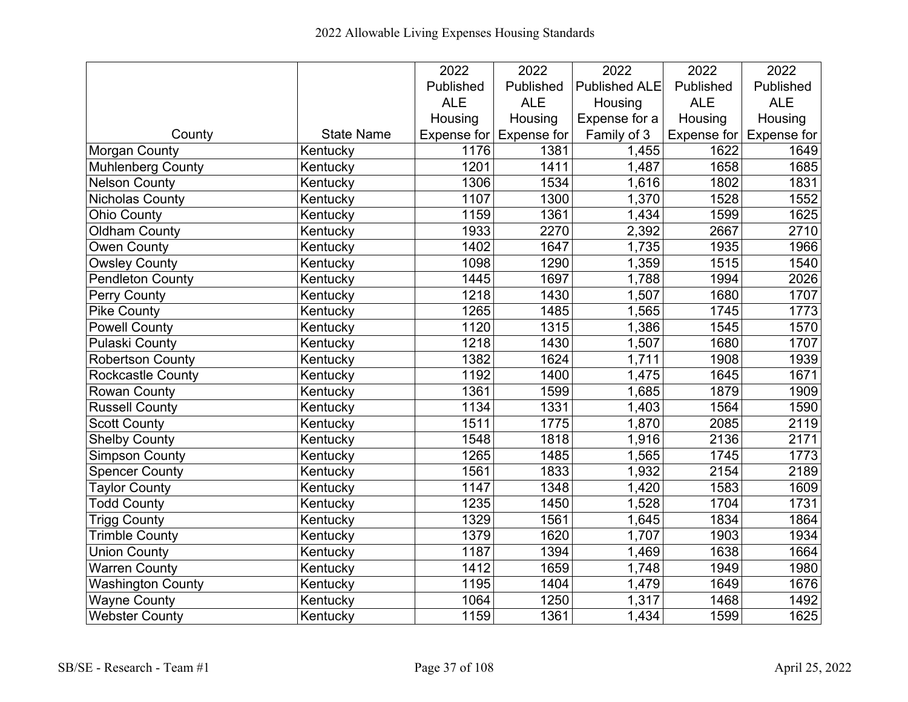# 2022 Allowable Living Expenses Housing Standards

| County | State Name | 2022 Published ALE Housing Expense for | 2022 Published ALE Housing Expense for | 2022 Published ALE Housing Expense for a Family of 3 | 2022 Published ALE Housing Expense for | 2022 Published ALE Housing Expense for |
|---|---|---|---|---|---|---|
| Morgan County | Kentucky | 1176 | 1381 | 1,455 | 1622 | 1649 |
| Muhlenberg County | Kentucky | 1201 | 1411 | 1,487 | 1658 | 1685 |
| Nelson County | Kentucky | 1306 | 1534 | 1,616 | 1802 | 1831 |
| Nicholas County | Kentucky | 1107 | 1300 | 1,370 | 1528 | 1552 |
| Ohio County | Kentucky | 1159 | 1361 | 1,434 | 1599 | 1625 |
| Oldham County | Kentucky | 1933 | 2270 | 2,392 | 2667 | 2710 |
| Owen County | Kentucky | 1402 | 1647 | 1,735 | 1935 | 1966 |
| Owsley County | Kentucky | 1098 | 1290 | 1,359 | 1515 | 1540 |
| Pendleton County | Kentucky | 1445 | 1697 | 1,788 | 1994 | 2026 |
| Perry County | Kentucky | 1218 | 1430 | 1,507 | 1680 | 1707 |
| Pike County | Kentucky | 1265 | 1485 | 1,565 | 1745 | 1773 |
| Powell County | Kentucky | 1120 | 1315 | 1,386 | 1545 | 1570 |
| Pulaski County | Kentucky | 1218 | 1430 | 1,507 | 1680 | 1707 |
| Robertson County | Kentucky | 1382 | 1624 | 1,711 | 1908 | 1939 |
| Rockcastle County | Kentucky | 1192 | 1400 | 1,475 | 1645 | 1671 |
| Rowan County | Kentucky | 1361 | 1599 | 1,685 | 1879 | 1909 |
| Russell County | Kentucky | 1134 | 1331 | 1,403 | 1564 | 1590 |
| Scott County | Kentucky | 1511 | 1775 | 1,870 | 2085 | 2119 |
| Shelby County | Kentucky | 1548 | 1818 | 1,916 | 2136 | 2171 |
| Simpson County | Kentucky | 1265 | 1485 | 1,565 | 1745 | 1773 |
| Spencer County | Kentucky | 1561 | 1833 | 1,932 | 2154 | 2189 |
| Taylor County | Kentucky | 1147 | 1348 | 1,420 | 1583 | 1609 |
| Todd County | Kentucky | 1235 | 1450 | 1,528 | 1704 | 1731 |
| Trigg County | Kentucky | 1329 | 1561 | 1,645 | 1834 | 1864 |
| Trimble County | Kentucky | 1379 | 1620 | 1,707 | 1903 | 1934 |
| Union County | Kentucky | 1187 | 1394 | 1,469 | 1638 | 1664 |
| Warren County | Kentucky | 1412 | 1659 | 1,748 | 1949 | 1980 |
| Washington County | Kentucky | 1195 | 1404 | 1,479 | 1649 | 1676 |
| Wayne County | Kentucky | 1064 | 1250 | 1,317 | 1468 | 1492 |
| Webster County | Kentucky | 1159 | 1361 | 1,434 | 1599 | 1625 |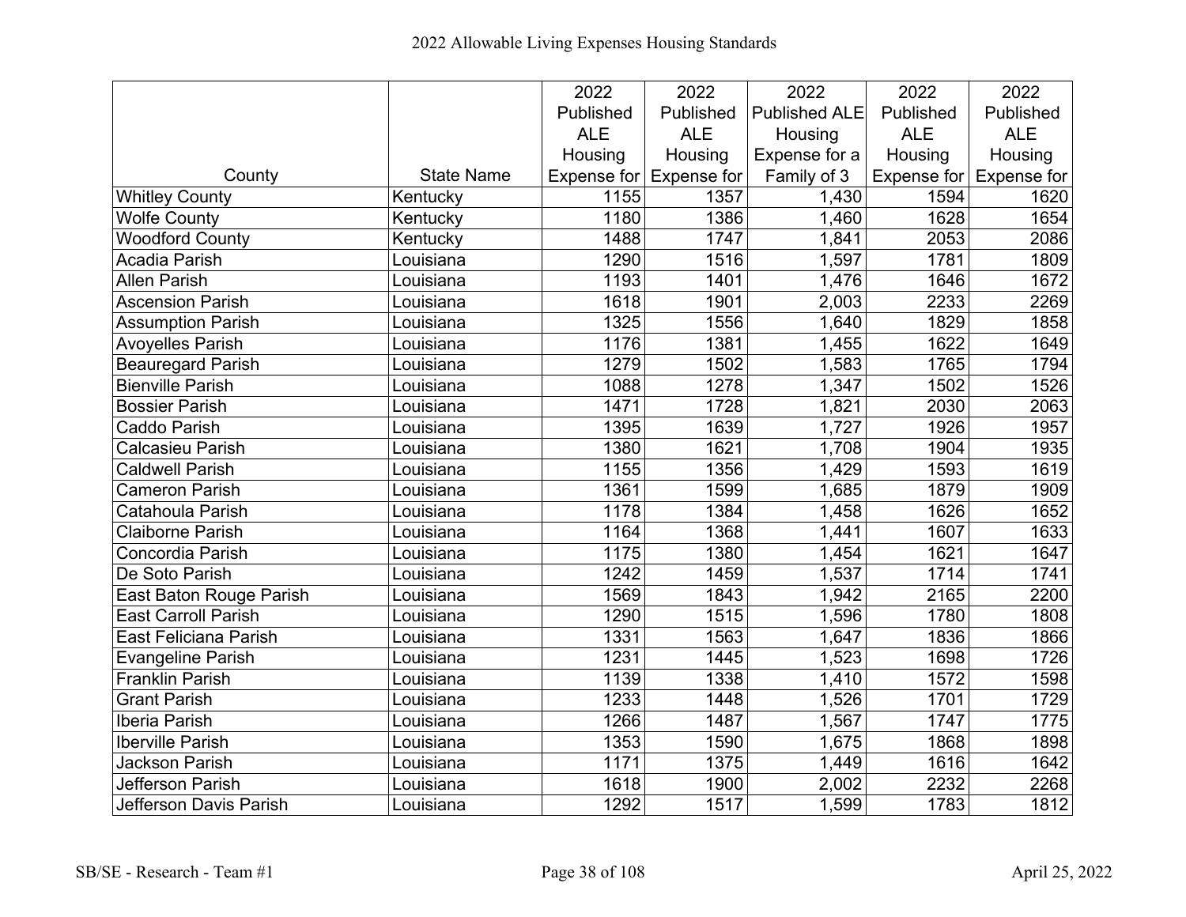# 2022 Allowable Living Expenses Housing Standards

| County | State Name | 2022 Published ALE Housing Expense for | 2022 Published ALE Housing Expense for | 2022 Published ALE Housing Expense for a Family of 3 | 2022 Published ALE Housing Expense for | 2022 Published ALE Housing Expense for |
|---|---|---|---|---|---|---|
| Whitley County | Kentucky | 1155 | 1357 | 1,430 | 1594 | 1620 |
| Wolfe County | Kentucky | 1180 | 1386 | 1,460 | 1628 | 1654 |
| Woodford County | Kentucky | 1488 | 1747 | 1,841 | 2053 | 2086 |
| Acadia Parish | Louisiana | 1290 | 1516 | 1,597 | 1781 | 1809 |
| Allen Parish | Louisiana | 1193 | 1401 | 1,476 | 1646 | 1672 |
| Ascension Parish | Louisiana | 1618 | 1901 | 2,003 | 2233 | 2269 |
| Assumption Parish | Louisiana | 1325 | 1556 | 1,640 | 1829 | 1858 |
| Avoyelles Parish | Louisiana | 1176 | 1381 | 1,455 | 1622 | 1649 |
| Beauregard Parish | Louisiana | 1279 | 1502 | 1,583 | 1765 | 1794 |
| Bienville Parish | Louisiana | 1088 | 1278 | 1,347 | 1502 | 1526 |
| Bossier Parish | Louisiana | 1471 | 1728 | 1,821 | 2030 | 2063 |
| Caddo Parish | Louisiana | 1395 | 1639 | 1,727 | 1926 | 1957 |
| Calcasieu Parish | Louisiana | 1380 | 1621 | 1,708 | 1904 | 1935 |
| Caldwell Parish | Louisiana | 1155 | 1356 | 1,429 | 1593 | 1619 |
| Cameron Parish | Louisiana | 1361 | 1599 | 1,685 | 1879 | 1909 |
| Catahoula Parish | Louisiana | 1178 | 1384 | 1,458 | 1626 | 1652 |
| Claiborne Parish | Louisiana | 1164 | 1368 | 1,441 | 1607 | 1633 |
| Concordia Parish | Louisiana | 1175 | 1380 | 1,454 | 1621 | 1647 |
| De Soto Parish | Louisiana | 1242 | 1459 | 1,537 | 1714 | 1741 |
| East Baton Rouge Parish | Louisiana | 1569 | 1843 | 1,942 | 2165 | 2200 |
| East Carroll Parish | Louisiana | 1290 | 1515 | 1,596 | 1780 | 1808 |
| East Feliciana Parish | Louisiana | 1331 | 1563 | 1,647 | 1836 | 1866 |
| Evangeline Parish | Louisiana | 1231 | 1445 | 1,523 | 1698 | 1726 |
| Franklin Parish | Louisiana | 1139 | 1338 | 1,410 | 1572 | 1598 |
| Grant Parish | Louisiana | 1233 | 1448 | 1,526 | 1701 | 1729 |
| Iberia Parish | Louisiana | 1266 | 1487 | 1,567 | 1747 | 1775 |
| Iberville Parish | Louisiana | 1353 | 1590 | 1,675 | 1868 | 1898 |
| Jackson Parish | Louisiana | 1171 | 1375 | 1,449 | 1616 | 1642 |
| Jefferson Parish | Louisiana | 1618 | 1900 | 2,002 | 2232 | 2268 |
| Jefferson Davis Parish | Louisiana | 1292 | 1517 | 1,599 | 1783 | 1812 |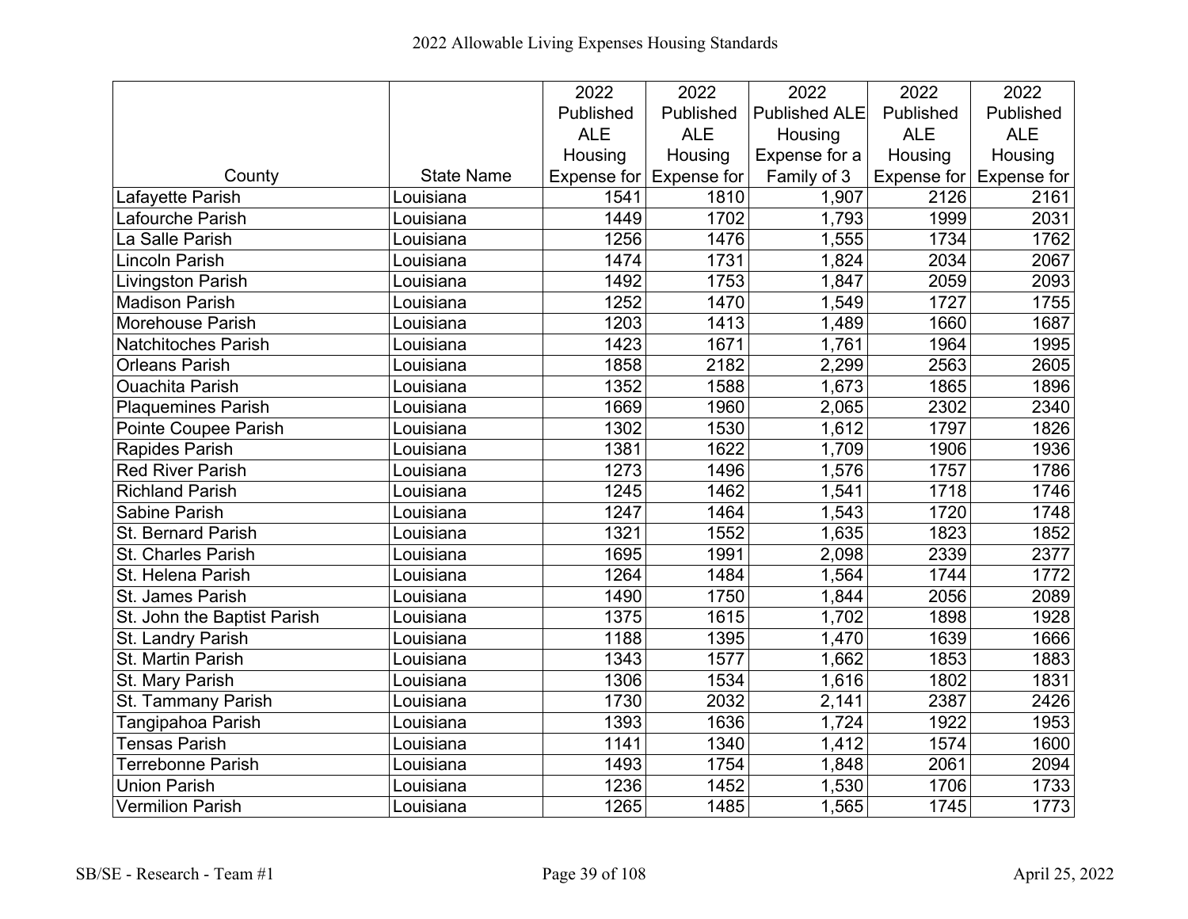# 2022 Allowable Living Expenses Housing Standards

| County | State Name | 2022 Published ALE Housing Expense for | 2022 Published ALE Housing Expense for | 2022 Published ALE Housing Expense for a Family of 3 | 2022 Published ALE Housing Expense for | 2022 Published ALE Housing Expense for |
|---|---|---|---|---|---|---|
| Lafayette Parish | Louisiana | 1541 | 1810 | 1,907 | 2126 | 2161 |
| Lafourche Parish | Louisiana | 1449 | 1702 | 1,793 | 1999 | 2031 |
| La Salle Parish | Louisiana | 1256 | 1476 | 1,555 | 1734 | 1762 |
| Lincoln Parish | Louisiana | 1474 | 1731 | 1,824 | 2034 | 2067 |
| Livingston Parish | Louisiana | 1492 | 1753 | 1,847 | 2059 | 2093 |
| Madison Parish | Louisiana | 1252 | 1470 | 1,549 | 1727 | 1755 |
| Morehouse Parish | Louisiana | 1203 | 1413 | 1,489 | 1660 | 1687 |
| Natchitoches Parish | Louisiana | 1423 | 1671 | 1,761 | 1964 | 1995 |
| Orleans Parish | Louisiana | 1858 | 2182 | 2,299 | 2563 | 2605 |
| Ouachita Parish | Louisiana | 1352 | 1588 | 1,673 | 1865 | 1896 |
| Plaquemines Parish | Louisiana | 1669 | 1960 | 2,065 | 2302 | 2340 |
| Pointe Coupee Parish | Louisiana | 1302 | 1530 | 1,612 | 1797 | 1826 |
| Rapides Parish | Louisiana | 1381 | 1622 | 1,709 | 1906 | 1936 |
| Red River Parish | Louisiana | 1273 | 1496 | 1,576 | 1757 | 1786 |
| Richland Parish | Louisiana | 1245 | 1462 | 1,541 | 1718 | 1746 |
| Sabine Parish | Louisiana | 1247 | 1464 | 1,543 | 1720 | 1748 |
| St. Bernard Parish | Louisiana | 1321 | 1552 | 1,635 | 1823 | 1852 |
| St. Charles Parish | Louisiana | 1695 | 1991 | 2,098 | 2339 | 2377 |
| St. Helena Parish | Louisiana | 1264 | 1484 | 1,564 | 1744 | 1772 |
| St. James Parish | Louisiana | 1490 | 1750 | 1,844 | 2056 | 2089 |
| St. John the Baptist Parish | Louisiana | 1375 | 1615 | 1,702 | 1898 | 1928 |
| St. Landry Parish | Louisiana | 1188 | 1395 | 1,470 | 1639 | 1666 |
| St. Martin Parish | Louisiana | 1343 | 1577 | 1,662 | 1853 | 1883 |
| St. Mary Parish | Louisiana | 1306 | 1534 | 1,616 | 1802 | 1831 |
| St. Tammany Parish | Louisiana | 1730 | 2032 | 2,141 | 2387 | 2426 |
| Tangipahoa Parish | Louisiana | 1393 | 1636 | 1,724 | 1922 | 1953 |
| Tensas Parish | Louisiana | 1141 | 1340 | 1,412 | 1574 | 1600 |
| Terrebonne Parish | Louisiana | 1493 | 1754 | 1,848 | 2061 | 2094 |
| Union Parish | Louisiana | 1236 | 1452 | 1,530 | 1706 | 1733 |
| Vermilion Parish | Louisiana | 1265 | 1485 | 1,565 | 1745 | 1773 |

SB/SE - Research - Team #1

April 25, 2022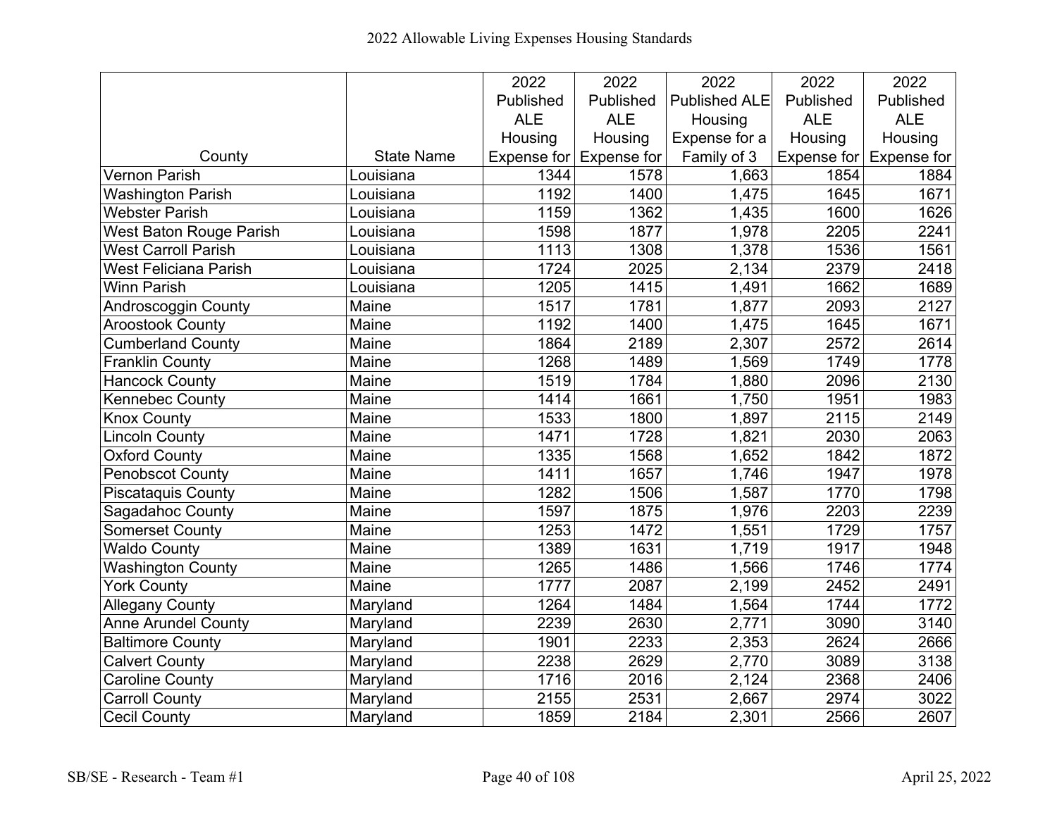# 2022 Allowable Living Expenses Housing Standards

| County | State Name | 2022 Published ALE Housing Expense for | 2022 Published ALE Housing Expense for | 2022 Published ALE Housing Expense for a Family of 3 | 2022 Published ALE Housing Expense for | 2022 Published ALE Housing Expense for |
|---|---|---|---|---|---|---|
| Vernon Parish | Louisiana | 1344 | 1578 | 1,663 | 1854 | 1884 |
| Washington Parish | Louisiana | 1192 | 1400 | 1,475 | 1645 | 1671 |
| Webster Parish | Louisiana | 1159 | 1362 | 1,435 | 1600 | 1626 |
| West Baton Rouge Parish | Louisiana | 1598 | 1877 | 1,978 | 2205 | 2241 |
| West Carroll Parish | Louisiana | 1113 | 1308 | 1,378 | 1536 | 1561 |
| West Feliciana Parish | Louisiana | 1724 | 2025 | 2,134 | 2379 | 2418 |
| Winn Parish | Louisiana | 1205 | 1415 | 1,491 | 1662 | 1689 |
| Androscoggin County | Maine | 1517 | 1781 | 1,877 | 2093 | 2127 |
| Aroostook County | Maine | 1192 | 1400 | 1,475 | 1645 | 1671 |
| Cumberland County | Maine | 1864 | 2189 | 2,307 | 2572 | 2614 |
| Franklin County | Maine | 1268 | 1489 | 1,569 | 1749 | 1778 |
| Hancock County | Maine | 1519 | 1784 | 1,880 | 2096 | 2130 |
| Kennebec County | Maine | 1414 | 1661 | 1,750 | 1951 | 1983 |
| Knox County | Maine | 1533 | 1800 | 1,897 | 2115 | 2149 |
| Lincoln County | Maine | 1471 | 1728 | 1,821 | 2030 | 2063 |
| Oxford County | Maine | 1335 | 1568 | 1,652 | 1842 | 1872 |
| Penobscot County | Maine | 1411 | 1657 | 1,746 | 1947 | 1978 |
| Piscataquis County | Maine | 1282 | 1506 | 1,587 | 1770 | 1798 |
| Sagadahoc County | Maine | 1597 | 1875 | 1,976 | 2203 | 2239 |
| Somerset County | Maine | 1253 | 1472 | 1,551 | 1729 | 1757 |
| Waldo County | Maine | 1389 | 1631 | 1,719 | 1917 | 1948 |
| Washington County | Maine | 1265 | 1486 | 1,566 | 1746 | 1774 |
| York County | Maine | 1777 | 2087 | 2,199 | 2452 | 2491 |
| Allegany County | Maryland | 1264 | 1484 | 1,564 | 1744 | 1772 |
| Anne Arundel County | Maryland | 2239 | 2630 | 2,771 | 3090 | 3140 |
| Baltimore County | Maryland | 1901 | 2233 | 2,353 | 2624 | 2666 |
| Calvert County | Maryland | 2238 | 2629 | 2,770 | 3089 | 3138 |
| Caroline County | Maryland | 1716 | 2016 | 2,124 | 2368 | 2406 |
| Carroll County | Maryland | 2155 | 2531 | 2,667 | 2974 | 3022 |
| Cecil County | Maryland | 1859 | 2184 | 2,301 | 2566 | 2607 |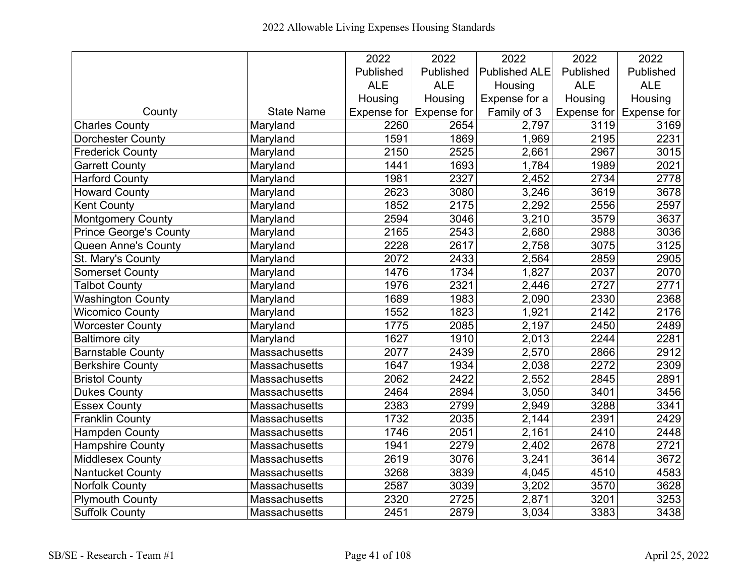# 2022 Allowable Living Expenses Housing Standards

| County | State Name | 2022 Published ALE Housing Expense for | 2022 Published ALE Housing Expense for | 2022 Published ALE Housing Expense for a Family of 3 | 2022 Published ALE Housing Expense for | 2022 Published ALE Housing Expense for |
|---|---|---|---|---|---|---|
| Charles County | Maryland | 2260 | 2654 | 2,797 | 3119 | 3169 |
| Dorchester County | Maryland | 1591 | 1869 | 1,969 | 2195 | 2231 |
| Frederick County | Maryland | 2150 | 2525 | 2,661 | 2967 | 3015 |
| Garrett County | Maryland | 1441 | 1693 | 1,784 | 1989 | 2021 |
| Harford County | Maryland | 1981 | 2327 | 2,452 | 2734 | 2778 |
| Howard County | Maryland | 2623 | 3080 | 3,246 | 3619 | 3678 |
| Kent County | Maryland | 1852 | 2175 | 2,292 | 2556 | 2597 |
| Montgomery County | Maryland | 2594 | 3046 | 3,210 | 3579 | 3637 |
| Prince George's County | Maryland | 2165 | 2543 | 2,680 | 2988 | 3036 |
| Queen Anne's County | Maryland | 2228 | 2617 | 2,758 | 3075 | 3125 |
| St. Mary's County | Maryland | 2072 | 2433 | 2,564 | 2859 | 2905 |
| Somerset County | Maryland | 1476 | 1734 | 1,827 | 2037 | 2070 |
| Talbot County | Maryland | 1976 | 2321 | 2,446 | 2727 | 2771 |
| Washington County | Maryland | 1689 | 1983 | 2,090 | 2330 | 2368 |
| Wicomico County | Maryland | 1552 | 1823 | 1,921 | 2142 | 2176 |
| Worcester County | Maryland | 1775 | 2085 | 2,197 | 2450 | 2489 |
| Baltimore city | Maryland | 1627 | 1910 | 2,013 | 2244 | 2281 |
| Barnstable County | Massachusetts | 2077 | 2439 | 2,570 | 2866 | 2912 |
| Berkshire County | Massachusetts | 1647 | 1934 | 2,038 | 2272 | 2309 |
| Bristol County | Massachusetts | 2062 | 2422 | 2,552 | 2845 | 2891 |
| Dukes County | Massachusetts | 2464 | 2894 | 3,050 | 3401 | 3456 |
| Essex County | Massachusetts | 2383 | 2799 | 2,949 | 3288 | 3341 |
| Franklin County | Massachusetts | 1732 | 2035 | 2,144 | 2391 | 2429 |
| Hampden County | Massachusetts | 1746 | 2051 | 2,161 | 2410 | 2448 |
| Hampshire County | Massachusetts | 1941 | 2279 | 2,402 | 2678 | 2721 |
| Middlesex County | Massachusetts | 2619 | 3076 | 3,241 | 3614 | 3672 |
| Nantucket County | Massachusetts | 3268 | 3839 | 4,045 | 4510 | 4583 |
| Norfolk County | Massachusetts | 2587 | 3039 | 3,202 | 3570 | 3628 |
| Plymouth County | Massachusetts | 2320 | 2725 | 2,871 | 3201 | 3253 |
| Suffolk County | Massachusetts | 2451 | 2879 | 3,034 | 3383 | 3438 |

SB/SE - Research - Team #1

April 25, 2022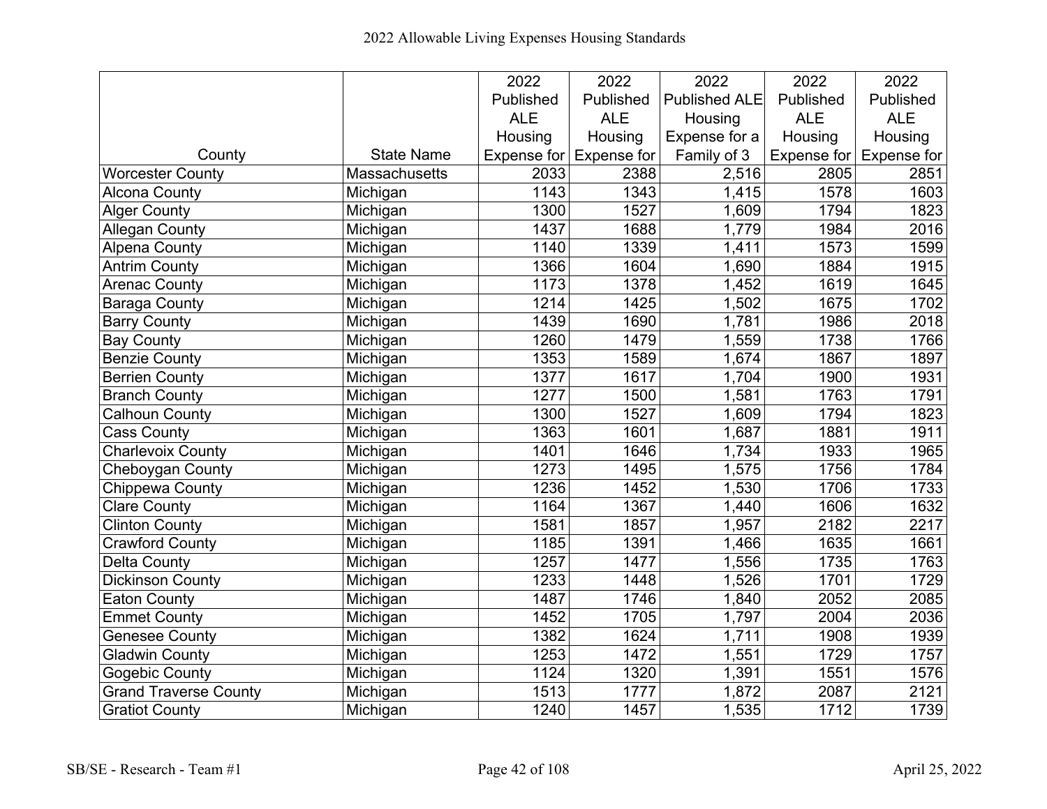| County | State Name | 2022 Published ALE Housing Expense for | 2022 Published ALE Housing Expense for | 2022 Published ALE Housing Expense for a Family of 3 | 2022 Published ALE Housing Expense for | 2022 Published ALE Housing Expense for |
|---|---|---|---|---|---|---|
| Worcester County | Massachusetts | 2033 | 2388 | 2,516 | 2805 | 2851 |
| Alcona County | Michigan | 1143 | 1343 | 1,415 | 1578 | 1603 |
| Alger County | Michigan | 1300 | 1527 | 1,609 | 1794 | 1823 |
| Allegan County | Michigan | 1437 | 1688 | 1,779 | 1984 | 2016 |
| Alpena County | Michigan | 1140 | 1339 | 1,411 | 1573 | 1599 |
| Antrim County | Michigan | 1366 | 1604 | 1,690 | 1884 | 1915 |
| Arenac County | Michigan | 1173 | 1378 | 1,452 | 1619 | 1645 |
| Baraga County | Michigan | 1214 | 1425 | 1,502 | 1675 | 1702 |
| Barry County | Michigan | 1439 | 1690 | 1,781 | 1986 | 2018 |
| Bay County | Michigan | 1260 | 1479 | 1,559 | 1738 | 1766 |
| Benzie County | Michigan | 1353 | 1589 | 1,674 | 1867 | 1897 |
| Berrien County | Michigan | 1377 | 1617 | 1,704 | 1900 | 1931 |
| Branch County | Michigan | 1277 | 1500 | 1,581 | 1763 | 1791 |
| Calhoun County | Michigan | 1300 | 1527 | 1,609 | 1794 | 1823 |
| Cass County | Michigan | 1363 | 1601 | 1,687 | 1881 | 1911 |
| Charlevoix County | Michigan | 1401 | 1646 | 1,734 | 1933 | 1965 |
| Cheboygan County | Michigan | 1273 | 1495 | 1,575 | 1756 | 1784 |
| Chippewa County | Michigan | 1236 | 1452 | 1,530 | 1706 | 1733 |
| Clare County | Michigan | 1164 | 1367 | 1,440 | 1606 | 1632 |
| Clinton County | Michigan | 1581 | 1857 | 1,957 | 2182 | 2217 |
| Crawford County | Michigan | 1185 | 1391 | 1,466 | 1635 | 1661 |
| Delta County | Michigan | 1257 | 1477 | 1,556 | 1735 | 1763 |
| Dickinson County | Michigan | 1233 | 1448 | 1,526 | 1701 | 1729 |
| Eaton County | Michigan | 1487 | 1746 | 1,840 | 2052 | 2085 |
| Emmet County | Michigan | 1452 | 1705 | 1,797 | 2004 | 2036 |
| Genesee County | Michigan | 1382 | 1624 | 1,711 | 1908 | 1939 |
| Gladwin County | Michigan | 1253 | 1472 | 1,551 | 1729 | 1757 |
| Gogebic County | Michigan | 1124 | 1320 | 1,391 | 1551 | 1576 |
| Grand Traverse County | Michigan | 1513 | 1777 | 1,872 | 2087 | 2121 |
| Gratiot County | Michigan | 1240 | 1457 | 1,535 | 1712 | 1739 |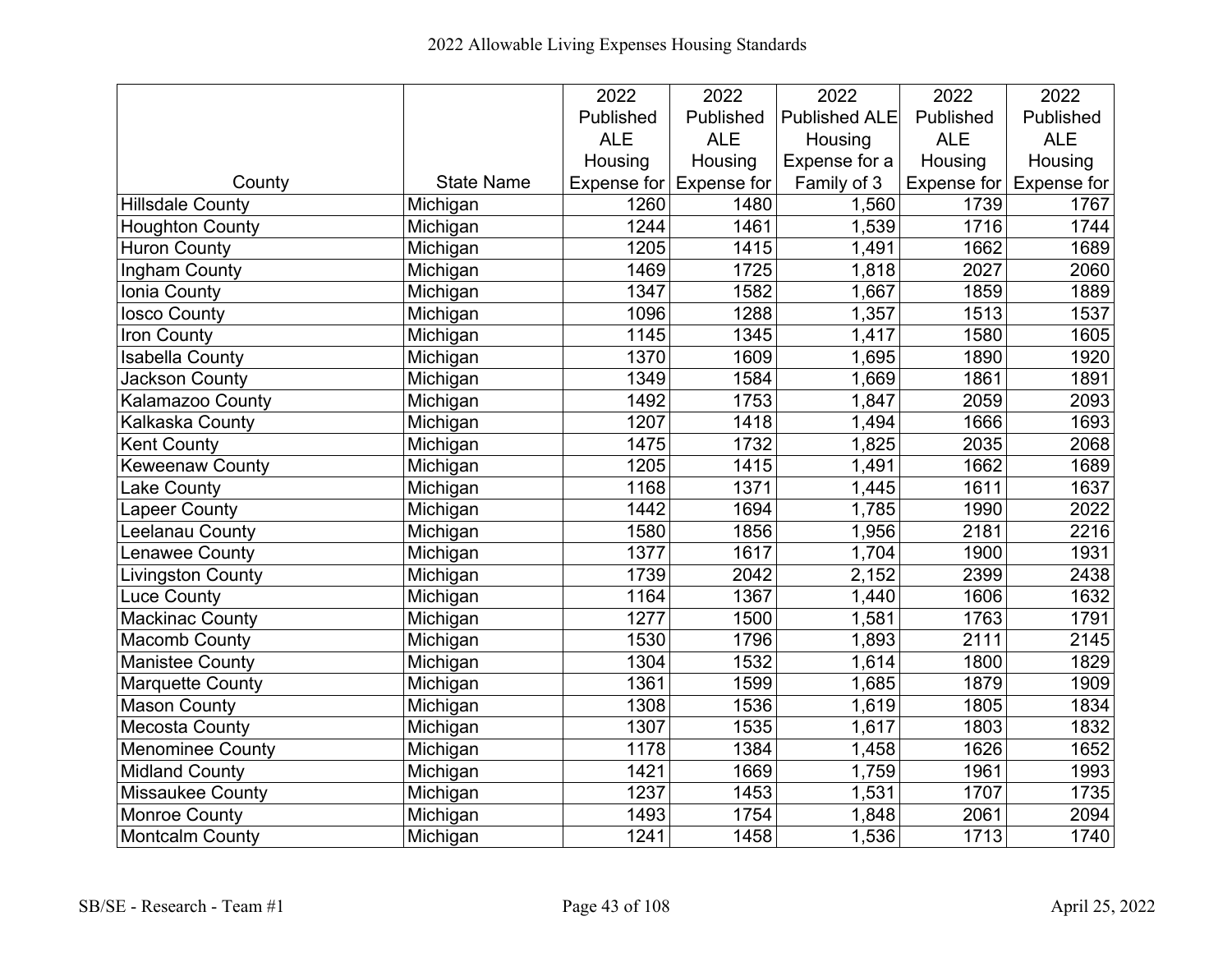| County | State Name | 2022 Published ALE Housing Expense for | 2022 Published ALE Housing Expense for | 2022 Published ALE Housing Expense for a Family of 3 | 2022 Published ALE Housing Expense for | 2022 Published ALE Housing Expense for |
|---|---|---|---|---|---|---|
| Hillsdale County | Michigan | 1260 | 1480 | 1,560 | 1739 | 1767 |
| Houghton County | Michigan | 1244 | 1461 | 1,539 | 1716 | 1744 |
| Huron County | Michigan | 1205 | 1415 | 1,491 | 1662 | 1689 |
| Ingham County | Michigan | 1469 | 1725 | 1,818 | 2027 | 2060 |
| Ionia County | Michigan | 1347 | 1582 | 1,667 | 1859 | 1889 |
| Iosco County | Michigan | 1096 | 1288 | 1,357 | 1513 | 1537 |
| Iron County | Michigan | 1145 | 1345 | 1,417 | 1580 | 1605 |
| Isabella County | Michigan | 1370 | 1609 | 1,695 | 1890 | 1920 |
| Jackson County | Michigan | 1349 | 1584 | 1,669 | 1861 | 1891 |
| Kalamazoo County | Michigan | 1492 | 1753 | 1,847 | 2059 | 2093 |
| Kalkaska County | Michigan | 1207 | 1418 | 1,494 | 1666 | 1693 |
| Kent County | Michigan | 1475 | 1732 | 1,825 | 2035 | 2068 |
| Keweenaw County | Michigan | 1205 | 1415 | 1,491 | 1662 | 1689 |
| Lake County | Michigan | 1168 | 1371 | 1,445 | 1611 | 1637 |
| Lapeer County | Michigan | 1442 | 1694 | 1,785 | 1990 | 2022 |
| Leelanau County | Michigan | 1580 | 1856 | 1,956 | 2181 | 2216 |
| Lenawee County | Michigan | 1377 | 1617 | 1,704 | 1900 | 1931 |
| Livingston County | Michigan | 1739 | 2042 | 2,152 | 2399 | 2438 |
| Luce County | Michigan | 1164 | 1367 | 1,440 | 1606 | 1632 |
| Mackinac County | Michigan | 1277 | 1500 | 1,581 | 1763 | 1791 |
| Macomb County | Michigan | 1530 | 1796 | 1,893 | 2111 | 2145 |
| Manistee County | Michigan | 1304 | 1532 | 1,614 | 1800 | 1829 |
| Marquette County | Michigan | 1361 | 1599 | 1,685 | 1879 | 1909 |
| Mason County | Michigan | 1308 | 1536 | 1,619 | 1805 | 1834 |
| Mecosta County | Michigan | 1307 | 1535 | 1,617 | 1803 | 1832 |
| Menominee County | Michigan | 1178 | 1384 | 1,458 | 1626 | 1652 |
| Midland County | Michigan | 1421 | 1669 | 1,759 | 1961 | 1993 |
| Missaukee County | Michigan | 1237 | 1453 | 1,531 | 1707 | 1735 |
| Monroe County | Michigan | 1493 | 1754 | 1,848 | 2061 | 2094 |
| Montcalm County | Michigan | 1241 | 1458 | 1,536 | 1713 | 1740 |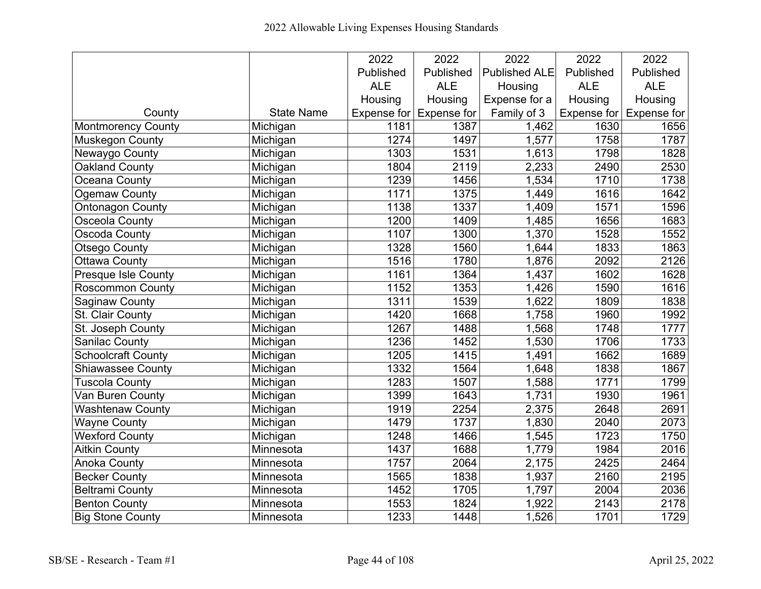| County | State Name | 2022 Published ALE Housing Expense for | 2022 Published ALE Housing Expense for | 2022 Published ALE Housing Expense for a Family of 3 | 2022 Published ALE Housing Expense for | 2022 Published ALE Housing Expense for |
|---|---|---|---|---|---|---|
| Montmorency County | Michigan | 1181 | 1387 | 1,462 | 1630 | 1656 |
| Muskegon County | Michigan | 1274 | 1497 | 1,577 | 1758 | 1787 |
| Newaygo County | Michigan | 1303 | 1531 | 1,613 | 1798 | 1828 |
| Oakland County | Michigan | 1804 | 2119 | 2,233 | 2490 | 2530 |
| Oceana County | Michigan | 1239 | 1456 | 1,534 | 1710 | 1738 |
| Ogemaw County | Michigan | 1171 | 1375 | 1,449 | 1616 | 1642 |
| Ontonagon County | Michigan | 1138 | 1337 | 1,409 | 1571 | 1596 |
| Osceola County | Michigan | 1200 | 1409 | 1,485 | 1656 | 1683 |
| Oscoda County | Michigan | 1107 | 1300 | 1,370 | 1528 | 1552 |
| Otsego County | Michigan | 1328 | 1560 | 1,644 | 1833 | 1863 |
| Ottawa County | Michigan | 1516 | 1780 | 1,876 | 2092 | 2126 |
| Presque Isle County | Michigan | 1161 | 1364 | 1,437 | 1602 | 1628 |
| Roscommon County | Michigan | 1152 | 1353 | 1,426 | 1590 | 1616 |
| Saginaw County | Michigan | 1311 | 1539 | 1,622 | 1809 | 1838 |
| St. Clair County | Michigan | 1420 | 1668 | 1,758 | 1960 | 1992 |
| St. Joseph County | Michigan | 1267 | 1488 | 1,568 | 1748 | 1777 |
| Sanilac County | Michigan | 1236 | 1452 | 1,530 | 1706 | 1733 |
| Schoolcraft County | Michigan | 1205 | 1415 | 1,491 | 1662 | 1689 |
| Shiawassee County | Michigan | 1332 | 1564 | 1,648 | 1838 | 1867 |
| Tuscola County | Michigan | 1283 | 1507 | 1,588 | 1771 | 1799 |
| Van Buren County | Michigan | 1399 | 1643 | 1,731 | 1930 | 1961 |
| Washtenaw County | Michigan | 1919 | 2254 | 2,375 | 2648 | 2691 |
| Wayne County | Michigan | 1479 | 1737 | 1,830 | 2040 | 2073 |
| Wexford County | Michigan | 1248 | 1466 | 1,545 | 1723 | 1750 |
| Aitkin County | Minnesota | 1437 | 1688 | 1,779 | 1984 | 2016 |
| Anoka County | Minnesota | 1757 | 2064 | 2,175 | 2425 | 2464 |
| Becker County | Minnesota | 1565 | 1838 | 1,937 | 2160 | 2195 |
| Beltrami County | Minnesota | 1452 | 1705 | 1,797 | 2004 | 2036 |
| Benton County | Minnesota | 1553 | 1824 | 1,922 | 2143 | 2178 |
| Big Stone County | Minnesota | 1233 | 1448 | 1,526 | 1701 | 1729 |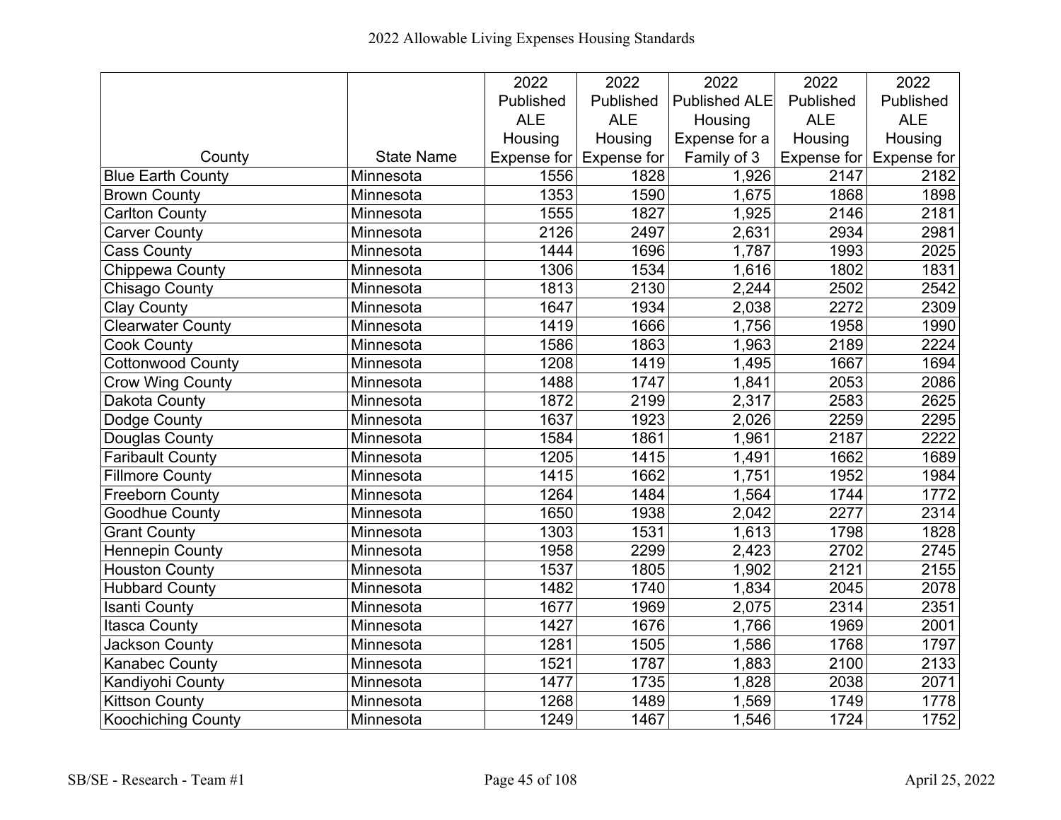| County | State Name | 2022 Published ALE Housing Expense for | 2022 Published ALE Housing Expense for | 2022 Published ALE Housing Expense for a Family of 3 | 2022 Published ALE Housing Expense for | 2022 Published ALE Housing Expense for |
|---|---|---|---|---|---|---|
| Blue Earth County | Minnesota | 1556 | 1828 | 1,926 | 2147 | 2182 |
| Brown County | Minnesota | 1353 | 1590 | 1,675 | 1868 | 1898 |
| Carlton County | Minnesota | 1555 | 1827 | 1,925 | 2146 | 2181 |
| Carver County | Minnesota | 2126 | 2497 | 2,631 | 2934 | 2981 |
| Cass County | Minnesota | 1444 | 1696 | 1,787 | 1993 | 2025 |
| Chippewa County | Minnesota | 1306 | 1534 | 1,616 | 1802 | 1831 |
| Chisago County | Minnesota | 1813 | 2130 | 2,244 | 2502 | 2542 |
| Clay County | Minnesota | 1647 | 1934 | 2,038 | 2272 | 2309 |
| Clearwater County | Minnesota | 1419 | 1666 | 1,756 | 1958 | 1990 |
| Cook County | Minnesota | 1586 | 1863 | 1,963 | 2189 | 2224 |
| Cottonwood County | Minnesota | 1208 | 1419 | 1,495 | 1667 | 1694 |
| Crow Wing County | Minnesota | 1488 | 1747 | 1,841 | 2053 | 2086 |
| Dakota County | Minnesota | 1872 | 2199 | 2,317 | 2583 | 2625 |
| Dodge County | Minnesota | 1637 | 1923 | 2,026 | 2259 | 2295 |
| Douglas County | Minnesota | 1584 | 1861 | 1,961 | 2187 | 2222 |
| Faribault County | Minnesota | 1205 | 1415 | 1,491 | 1662 | 1689 |
| Fillmore County | Minnesota | 1415 | 1662 | 1,751 | 1952 | 1984 |
| Freeborn County | Minnesota | 1264 | 1484 | 1,564 | 1744 | 1772 |
| Goodhue County | Minnesota | 1650 | 1938 | 2,042 | 2277 | 2314 |
| Grant County | Minnesota | 1303 | 1531 | 1,613 | 1798 | 1828 |
| Hennepin County | Minnesota | 1958 | 2299 | 2,423 | 2702 | 2745 |
| Houston County | Minnesota | 1537 | 1805 | 1,902 | 2121 | 2155 |
| Hubbard County | Minnesota | 1482 | 1740 | 1,834 | 2045 | 2078 |
| Isanti County | Minnesota | 1677 | 1969 | 2,075 | 2314 | 2351 |
| Itasca County | Minnesota | 1427 | 1676 | 1,766 | 1969 | 2001 |
| Jackson County | Minnesota | 1281 | 1505 | 1,586 | 1768 | 1797 |
| Kanabec County | Minnesota | 1521 | 1787 | 1,883 | 2100 | 2133 |
| Kandiyohi County | Minnesota | 1477 | 1735 | 1,828 | 2038 | 2071 |
| Kittson County | Minnesota | 1268 | 1489 | 1,569 | 1749 | 1778 |
| Koochiching County | Minnesota | 1249 | 1467 | 1,546 | 1724 | 1752 |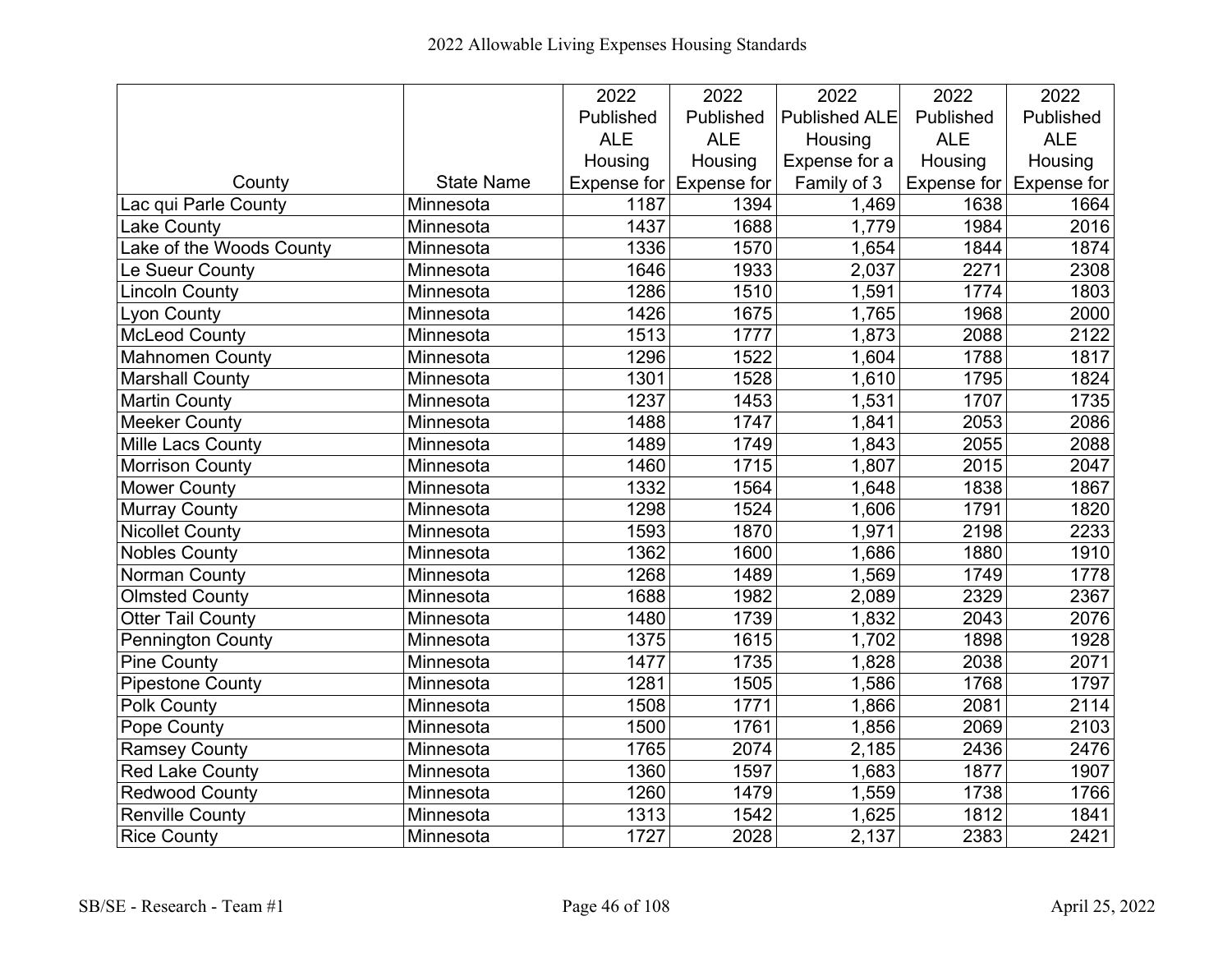| County | State Name | 2022 Published ALE Housing Expense for | 2022 Published ALE Housing Expense for | 2022 Published ALE Housing Expense for a Family of 3 | 2022 Published ALE Housing Expense for | 2022 Published ALE Housing Expense for |
|---|---|---|---|---|---|---|
| Lac qui Parle County | Minnesota | 1187 | 1394 | 1,469 | 1638 | 1664 |
| Lake County | Minnesota | 1437 | 1688 | 1,779 | 1984 | 2016 |
| Lake of the Woods County | Minnesota | 1336 | 1570 | 1,654 | 1844 | 1874 |
| Le Sueur County | Minnesota | 1646 | 1933 | 2,037 | 2271 | 2308 |
| Lincoln County | Minnesota | 1286 | 1510 | 1,591 | 1774 | 1803 |
| Lyon County | Minnesota | 1426 | 1675 | 1,765 | 1968 | 2000 |
| McLeod County | Minnesota | 1513 | 1777 | 1,873 | 2088 | 2122 |
| Mahnomen County | Minnesota | 1296 | 1522 | 1,604 | 1788 | 1817 |
| Marshall County | Minnesota | 1301 | 1528 | 1,610 | 1795 | 1824 |
| Martin County | Minnesota | 1237 | 1453 | 1,531 | 1707 | 1735 |
| Meeker County | Minnesota | 1488 | 1747 | 1,841 | 2053 | 2086 |
| Mille Lacs County | Minnesota | 1489 | 1749 | 1,843 | 2055 | 2088 |
| Morrison County | Minnesota | 1460 | 1715 | 1,807 | 2015 | 2047 |
| Mower County | Minnesota | 1332 | 1564 | 1,648 | 1838 | 1867 |
| Murray County | Minnesota | 1298 | 1524 | 1,606 | 1791 | 1820 |
| Nicollet County | Minnesota | 1593 | 1870 | 1,971 | 2198 | 2233 |
| Nobles County | Minnesota | 1362 | 1600 | 1,686 | 1880 | 1910 |
| Norman County | Minnesota | 1268 | 1489 | 1,569 | 1749 | 1778 |
| Olmsted County | Minnesota | 1688 | 1982 | 2,089 | 2329 | 2367 |
| Otter Tail County | Minnesota | 1480 | 1739 | 1,832 | 2043 | 2076 |
| Pennington County | Minnesota | 1375 | 1615 | 1,702 | 1898 | 1928 |
| Pine County | Minnesota | 1477 | 1735 | 1,828 | 2038 | 2071 |
| Pipestone County | Minnesota | 1281 | 1505 | 1,586 | 1768 | 1797 |
| Polk County | Minnesota | 1508 | 1771 | 1,866 | 2081 | 2114 |
| Pope County | Minnesota | 1500 | 1761 | 1,856 | 2069 | 2103 |
| Ramsey County | Minnesota | 1765 | 2074 | 2,185 | 2436 | 2476 |
| Red Lake County | Minnesota | 1360 | 1597 | 1,683 | 1877 | 1907 |
| Redwood County | Minnesota | 1260 | 1479 | 1,559 | 1738 | 1766 |
| Renville County | Minnesota | 1313 | 1542 | 1,625 | 1812 | 1841 |
| Rice County | Minnesota | 1727 | 2028 | 2,137 | 2383 | 2421 |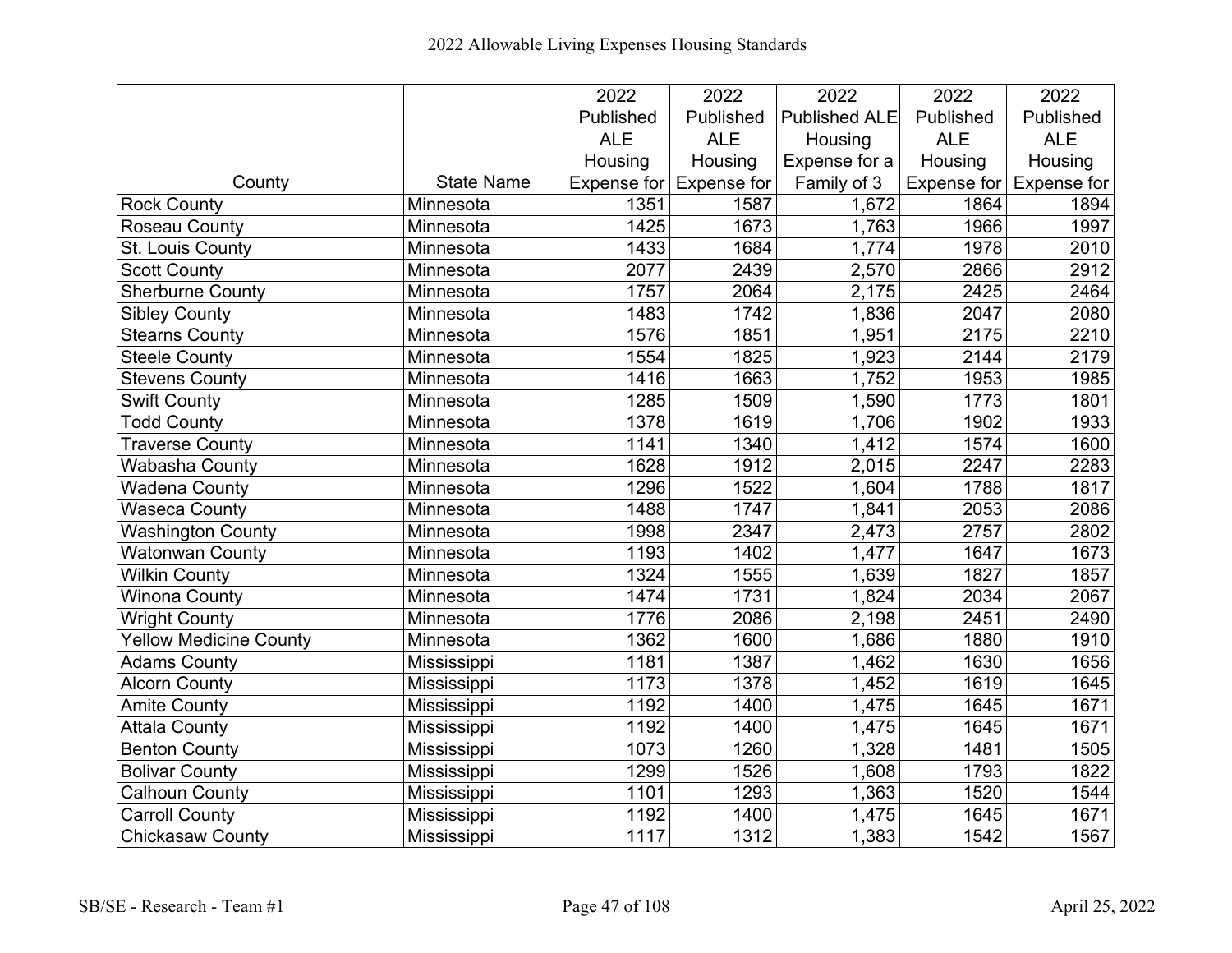# 2022 Allowable Living Expenses Housing Standards

| County | State Name | 2022 Published ALE Housing Expense for | 2022 Published ALE Housing Expense for | 2022 Published ALE Housing Expense for a Family of 3 | 2022 Published ALE Housing Expense for | 2022 Published ALE Housing Expense for |
|---|---|---|---|---|---|---|
| Rock County | Minnesota | 1351 | 1587 | 1,672 | 1864 | 1894 |
| Roseau County | Minnesota | 1425 | 1673 | 1,763 | 1966 | 1997 |
| St. Louis County | Minnesota | 1433 | 1684 | 1,774 | 1978 | 2010 |
| Scott County | Minnesota | 2077 | 2439 | 2,570 | 2866 | 2912 |
| Sherburne County | Minnesota | 1757 | 2064 | 2,175 | 2425 | 2464 |
| Sibley County | Minnesota | 1483 | 1742 | 1,836 | 2047 | 2080 |
| Stearns County | Minnesota | 1576 | 1851 | 1,951 | 2175 | 2210 |
| Steele County | Minnesota | 1554 | 1825 | 1,923 | 2144 | 2179 |
| Stevens County | Minnesota | 1416 | 1663 | 1,752 | 1953 | 1985 |
| Swift County | Minnesota | 1285 | 1509 | 1,590 | 1773 | 1801 |
| Todd County | Minnesota | 1378 | 1619 | 1,706 | 1902 | 1933 |
| Traverse County | Minnesota | 1141 | 1340 | 1,412 | 1574 | 1600 |
| Wabasha County | Minnesota | 1628 | 1912 | 2,015 | 2247 | 2283 |
| Wadena County | Minnesota | 1296 | 1522 | 1,604 | 1788 | 1817 |
| Waseca County | Minnesota | 1488 | 1747 | 1,841 | 2053 | 2086 |
| Washington County | Minnesota | 1998 | 2347 | 2,473 | 2757 | 2802 |
| Watonwan County | Minnesota | 1193 | 1402 | 1,477 | 1647 | 1673 |
| Wilkin County | Minnesota | 1324 | 1555 | 1,639 | 1827 | 1857 |
| Winona County | Minnesota | 1474 | 1731 | 1,824 | 2034 | 2067 |
| Wright County | Minnesota | 1776 | 2086 | 2,198 | 2451 | 2490 |
| Yellow Medicine County | Minnesota | 1362 | 1600 | 1,686 | 1880 | 1910 |
| Adams County | Mississippi | 1181 | 1387 | 1,462 | 1630 | 1656 |
| Alcorn County | Mississippi | 1173 | 1378 | 1,452 | 1619 | 1645 |
| Amite County | Mississippi | 1192 | 1400 | 1,475 | 1645 | 1671 |
| Attala County | Mississippi | 1192 | 1400 | 1,475 | 1645 | 1671 |
| Benton County | Mississippi | 1073 | 1260 | 1,328 | 1481 | 1505 |
| Bolivar County | Mississippi | 1299 | 1526 | 1,608 | 1793 | 1822 |
| Calhoun County | Mississippi | 1101 | 1293 | 1,363 | 1520 | 1544 |
| Carroll County | Mississippi | 1192 | 1400 | 1,475 | 1645 | 1671 |
| Chickasaw County | Mississippi | 1117 | 1312 | 1,383 | 1542 | 1567 |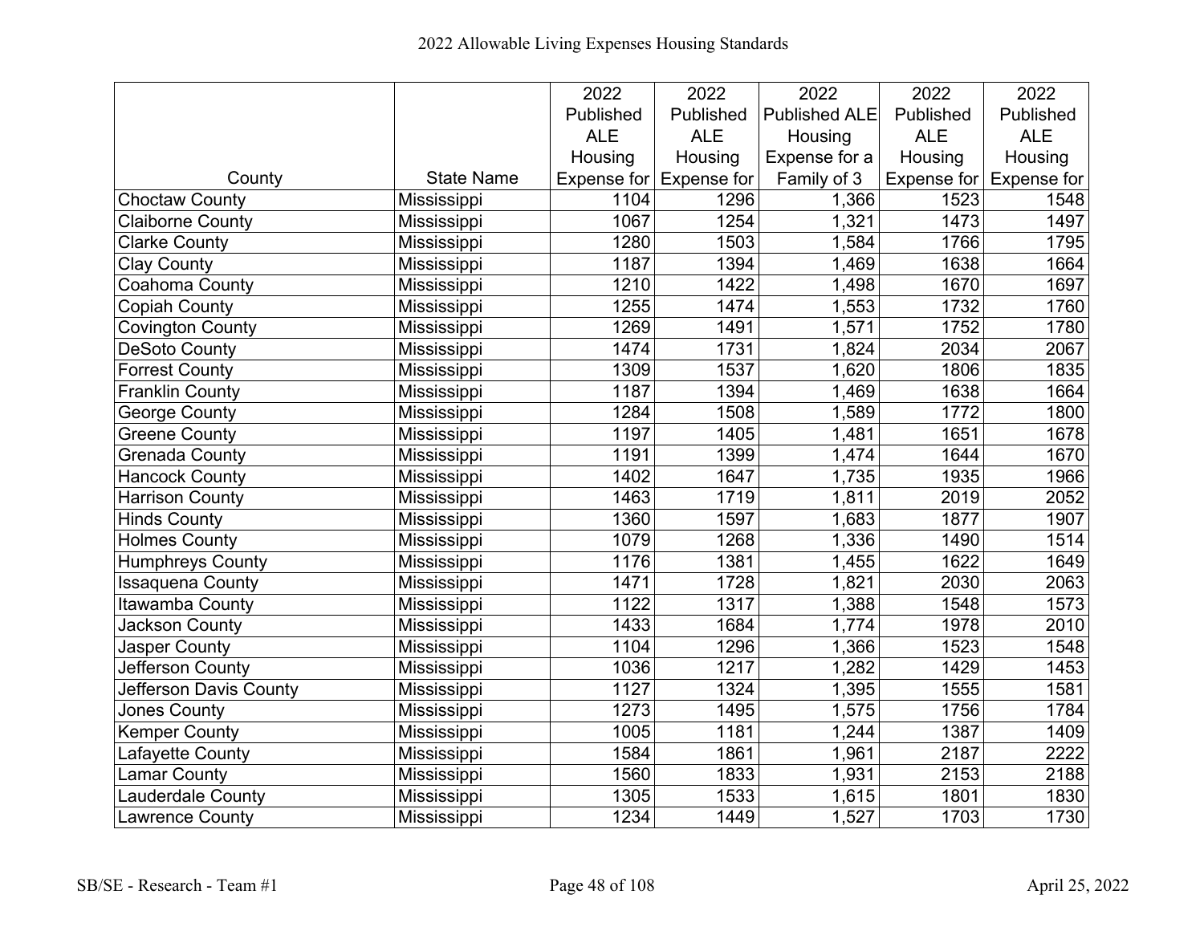# 2022 Allowable Living Expenses Housing Standards

| County | State Name | 2022 Published ALE Housing Expense for | 2022 Published ALE Housing Expense for | 2022 Published ALE Housing Expense for a Family of 3 | 2022 Published ALE Housing Expense for | 2022 Published ALE Housing Expense for |
|---|---|---|---|---|---|---|
| Choctaw County | Mississippi | 1104 | 1296 | 1,366 | 1523 | 1548 |
| Claiborne County | Mississippi | 1067 | 1254 | 1,321 | 1473 | 1497 |
| Clarke County | Mississippi | 1280 | 1503 | 1,584 | 1766 | 1795 |
| Clay County | Mississippi | 1187 | 1394 | 1,469 | 1638 | 1664 |
| Coahoma County | Mississippi | 1210 | 1422 | 1,498 | 1670 | 1697 |
| Copiah County | Mississippi | 1255 | 1474 | 1,553 | 1732 | 1760 |
| Covington County | Mississippi | 1269 | 1491 | 1,571 | 1752 | 1780 |
| DeSoto County | Mississippi | 1474 | 1731 | 1,824 | 2034 | 2067 |
| Forrest County | Mississippi | 1309 | 1537 | 1,620 | 1806 | 1835 |
| Franklin County | Mississippi | 1187 | 1394 | 1,469 | 1638 | 1664 |
| George County | Mississippi | 1284 | 1508 | 1,589 | 1772 | 1800 |
| Greene County | Mississippi | 1197 | 1405 | 1,481 | 1651 | 1678 |
| Grenada County | Mississippi | 1191 | 1399 | 1,474 | 1644 | 1670 |
| Hancock County | Mississippi | 1402 | 1647 | 1,735 | 1935 | 1966 |
| Harrison County | Mississippi | 1463 | 1719 | 1,811 | 2019 | 2052 |
| Hinds County | Mississippi | 1360 | 1597 | 1,683 | 1877 | 1907 |
| Holmes County | Mississippi | 1079 | 1268 | 1,336 | 1490 | 1514 |
| Humphreys County | Mississippi | 1176 | 1381 | 1,455 | 1622 | 1649 |
| Issaquena County | Mississippi | 1471 | 1728 | 1,821 | 2030 | 2063 |
| Itawamba County | Mississippi | 1122 | 1317 | 1,388 | 1548 | 1573 |
| Jackson County | Mississippi | 1433 | 1684 | 1,774 | 1978 | 2010 |
| Jasper County | Mississippi | 1104 | 1296 | 1,366 | 1523 | 1548 |
| Jefferson County | Mississippi | 1036 | 1217 | 1,282 | 1429 | 1453 |
| Jefferson Davis County | Mississippi | 1127 | 1324 | 1,395 | 1555 | 1581 |
| Jones County | Mississippi | 1273 | 1495 | 1,575 | 1756 | 1784 |
| Kemper County | Mississippi | 1005 | 1181 | 1,244 | 1387 | 1409 |
| Lafayette County | Mississippi | 1584 | 1861 | 1,961 | 2187 | 2222 |
| Lamar County | Mississippi | 1560 | 1833 | 1,931 | 2153 | 2188 |
| Lauderdale County | Mississippi | 1305 | 1533 | 1,615 | 1801 | 1830 |
| Lawrence County | Mississippi | 1234 | 1449 | 1,527 | 1703 | 1730 |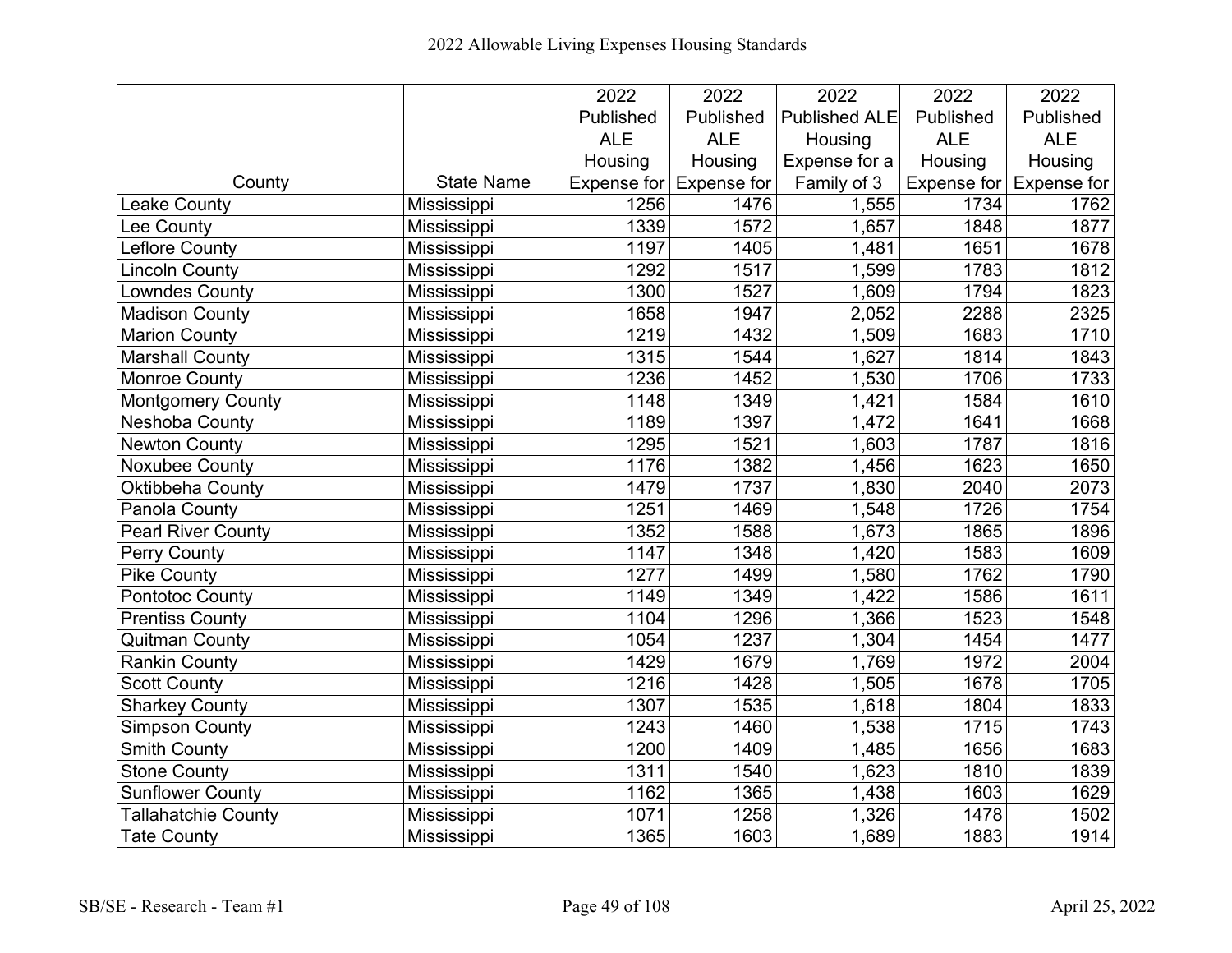# 2022 Allowable Living Expenses Housing Standards

| County | State Name | 2022 Published ALE Housing Expense for | 2022 Published ALE Housing Expense for | 2022 Published ALE Housing Expense for a Family of 3 | 2022 Published ALE Housing Expense for | 2022 Published ALE Housing Expense for |
|---|---|---|---|---|---|---|
| Leake County | Mississippi | 1256 | 1476 | 1,555 | 1734 | 1762 |
| Lee County | Mississippi | 1339 | 1572 | 1,657 | 1848 | 1877 |
| Leflore County | Mississippi | 1197 | 1405 | 1,481 | 1651 | 1678 |
| Lincoln County | Mississippi | 1292 | 1517 | 1,599 | 1783 | 1812 |
| Lowndes County | Mississippi | 1300 | 1527 | 1,609 | 1794 | 1823 |
| Madison County | Mississippi | 1658 | 1947 | 2,052 | 2288 | 2325 |
| Marion County | Mississippi | 1219 | 1432 | 1,509 | 1683 | 1710 |
| Marshall County | Mississippi | 1315 | 1544 | 1,627 | 1814 | 1843 |
| Monroe County | Mississippi | 1236 | 1452 | 1,530 | 1706 | 1733 |
| Montgomery County | Mississippi | 1148 | 1349 | 1,421 | 1584 | 1610 |
| Neshoba County | Mississippi | 1189 | 1397 | 1,472 | 1641 | 1668 |
| Newton County | Mississippi | 1295 | 1521 | 1,603 | 1787 | 1816 |
| Noxubee County | Mississippi | 1176 | 1382 | 1,456 | 1623 | 1650 |
| Oktibbeha County | Mississippi | 1479 | 1737 | 1,830 | 2040 | 2073 |
| Panola County | Mississippi | 1251 | 1469 | 1,548 | 1726 | 1754 |
| Pearl River County | Mississippi | 1352 | 1588 | 1,673 | 1865 | 1896 |
| Perry County | Mississippi | 1147 | 1348 | 1,420 | 1583 | 1609 |
| Pike County | Mississippi | 1277 | 1499 | 1,580 | 1762 | 1790 |
| Pontotoc County | Mississippi | 1149 | 1349 | 1,422 | 1586 | 1611 |
| Prentiss County | Mississippi | 1104 | 1296 | 1,366 | 1523 | 1548 |
| Quitman County | Mississippi | 1054 | 1237 | 1,304 | 1454 | 1477 |
| Rankin County | Mississippi | 1429 | 1679 | 1,769 | 1972 | 2004 |
| Scott County | Mississippi | 1216 | 1428 | 1,505 | 1678 | 1705 |
| Sharkey County | Mississippi | 1307 | 1535 | 1,618 | 1804 | 1833 |
| Simpson County | Mississippi | 1243 | 1460 | 1,538 | 1715 | 1743 |
| Smith County | Mississippi | 1200 | 1409 | 1,485 | 1656 | 1683 |
| Stone County | Mississippi | 1311 | 1540 | 1,623 | 1810 | 1839 |
| Sunflower County | Mississippi | 1162 | 1365 | 1,438 | 1603 | 1629 |
| Tallahatchie County | Mississippi | 1071 | 1258 | 1,326 | 1478 | 1502 |
| Tate County | Mississippi | 1365 | 1603 | 1,689 | 1883 | 1914 |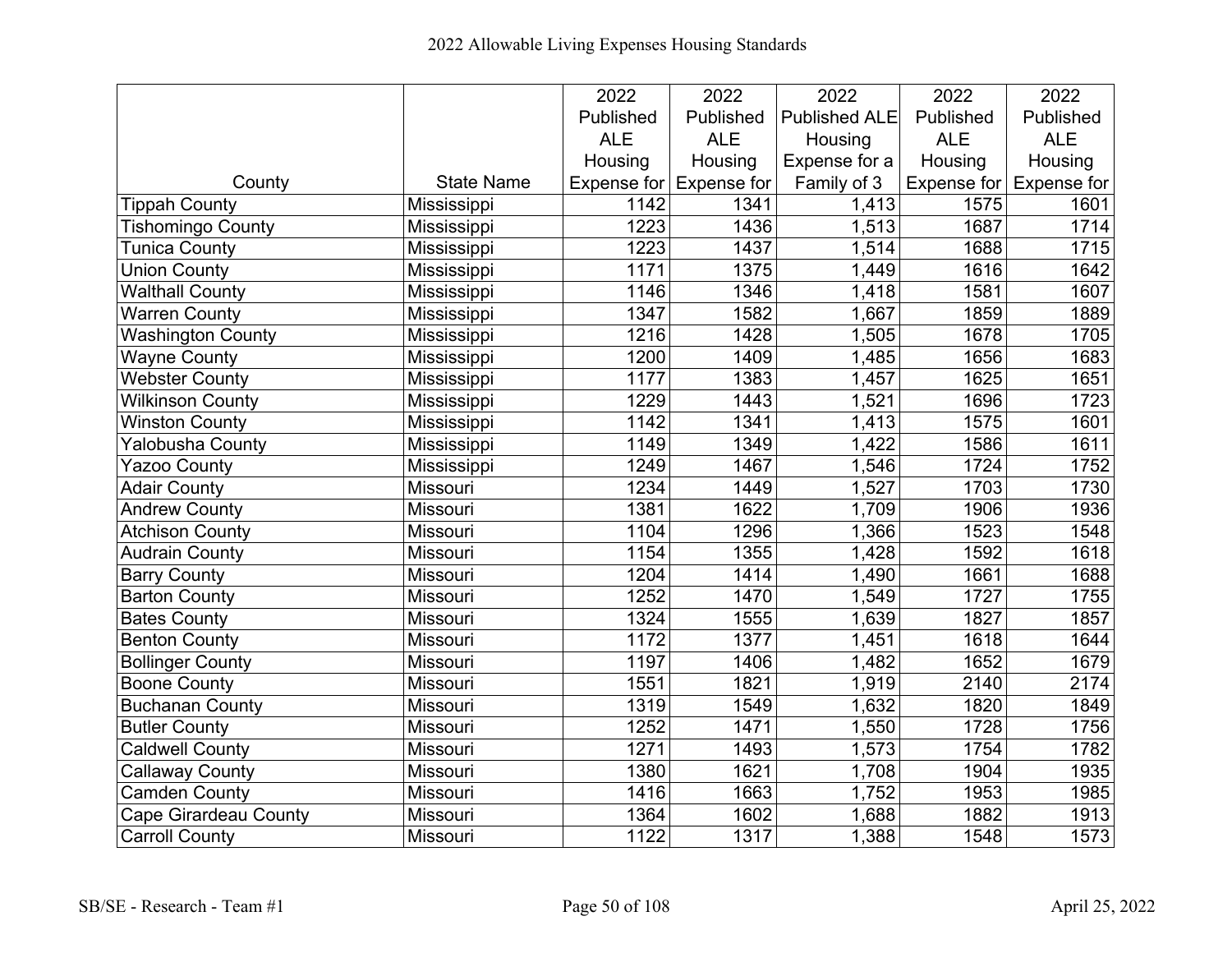2022 Allowable Living Expenses Housing Standards

| County | State Name | 2022 Published ALE Housing Expense for | 2022 Published ALE Housing Expense for | 2022 Published ALE Housing Expense for a Family of 3 | 2022 Published ALE Housing Expense for | 2022 Published ALE Housing Expense for |
|---|---|---|---|---|---|---|
| Tippah County | Mississippi | 1142 | 1341 | 1,413 | 1575 | 1601 |
| Tishomingo County | Mississippi | 1223 | 1436 | 1,513 | 1687 | 1714 |
| Tunica County | Mississippi | 1223 | 1437 | 1,514 | 1688 | 1715 |
| Union County | Mississippi | 1171 | 1375 | 1,449 | 1616 | 1642 |
| Walthall County | Mississippi | 1146 | 1346 | 1,418 | 1581 | 1607 |
| Warren County | Mississippi | 1347 | 1582 | 1,667 | 1859 | 1889 |
| Washington County | Mississippi | 1216 | 1428 | 1,505 | 1678 | 1705 |
| Wayne County | Mississippi | 1200 | 1409 | 1,485 | 1656 | 1683 |
| Webster County | Mississippi | 1177 | 1383 | 1,457 | 1625 | 1651 |
| Wilkinson County | Mississippi | 1229 | 1443 | 1,521 | 1696 | 1723 |
| Winston County | Mississippi | 1142 | 1341 | 1,413 | 1575 | 1601 |
| Yalobusha County | Mississippi | 1149 | 1349 | 1,422 | 1586 | 1611 |
| Yazoo County | Mississippi | 1249 | 1467 | 1,546 | 1724 | 1752 |
| Adair County | Missouri | 1234 | 1449 | 1,527 | 1703 | 1730 |
| Andrew County | Missouri | 1381 | 1622 | 1,709 | 1906 | 1936 |
| Atchison County | Missouri | 1104 | 1296 | 1,366 | 1523 | 1548 |
| Audrain County | Missouri | 1154 | 1355 | 1,428 | 1592 | 1618 |
| Barry County | Missouri | 1204 | 1414 | 1,490 | 1661 | 1688 |
| Barton County | Missouri | 1252 | 1470 | 1,549 | 1727 | 1755 |
| Bates County | Missouri | 1324 | 1555 | 1,639 | 1827 | 1857 |
| Benton County | Missouri | 1172 | 1377 | 1,451 | 1618 | 1644 |
| Bollinger County | Missouri | 1197 | 1406 | 1,482 | 1652 | 1679 |
| Boone County | Missouri | 1551 | 1821 | 1,919 | 2140 | 2174 |
| Buchanan County | Missouri | 1319 | 1549 | 1,632 | 1820 | 1849 |
| Butler County | Missouri | 1252 | 1471 | 1,550 | 1728 | 1756 |
| Caldwell County | Missouri | 1271 | 1493 | 1,573 | 1754 | 1782 |
| Callaway County | Missouri | 1380 | 1621 | 1,708 | 1904 | 1935 |
| Camden County | Missouri | 1416 | 1663 | 1,752 | 1953 | 1985 |
| Cape Girardeau County | Missouri | 1364 | 1602 | 1,688 | 1882 | 1913 |
| Carroll County | Missouri | 1122 | 1317 | 1,388 | 1548 | 1573 |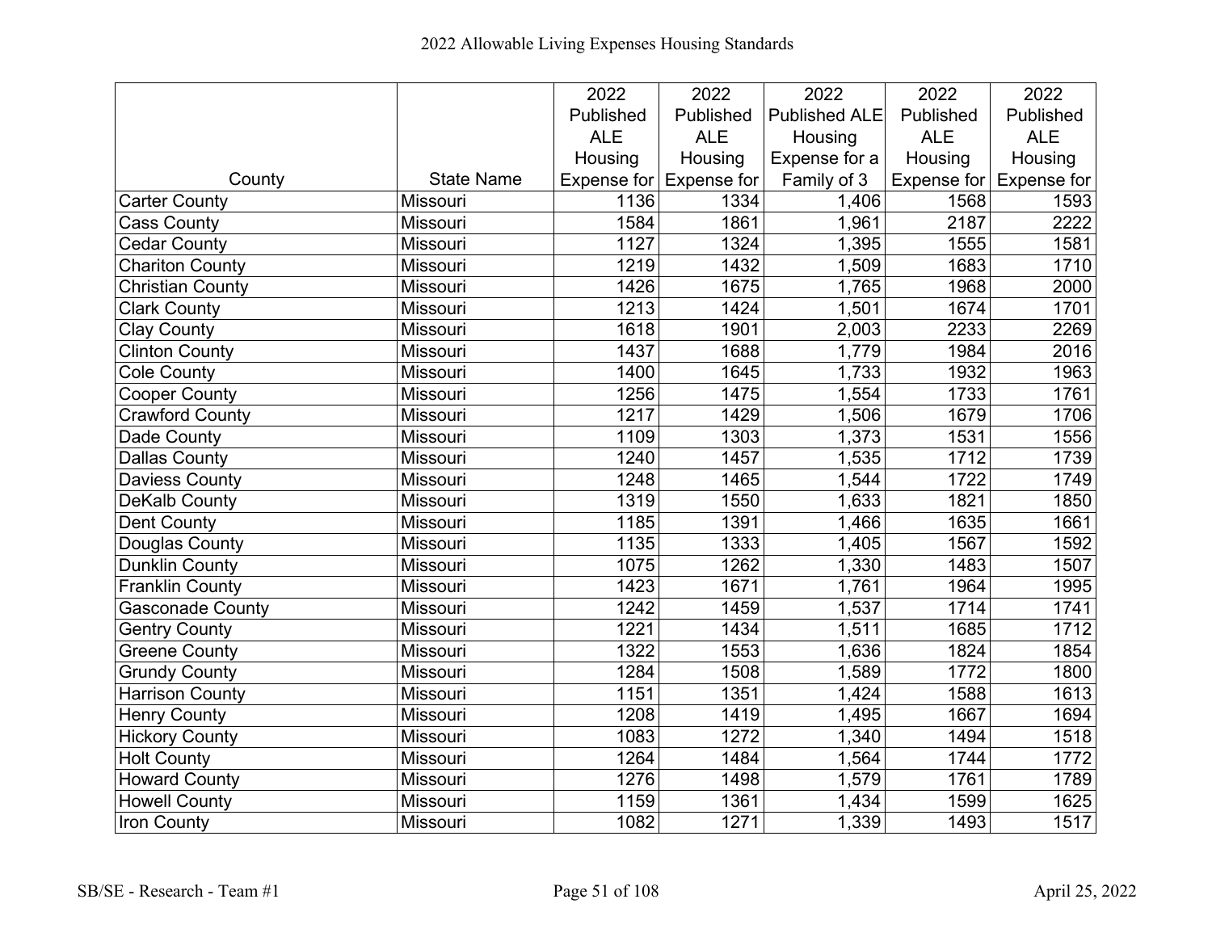| County | State Name | 2022 Published ALE Housing Expense for | 2022 Published ALE Housing Expense for | 2022 Published ALE Housing Expense for a Family of 3 | 2022 Published ALE Housing Expense for | 2022 Published ALE Housing Expense for |
|---|---|---|---|---|---|---|
| Carter County | Missouri | 1136 | 1334 | 1,406 | 1568 | 1593 |
| Cass County | Missouri | 1584 | 1861 | 1,961 | 2187 | 2222 |
| Cedar County | Missouri | 1127 | 1324 | 1,395 | 1555 | 1581 |
| Chariton County | Missouri | 1219 | 1432 | 1,509 | 1683 | 1710 |
| Christian County | Missouri | 1426 | 1675 | 1,765 | 1968 | 2000 |
| Clark County | Missouri | 1213 | 1424 | 1,501 | 1674 | 1701 |
| Clay County | Missouri | 1618 | 1901 | 2,003 | 2233 | 2269 |
| Clinton County | Missouri | 1437 | 1688 | 1,779 | 1984 | 2016 |
| Cole County | Missouri | 1400 | 1645 | 1,733 | 1932 | 1963 |
| Cooper County | Missouri | 1256 | 1475 | 1,554 | 1733 | 1761 |
| Crawford County | Missouri | 1217 | 1429 | 1,506 | 1679 | 1706 |
| Dade County | Missouri | 1109 | 1303 | 1,373 | 1531 | 1556 |
| Dallas County | Missouri | 1240 | 1457 | 1,535 | 1712 | 1739 |
| Daviess County | Missouri | 1248 | 1465 | 1,544 | 1722 | 1749 |
| DeKalb County | Missouri | 1319 | 1550 | 1,633 | 1821 | 1850 |
| Dent County | Missouri | 1185 | 1391 | 1,466 | 1635 | 1661 |
| Douglas County | Missouri | 1135 | 1333 | 1,405 | 1567 | 1592 |
| Dunklin County | Missouri | 1075 | 1262 | 1,330 | 1483 | 1507 |
| Franklin County | Missouri | 1423 | 1671 | 1,761 | 1964 | 1995 |
| Gasconade County | Missouri | 1242 | 1459 | 1,537 | 1714 | 1741 |
| Gentry County | Missouri | 1221 | 1434 | 1,511 | 1685 | 1712 |
| Greene County | Missouri | 1322 | 1553 | 1,636 | 1824 | 1854 |
| Grundy County | Missouri | 1284 | 1508 | 1,589 | 1772 | 1800 |
| Harrison County | Missouri | 1151 | 1351 | 1,424 | 1588 | 1613 |
| Henry County | Missouri | 1208 | 1419 | 1,495 | 1667 | 1694 |
| Hickory County | Missouri | 1083 | 1272 | 1,340 | 1494 | 1518 |
| Holt County | Missouri | 1264 | 1484 | 1,564 | 1744 | 1772 |
| Howard County | Missouri | 1276 | 1498 | 1,579 | 1761 | 1789 |
| Howell County | Missouri | 1159 | 1361 | 1,434 | 1599 | 1625 |
| Iron County | Missouri | 1082 | 1271 | 1,339 | 1493 | 1517 |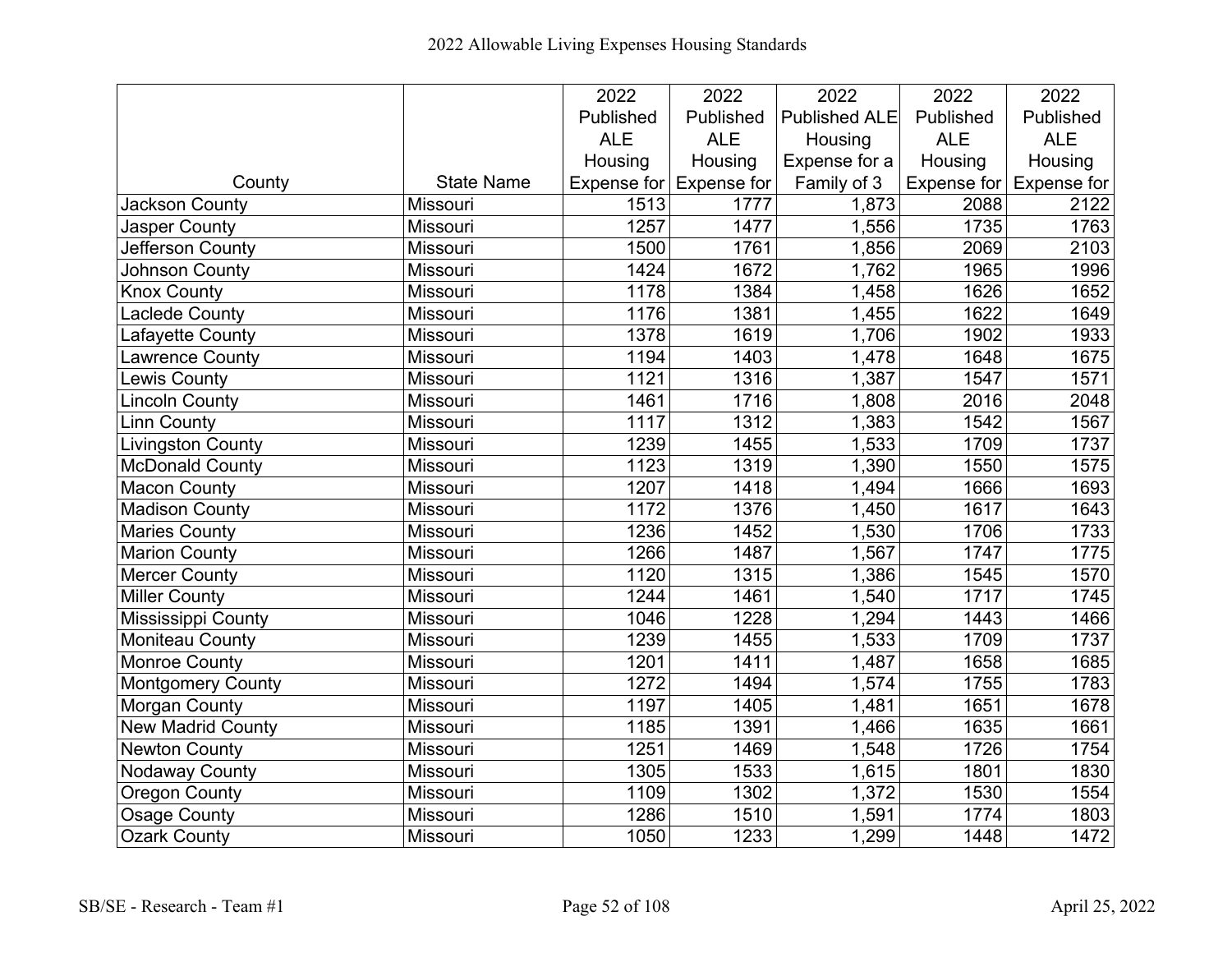# 2022 Allowable Living Expenses Housing Standards

| County | State Name | 2022 Published ALE Housing Expense for | 2022 Published ALE Housing Expense for | 2022 Published ALE Housing Expense for a Family of 3 | 2022 Published ALE Housing Expense for | 2022 Published ALE Housing Expense for |
|---|---|---|---|---|---|---|
| Jackson County | Missouri | 1513 | 1777 | 1,873 | 2088 | 2122 |
| Jasper County | Missouri | 1257 | 1477 | 1,556 | 1735 | 1763 |
| Jefferson County | Missouri | 1500 | 1761 | 1,856 | 2069 | 2103 |
| Johnson County | Missouri | 1424 | 1672 | 1,762 | 1965 | 1996 |
| Knox County | Missouri | 1178 | 1384 | 1,458 | 1626 | 1652 |
| Laclede County | Missouri | 1176 | 1381 | 1,455 | 1622 | 1649 |
| Lafayette County | Missouri | 1378 | 1619 | 1,706 | 1902 | 1933 |
| Lawrence County | Missouri | 1194 | 1403 | 1,478 | 1648 | 1675 |
| Lewis County | Missouri | 1121 | 1316 | 1,387 | 1547 | 1571 |
| Lincoln County | Missouri | 1461 | 1716 | 1,808 | 2016 | 2048 |
| Linn County | Missouri | 1117 | 1312 | 1,383 | 1542 | 1567 |
| Livingston County | Missouri | 1239 | 1455 | 1,533 | 1709 | 1737 |
| McDonald County | Missouri | 1123 | 1319 | 1,390 | 1550 | 1575 |
| Macon County | Missouri | 1207 | 1418 | 1,494 | 1666 | 1693 |
| Madison County | Missouri | 1172 | 1376 | 1,450 | 1617 | 1643 |
| Maries County | Missouri | 1236 | 1452 | 1,530 | 1706 | 1733 |
| Marion County | Missouri | 1266 | 1487 | 1,567 | 1747 | 1775 |
| Mercer County | Missouri | 1120 | 1315 | 1,386 | 1545 | 1570 |
| Miller County | Missouri | 1244 | 1461 | 1,540 | 1717 | 1745 |
| Mississippi County | Missouri | 1046 | 1228 | 1,294 | 1443 | 1466 |
| Moniteau County | Missouri | 1239 | 1455 | 1,533 | 1709 | 1737 |
| Monroe County | Missouri | 1201 | 1411 | 1,487 | 1658 | 1685 |
| Montgomery County | Missouri | 1272 | 1494 | 1,574 | 1755 | 1783 |
| Morgan County | Missouri | 1197 | 1405 | 1,481 | 1651 | 1678 |
| New Madrid County | Missouri | 1185 | 1391 | 1,466 | 1635 | 1661 |
| Newton County | Missouri | 1251 | 1469 | 1,548 | 1726 | 1754 |
| Nodaway County | Missouri | 1305 | 1533 | 1,615 | 1801 | 1830 |
| Oregon County | Missouri | 1109 | 1302 | 1,372 | 1530 | 1554 |
| Osage County | Missouri | 1286 | 1510 | 1,591 | 1774 | 1803 |
| Ozark County | Missouri | 1050 | 1233 | 1,299 | 1448 | 1472 |

SB/SE - Research - Team #1 April 25, 2022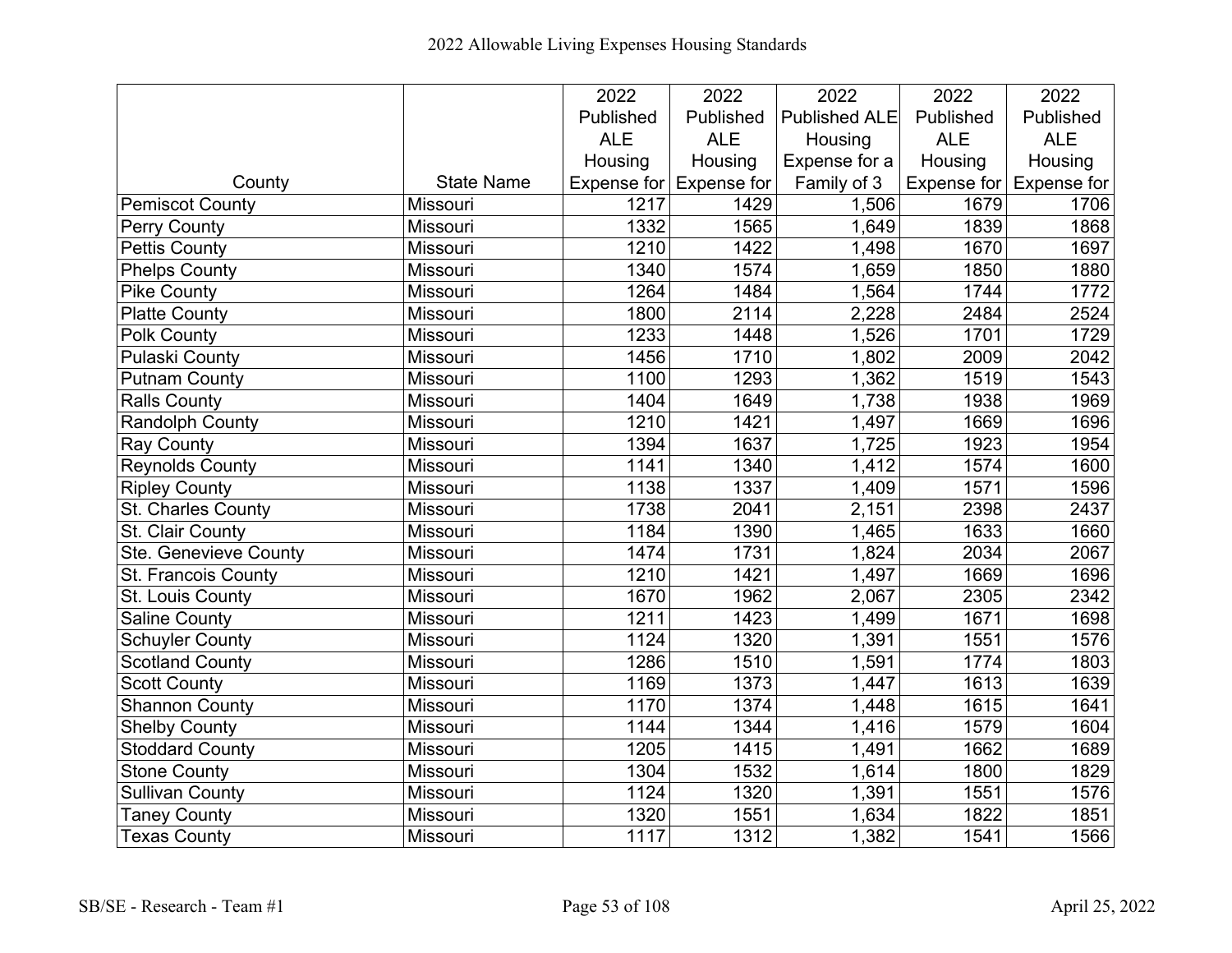# 2022 Allowable Living Expenses Housing Standards

| County | State Name | 2022 Published ALE Housing Expense for | 2022 Published ALE Housing Expense for | 2022 Published ALE Housing Expense for a Family of 3 | 2022 Published ALE Housing Expense for | 2022 Published ALE Housing Expense for |
|---|---|---|---|---|---|---|
| Pemiscot County | Missouri | 1217 | 1429 | 1,506 | 1679 | 1706 |
| Perry County | Missouri | 1332 | 1565 | 1,649 | 1839 | 1868 |
| Pettis County | Missouri | 1210 | 1422 | 1,498 | 1670 | 1697 |
| Phelps County | Missouri | 1340 | 1574 | 1,659 | 1850 | 1880 |
| Pike County | Missouri | 1264 | 1484 | 1,564 | 1744 | 1772 |
| Platte County | Missouri | 1800 | 2114 | 2,228 | 2484 | 2524 |
| Polk County | Missouri | 1233 | 1448 | 1,526 | 1701 | 1729 |
| Pulaski County | Missouri | 1456 | 1710 | 1,802 | 2009 | 2042 |
| Putnam County | Missouri | 1100 | 1293 | 1,362 | 1519 | 1543 |
| Ralls County | Missouri | 1404 | 1649 | 1,738 | 1938 | 1969 |
| Randolph County | Missouri | 1210 | 1421 | 1,497 | 1669 | 1696 |
| Ray County | Missouri | 1394 | 1637 | 1,725 | 1923 | 1954 |
| Reynolds County | Missouri | 1141 | 1340 | 1,412 | 1574 | 1600 |
| Ripley County | Missouri | 1138 | 1337 | 1,409 | 1571 | 1596 |
| St. Charles County | Missouri | 1738 | 2041 | 2,151 | 2398 | 2437 |
| St. Clair County | Missouri | 1184 | 1390 | 1,465 | 1633 | 1660 |
| Ste. Genevieve County | Missouri | 1474 | 1731 | 1,824 | 2034 | 2067 |
| St. Francois County | Missouri | 1210 | 1421 | 1,497 | 1669 | 1696 |
| St. Louis County | Missouri | 1670 | 1962 | 2,067 | 2305 | 2342 |
| Saline County | Missouri | 1211 | 1423 | 1,499 | 1671 | 1698 |
| Schuyler County | Missouri | 1124 | 1320 | 1,391 | 1551 | 1576 |
| Scotland County | Missouri | 1286 | 1510 | 1,591 | 1774 | 1803 |
| Scott County | Missouri | 1169 | 1373 | 1,447 | 1613 | 1639 |
| Shannon County | Missouri | 1170 | 1374 | 1,448 | 1615 | 1641 |
| Shelby County | Missouri | 1144 | 1344 | 1,416 | 1579 | 1604 |
| Stoddard County | Missouri | 1205 | 1415 | 1,491 | 1662 | 1689 |
| Stone County | Missouri | 1304 | 1532 | 1,614 | 1800 | 1829 |
| Sullivan County | Missouri | 1124 | 1320 | 1,391 | 1551 | 1576 |
| Taney County | Missouri | 1320 | 1551 | 1,634 | 1822 | 1851 |
| Texas County | Missouri | 1117 | 1312 | 1,382 | 1541 | 1566 |

SB/SE - Research - Team #1 April 25, 2022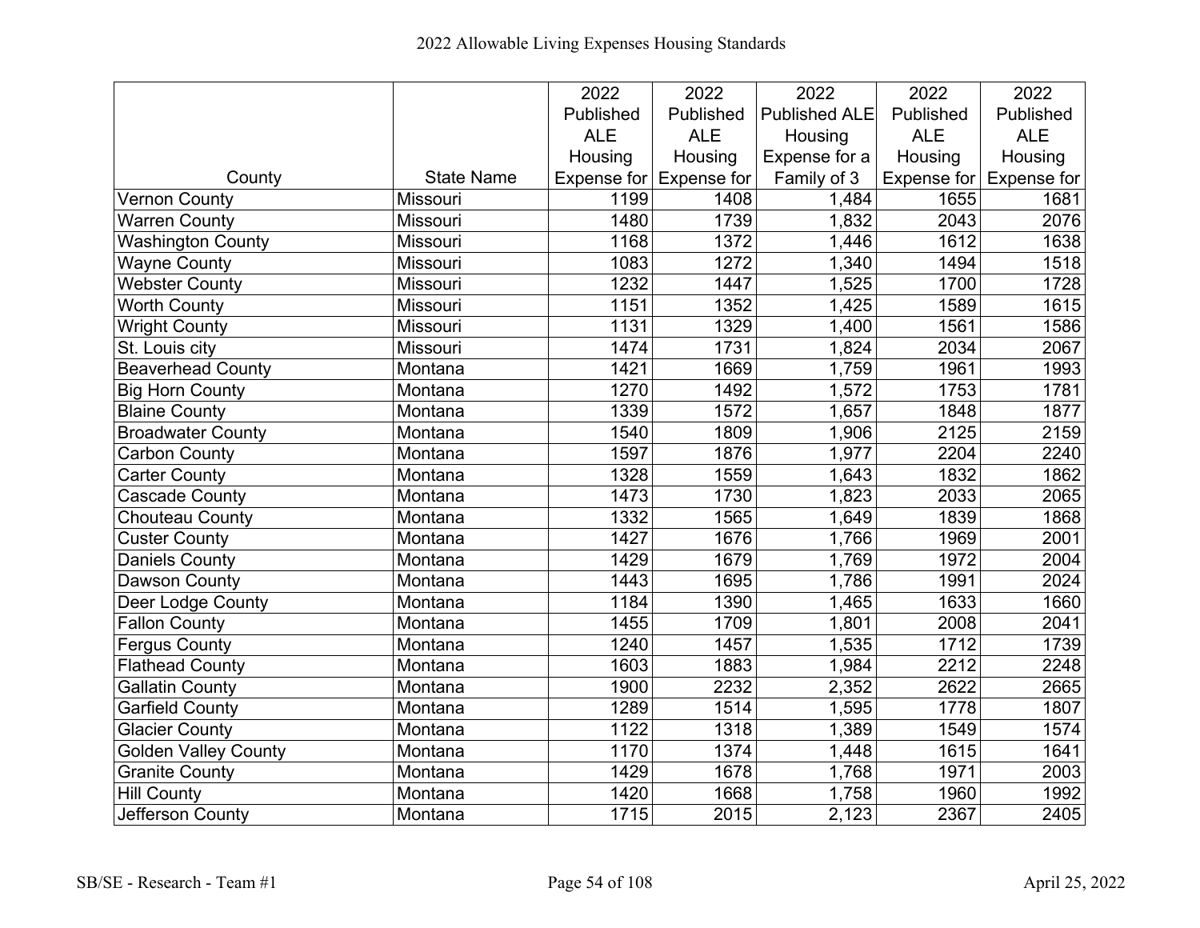# 2022 Allowable Living Expenses Housing Standards

| County | State Name | 2022 Published ALE Housing Expense for | 2022 Published ALE Housing Expense for | 2022 Published ALE Housing Expense for a Family of 3 | 2022 Published ALE Housing Expense for | 2022 Published ALE Housing Expense for |
|---|---|---|---|---|---|---|
| Vernon County | Missouri | 1199 | 1408 | 1,484 | 1655 | 1681 |
| Warren County | Missouri | 1480 | 1739 | 1,832 | 2043 | 2076 |
| Washington County | Missouri | 1168 | 1372 | 1,446 | 1612 | 1638 |
| Wayne County | Missouri | 1083 | 1272 | 1,340 | 1494 | 1518 |
| Webster County | Missouri | 1232 | 1447 | 1,525 | 1700 | 1728 |
| Worth County | Missouri | 1151 | 1352 | 1,425 | 1589 | 1615 |
| Wright County | Missouri | 1131 | 1329 | 1,400 | 1561 | 1586 |
| St. Louis city | Missouri | 1474 | 1731 | 1,824 | 2034 | 2067 |
| Beaverhead County | Montana | 1421 | 1669 | 1,759 | 1961 | 1993 |
| Big Horn County | Montana | 1270 | 1492 | 1,572 | 1753 | 1781 |
| Blaine County | Montana | 1339 | 1572 | 1,657 | 1848 | 1877 |
| Broadwater County | Montana | 1540 | 1809 | 1,906 | 2125 | 2159 |
| Carbon County | Montana | 1597 | 1876 | 1,977 | 2204 | 2240 |
| Carter County | Montana | 1328 | 1559 | 1,643 | 1832 | 1862 |
| Cascade County | Montana | 1473 | 1730 | 1,823 | 2033 | 2065 |
| Chouteau County | Montana | 1332 | 1565 | 1,649 | 1839 | 1868 |
| Custer County | Montana | 1427 | 1676 | 1,766 | 1969 | 2001 |
| Daniels County | Montana | 1429 | 1679 | 1,769 | 1972 | 2004 |
| Dawson County | Montana | 1443 | 1695 | 1,786 | 1991 | 2024 |
| Deer Lodge County | Montana | 1184 | 1390 | 1,465 | 1633 | 1660 |
| Fallon County | Montana | 1455 | 1709 | 1,801 | 2008 | 2041 |
| Fergus County | Montana | 1240 | 1457 | 1,535 | 1712 | 1739 |
| Flathead County | Montana | 1603 | 1883 | 1,984 | 2212 | 2248 |
| Gallatin County | Montana | 1900 | 2232 | 2,352 | 2622 | 2665 |
| Garfield County | Montana | 1289 | 1514 | 1,595 | 1778 | 1807 |
| Glacier County | Montana | 1122 | 1318 | 1,389 | 1549 | 1574 |
| Golden Valley County | Montana | 1170 | 1374 | 1,448 | 1615 | 1641 |
| Granite County | Montana | 1429 | 1678 | 1,768 | 1971 | 2003 |
| Hill County | Montana | 1420 | 1668 | 1,758 | 1960 | 1992 |
| Jefferson County | Montana | 1715 | 2015 | 2,123 | 2367 | 2405 |

SB/SE - Research - Team #1 April 25, 2022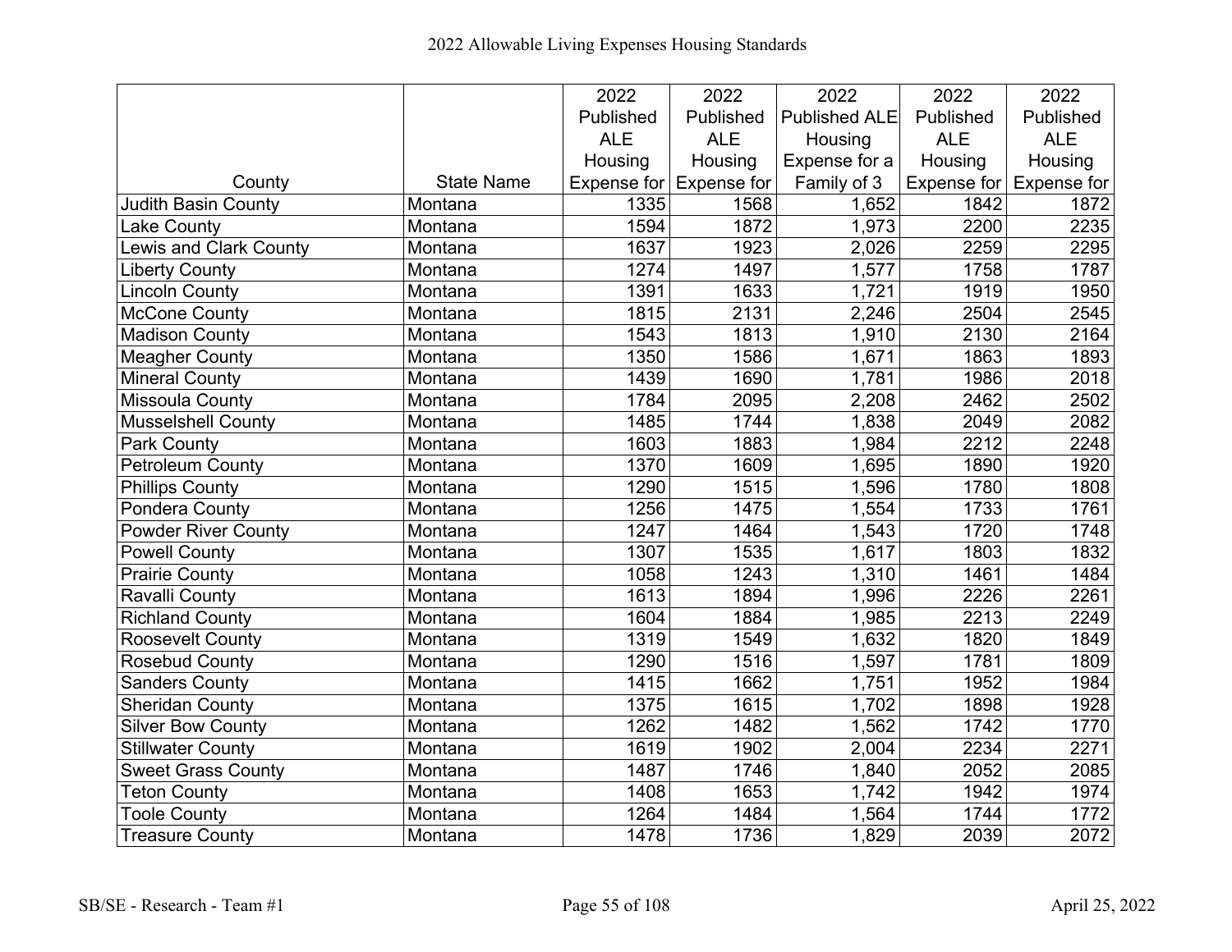| County | State Name | 2022 Published ALE Housing Expense for | 2022 Published ALE Housing Expense for | 2022 Published ALE Housing Expense for a Family of 3 | 2022 Published ALE Housing Expense for | 2022 Published ALE Housing Expense for |
|---|---|---|---|---|---|---|
| Judith Basin County | Montana | 1335 | 1568 | 1,652 | 1842 | 1872 |
| Lake County | Montana | 1594 | 1872 | 1,973 | 2200 | 2235 |
| Lewis and Clark County | Montana | 1637 | 1923 | 2,026 | 2259 | 2295 |
| Liberty County | Montana | 1274 | 1497 | 1,577 | 1758 | 1787 |
| Lincoln County | Montana | 1391 | 1633 | 1,721 | 1919 | 1950 |
| McCone County | Montana | 1815 | 2131 | 2,246 | 2504 | 2545 |
| Madison County | Montana | 1543 | 1813 | 1,910 | 2130 | 2164 |
| Meagher County | Montana | 1350 | 1586 | 1,671 | 1863 | 1893 |
| Mineral County | Montana | 1439 | 1690 | 1,781 | 1986 | 2018 |
| Missoula County | Montana | 1784 | 2095 | 2,208 | 2462 | 2502 |
| Musselshell County | Montana | 1485 | 1744 | 1,838 | 2049 | 2082 |
| Park County | Montana | 1603 | 1883 | 1,984 | 2212 | 2248 |
| Petroleum County | Montana | 1370 | 1609 | 1,695 | 1890 | 1920 |
| Phillips County | Montana | 1290 | 1515 | 1,596 | 1780 | 1808 |
| Pondera County | Montana | 1256 | 1475 | 1,554 | 1733 | 1761 |
| Powder River County | Montana | 1247 | 1464 | 1,543 | 1720 | 1748 |
| Powell County | Montana | 1307 | 1535 | 1,617 | 1803 | 1832 |
| Prairie County | Montana | 1058 | 1243 | 1,310 | 1461 | 1484 |
| Ravalli County | Montana | 1613 | 1894 | 1,996 | 2226 | 2261 |
| Richland County | Montana | 1604 | 1884 | 1,985 | 2213 | 2249 |
| Roosevelt County | Montana | 1319 | 1549 | 1,632 | 1820 | 1849 |
| Rosebud County | Montana | 1290 | 1516 | 1,597 | 1781 | 1809 |
| Sanders County | Montana | 1415 | 1662 | 1,751 | 1952 | 1984 |
| Sheridan County | Montana | 1375 | 1615 | 1,702 | 1898 | 1928 |
| Silver Bow County | Montana | 1262 | 1482 | 1,562 | 1742 | 1770 |
| Stillwater County | Montana | 1619 | 1902 | 2,004 | 2234 | 2271 |
| Sweet Grass County | Montana | 1487 | 1746 | 1,840 | 2052 | 2085 |
| Teton County | Montana | 1408 | 1653 | 1,742 | 1942 | 1974 |
| Toole County | Montana | 1264 | 1484 | 1,564 | 1744 | 1772 |
| Treasure County | Montana | 1478 | 1736 | 1,829 | 2039 | 2072 |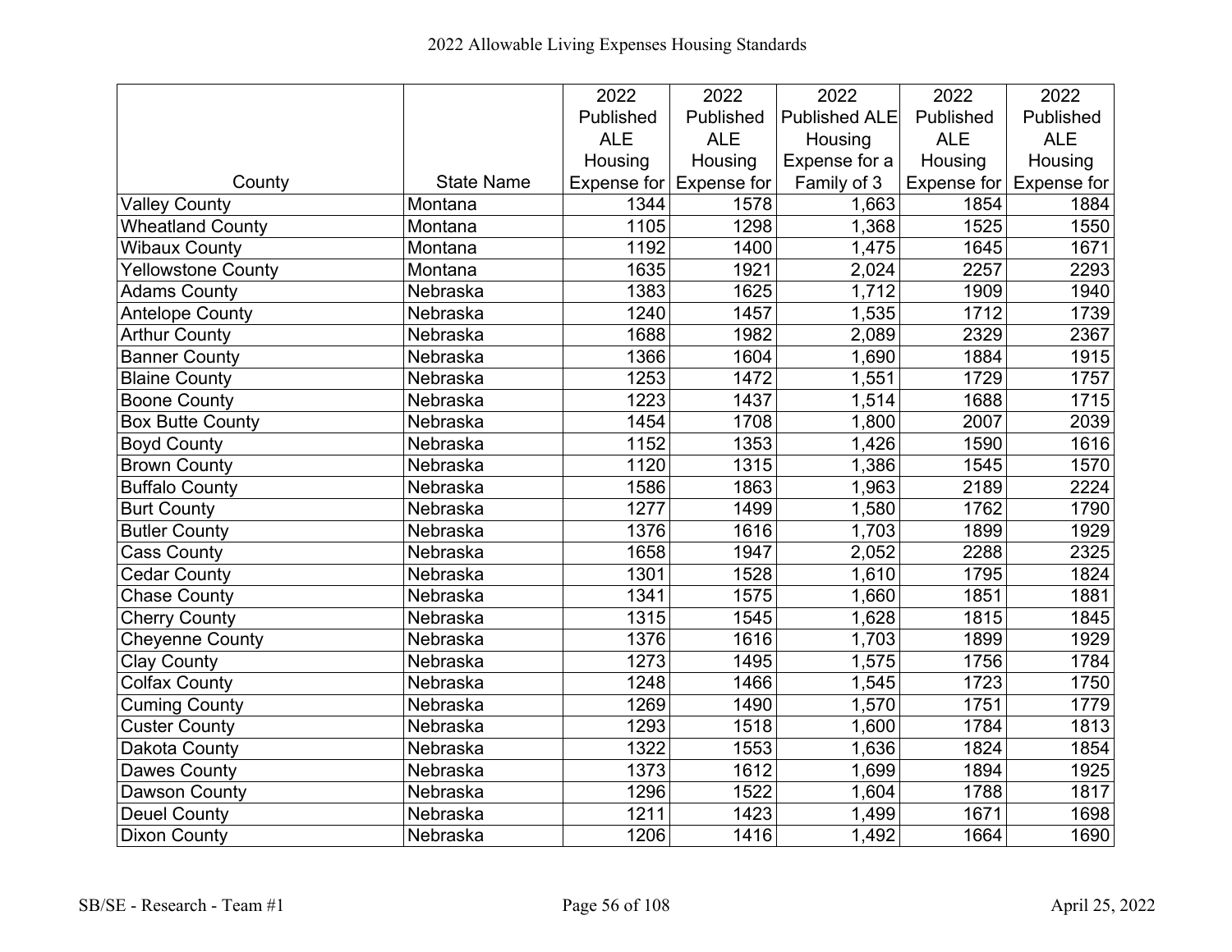# 2022 Allowable Living Expenses Housing Standards

| County | State Name | 2022 Published ALE Housing Expense for | 2022 Published ALE Housing Expense for | 2022 Published ALE Housing Expense for a Family of 3 | 2022 Published ALE Housing Expense for | 2022 Published ALE Housing Expense for |
|---|---|---|---|---|---|---|
| Valley County | Montana | 1344 | 1578 | 1,663 | 1854 | 1884 |
| Wheatland County | Montana | 1105 | 1298 | 1,368 | 1525 | 1550 |
| Wibaux County | Montana | 1192 | 1400 | 1,475 | 1645 | 1671 |
| Yellowstone County | Montana | 1635 | 1921 | 2,024 | 2257 | 2293 |
| Adams County | Nebraska | 1383 | 1625 | 1,712 | 1909 | 1940 |
| Antelope County | Nebraska | 1240 | 1457 | 1,535 | 1712 | 1739 |
| Arthur County | Nebraska | 1688 | 1982 | 2,089 | 2329 | 2367 |
| Banner County | Nebraska | 1366 | 1604 | 1,690 | 1884 | 1915 |
| Blaine County | Nebraska | 1253 | 1472 | 1,551 | 1729 | 1757 |
| Boone County | Nebraska | 1223 | 1437 | 1,514 | 1688 | 1715 |
| Box Butte County | Nebraska | 1454 | 1708 | 1,800 | 2007 | 2039 |
| Boyd County | Nebraska | 1152 | 1353 | 1,426 | 1590 | 1616 |
| Brown County | Nebraska | 1120 | 1315 | 1,386 | 1545 | 1570 |
| Buffalo County | Nebraska | 1586 | 1863 | 1,963 | 2189 | 2224 |
| Burt County | Nebraska | 1277 | 1499 | 1,580 | 1762 | 1790 |
| Butler County | Nebraska | 1376 | 1616 | 1,703 | 1899 | 1929 |
| Cass County | Nebraska | 1658 | 1947 | 2,052 | 2288 | 2325 |
| Cedar County | Nebraska | 1301 | 1528 | 1,610 | 1795 | 1824 |
| Chase County | Nebraska | 1341 | 1575 | 1,660 | 1851 | 1881 |
| Cherry County | Nebraska | 1315 | 1545 | 1,628 | 1815 | 1845 |
| Cheyenne County | Nebraska | 1376 | 1616 | 1,703 | 1899 | 1929 |
| Clay County | Nebraska | 1273 | 1495 | 1,575 | 1756 | 1784 |
| Colfax County | Nebraska | 1248 | 1466 | 1,545 | 1723 | 1750 |
| Cuming County | Nebraska | 1269 | 1490 | 1,570 | 1751 | 1779 |
| Custer County | Nebraska | 1293 | 1518 | 1,600 | 1784 | 1813 |
| Dakota County | Nebraska | 1322 | 1553 | 1,636 | 1824 | 1854 |
| Dawes County | Nebraska | 1373 | 1612 | 1,699 | 1894 | 1925 |
| Dawson County | Nebraska | 1296 | 1522 | 1,604 | 1788 | 1817 |
| Deuel County | Nebraska | 1211 | 1423 | 1,499 | 1671 | 1698 |
| Dixon County | Nebraska | 1206 | 1416 | 1,492 | 1664 | 1690 |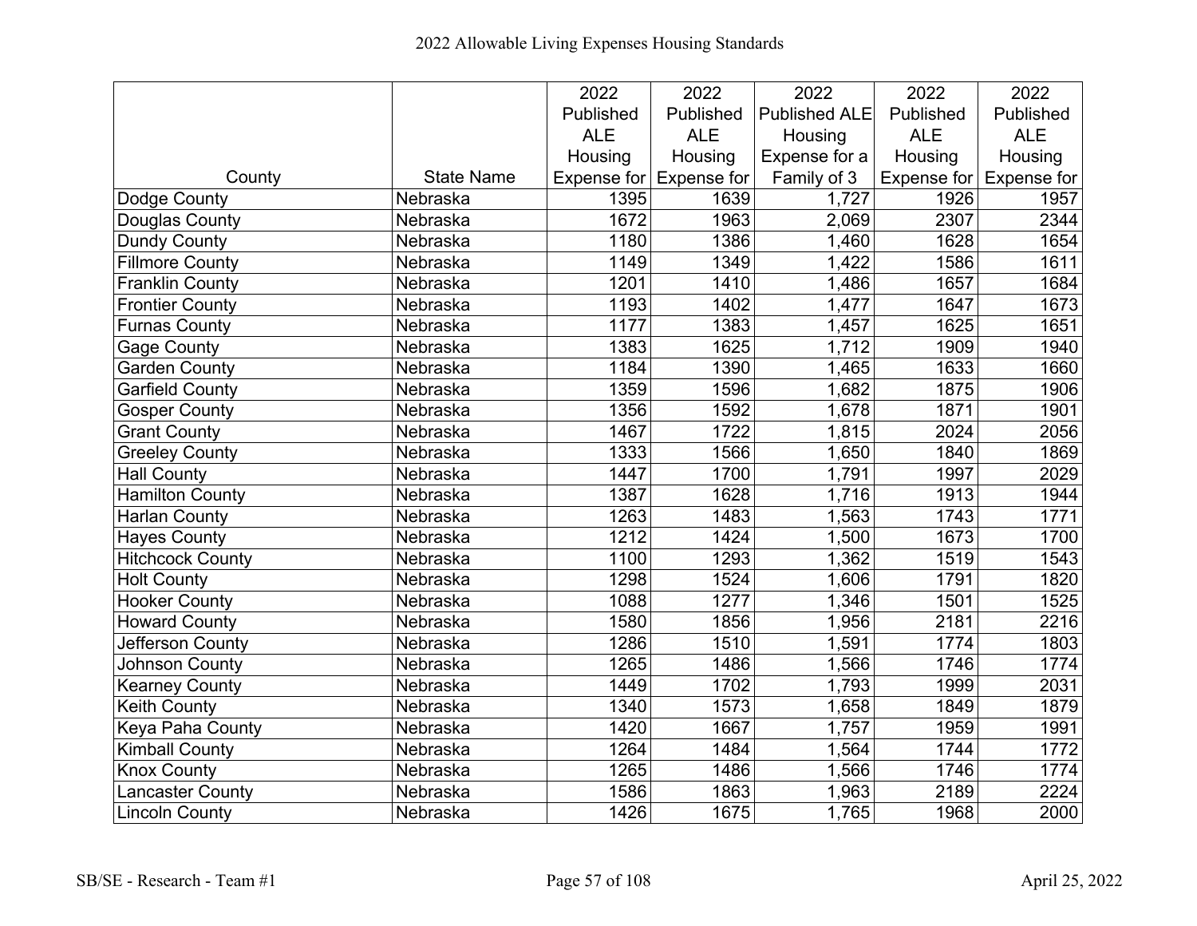# 2022 Allowable Living Expenses Housing Standards

| County | State Name | 2022 Published ALE Housing Expense for | 2022 Published ALE Housing Expense for | 2022 Published ALE Housing Expense for a Family of 3 | 2022 Published ALE Housing Expense for | 2022 Published ALE Housing Expense for |
|---|---|---|---|---|---|---|
| Dodge County | Nebraska | 1395 | 1639 | 1,727 | 1926 | 1957 |
| Douglas County | Nebraska | 1672 | 1963 | 2,069 | 2307 | 2344 |
| Dundy County | Nebraska | 1180 | 1386 | 1,460 | 1628 | 1654 |
| Fillmore County | Nebraska | 1149 | 1349 | 1,422 | 1586 | 1611 |
| Franklin County | Nebraska | 1201 | 1410 | 1,486 | 1657 | 1684 |
| Frontier County | Nebraska | 1193 | 1402 | 1,477 | 1647 | 1673 |
| Furnas County | Nebraska | 1177 | 1383 | 1,457 | 1625 | 1651 |
| Gage County | Nebraska | 1383 | 1625 | 1,712 | 1909 | 1940 |
| Garden County | Nebraska | 1184 | 1390 | 1,465 | 1633 | 1660 |
| Garfield County | Nebraska | 1359 | 1596 | 1,682 | 1875 | 1906 |
| Gosper County | Nebraska | 1356 | 1592 | 1,678 | 1871 | 1901 |
| Grant County | Nebraska | 1467 | 1722 | 1,815 | 2024 | 2056 |
| Greeley County | Nebraska | 1333 | 1566 | 1,650 | 1840 | 1869 |
| Hall County | Nebraska | 1447 | 1700 | 1,791 | 1997 | 2029 |
| Hamilton County | Nebraska | 1387 | 1628 | 1,716 | 1913 | 1944 |
| Harlan County | Nebraska | 1263 | 1483 | 1,563 | 1743 | 1771 |
| Hayes County | Nebraska | 1212 | 1424 | 1,500 | 1673 | 1700 |
| Hitchcock County | Nebraska | 1100 | 1293 | 1,362 | 1519 | 1543 |
| Holt County | Nebraska | 1298 | 1524 | 1,606 | 1791 | 1820 |
| Hooker County | Nebraska | 1088 | 1277 | 1,346 | 1501 | 1525 |
| Howard County | Nebraska | 1580 | 1856 | 1,956 | 2181 | 2216 |
| Jefferson County | Nebraska | 1286 | 1510 | 1,591 | 1774 | 1803 |
| Johnson County | Nebraska | 1265 | 1486 | 1,566 | 1746 | 1774 |
| Kearney County | Nebraska | 1449 | 1702 | 1,793 | 1999 | 2031 |
| Keith County | Nebraska | 1340 | 1573 | 1,658 | 1849 | 1879 |
| Keya Paha County | Nebraska | 1420 | 1667 | 1,757 | 1959 | 1991 |
| Kimball County | Nebraska | 1264 | 1484 | 1,564 | 1744 | 1772 |
| Knox County | Nebraska | 1265 | 1486 | 1,566 | 1746 | 1774 |
| Lancaster County | Nebraska | 1586 | 1863 | 1,963 | 2189 | 2224 |
| Lincoln County | Nebraska | 1426 | 1675 | 1,765 | 1968 | 2000 |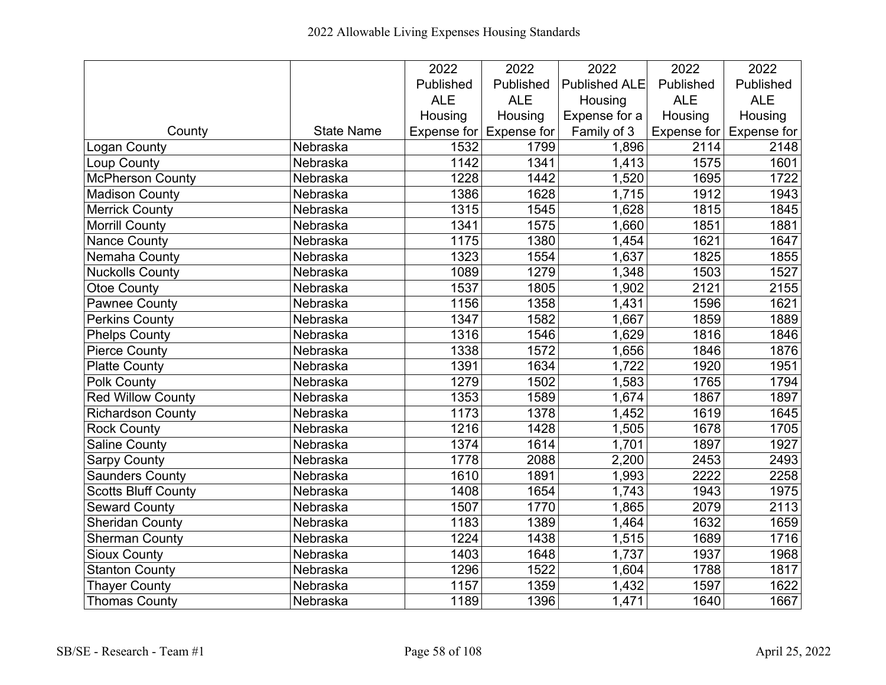# 2022 Allowable Living Expenses Housing Standards

| County | State Name | 2022 Published ALE Housing Expense for | 2022 Published ALE Housing Expense for | 2022 Published ALE Housing Expense for a Family of 3 | 2022 Published ALE Housing Expense for | 2022 Published ALE Housing Expense for |
|---|---|---|---|---|---|---|
| Logan County | Nebraska | 1532 | 1799 | 1,896 | 2114 | 2148 |
| Loup County | Nebraska | 1142 | 1341 | 1,413 | 1575 | 1601 |
| McPherson County | Nebraska | 1228 | 1442 | 1,520 | 1695 | 1722 |
| Madison County | Nebraska | 1386 | 1628 | 1,715 | 1912 | 1943 |
| Merrick County | Nebraska | 1315 | 1545 | 1,628 | 1815 | 1845 |
| Morrill County | Nebraska | 1341 | 1575 | 1,660 | 1851 | 1881 |
| Nance County | Nebraska | 1175 | 1380 | 1,454 | 1621 | 1647 |
| Nemaha County | Nebraska | 1323 | 1554 | 1,637 | 1825 | 1855 |
| Nuckolls County | Nebraska | 1089 | 1279 | 1,348 | 1503 | 1527 |
| Otoe County | Nebraska | 1537 | 1805 | 1,902 | 2121 | 2155 |
| Pawnee County | Nebraska | 1156 | 1358 | 1,431 | 1596 | 1621 |
| Perkins County | Nebraska | 1347 | 1582 | 1,667 | 1859 | 1889 |
| Phelps County | Nebraska | 1316 | 1546 | 1,629 | 1816 | 1846 |
| Pierce County | Nebraska | 1338 | 1572 | 1,656 | 1846 | 1876 |
| Platte County | Nebraska | 1391 | 1634 | 1,722 | 1920 | 1951 |
| Polk County | Nebraska | 1279 | 1502 | 1,583 | 1765 | 1794 |
| Red Willow County | Nebraska | 1353 | 1589 | 1,674 | 1867 | 1897 |
| Richardson County | Nebraska | 1173 | 1378 | 1,452 | 1619 | 1645 |
| Rock County | Nebraska | 1216 | 1428 | 1,505 | 1678 | 1705 |
| Saline County | Nebraska | 1374 | 1614 | 1,701 | 1897 | 1927 |
| Sarpy County | Nebraska | 1778 | 2088 | 2,200 | 2453 | 2493 |
| Saunders County | Nebraska | 1610 | 1891 | 1,993 | 2222 | 2258 |
| Scotts Bluff County | Nebraska | 1408 | 1654 | 1,743 | 1943 | 1975 |
| Seward County | Nebraska | 1507 | 1770 | 1,865 | 2079 | 2113 |
| Sheridan County | Nebraska | 1183 | 1389 | 1,464 | 1632 | 1659 |
| Sherman County | Nebraska | 1224 | 1438 | 1,515 | 1689 | 1716 |
| Sioux County | Nebraska | 1403 | 1648 | 1,737 | 1937 | 1968 |
| Stanton County | Nebraska | 1296 | 1522 | 1,604 | 1788 | 1817 |
| Thayer County | Nebraska | 1157 | 1359 | 1,432 | 1597 | 1622 |
| Thomas County | Nebraska | 1189 | 1396 | 1,471 | 1640 | 1667 |

SB/SE - Research - Team #1 | April 25, 2022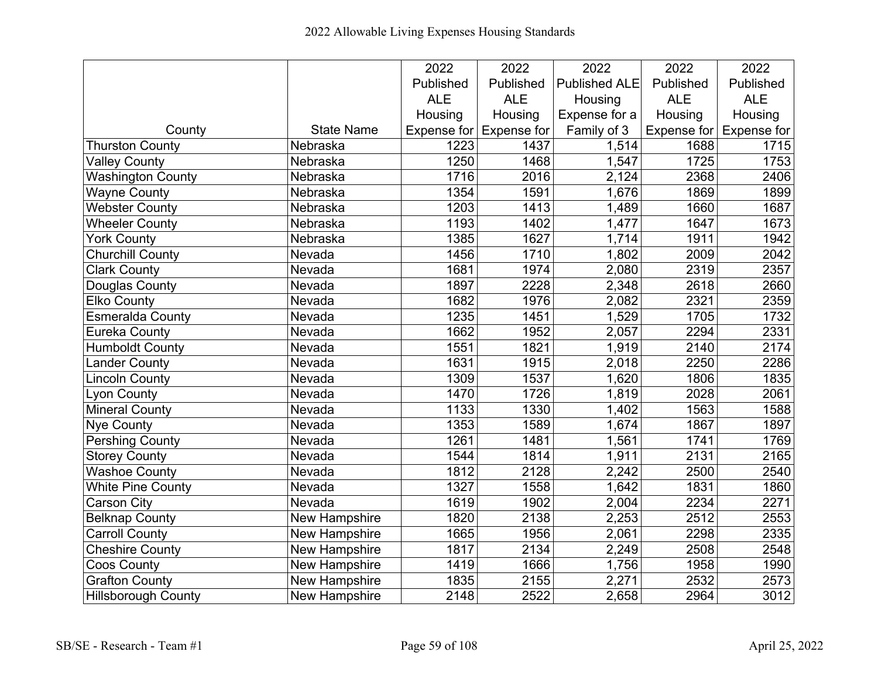# 2022 Allowable Living Expenses Housing Standards

| County | State Name | 2022 Published ALE Housing Expense for | 2022 Published ALE Housing Expense for | 2022 Published ALE Housing Expense for a Family of 3 | 2022 Published ALE Housing Expense for | 2022 Published ALE Housing Expense for |
|---|---|---|---|---|---|---|
| Thurston County | Nebraska | 1223 | 1437 | 1,514 | 1688 | 1715 |
| Valley County | Nebraska | 1250 | 1468 | 1,547 | 1725 | 1753 |
| Washington County | Nebraska | 1716 | 2016 | 2,124 | 2368 | 2406 |
| Wayne County | Nebraska | 1354 | 1591 | 1,676 | 1869 | 1899 |
| Webster County | Nebraska | 1203 | 1413 | 1,489 | 1660 | 1687 |
| Wheeler County | Nebraska | 1193 | 1402 | 1,477 | 1647 | 1673 |
| York County | Nebraska | 1385 | 1627 | 1,714 | 1911 | 1942 |
| Churchill County | Nevada | 1456 | 1710 | 1,802 | 2009 | 2042 |
| Clark County | Nevada | 1681 | 1974 | 2,080 | 2319 | 2357 |
| Douglas County | Nevada | 1897 | 2228 | 2,348 | 2618 | 2660 |
| Elko County | Nevada | 1682 | 1976 | 2,082 | 2321 | 2359 |
| Esmeralda County | Nevada | 1235 | 1451 | 1,529 | 1705 | 1732 |
| Eureka County | Nevada | 1662 | 1952 | 2,057 | 2294 | 2331 |
| Humboldt County | Nevada | 1551 | 1821 | 1,919 | 2140 | 2174 |
| Lander County | Nevada | 1631 | 1915 | 2,018 | 2250 | 2286 |
| Lincoln County | Nevada | 1309 | 1537 | 1,620 | 1806 | 1835 |
| Lyon County | Nevada | 1470 | 1726 | 1,819 | 2028 | 2061 |
| Mineral County | Nevada | 1133 | 1330 | 1,402 | 1563 | 1588 |
| Nye County | Nevada | 1353 | 1589 | 1,674 | 1867 | 1897 |
| Pershing County | Nevada | 1261 | 1481 | 1,561 | 1741 | 1769 |
| Storey County | Nevada | 1544 | 1814 | 1,911 | 2131 | 2165 |
| Washoe County | Nevada | 1812 | 2128 | 2,242 | 2500 | 2540 |
| White Pine County | Nevada | 1327 | 1558 | 1,642 | 1831 | 1860 |
| Carson City | Nevada | 1619 | 1902 | 2,004 | 2234 | 2271 |
| Belknap County | New Hampshire | 1820 | 2138 | 2,253 | 2512 | 2553 |
| Carroll County | New Hampshire | 1665 | 1956 | 2,061 | 2298 | 2335 |
| Cheshire County | New Hampshire | 1817 | 2134 | 2,249 | 2508 | 2548 |
| Coos County | New Hampshire | 1419 | 1666 | 1,756 | 1958 | 1990 |
| Grafton County | New Hampshire | 1835 | 2155 | 2,271 | 2532 | 2573 |
| Hillsborough County | New Hampshire | 2148 | 2522 | 2,658 | 2964 | 3012 |

SB/SE - Research - Team #1

April 25, 2022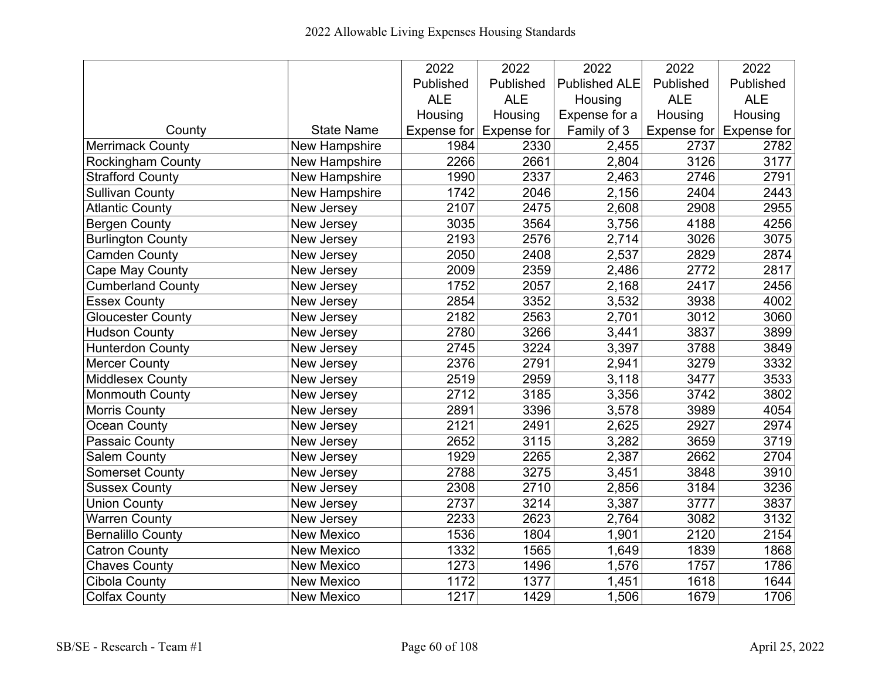# 2022 Allowable Living Expenses Housing Standards

| County | State Name | 2022 Published ALE Housing Expense for | 2022 Published ALE Housing Expense for | 2022 Published ALE Housing Expense for a Family of 3 | 2022 Published ALE Housing Expense for | 2022 Published ALE Housing Expense for |
|---|---|---|---|---|---|---|
| Merrimack County | New Hampshire | 1984 | 2330 | 2,455 | 2737 | 2782 |
| Rockingham County | New Hampshire | 2266 | 2661 | 2,804 | 3126 | 3177 |
| Strafford County | New Hampshire | 1990 | 2337 | 2,463 | 2746 | 2791 |
| Sullivan County | New Hampshire | 1742 | 2046 | 2,156 | 2404 | 2443 |
| Atlantic County | New Jersey | 2107 | 2475 | 2,608 | 2908 | 2955 |
| Bergen County | New Jersey | 3035 | 3564 | 3,756 | 4188 | 4256 |
| Burlington County | New Jersey | 2193 | 2576 | 2,714 | 3026 | 3075 |
| Camden County | New Jersey | 2050 | 2408 | 2,537 | 2829 | 2874 |
| Cape May County | New Jersey | 2009 | 2359 | 2,486 | 2772 | 2817 |
| Cumberland County | New Jersey | 1752 | 2057 | 2,168 | 2417 | 2456 |
| Essex County | New Jersey | 2854 | 3352 | 3,532 | 3938 | 4002 |
| Gloucester County | New Jersey | 2182 | 2563 | 2,701 | 3012 | 3060 |
| Hudson County | New Jersey | 2780 | 3266 | 3,441 | 3837 | 3899 |
| Hunterdon County | New Jersey | 2745 | 3224 | 3,397 | 3788 | 3849 |
| Mercer County | New Jersey | 2376 | 2791 | 2,941 | 3279 | 3332 |
| Middlesex County | New Jersey | 2519 | 2959 | 3,118 | 3477 | 3533 |
| Monmouth County | New Jersey | 2712 | 3185 | 3,356 | 3742 | 3802 |
| Morris County | New Jersey | 2891 | 3396 | 3,578 | 3989 | 4054 |
| Ocean County | New Jersey | 2121 | 2491 | 2,625 | 2927 | 2974 |
| Passaic County | New Jersey | 2652 | 3115 | 3,282 | 3659 | 3719 |
| Salem County | New Jersey | 1929 | 2265 | 2,387 | 2662 | 2704 |
| Somerset County | New Jersey | 2788 | 3275 | 3,451 | 3848 | 3910 |
| Sussex County | New Jersey | 2308 | 2710 | 2,856 | 3184 | 3236 |
| Union County | New Jersey | 2737 | 3214 | 3,387 | 3777 | 3837 |
| Warren County | New Jersey | 2233 | 2623 | 2,764 | 3082 | 3132 |
| Bernalillo County | New Mexico | 1536 | 1804 | 1,901 | 2120 | 2154 |
| Catron County | New Mexico | 1332 | 1565 | 1,649 | 1839 | 1868 |
| Chaves County | New Mexico | 1273 | 1496 | 1,576 | 1757 | 1786 |
| Cibola County | New Mexico | 1172 | 1377 | 1,451 | 1618 | 1644 |
| Colfax County | New Mexico | 1217 | 1429 | 1,506 | 1679 | 1706 |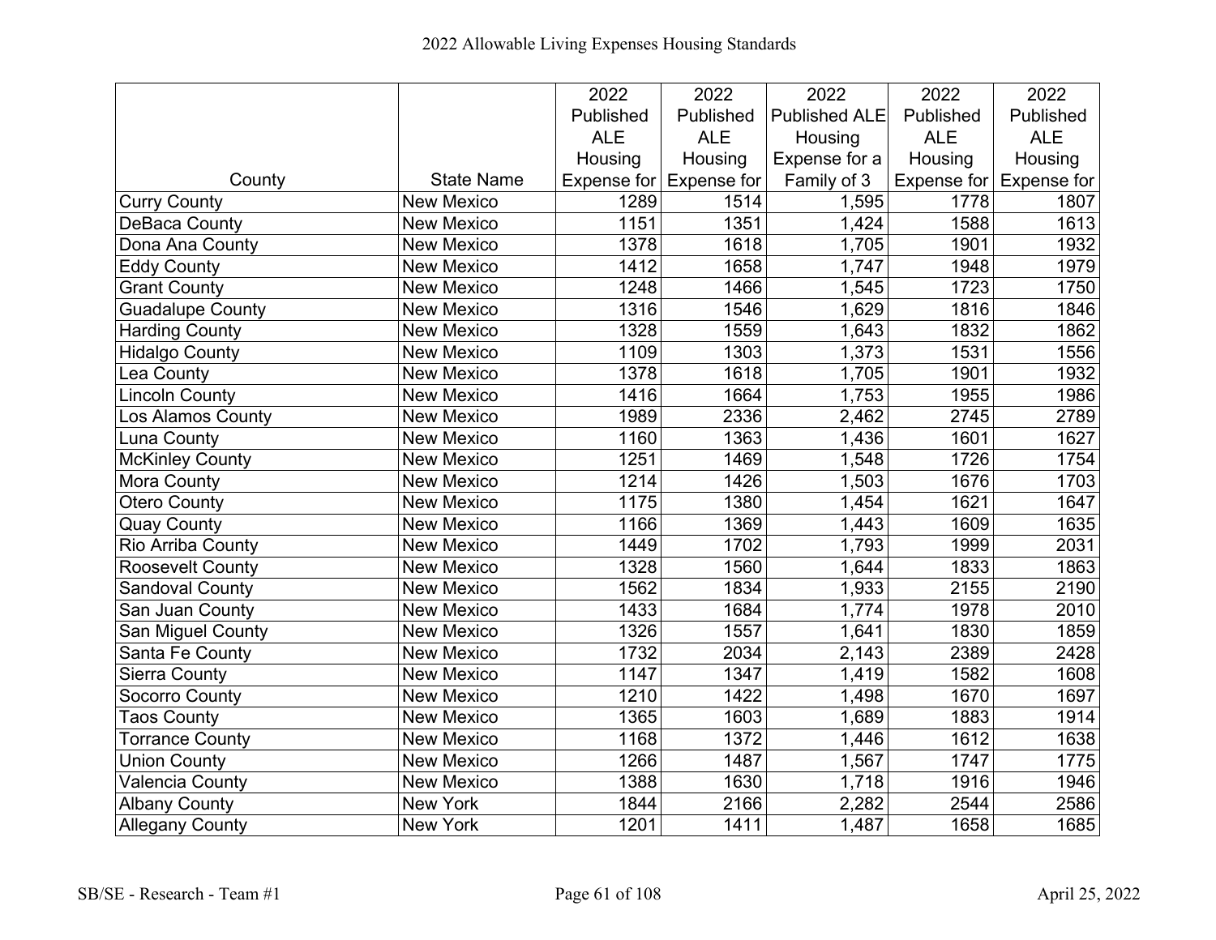# 2022 Allowable Living Expenses Housing Standards

| County | State Name | 2022 Published ALE Housing Expense for | 2022 Published ALE Housing Expense for | 2022 Published ALE Housing Expense for a Family of 3 | 2022 Published ALE Housing Expense for | 2022 Published ALE Housing Expense for |
|---|---|---|---|---|---|---|
| Curry County | New Mexico | 1289 | 1514 | 1,595 | 1778 | 1807 |
| DeBaca County | New Mexico | 1151 | 1351 | 1,424 | 1588 | 1613 |
| Dona Ana County | New Mexico | 1378 | 1618 | 1,705 | 1901 | 1932 |
| Eddy County | New Mexico | 1412 | 1658 | 1,747 | 1948 | 1979 |
| Grant County | New Mexico | 1248 | 1466 | 1,545 | 1723 | 1750 |
| Guadalupe County | New Mexico | 1316 | 1546 | 1,629 | 1816 | 1846 |
| Harding County | New Mexico | 1328 | 1559 | 1,643 | 1832 | 1862 |
| Hidalgo County | New Mexico | 1109 | 1303 | 1,373 | 1531 | 1556 |
| Lea County | New Mexico | 1378 | 1618 | 1,705 | 1901 | 1932 |
| Lincoln County | New Mexico | 1416 | 1664 | 1,753 | 1955 | 1986 |
| Los Alamos County | New Mexico | 1989 | 2336 | 2,462 | 2745 | 2789 |
| Luna County | New Mexico | 1160 | 1363 | 1,436 | 1601 | 1627 |
| McKinley County | New Mexico | 1251 | 1469 | 1,548 | 1726 | 1754 |
| Mora County | New Mexico | 1214 | 1426 | 1,503 | 1676 | 1703 |
| Otero County | New Mexico | 1175 | 1380 | 1,454 | 1621 | 1647 |
| Quay County | New Mexico | 1166 | 1369 | 1,443 | 1609 | 1635 |
| Rio Arriba County | New Mexico | 1449 | 1702 | 1,793 | 1999 | 2031 |
| Roosevelt County | New Mexico | 1328 | 1560 | 1,644 | 1833 | 1863 |
| Sandoval County | New Mexico | 1562 | 1834 | 1,933 | 2155 | 2190 |
| San Juan County | New Mexico | 1433 | 1684 | 1,774 | 1978 | 2010 |
| San Miguel County | New Mexico | 1326 | 1557 | 1,641 | 1830 | 1859 |
| Santa Fe County | New Mexico | 1732 | 2034 | 2,143 | 2389 | 2428 |
| Sierra County | New Mexico | 1147 | 1347 | 1,419 | 1582 | 1608 |
| Socorro County | New Mexico | 1210 | 1422 | 1,498 | 1670 | 1697 |
| Taos County | New Mexico | 1365 | 1603 | 1,689 | 1883 | 1914 |
| Torrance County | New Mexico | 1168 | 1372 | 1,446 | 1612 | 1638 |
| Union County | New Mexico | 1266 | 1487 | 1,567 | 1747 | 1775 |
| Valencia County | New Mexico | 1388 | 1630 | 1,718 | 1916 | 1946 |
| Albany County | New York | 1844 | 2166 | 2,282 | 2544 | 2586 |
| Allegany County | New York | 1201 | 1411 | 1,487 | 1658 | 1685 |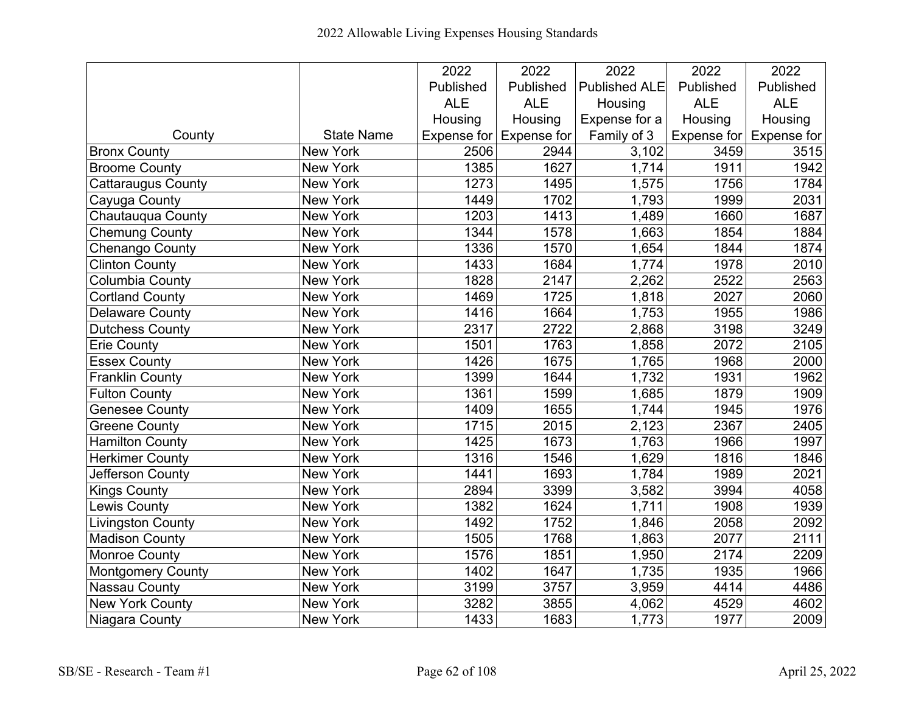# 2022 Allowable Living Expenses Housing Standards

| County | State Name | 2022 Published ALE Housing Expense for | 2022 Published ALE Housing Expense for | 2022 Published ALE Housing Expense for a Family of 3 | 2022 Published ALE Housing Expense for | 2022 Published ALE Housing Expense for |
|---|---|---|---|---|---|---|
| Bronx County | New York | 2506 | 2944 | 3,102 | 3459 | 3515 |
| Broome County | New York | 1385 | 1627 | 1,714 | 1911 | 1942 |
| Cattaraugus County | New York | 1273 | 1495 | 1,575 | 1756 | 1784 |
| Cayuga County | New York | 1449 | 1702 | 1,793 | 1999 | 2031 |
| Chautauqua County | New York | 1203 | 1413 | 1,489 | 1660 | 1687 |
| Chemung County | New York | 1344 | 1578 | 1,663 | 1854 | 1884 |
| Chenango County | New York | 1336 | 1570 | 1,654 | 1844 | 1874 |
| Clinton County | New York | 1433 | 1684 | 1,774 | 1978 | 2010 |
| Columbia County | New York | 1828 | 2147 | 2,262 | 2522 | 2563 |
| Cortland County | New York | 1469 | 1725 | 1,818 | 2027 | 2060 |
| Delaware County | New York | 1416 | 1664 | 1,753 | 1955 | 1986 |
| Dutchess County | New York | 2317 | 2722 | 2,868 | 3198 | 3249 |
| Erie County | New York | 1501 | 1763 | 1,858 | 2072 | 2105 |
| Essex County | New York | 1426 | 1675 | 1,765 | 1968 | 2000 |
| Franklin County | New York | 1399 | 1644 | 1,732 | 1931 | 1962 |
| Fulton County | New York | 1361 | 1599 | 1,685 | 1879 | 1909 |
| Genesee County | New York | 1409 | 1655 | 1,744 | 1945 | 1976 |
| Greene County | New York | 1715 | 2015 | 2,123 | 2367 | 2405 |
| Hamilton County | New York | 1425 | 1673 | 1,763 | 1966 | 1997 |
| Herkimer County | New York | 1316 | 1546 | 1,629 | 1816 | 1846 |
| Jefferson County | New York | 1441 | 1693 | 1,784 | 1989 | 2021 |
| Kings County | New York | 2894 | 3399 | 3,582 | 3994 | 4058 |
| Lewis County | New York | 1382 | 1624 | 1,711 | 1908 | 1939 |
| Livingston County | New York | 1492 | 1752 | 1,846 | 2058 | 2092 |
| Madison County | New York | 1505 | 1768 | 1,863 | 2077 | 2111 |
| Monroe County | New York | 1576 | 1851 | 1,950 | 2174 | 2209 |
| Montgomery County | New York | 1402 | 1647 | 1,735 | 1935 | 1966 |
| Nassau County | New York | 3199 | 3757 | 3,959 | 4414 | 4486 |
| New York County | New York | 3282 | 3855 | 4,062 | 4529 | 4602 |
| Niagara County | New York | 1433 | 1683 | 1,773 | 1977 | 2009 |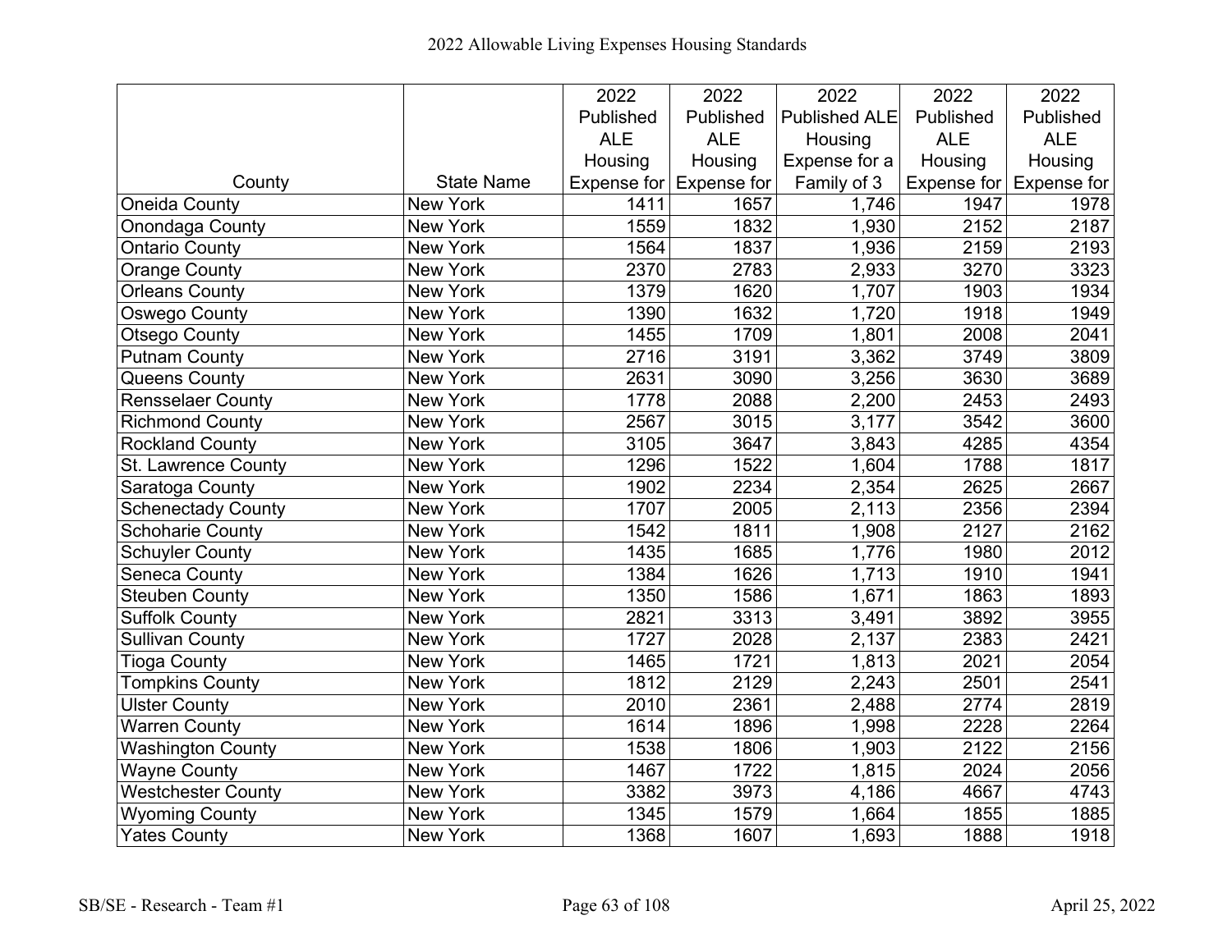| County | State Name | 2022 Published ALE Housing Expense for | 2022 Published ALE Housing Expense for | 2022 Published ALE Housing Expense for a Family of 3 | 2022 Published ALE Housing Expense for | 2022 Published ALE Housing Expense for |
|---|---|---|---|---|---|---|
| Oneida County | New York | 1411 | 1657 | 1,746 | 1947 | 1978 |
| Onondaga County | New York | 1559 | 1832 | 1,930 | 2152 | 2187 |
| Ontario County | New York | 1564 | 1837 | 1,936 | 2159 | 2193 |
| Orange County | New York | 2370 | 2783 | 2,933 | 3270 | 3323 |
| Orleans County | New York | 1379 | 1620 | 1,707 | 1903 | 1934 |
| Oswego County | New York | 1390 | 1632 | 1,720 | 1918 | 1949 |
| Otsego County | New York | 1455 | 1709 | 1,801 | 2008 | 2041 |
| Putnam County | New York | 2716 | 3191 | 3,362 | 3749 | 3809 |
| Queens County | New York | 2631 | 3090 | 3,256 | 3630 | 3689 |
| Rensselaer County | New York | 1778 | 2088 | 2,200 | 2453 | 2493 |
| Richmond County | New York | 2567 | 3015 | 3,177 | 3542 | 3600 |
| Rockland County | New York | 3105 | 3647 | 3,843 | 4285 | 4354 |
| St. Lawrence County | New York | 1296 | 1522 | 1,604 | 1788 | 1817 |
| Saratoga County | New York | 1902 | 2234 | 2,354 | 2625 | 2667 |
| Schenectady County | New York | 1707 | 2005 | 2,113 | 2356 | 2394 |
| Schoharie County | New York | 1542 | 1811 | 1,908 | 2127 | 2162 |
| Schuyler County | New York | 1435 | 1685 | 1,776 | 1980 | 2012 |
| Seneca County | New York | 1384 | 1626 | 1,713 | 1910 | 1941 |
| Steuben County | New York | 1350 | 1586 | 1,671 | 1863 | 1893 |
| Suffolk County | New York | 2821 | 3313 | 3,491 | 3892 | 3955 |
| Sullivan County | New York | 1727 | 2028 | 2,137 | 2383 | 2421 |
| Tioga County | New York | 1465 | 1721 | 1,813 | 2021 | 2054 |
| Tompkins County | New York | 1812 | 2129 | 2,243 | 2501 | 2541 |
| Ulster County | New York | 2010 | 2361 | 2,488 | 2774 | 2819 |
| Warren County | New York | 1614 | 1896 | 1,998 | 2228 | 2264 |
| Washington County | New York | 1538 | 1806 | 1,903 | 2122 | 2156 |
| Wayne County | New York | 1467 | 1722 | 1,815 | 2024 | 2056 |
| Westchester County | New York | 3382 | 3973 | 4,186 | 4667 | 4743 |
| Wyoming County | New York | 1345 | 1579 | 1,664 | 1855 | 1885 |
| Yates County | New York | 1368 | 1607 | 1,693 | 1888 | 1918 |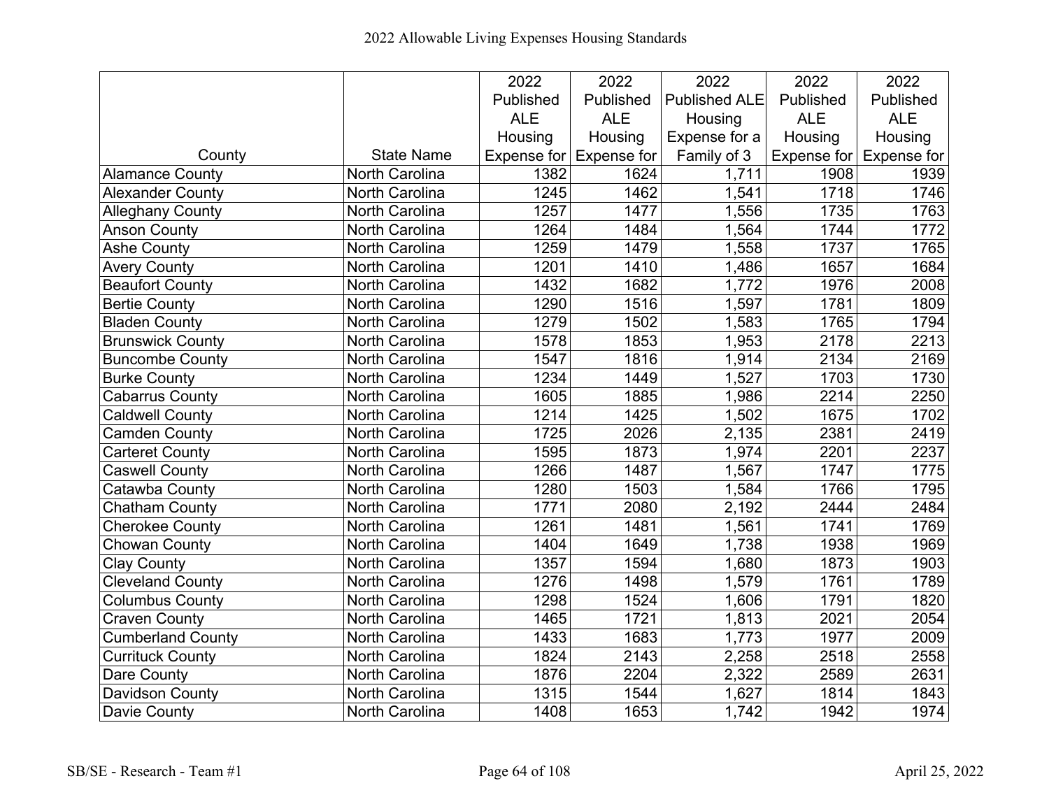# 2022 Allowable Living Expenses Housing Standards

| County | State Name | 2022 Published ALE Housing Expense for | 2022 Published ALE Housing Expense for | 2022 Published ALE Housing Expense for a Family of 3 | 2022 Published ALE Housing Expense for | 2022 Published ALE Housing Expense for |
|---|---|---|---|---|---|---|
| Alamance County | North Carolina | 1382 | 1624 | 1,711 | 1908 | 1939 |
| Alexander County | North Carolina | 1245 | 1462 | 1,541 | 1718 | 1746 |
| Alleghany County | North Carolina | 1257 | 1477 | 1,556 | 1735 | 1763 |
| Anson County | North Carolina | 1264 | 1484 | 1,564 | 1744 | 1772 |
| Ashe County | North Carolina | 1259 | 1479 | 1,558 | 1737 | 1765 |
| Avery County | North Carolina | 1201 | 1410 | 1,486 | 1657 | 1684 |
| Beaufort County | North Carolina | 1432 | 1682 | 1,772 | 1976 | 2008 |
| Bertie County | North Carolina | 1290 | 1516 | 1,597 | 1781 | 1809 |
| Bladen County | North Carolina | 1279 | 1502 | 1,583 | 1765 | 1794 |
| Brunswick County | North Carolina | 1578 | 1853 | 1,953 | 2178 | 2213 |
| Buncombe County | North Carolina | 1547 | 1816 | 1,914 | 2134 | 2169 |
| Burke County | North Carolina | 1234 | 1449 | 1,527 | 1703 | 1730 |
| Cabarrus County | North Carolina | 1605 | 1885 | 1,986 | 2214 | 2250 |
| Caldwell County | North Carolina | 1214 | 1425 | 1,502 | 1675 | 1702 |
| Camden County | North Carolina | 1725 | 2026 | 2,135 | 2381 | 2419 |
| Carteret County | North Carolina | 1595 | 1873 | 1,974 | 2201 | 2237 |
| Caswell County | North Carolina | 1266 | 1487 | 1,567 | 1747 | 1775 |
| Catawba County | North Carolina | 1280 | 1503 | 1,584 | 1766 | 1795 |
| Chatham County | North Carolina | 1771 | 2080 | 2,192 | 2444 | 2484 |
| Cherokee County | North Carolina | 1261 | 1481 | 1,561 | 1741 | 1769 |
| Chowan County | North Carolina | 1404 | 1649 | 1,738 | 1938 | 1969 |
| Clay County | North Carolina | 1357 | 1594 | 1,680 | 1873 | 1903 |
| Cleveland County | North Carolina | 1276 | 1498 | 1,579 | 1761 | 1789 |
| Columbus County | North Carolina | 1298 | 1524 | 1,606 | 1791 | 1820 |
| Craven County | North Carolina | 1465 | 1721 | 1,813 | 2021 | 2054 |
| Cumberland County | North Carolina | 1433 | 1683 | 1,773 | 1977 | 2009 |
| Currituck County | North Carolina | 1824 | 2143 | 2,258 | 2518 | 2558 |
| Dare County | North Carolina | 1876 | 2204 | 2,322 | 2589 | 2631 |
| Davidson County | North Carolina | 1315 | 1544 | 1,627 | 1814 | 1843 |
| Davie County | North Carolina | 1408 | 1653 | 1,742 | 1942 | 1974 |

SB/SE - Research - Team #1　　　　April 25, 2022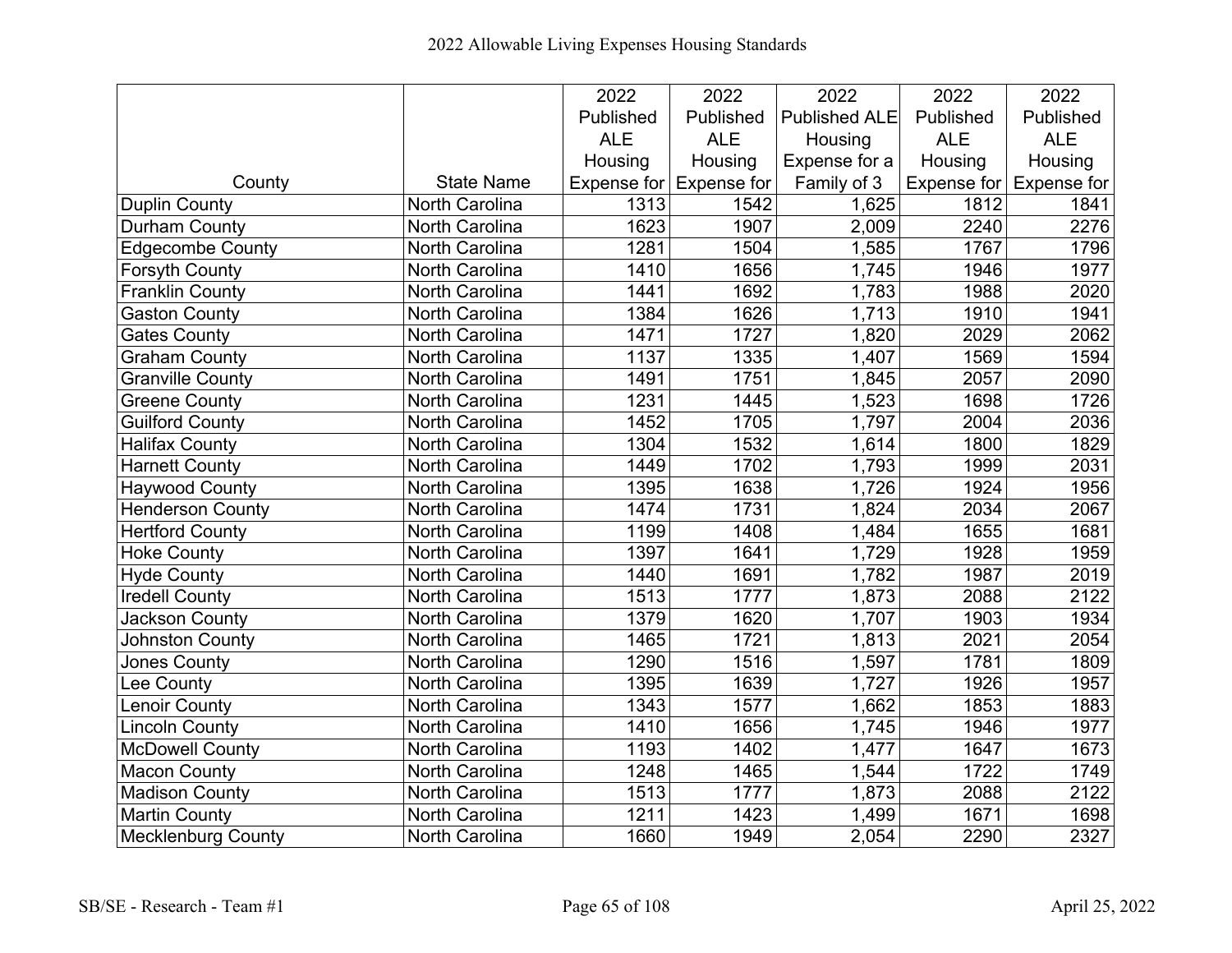2022 Allowable Living Expenses Housing Standards

| County | State Name | 2022 Published ALE Housing Expense for | 2022 Published ALE Housing Expense for | 2022 Published ALE Housing Expense for a Family of 3 | 2022 Published ALE Housing Expense for | 2022 Published ALE Housing Expense for |
|---|---|---|---|---|---|---|
| Duplin County | North Carolina | 1313 | 1542 | 1,625 | 1812 | 1841 |
| Durham County | North Carolina | 1623 | 1907 | 2,009 | 2240 | 2276 |
| Edgecombe County | North Carolina | 1281 | 1504 | 1,585 | 1767 | 1796 |
| Forsyth County | North Carolina | 1410 | 1656 | 1,745 | 1946 | 1977 |
| Franklin County | North Carolina | 1441 | 1692 | 1,783 | 1988 | 2020 |
| Gaston County | North Carolina | 1384 | 1626 | 1,713 | 1910 | 1941 |
| Gates County | North Carolina | 1471 | 1727 | 1,820 | 2029 | 2062 |
| Graham County | North Carolina | 1137 | 1335 | 1,407 | 1569 | 1594 |
| Granville County | North Carolina | 1491 | 1751 | 1,845 | 2057 | 2090 |
| Greene County | North Carolina | 1231 | 1445 | 1,523 | 1698 | 1726 |
| Guilford County | North Carolina | 1452 | 1705 | 1,797 | 2004 | 2036 |
| Halifax County | North Carolina | 1304 | 1532 | 1,614 | 1800 | 1829 |
| Harnett County | North Carolina | 1449 | 1702 | 1,793 | 1999 | 2031 |
| Haywood County | North Carolina | 1395 | 1638 | 1,726 | 1924 | 1956 |
| Henderson County | North Carolina | 1474 | 1731 | 1,824 | 2034 | 2067 |
| Hertford County | North Carolina | 1199 | 1408 | 1,484 | 1655 | 1681 |
| Hoke County | North Carolina | 1397 | 1641 | 1,729 | 1928 | 1959 |
| Hyde County | North Carolina | 1440 | 1691 | 1,782 | 1987 | 2019 |
| Iredell County | North Carolina | 1513 | 1777 | 1,873 | 2088 | 2122 |
| Jackson County | North Carolina | 1379 | 1620 | 1,707 | 1903 | 1934 |
| Johnston County | North Carolina | 1465 | 1721 | 1,813 | 2021 | 2054 |
| Jones County | North Carolina | 1290 | 1516 | 1,597 | 1781 | 1809 |
| Lee County | North Carolina | 1395 | 1639 | 1,727 | 1926 | 1957 |
| Lenoir County | North Carolina | 1343 | 1577 | 1,662 | 1853 | 1883 |
| Lincoln County | North Carolina | 1410 | 1656 | 1,745 | 1946 | 1977 |
| McDowell County | North Carolina | 1193 | 1402 | 1,477 | 1647 | 1673 |
| Macon County | North Carolina | 1248 | 1465 | 1,544 | 1722 | 1749 |
| Madison County | North Carolina | 1513 | 1777 | 1,873 | 2088 | 2122 |
| Martin County | North Carolina | 1211 | 1423 | 1,499 | 1671 | 1698 |
| Mecklenburg County | North Carolina | 1660 | 1949 | 2,054 | 2290 | 2327 |

SB/SE - Research - Team #1

April 25, 2022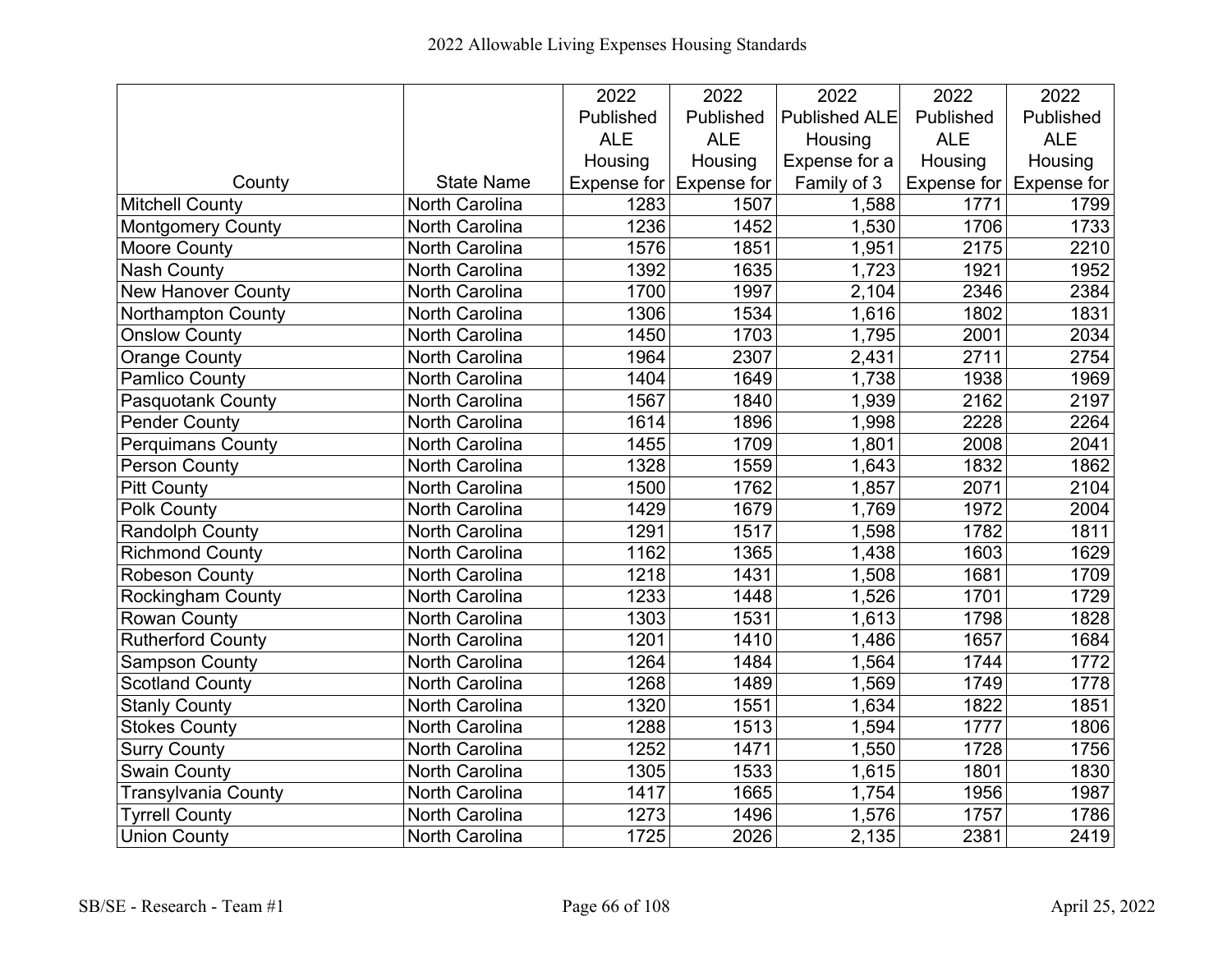# 2022 Allowable Living Expenses Housing Standards

| County | State Name | 2022 Published ALE Housing Expense for | 2022 Published ALE Housing Expense for | 2022 Published ALE Housing Expense for a Family of 3 | 2022 Published ALE Housing Expense for | 2022 Published ALE Housing Expense for |
|---|---|---|---|---|---|---|
| Mitchell County | North Carolina | 1283 | 1507 | 1,588 | 1771 | 1799 |
| Montgomery County | North Carolina | 1236 | 1452 | 1,530 | 1706 | 1733 |
| Moore County | North Carolina | 1576 | 1851 | 1,951 | 2175 | 2210 |
| Nash County | North Carolina | 1392 | 1635 | 1,723 | 1921 | 1952 |
| New Hanover County | North Carolina | 1700 | 1997 | 2,104 | 2346 | 2384 |
| Northampton County | North Carolina | 1306 | 1534 | 1,616 | 1802 | 1831 |
| Onslow County | North Carolina | 1450 | 1703 | 1,795 | 2001 | 2034 |
| Orange County | North Carolina | 1964 | 2307 | 2,431 | 2711 | 2754 |
| Pamlico County | North Carolina | 1404 | 1649 | 1,738 | 1938 | 1969 |
| Pasquotank County | North Carolina | 1567 | 1840 | 1,939 | 2162 | 2197 |
| Pender County | North Carolina | 1614 | 1896 | 1,998 | 2228 | 2264 |
| Perquimans County | North Carolina | 1455 | 1709 | 1,801 | 2008 | 2041 |
| Person County | North Carolina | 1328 | 1559 | 1,643 | 1832 | 1862 |
| Pitt County | North Carolina | 1500 | 1762 | 1,857 | 2071 | 2104 |
| Polk County | North Carolina | 1429 | 1679 | 1,769 | 1972 | 2004 |
| Randolph County | North Carolina | 1291 | 1517 | 1,598 | 1782 | 1811 |
| Richmond County | North Carolina | 1162 | 1365 | 1,438 | 1603 | 1629 |
| Robeson County | North Carolina | 1218 | 1431 | 1,508 | 1681 | 1709 |
| Rockingham County | North Carolina | 1233 | 1448 | 1,526 | 1701 | 1729 |
| Rowan County | North Carolina | 1303 | 1531 | 1,613 | 1798 | 1828 |
| Rutherford County | North Carolina | 1201 | 1410 | 1,486 | 1657 | 1684 |
| Sampson County | North Carolina | 1264 | 1484 | 1,564 | 1744 | 1772 |
| Scotland County | North Carolina | 1268 | 1489 | 1,569 | 1749 | 1778 |
| Stanly County | North Carolina | 1320 | 1551 | 1,634 | 1822 | 1851 |
| Stokes County | North Carolina | 1288 | 1513 | 1,594 | 1777 | 1806 |
| Surry County | North Carolina | 1252 | 1471 | 1,550 | 1728 | 1756 |
| Swain County | North Carolina | 1305 | 1533 | 1,615 | 1801 | 1830 |
| Transylvania County | North Carolina | 1417 | 1665 | 1,754 | 1956 | 1987 |
| Tyrrell County | North Carolina | 1273 | 1496 | 1,576 | 1757 | 1786 |
| Union County | North Carolina | 1725 | 2026 | 2,135 | 2381 | 2419 |

SB/SE - Research - Team #1 April 25, 2022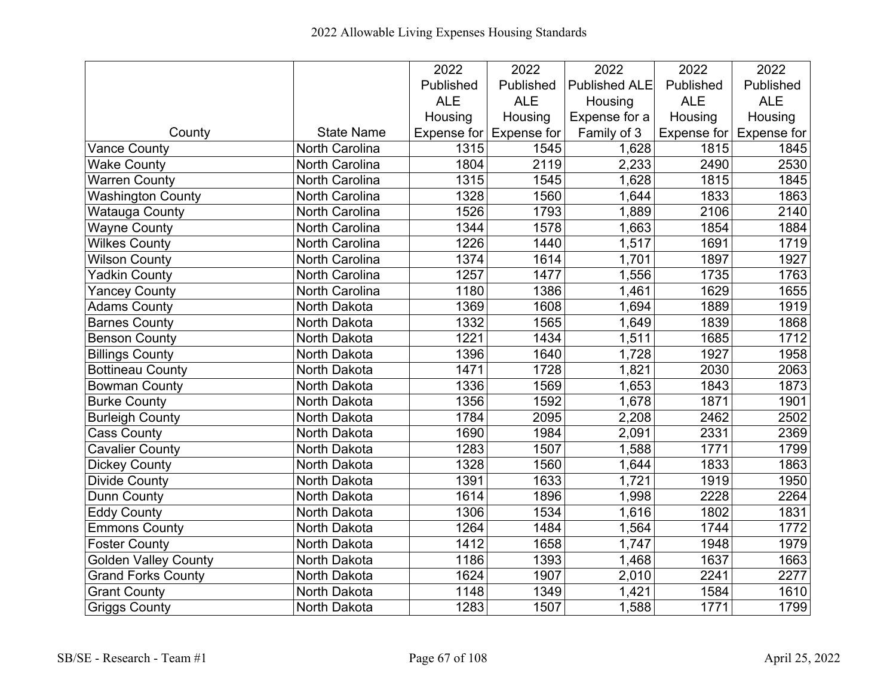2022 Allowable Living Expenses Housing Standards

| County | State Name | 2022 Published ALE Housing Expense for | 2022 Published ALE Housing Expense for | 2022 Published ALE Housing Expense for a Family of 3 | 2022 Published ALE Housing Expense for | 2022 Published ALE Housing Expense for |
|---|---|---|---|---|---|---|
| Vance County | North Carolina | 1315 | 1545 | 1,628 | 1815 | 1845 |
| Wake County | North Carolina | 1804 | 2119 | 2,233 | 2490 | 2530 |
| Warren County | North Carolina | 1315 | 1545 | 1,628 | 1815 | 1845 |
| Washington County | North Carolina | 1328 | 1560 | 1,644 | 1833 | 1863 |
| Watauga County | North Carolina | 1526 | 1793 | 1,889 | 2106 | 2140 |
| Wayne County | North Carolina | 1344 | 1578 | 1,663 | 1854 | 1884 |
| Wilkes County | North Carolina | 1226 | 1440 | 1,517 | 1691 | 1719 |
| Wilson County | North Carolina | 1374 | 1614 | 1,701 | 1897 | 1927 |
| Yadkin County | North Carolina | 1257 | 1477 | 1,556 | 1735 | 1763 |
| Yancey County | North Carolina | 1180 | 1386 | 1,461 | 1629 | 1655 |
| Adams County | North Dakota | 1369 | 1608 | 1,694 | 1889 | 1919 |
| Barnes County | North Dakota | 1332 | 1565 | 1,649 | 1839 | 1868 |
| Benson County | North Dakota | 1221 | 1434 | 1,511 | 1685 | 1712 |
| Billings County | North Dakota | 1396 | 1640 | 1,728 | 1927 | 1958 |
| Bottineau County | North Dakota | 1471 | 1728 | 1,821 | 2030 | 2063 |
| Bowman County | North Dakota | 1336 | 1569 | 1,653 | 1843 | 1873 |
| Burke County | North Dakota | 1356 | 1592 | 1,678 | 1871 | 1901 |
| Burleigh County | North Dakota | 1784 | 2095 | 2,208 | 2462 | 2502 |
| Cass County | North Dakota | 1690 | 1984 | 2,091 | 2331 | 2369 |
| Cavalier County | North Dakota | 1283 | 1507 | 1,588 | 1771 | 1799 |
| Dickey County | North Dakota | 1328 | 1560 | 1,644 | 1833 | 1863 |
| Divide County | North Dakota | 1391 | 1633 | 1,721 | 1919 | 1950 |
| Dunn County | North Dakota | 1614 | 1896 | 1,998 | 2228 | 2264 |
| Eddy County | North Dakota | 1306 | 1534 | 1,616 | 1802 | 1831 |
| Emmons County | North Dakota | 1264 | 1484 | 1,564 | 1744 | 1772 |
| Foster County | North Dakota | 1412 | 1658 | 1,747 | 1948 | 1979 |
| Golden Valley County | North Dakota | 1186 | 1393 | 1,468 | 1637 | 1663 |
| Grand Forks County | North Dakota | 1624 | 1907 | 2,010 | 2241 | 2277 |
| Grant County | North Dakota | 1148 | 1349 | 1,421 | 1584 | 1610 |
| Griggs County | North Dakota | 1283 | 1507 | 1,588 | 1771 | 1799 |

SB/SE - Research - Team #1 &nbsp;&nbsp;&nbsp; April 25, 2022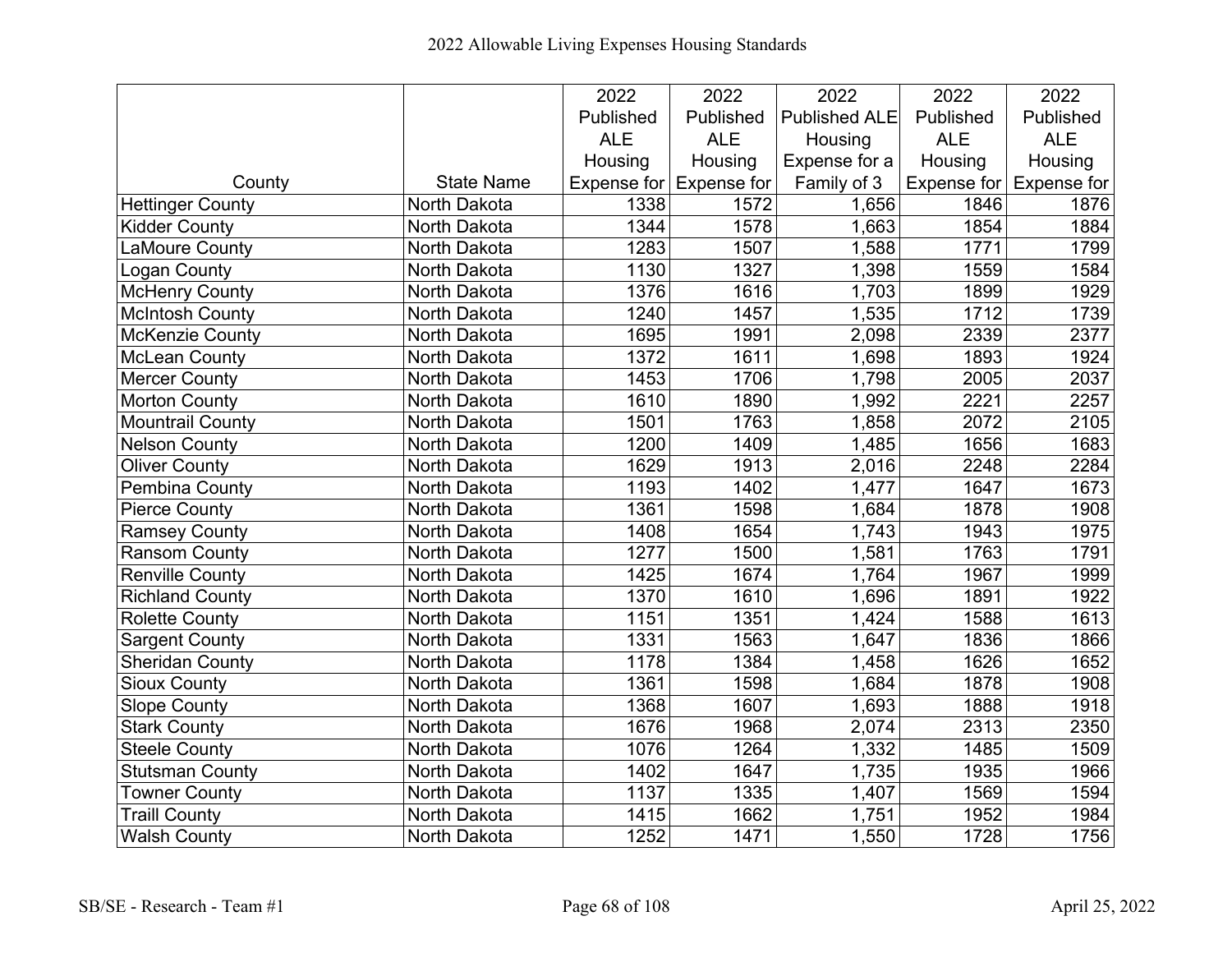# 2022 Allowable Living Expenses Housing Standards

| County | State Name | 2022 Published ALE Housing Expense for | 2022 Published ALE Housing Expense for | 2022 Published ALE Housing Expense for a Family of 3 | 2022 Published ALE Housing Expense for | 2022 Published ALE Housing Expense for |
|---|---|---|---|---|---|---|
| Hettinger County | North Dakota | 1338 | 1572 | 1,656 | 1846 | 1876 |
| Kidder County | North Dakota | 1344 | 1578 | 1,663 | 1854 | 1884 |
| LaMoure County | North Dakota | 1283 | 1507 | 1,588 | 1771 | 1799 |
| Logan County | North Dakota | 1130 | 1327 | 1,398 | 1559 | 1584 |
| McHenry County | North Dakota | 1376 | 1616 | 1,703 | 1899 | 1929 |
| McIntosh County | North Dakota | 1240 | 1457 | 1,535 | 1712 | 1739 |
| McKenzie County | North Dakota | 1695 | 1991 | 2,098 | 2339 | 2377 |
| McLean County | North Dakota | 1372 | 1611 | 1,698 | 1893 | 1924 |
| Mercer County | North Dakota | 1453 | 1706 | 1,798 | 2005 | 2037 |
| Morton County | North Dakota | 1610 | 1890 | 1,992 | 2221 | 2257 |
| Mountrail County | North Dakota | 1501 | 1763 | 1,858 | 2072 | 2105 |
| Nelson County | North Dakota | 1200 | 1409 | 1,485 | 1656 | 1683 |
| Oliver County | North Dakota | 1629 | 1913 | 2,016 | 2248 | 2284 |
| Pembina County | North Dakota | 1193 | 1402 | 1,477 | 1647 | 1673 |
| Pierce County | North Dakota | 1361 | 1598 | 1,684 | 1878 | 1908 |
| Ramsey County | North Dakota | 1408 | 1654 | 1,743 | 1943 | 1975 |
| Ransom County | North Dakota | 1277 | 1500 | 1,581 | 1763 | 1791 |
| Renville County | North Dakota | 1425 | 1674 | 1,764 | 1967 | 1999 |
| Richland County | North Dakota | 1370 | 1610 | 1,696 | 1891 | 1922 |
| Rolette County | North Dakota | 1151 | 1351 | 1,424 | 1588 | 1613 |
| Sargent County | North Dakota | 1331 | 1563 | 1,647 | 1836 | 1866 |
| Sheridan County | North Dakota | 1178 | 1384 | 1,458 | 1626 | 1652 |
| Sioux County | North Dakota | 1361 | 1598 | 1,684 | 1878 | 1908 |
| Slope County | North Dakota | 1368 | 1607 | 1,693 | 1888 | 1918 |
| Stark County | North Dakota | 1676 | 1968 | 2,074 | 2313 | 2350 |
| Steele County | North Dakota | 1076 | 1264 | 1,332 | 1485 | 1509 |
| Stutsman County | North Dakota | 1402 | 1647 | 1,735 | 1935 | 1966 |
| Towner County | North Dakota | 1137 | 1335 | 1,407 | 1569 | 1594 |
| Traill County | North Dakota | 1415 | 1662 | 1,751 | 1952 | 1984 |
| Walsh County | North Dakota | 1252 | 1471 | 1,550 | 1728 | 1756 |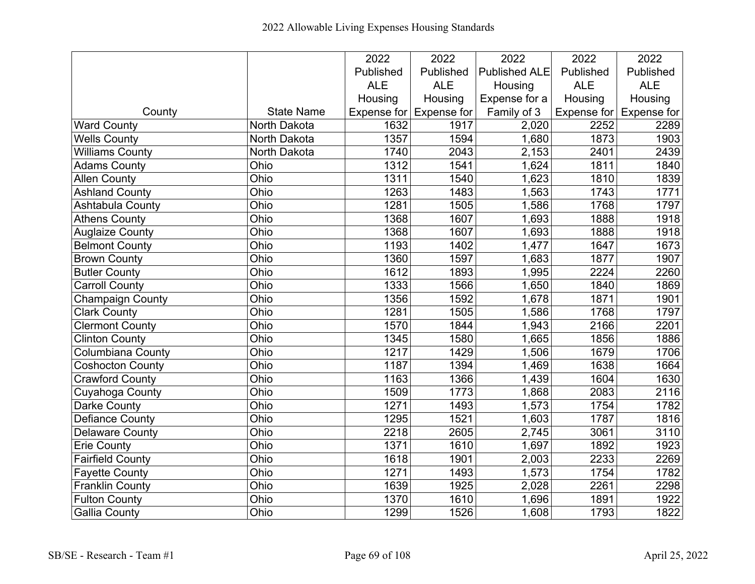# 2022 Allowable Living Expenses Housing Standards

| County | State Name | 2022 Published ALE Housing Expense for | 2022 Published ALE Housing Expense for | 2022 Published ALE Housing Expense for a Family of 3 | 2022 Published ALE Housing Expense for | 2022 Published ALE Housing Expense for |
|---|---|---|---|---|---|---|
| Ward County | North Dakota | 1632 | 1917 | 2,020 | 2252 | 2289 |
| Wells County | North Dakota | 1357 | 1594 | 1,680 | 1873 | 1903 |
| Williams County | North Dakota | 1740 | 2043 | 2,153 | 2401 | 2439 |
| Adams County | Ohio | 1312 | 1541 | 1,624 | 1811 | 1840 |
| Allen County | Ohio | 1311 | 1540 | 1,623 | 1810 | 1839 |
| Ashland County | Ohio | 1263 | 1483 | 1,563 | 1743 | 1771 |
| Ashtabula County | Ohio | 1281 | 1505 | 1,586 | 1768 | 1797 |
| Athens County | Ohio | 1368 | 1607 | 1,693 | 1888 | 1918 |
| Auglaize County | Ohio | 1368 | 1607 | 1,693 | 1888 | 1918 |
| Belmont County | Ohio | 1193 | 1402 | 1,477 | 1647 | 1673 |
| Brown County | Ohio | 1360 | 1597 | 1,683 | 1877 | 1907 |
| Butler County | Ohio | 1612 | 1893 | 1,995 | 2224 | 2260 |
| Carroll County | Ohio | 1333 | 1566 | 1,650 | 1840 | 1869 |
| Champaign County | Ohio | 1356 | 1592 | 1,678 | 1871 | 1901 |
| Clark County | Ohio | 1281 | 1505 | 1,586 | 1768 | 1797 |
| Clermont County | Ohio | 1570 | 1844 | 1,943 | 2166 | 2201 |
| Clinton County | Ohio | 1345 | 1580 | 1,665 | 1856 | 1886 |
| Columbiana County | Ohio | 1217 | 1429 | 1,506 | 1679 | 1706 |
| Coshocton County | Ohio | 1187 | 1394 | 1,469 | 1638 | 1664 |
| Crawford County | Ohio | 1163 | 1366 | 1,439 | 1604 | 1630 |
| Cuyahoga County | Ohio | 1509 | 1773 | 1,868 | 2083 | 2116 |
| Darke County | Ohio | 1271 | 1493 | 1,573 | 1754 | 1782 |
| Defiance County | Ohio | 1295 | 1521 | 1,603 | 1787 | 1816 |
| Delaware County | Ohio | 2218 | 2605 | 2,745 | 3061 | 3110 |
| Erie County | Ohio | 1371 | 1610 | 1,697 | 1892 | 1923 |
| Fairfield County | Ohio | 1618 | 1901 | 2,003 | 2233 | 2269 |
| Fayette County | Ohio | 1271 | 1493 | 1,573 | 1754 | 1782 |
| Franklin County | Ohio | 1639 | 1925 | 2,028 | 2261 | 2298 |
| Fulton County | Ohio | 1370 | 1610 | 1,696 | 1891 | 1922 |
| Gallia County | Ohio | 1299 | 1526 | 1,608 | 1793 | 1822 |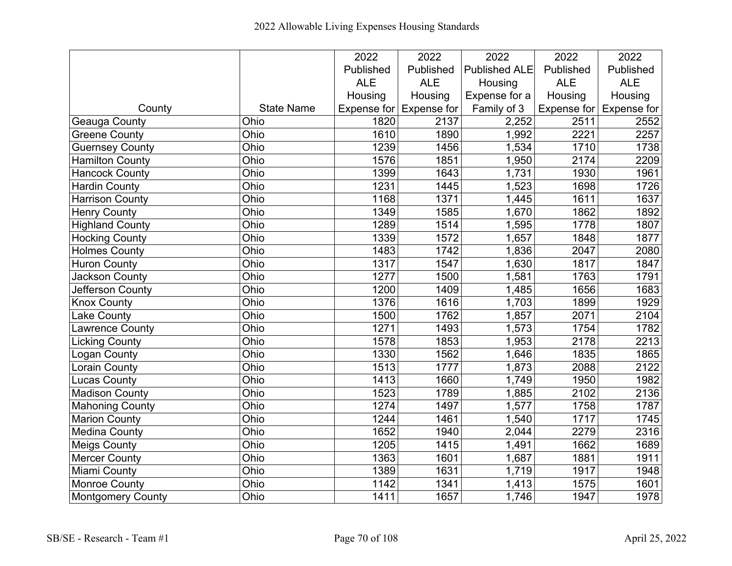| County | State Name | 2022 Published ALE Housing Expense for | 2022 Published ALE Housing Expense for | 2022 Published ALE Housing Expense for a Family of 3 | 2022 Published ALE Housing Expense for | 2022 Published ALE Housing Expense for |
|---|---|---|---|---|---|---|
| Geauga County | Ohio | 1820 | 2137 | 2,252 | 2511 | 2552 |
| Greene County | Ohio | 1610 | 1890 | 1,992 | 2221 | 2257 |
| Guernsey County | Ohio | 1239 | 1456 | 1,534 | 1710 | 1738 |
| Hamilton County | Ohio | 1576 | 1851 | 1,950 | 2174 | 2209 |
| Hancock County | Ohio | 1399 | 1643 | 1,731 | 1930 | 1961 |
| Hardin County | Ohio | 1231 | 1445 | 1,523 | 1698 | 1726 |
| Harrison County | Ohio | 1168 | 1371 | 1,445 | 1611 | 1637 |
| Henry County | Ohio | 1349 | 1585 | 1,670 | 1862 | 1892 |
| Highland County | Ohio | 1289 | 1514 | 1,595 | 1778 | 1807 |
| Hocking County | Ohio | 1339 | 1572 | 1,657 | 1848 | 1877 |
| Holmes County | Ohio | 1483 | 1742 | 1,836 | 2047 | 2080 |
| Huron County | Ohio | 1317 | 1547 | 1,630 | 1817 | 1847 |
| Jackson County | Ohio | 1277 | 1500 | 1,581 | 1763 | 1791 |
| Jefferson County | Ohio | 1200 | 1409 | 1,485 | 1656 | 1683 |
| Knox County | Ohio | 1376 | 1616 | 1,703 | 1899 | 1929 |
| Lake County | Ohio | 1500 | 1762 | 1,857 | 2071 | 2104 |
| Lawrence County | Ohio | 1271 | 1493 | 1,573 | 1754 | 1782 |
| Licking County | Ohio | 1578 | 1853 | 1,953 | 2178 | 2213 |
| Logan County | Ohio | 1330 | 1562 | 1,646 | 1835 | 1865 |
| Lorain County | Ohio | 1513 | 1777 | 1,873 | 2088 | 2122 |
| Lucas County | Ohio | 1413 | 1660 | 1,749 | 1950 | 1982 |
| Madison County | Ohio | 1523 | 1789 | 1,885 | 2102 | 2136 |
| Mahoning County | Ohio | 1274 | 1497 | 1,577 | 1758 | 1787 |
| Marion County | Ohio | 1244 | 1461 | 1,540 | 1717 | 1745 |
| Medina County | Ohio | 1652 | 1940 | 2,044 | 2279 | 2316 |
| Meigs County | Ohio | 1205 | 1415 | 1,491 | 1662 | 1689 |
| Mercer County | Ohio | 1363 | 1601 | 1,687 | 1881 | 1911 |
| Miami County | Ohio | 1389 | 1631 | 1,719 | 1917 | 1948 |
| Monroe County | Ohio | 1142 | 1341 | 1,413 | 1575 | 1601 |
| Montgomery County | Ohio | 1411 | 1657 | 1,746 | 1947 | 1978 |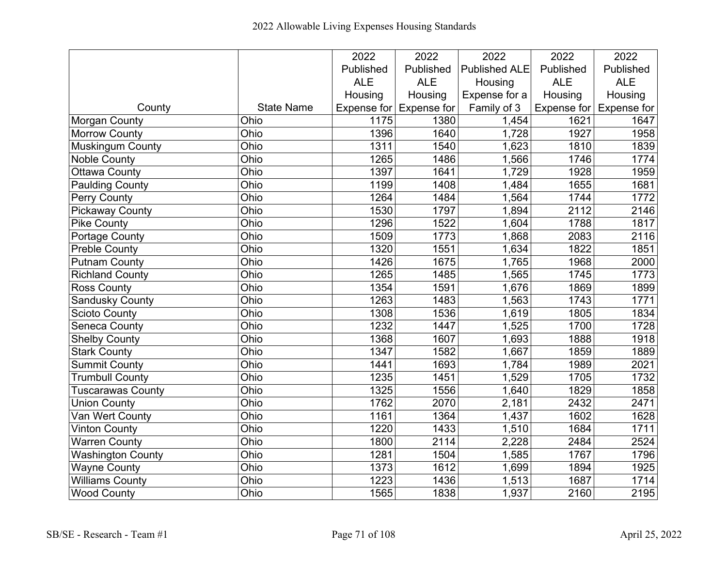| County | State Name | 2022 Published ALE Housing Expense for | 2022 Published ALE Housing Expense for | 2022 Published ALE Housing Expense for a Family of 3 | 2022 Published ALE Housing Expense for | 2022 Published ALE Housing Expense for |
|---|---|---|---|---|---|---|
| Morgan County | Ohio | 1175 | 1380 | 1,454 | 1621 | 1647 |
| Morrow County | Ohio | 1396 | 1640 | 1,728 | 1927 | 1958 |
| Muskingum County | Ohio | 1311 | 1540 | 1,623 | 1810 | 1839 |
| Noble County | Ohio | 1265 | 1486 | 1,566 | 1746 | 1774 |
| Ottawa County | Ohio | 1397 | 1641 | 1,729 | 1928 | 1959 |
| Paulding County | Ohio | 1199 | 1408 | 1,484 | 1655 | 1681 |
| Perry County | Ohio | 1264 | 1484 | 1,564 | 1744 | 1772 |
| Pickaway County | Ohio | 1530 | 1797 | 1,894 | 2112 | 2146 |
| Pike County | Ohio | 1296 | 1522 | 1,604 | 1788 | 1817 |
| Portage County | Ohio | 1509 | 1773 | 1,868 | 2083 | 2116 |
| Preble County | Ohio | 1320 | 1551 | 1,634 | 1822 | 1851 |
| Putnam County | Ohio | 1426 | 1675 | 1,765 | 1968 | 2000 |
| Richland County | Ohio | 1265 | 1485 | 1,565 | 1745 | 1773 |
| Ross County | Ohio | 1354 | 1591 | 1,676 | 1869 | 1899 |
| Sandusky County | Ohio | 1263 | 1483 | 1,563 | 1743 | 1771 |
| Scioto County | Ohio | 1308 | 1536 | 1,619 | 1805 | 1834 |
| Seneca County | Ohio | 1232 | 1447 | 1,525 | 1700 | 1728 |
| Shelby County | Ohio | 1368 | 1607 | 1,693 | 1888 | 1918 |
| Stark County | Ohio | 1347 | 1582 | 1,667 | 1859 | 1889 |
| Summit County | Ohio | 1441 | 1693 | 1,784 | 1989 | 2021 |
| Trumbull County | Ohio | 1235 | 1451 | 1,529 | 1705 | 1732 |
| Tuscarawas County | Ohio | 1325 | 1556 | 1,640 | 1829 | 1858 |
| Union County | Ohio | 1762 | 2070 | 2,181 | 2432 | 2471 |
| Van Wert County | Ohio | 1161 | 1364 | 1,437 | 1602 | 1628 |
| Vinton County | Ohio | 1220 | 1433 | 1,510 | 1684 | 1711 |
| Warren County | Ohio | 1800 | 2114 | 2,228 | 2484 | 2524 |
| Washington County | Ohio | 1281 | 1504 | 1,585 | 1767 | 1796 |
| Wayne County | Ohio | 1373 | 1612 | 1,699 | 1894 | 1925 |
| Williams County | Ohio | 1223 | 1436 | 1,513 | 1687 | 1714 |
| Wood County | Ohio | 1565 | 1838 | 1,937 | 2160 | 2195 |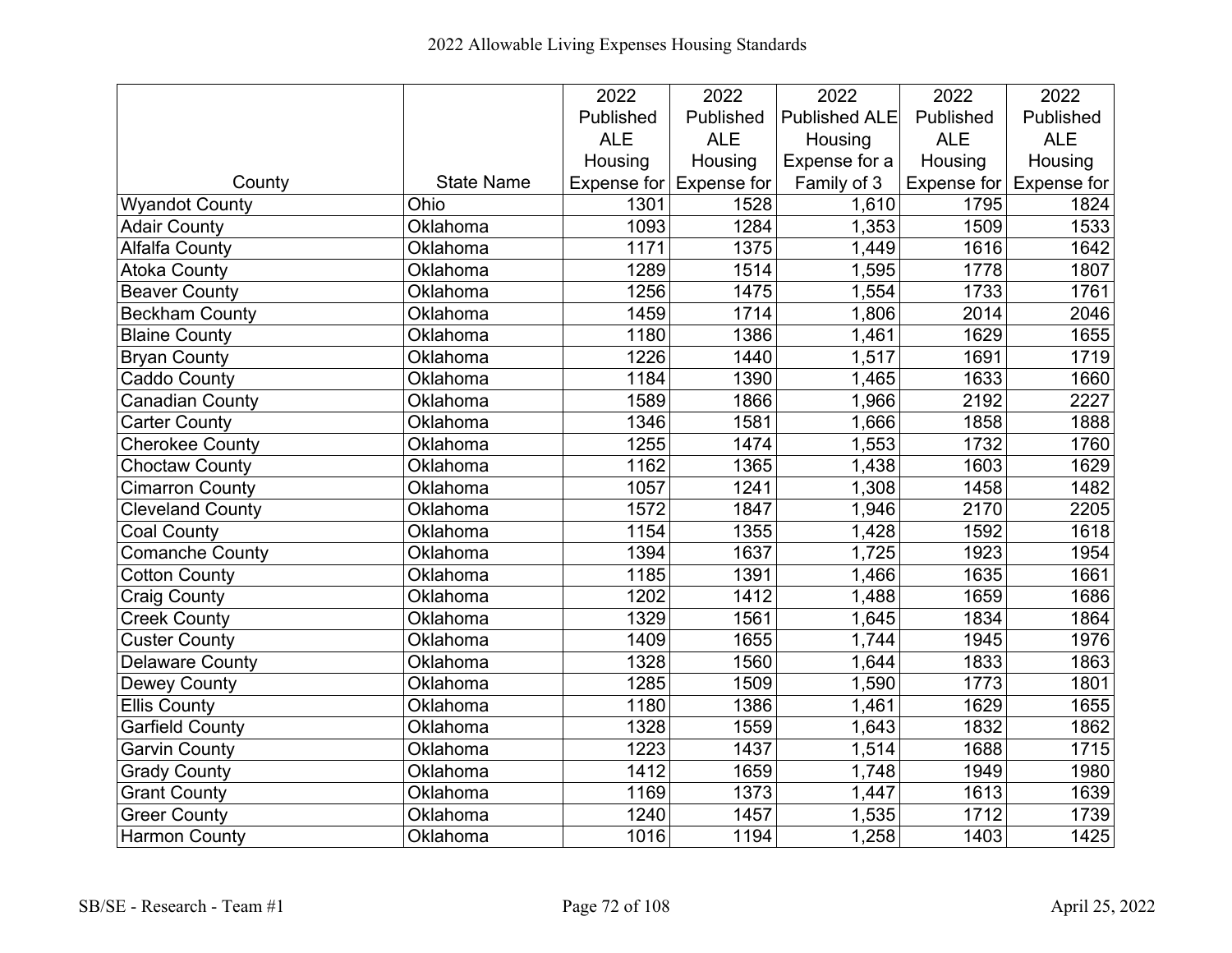# 2022 Allowable Living Expenses Housing Standards

| County | State Name | 2022 Published ALE Housing Expense for | 2022 Published ALE Housing Expense for | 2022 Published ALE Housing Expense for a Family of 3 | 2022 Published ALE Housing Expense for | 2022 Published ALE Housing Expense for |
|---|---|---|---|---|---|---|
| Wyandot County | Ohio | 1301 | 1528 | 1,610 | 1795 | 1824 |
| Adair County | Oklahoma | 1093 | 1284 | 1,353 | 1509 | 1533 |
| Alfalfa County | Oklahoma | 1171 | 1375 | 1,449 | 1616 | 1642 |
| Atoka County | Oklahoma | 1289 | 1514 | 1,595 | 1778 | 1807 |
| Beaver County | Oklahoma | 1256 | 1475 | 1,554 | 1733 | 1761 |
| Beckham County | Oklahoma | 1459 | 1714 | 1,806 | 2014 | 2046 |
| Blaine County | Oklahoma | 1180 | 1386 | 1,461 | 1629 | 1655 |
| Bryan County | Oklahoma | 1226 | 1440 | 1,517 | 1691 | 1719 |
| Caddo County | Oklahoma | 1184 | 1390 | 1,465 | 1633 | 1660 |
| Canadian County | Oklahoma | 1589 | 1866 | 1,966 | 2192 | 2227 |
| Carter County | Oklahoma | 1346 | 1581 | 1,666 | 1858 | 1888 |
| Cherokee County | Oklahoma | 1255 | 1474 | 1,553 | 1732 | 1760 |
| Choctaw County | Oklahoma | 1162 | 1365 | 1,438 | 1603 | 1629 |
| Cimarron County | Oklahoma | 1057 | 1241 | 1,308 | 1458 | 1482 |
| Cleveland County | Oklahoma | 1572 | 1847 | 1,946 | 2170 | 2205 |
| Coal County | Oklahoma | 1154 | 1355 | 1,428 | 1592 | 1618 |
| Comanche County | Oklahoma | 1394 | 1637 | 1,725 | 1923 | 1954 |
| Cotton County | Oklahoma | 1185 | 1391 | 1,466 | 1635 | 1661 |
| Craig County | Oklahoma | 1202 | 1412 | 1,488 | 1659 | 1686 |
| Creek County | Oklahoma | 1329 | 1561 | 1,645 | 1834 | 1864 |
| Custer County | Oklahoma | 1409 | 1655 | 1,744 | 1945 | 1976 |
| Delaware County | Oklahoma | 1328 | 1560 | 1,644 | 1833 | 1863 |
| Dewey County | Oklahoma | 1285 | 1509 | 1,590 | 1773 | 1801 |
| Ellis County | Oklahoma | 1180 | 1386 | 1,461 | 1629 | 1655 |
| Garfield County | Oklahoma | 1328 | 1559 | 1,643 | 1832 | 1862 |
| Garvin County | Oklahoma | 1223 | 1437 | 1,514 | 1688 | 1715 |
| Grady County | Oklahoma | 1412 | 1659 | 1,748 | 1949 | 1980 |
| Grant County | Oklahoma | 1169 | 1373 | 1,447 | 1613 | 1639 |
| Greer County | Oklahoma | 1240 | 1457 | 1,535 | 1712 | 1739 |
| Harmon County | Oklahoma | 1016 | 1194 | 1,258 | 1403 | 1425 |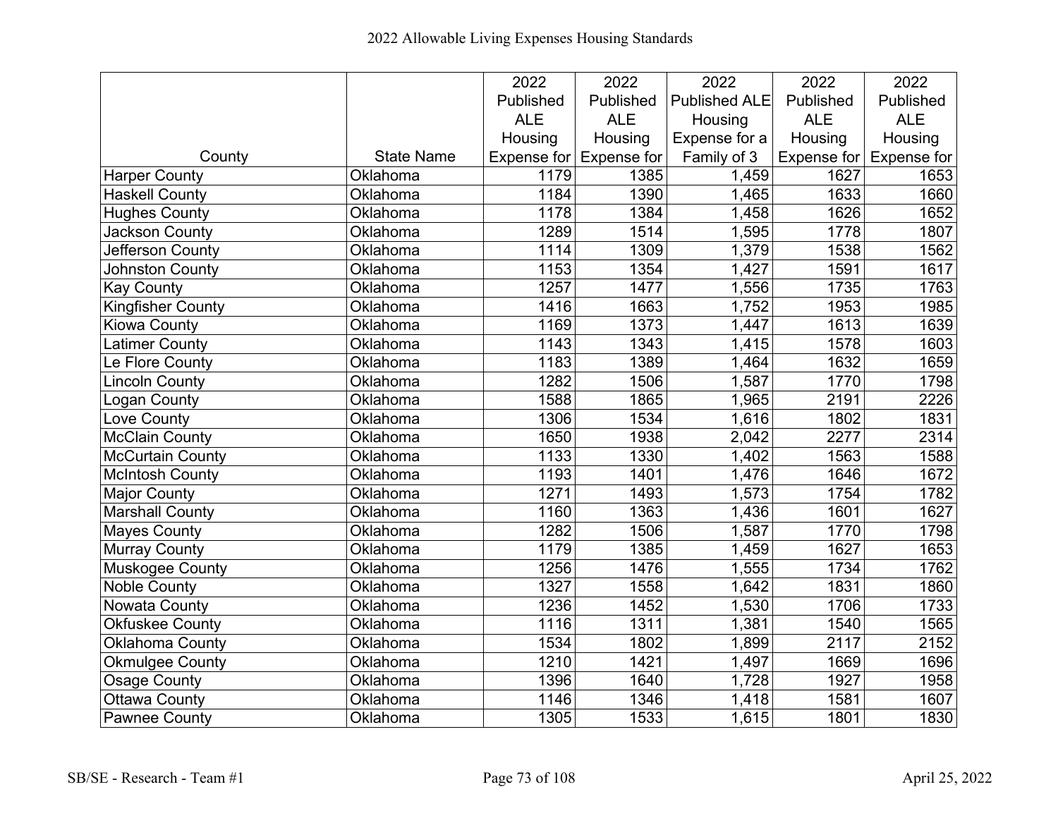# 2022 Allowable Living Expenses Housing Standards

| County | State Name | 2022 Published ALE Housing Expense for | 2022 Published ALE Housing Expense for | 2022 Published ALE Housing Expense for a Family of 3 | 2022 Published ALE Housing Expense for | 2022 Published ALE Housing Expense for |
|---|---|---|---|---|---|---|
| Harper County | Oklahoma | 1179 | 1385 | 1,459 | 1627 | 1653 |
| Haskell County | Oklahoma | 1184 | 1390 | 1,465 | 1633 | 1660 |
| Hughes County | Oklahoma | 1178 | 1384 | 1,458 | 1626 | 1652 |
| Jackson County | Oklahoma | 1289 | 1514 | 1,595 | 1778 | 1807 |
| Jefferson County | Oklahoma | 1114 | 1309 | 1,379 | 1538 | 1562 |
| Johnston County | Oklahoma | 1153 | 1354 | 1,427 | 1591 | 1617 |
| Kay County | Oklahoma | 1257 | 1477 | 1,556 | 1735 | 1763 |
| Kingfisher County | Oklahoma | 1416 | 1663 | 1,752 | 1953 | 1985 |
| Kiowa County | Oklahoma | 1169 | 1373 | 1,447 | 1613 | 1639 |
| Latimer County | Oklahoma | 1143 | 1343 | 1,415 | 1578 | 1603 |
| Le Flore County | Oklahoma | 1183 | 1389 | 1,464 | 1632 | 1659 |
| Lincoln County | Oklahoma | 1282 | 1506 | 1,587 | 1770 | 1798 |
| Logan County | Oklahoma | 1588 | 1865 | 1,965 | 2191 | 2226 |
| Love County | Oklahoma | 1306 | 1534 | 1,616 | 1802 | 1831 |
| McClain County | Oklahoma | 1650 | 1938 | 2,042 | 2277 | 2314 |
| McCurtain County | Oklahoma | 1133 | 1330 | 1,402 | 1563 | 1588 |
| McIntosh County | Oklahoma | 1193 | 1401 | 1,476 | 1646 | 1672 |
| Major County | Oklahoma | 1271 | 1493 | 1,573 | 1754 | 1782 |
| Marshall County | Oklahoma | 1160 | 1363 | 1,436 | 1601 | 1627 |
| Mayes County | Oklahoma | 1282 | 1506 | 1,587 | 1770 | 1798 |
| Murray County | Oklahoma | 1179 | 1385 | 1,459 | 1627 | 1653 |
| Muskogee County | Oklahoma | 1256 | 1476 | 1,555 | 1734 | 1762 |
| Noble County | Oklahoma | 1327 | 1558 | 1,642 | 1831 | 1860 |
| Nowata County | Oklahoma | 1236 | 1452 | 1,530 | 1706 | 1733 |
| Okfuskee County | Oklahoma | 1116 | 1311 | 1,381 | 1540 | 1565 |
| Oklahoma County | Oklahoma | 1534 | 1802 | 1,899 | 2117 | 2152 |
| Okmulgee County | Oklahoma | 1210 | 1421 | 1,497 | 1669 | 1696 |
| Osage County | Oklahoma | 1396 | 1640 | 1,728 | 1927 | 1958 |
| Ottawa County | Oklahoma | 1146 | 1346 | 1,418 | 1581 | 1607 |
| Pawnee County | Oklahoma | 1305 | 1533 | 1,615 | 1801 | 1830 |

SB/SE - Research - Team #1

April 25, 2022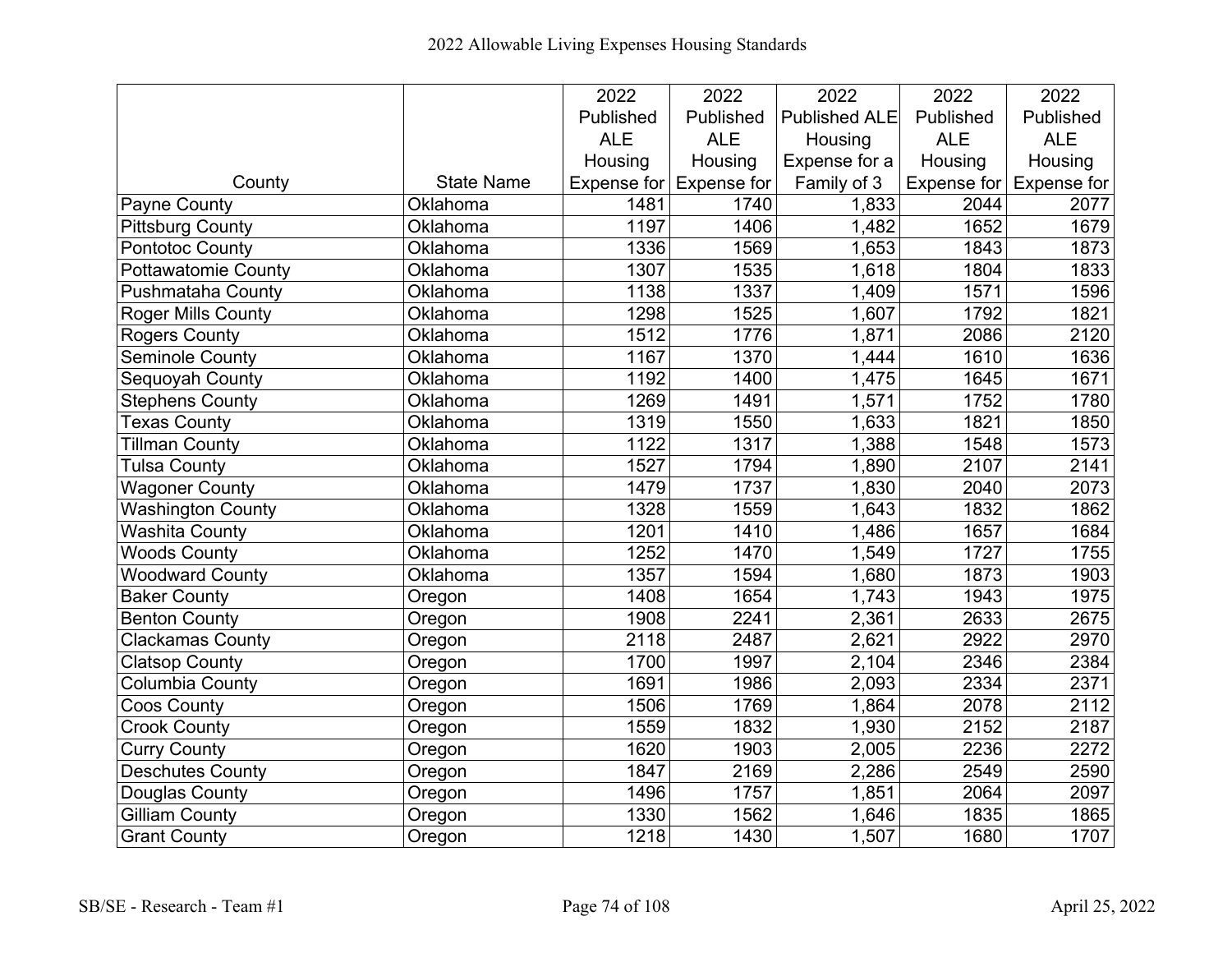# 2022 Allowable Living Expenses Housing Standards

| County | State Name | 2022 Published ALE Housing Expense for | 2022 Published ALE Housing Expense for | 2022 Published ALE Housing Expense for a Family of 3 | 2022 Published ALE Housing Expense for | 2022 Published ALE Housing Expense for |
|---|---|---|---|---|---|---|
| Payne County | Oklahoma | 1481 | 1740 | 1,833 | 2044 | 2077 |
| Pittsburg County | Oklahoma | 1197 | 1406 | 1,482 | 1652 | 1679 |
| Pontotoc County | Oklahoma | 1336 | 1569 | 1,653 | 1843 | 1873 |
| Pottawatomie County | Oklahoma | 1307 | 1535 | 1,618 | 1804 | 1833 |
| Pushmataha County | Oklahoma | 1138 | 1337 | 1,409 | 1571 | 1596 |
| Roger Mills County | Oklahoma | 1298 | 1525 | 1,607 | 1792 | 1821 |
| Rogers County | Oklahoma | 1512 | 1776 | 1,871 | 2086 | 2120 |
| Seminole County | Oklahoma | 1167 | 1370 | 1,444 | 1610 | 1636 |
| Sequoyah County | Oklahoma | 1192 | 1400 | 1,475 | 1645 | 1671 |
| Stephens County | Oklahoma | 1269 | 1491 | 1,571 | 1752 | 1780 |
| Texas County | Oklahoma | 1319 | 1550 | 1,633 | 1821 | 1850 |
| Tillman County | Oklahoma | 1122 | 1317 | 1,388 | 1548 | 1573 |
| Tulsa County | Oklahoma | 1527 | 1794 | 1,890 | 2107 | 2141 |
| Wagoner County | Oklahoma | 1479 | 1737 | 1,830 | 2040 | 2073 |
| Washington County | Oklahoma | 1328 | 1559 | 1,643 | 1832 | 1862 |
| Washita County | Oklahoma | 1201 | 1410 | 1,486 | 1657 | 1684 |
| Woods County | Oklahoma | 1252 | 1470 | 1,549 | 1727 | 1755 |
| Woodward County | Oklahoma | 1357 | 1594 | 1,680 | 1873 | 1903 |
| Baker County | Oregon | 1408 | 1654 | 1,743 | 1943 | 1975 |
| Benton County | Oregon | 1908 | 2241 | 2,361 | 2633 | 2675 |
| Clackamas County | Oregon | 2118 | 2487 | 2,621 | 2922 | 2970 |
| Clatsop County | Oregon | 1700 | 1997 | 2,104 | 2346 | 2384 |
| Columbia County | Oregon | 1691 | 1986 | 2,093 | 2334 | 2371 |
| Coos County | Oregon | 1506 | 1769 | 1,864 | 2078 | 2112 |
| Crook County | Oregon | 1559 | 1832 | 1,930 | 2152 | 2187 |
| Curry County | Oregon | 1620 | 1903 | 2,005 | 2236 | 2272 |
| Deschutes County | Oregon | 1847 | 2169 | 2,286 | 2549 | 2590 |
| Douglas County | Oregon | 1496 | 1757 | 1,851 | 2064 | 2097 |
| Gilliam County | Oregon | 1330 | 1562 | 1,646 | 1835 | 1865 |
| Grant County | Oregon | 1218 | 1430 | 1,507 | 1680 | 1707 |

SB/SE - Research - Team #1 | April 25, 2022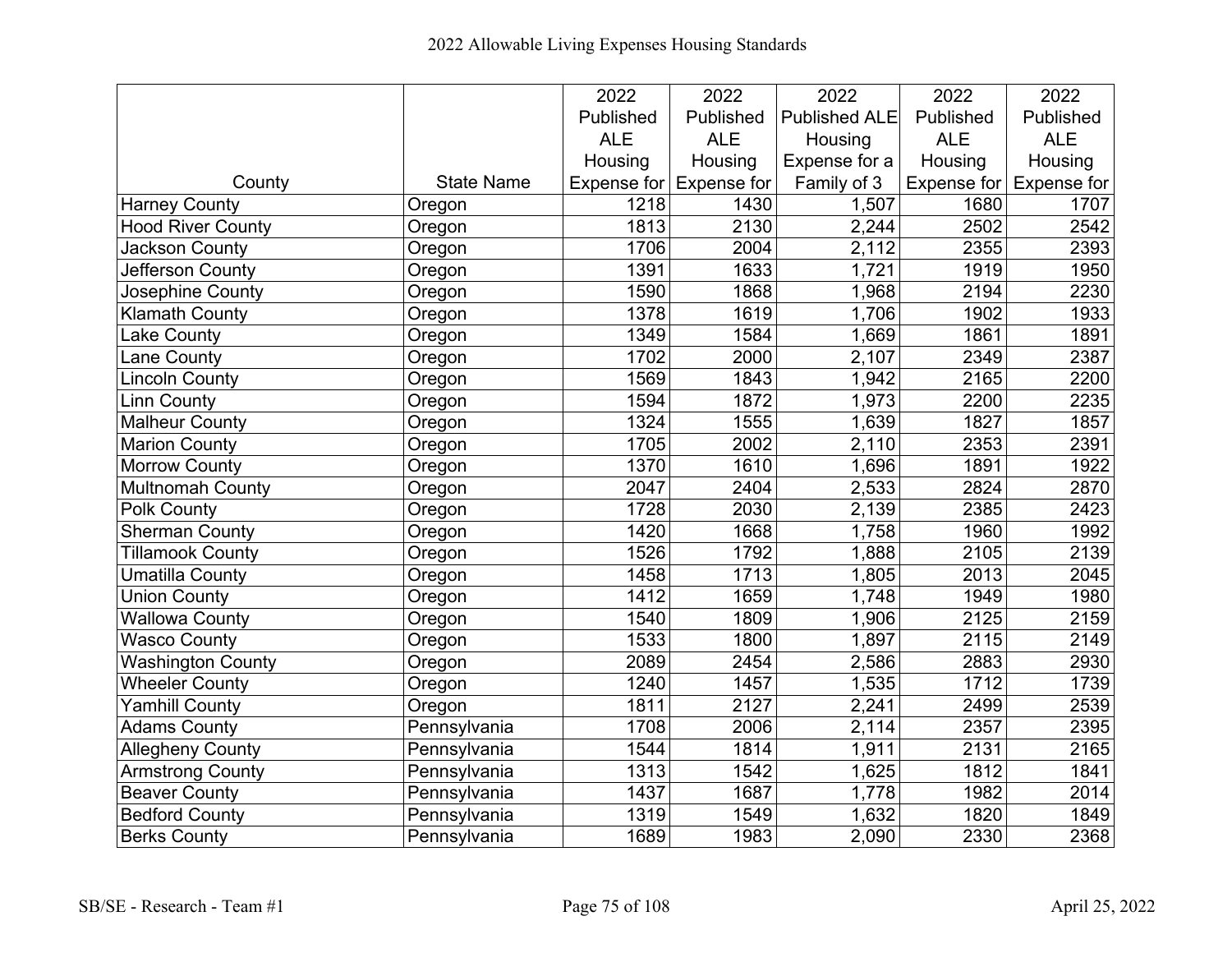# 2022 Allowable Living Expenses Housing Standards

| County | State Name | 2022 Published ALE Housing Expense for | 2022 Published ALE Housing Expense for | 2022 Published ALE Housing Expense for a Family of 3 | 2022 Published ALE Housing Expense for | 2022 Published ALE Housing Expense for |
|---|---|---|---|---|---|---|
| Harney County | Oregon | 1218 | 1430 | 1,507 | 1680 | 1707 |
| Hood River County | Oregon | 1813 | 2130 | 2,244 | 2502 | 2542 |
| Jackson County | Oregon | 1706 | 2004 | 2,112 | 2355 | 2393 |
| Jefferson County | Oregon | 1391 | 1633 | 1,721 | 1919 | 1950 |
| Josephine County | Oregon | 1590 | 1868 | 1,968 | 2194 | 2230 |
| Klamath County | Oregon | 1378 | 1619 | 1,706 | 1902 | 1933 |
| Lake County | Oregon | 1349 | 1584 | 1,669 | 1861 | 1891 |
| Lane County | Oregon | 1702 | 2000 | 2,107 | 2349 | 2387 |
| Lincoln County | Oregon | 1569 | 1843 | 1,942 | 2165 | 2200 |
| Linn County | Oregon | 1594 | 1872 | 1,973 | 2200 | 2235 |
| Malheur County | Oregon | 1324 | 1555 | 1,639 | 1827 | 1857 |
| Marion County | Oregon | 1705 | 2002 | 2,110 | 2353 | 2391 |
| Morrow County | Oregon | 1370 | 1610 | 1,696 | 1891 | 1922 |
| Multnomah County | Oregon | 2047 | 2404 | 2,533 | 2824 | 2870 |
| Polk County | Oregon | 1728 | 2030 | 2,139 | 2385 | 2423 |
| Sherman County | Oregon | 1420 | 1668 | 1,758 | 1960 | 1992 |
| Tillamook County | Oregon | 1526 | 1792 | 1,888 | 2105 | 2139 |
| Umatilla County | Oregon | 1458 | 1713 | 1,805 | 2013 | 2045 |
| Union County | Oregon | 1412 | 1659 | 1,748 | 1949 | 1980 |
| Wallowa County | Oregon | 1540 | 1809 | 1,906 | 2125 | 2159 |
| Wasco County | Oregon | 1533 | 1800 | 1,897 | 2115 | 2149 |
| Washington County | Oregon | 2089 | 2454 | 2,586 | 2883 | 2930 |
| Wheeler County | Oregon | 1240 | 1457 | 1,535 | 1712 | 1739 |
| Yamhill County | Oregon | 1811 | 2127 | 2,241 | 2499 | 2539 |
| Adams County | Pennsylvania | 1708 | 2006 | 2,114 | 2357 | 2395 |
| Allegheny County | Pennsylvania | 1544 | 1814 | 1,911 | 2131 | 2165 |
| Armstrong County | Pennsylvania | 1313 | 1542 | 1,625 | 1812 | 1841 |
| Beaver County | Pennsylvania | 1437 | 1687 | 1,778 | 1982 | 2014 |
| Bedford County | Pennsylvania | 1319 | 1549 | 1,632 | 1820 | 1849 |
| Berks County | Pennsylvania | 1689 | 1983 | 2,090 | 2330 | 2368 |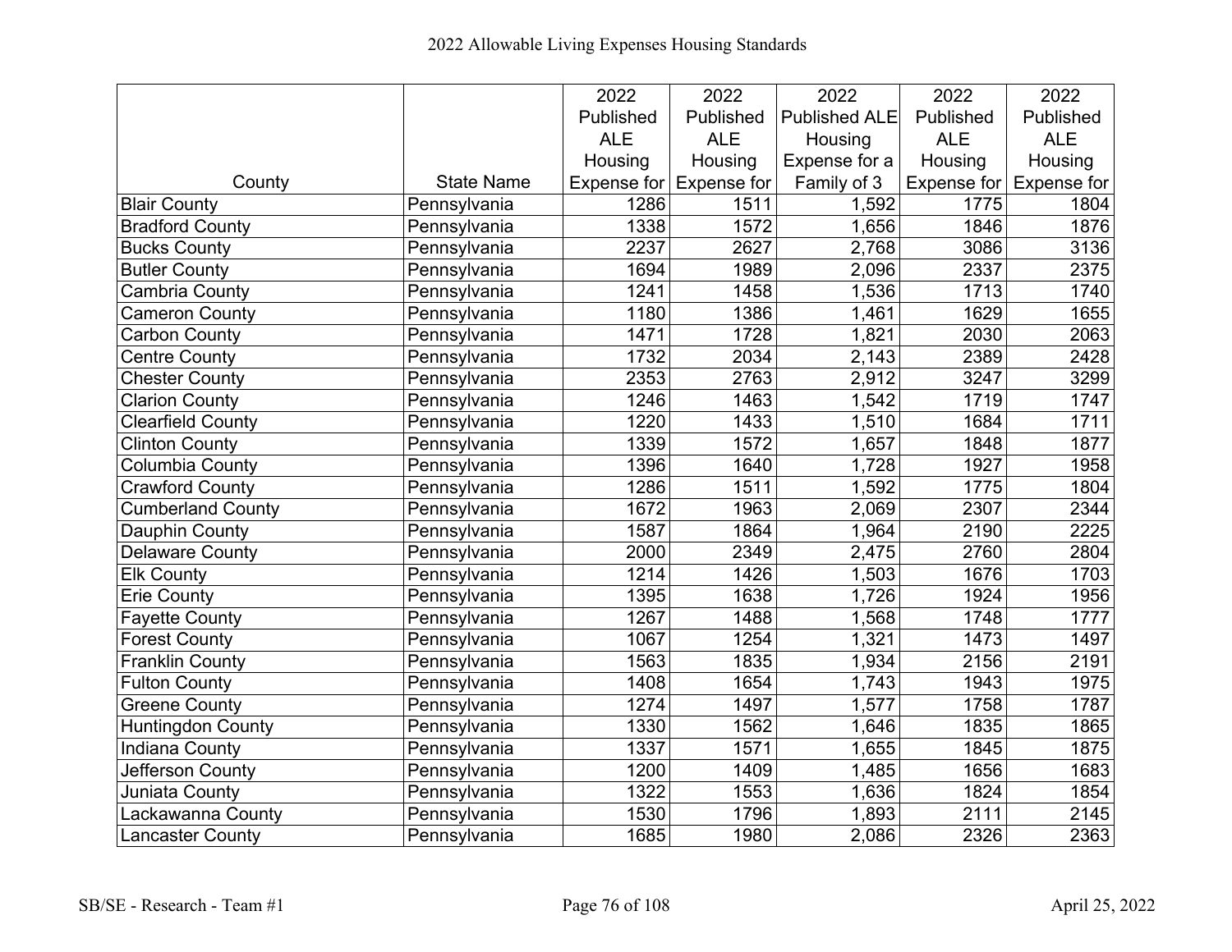2022 Allowable Living Expenses Housing Standards

| County | State Name | 2022 Published ALE Housing Expense for | 2022 Published ALE Housing Expense for | 2022 Published ALE Housing Expense for a Family of 3 | 2022 Published ALE Housing Expense for | 2022 Published ALE Housing Expense for |
|---|---|---|---|---|---|---|
| Blair County | Pennsylvania | 1286 | 1511 | 1,592 | 1775 | 1804 |
| Bradford County | Pennsylvania | 1338 | 1572 | 1,656 | 1846 | 1876 |
| Bucks County | Pennsylvania | 2237 | 2627 | 2,768 | 3086 | 3136 |
| Butler County | Pennsylvania | 1694 | 1989 | 2,096 | 2337 | 2375 |
| Cambria County | Pennsylvania | 1241 | 1458 | 1,536 | 1713 | 1740 |
| Cameron County | Pennsylvania | 1180 | 1386 | 1,461 | 1629 | 1655 |
| Carbon County | Pennsylvania | 1471 | 1728 | 1,821 | 2030 | 2063 |
| Centre County | Pennsylvania | 1732 | 2034 | 2,143 | 2389 | 2428 |
| Chester County | Pennsylvania | 2353 | 2763 | 2,912 | 3247 | 3299 |
| Clarion County | Pennsylvania | 1246 | 1463 | 1,542 | 1719 | 1747 |
| Clearfield County | Pennsylvania | 1220 | 1433 | 1,510 | 1684 | 1711 |
| Clinton County | Pennsylvania | 1339 | 1572 | 1,657 | 1848 | 1877 |
| Columbia County | Pennsylvania | 1396 | 1640 | 1,728 | 1927 | 1958 |
| Crawford County | Pennsylvania | 1286 | 1511 | 1,592 | 1775 | 1804 |
| Cumberland County | Pennsylvania | 1672 | 1963 | 2,069 | 2307 | 2344 |
| Dauphin County | Pennsylvania | 1587 | 1864 | 1,964 | 2190 | 2225 |
| Delaware County | Pennsylvania | 2000 | 2349 | 2,475 | 2760 | 2804 |
| Elk County | Pennsylvania | 1214 | 1426 | 1,503 | 1676 | 1703 |
| Erie County | Pennsylvania | 1395 | 1638 | 1,726 | 1924 | 1956 |
| Fayette County | Pennsylvania | 1267 | 1488 | 1,568 | 1748 | 1777 |
| Forest County | Pennsylvania | 1067 | 1254 | 1,321 | 1473 | 1497 |
| Franklin County | Pennsylvania | 1563 | 1835 | 1,934 | 2156 | 2191 |
| Fulton County | Pennsylvania | 1408 | 1654 | 1,743 | 1943 | 1975 |
| Greene County | Pennsylvania | 1274 | 1497 | 1,577 | 1758 | 1787 |
| Huntingdon County | Pennsylvania | 1330 | 1562 | 1,646 | 1835 | 1865 |
| Indiana County | Pennsylvania | 1337 | 1571 | 1,655 | 1845 | 1875 |
| Jefferson County | Pennsylvania | 1200 | 1409 | 1,485 | 1656 | 1683 |
| Juniata County | Pennsylvania | 1322 | 1553 | 1,636 | 1824 | 1854 |
| Lackawanna County | Pennsylvania | 1530 | 1796 | 1,893 | 2111 | 2145 |
| Lancaster County | Pennsylvania | 1685 | 1980 | 2,086 | 2326 | 2363 |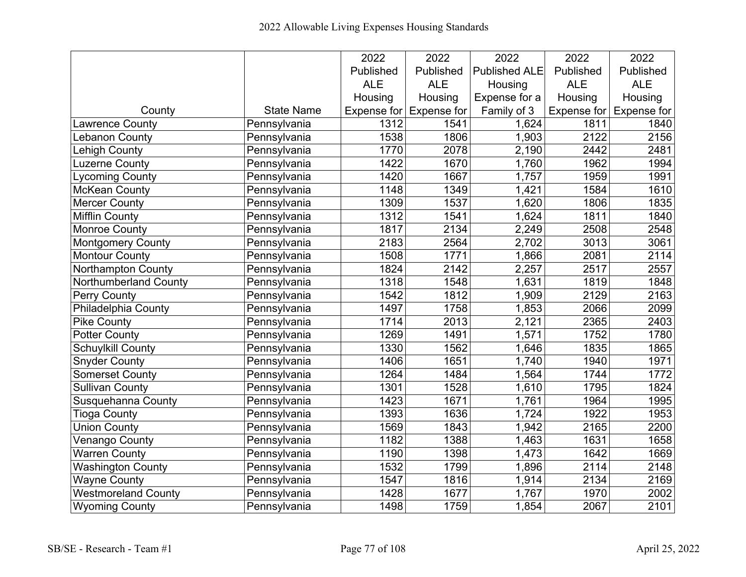# 2022 Allowable Living Expenses Housing Standards

| County | State Name | 2022 Published ALE Housing Expense for | 2022 Published ALE Housing Expense for | 2022 Published ALE Housing Expense for a Family of 3 | 2022 Published ALE Housing Expense for | 2022 Published ALE Housing Expense for |
|---|---|---|---|---|---|---|
| Lawrence County | Pennsylvania | 1312 | 1541 | 1,624 | 1811 | 1840 |
| Lebanon County | Pennsylvania | 1538 | 1806 | 1,903 | 2122 | 2156 |
| Lehigh County | Pennsylvania | 1770 | 2078 | 2,190 | 2442 | 2481 |
| Luzerne County | Pennsylvania | 1422 | 1670 | 1,760 | 1962 | 1994 |
| Lycoming County | Pennsylvania | 1420 | 1667 | 1,757 | 1959 | 1991 |
| McKean County | Pennsylvania | 1148 | 1349 | 1,421 | 1584 | 1610 |
| Mercer County | Pennsylvania | 1309 | 1537 | 1,620 | 1806 | 1835 |
| Mifflin County | Pennsylvania | 1312 | 1541 | 1,624 | 1811 | 1840 |
| Monroe County | Pennsylvania | 1817 | 2134 | 2,249 | 2508 | 2548 |
| Montgomery County | Pennsylvania | 2183 | 2564 | 2,702 | 3013 | 3061 |
| Montour County | Pennsylvania | 1508 | 1771 | 1,866 | 2081 | 2114 |
| Northampton County | Pennsylvania | 1824 | 2142 | 2,257 | 2517 | 2557 |
| Northumberland County | Pennsylvania | 1318 | 1548 | 1,631 | 1819 | 1848 |
| Perry County | Pennsylvania | 1542 | 1812 | 1,909 | 2129 | 2163 |
| Philadelphia County | Pennsylvania | 1497 | 1758 | 1,853 | 2066 | 2099 |
| Pike County | Pennsylvania | 1714 | 2013 | 2,121 | 2365 | 2403 |
| Potter County | Pennsylvania | 1269 | 1491 | 1,571 | 1752 | 1780 |
| Schuylkill County | Pennsylvania | 1330 | 1562 | 1,646 | 1835 | 1865 |
| Snyder County | Pennsylvania | 1406 | 1651 | 1,740 | 1940 | 1971 |
| Somerset County | Pennsylvania | 1264 | 1484 | 1,564 | 1744 | 1772 |
| Sullivan County | Pennsylvania | 1301 | 1528 | 1,610 | 1795 | 1824 |
| Susquehanna County | Pennsylvania | 1423 | 1671 | 1,761 | 1964 | 1995 |
| Tioga County | Pennsylvania | 1393 | 1636 | 1,724 | 1922 | 1953 |
| Union County | Pennsylvania | 1569 | 1843 | 1,942 | 2165 | 2200 |
| Venango County | Pennsylvania | 1182 | 1388 | 1,463 | 1631 | 1658 |
| Warren County | Pennsylvania | 1190 | 1398 | 1,473 | 1642 | 1669 |
| Washington County | Pennsylvania | 1532 | 1799 | 1,896 | 2114 | 2148 |
| Wayne County | Pennsylvania | 1547 | 1816 | 1,914 | 2134 | 2169 |
| Westmoreland County | Pennsylvania | 1428 | 1677 | 1,767 | 1970 | 2002 |
| Wyoming County | Pennsylvania | 1498 | 1759 | 1,854 | 2067 | 2101 |

SB/SE - Research - Team #1 April 25, 2022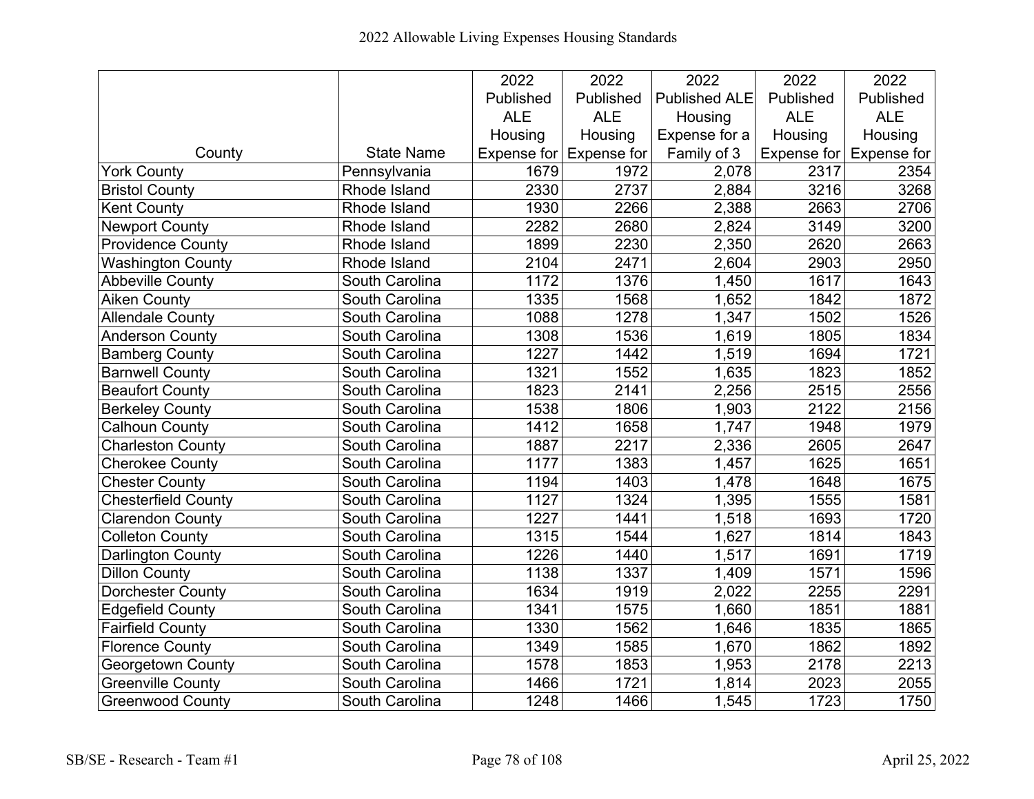2022 Allowable Living Expenses Housing Standards

| County | State Name | 2022 Published ALE Housing Expense for | 2022 Published ALE Housing Expense for | 2022 Published ALE Housing Expense for a Family of 3 | 2022 Published ALE Housing Expense for | 2022 Published ALE Housing Expense for |
|---|---|---|---|---|---|---|
| York County | Pennsylvania | 1679 | 1972 | 2,078 | 2317 | 2354 |
| Bristol County | Rhode Island | 2330 | 2737 | 2,884 | 3216 | 3268 |
| Kent County | Rhode Island | 1930 | 2266 | 2,388 | 2663 | 2706 |
| Newport County | Rhode Island | 2282 | 2680 | 2,824 | 3149 | 3200 |
| Providence County | Rhode Island | 1899 | 2230 | 2,350 | 2620 | 2663 |
| Washington County | Rhode Island | 2104 | 2471 | 2,604 | 2903 | 2950 |
| Abbeville County | South Carolina | 1172 | 1376 | 1,450 | 1617 | 1643 |
| Aiken County | South Carolina | 1335 | 1568 | 1,652 | 1842 | 1872 |
| Allendale County | South Carolina | 1088 | 1278 | 1,347 | 1502 | 1526 |
| Anderson County | South Carolina | 1308 | 1536 | 1,619 | 1805 | 1834 |
| Bamberg County | South Carolina | 1227 | 1442 | 1,519 | 1694 | 1721 |
| Barnwell County | South Carolina | 1321 | 1552 | 1,635 | 1823 | 1852 |
| Beaufort County | South Carolina | 1823 | 2141 | 2,256 | 2515 | 2556 |
| Berkeley County | South Carolina | 1538 | 1806 | 1,903 | 2122 | 2156 |
| Calhoun County | South Carolina | 1412 | 1658 | 1,747 | 1948 | 1979 |
| Charleston County | South Carolina | 1887 | 2217 | 2,336 | 2605 | 2647 |
| Cherokee County | South Carolina | 1177 | 1383 | 1,457 | 1625 | 1651 |
| Chester County | South Carolina | 1194 | 1403 | 1,478 | 1648 | 1675 |
| Chesterfield County | South Carolina | 1127 | 1324 | 1,395 | 1555 | 1581 |
| Clarendon County | South Carolina | 1227 | 1441 | 1,518 | 1693 | 1720 |
| Colleton County | South Carolina | 1315 | 1544 | 1,627 | 1814 | 1843 |
| Darlington County | South Carolina | 1226 | 1440 | 1,517 | 1691 | 1719 |
| Dillon County | South Carolina | 1138 | 1337 | 1,409 | 1571 | 1596 |
| Dorchester County | South Carolina | 1634 | 1919 | 2,022 | 2255 | 2291 |
| Edgefield County | South Carolina | 1341 | 1575 | 1,660 | 1851 | 1881 |
| Fairfield County | South Carolina | 1330 | 1562 | 1,646 | 1835 | 1865 |
| Florence County | South Carolina | 1349 | 1585 | 1,670 | 1862 | 1892 |
| Georgetown County | South Carolina | 1578 | 1853 | 1,953 | 2178 | 2213 |
| Greenville County | South Carolina | 1466 | 1721 | 1,814 | 2023 | 2055 |
| Greenwood County | South Carolina | 1248 | 1466 | 1,545 | 1723 | 1750 |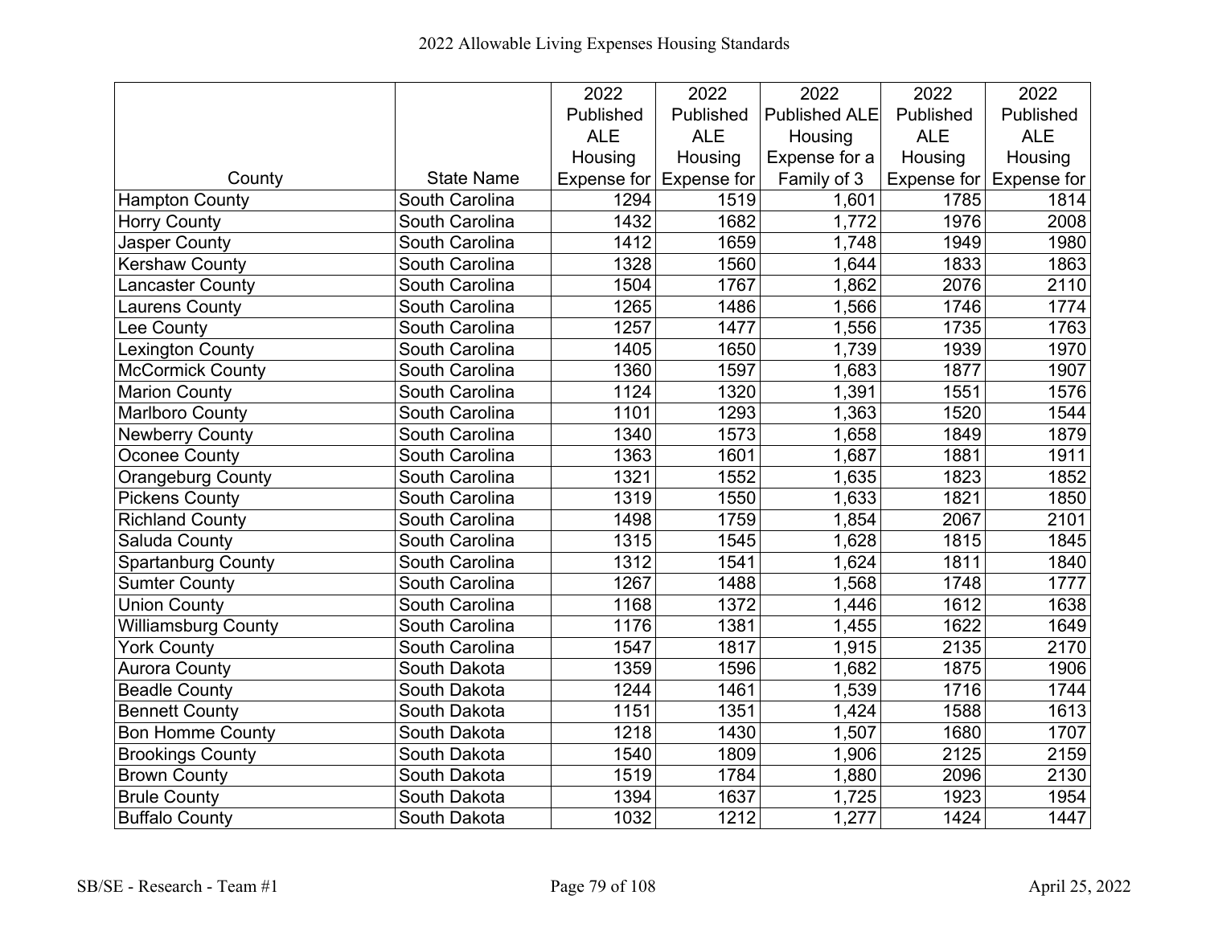# 2022 Allowable Living Expenses Housing Standards

| County | State Name | 2022 Published ALE Housing Expense for | 2022 Published ALE Housing Expense for | 2022 Published ALE Housing Expense for a Family of 3 | 2022 Published ALE Housing Expense for | 2022 Published ALE Housing Expense for |
|---|---|---|---|---|---|---|
| Hampton County | South Carolina | 1294 | 1519 | 1,601 | 1785 | 1814 |
| Horry County | South Carolina | 1432 | 1682 | 1,772 | 1976 | 2008 |
| Jasper County | South Carolina | 1412 | 1659 | 1,748 | 1949 | 1980 |
| Kershaw County | South Carolina | 1328 | 1560 | 1,644 | 1833 | 1863 |
| Lancaster County | South Carolina | 1504 | 1767 | 1,862 | 2076 | 2110 |
| Laurens County | South Carolina | 1265 | 1486 | 1,566 | 1746 | 1774 |
| Lee County | South Carolina | 1257 | 1477 | 1,556 | 1735 | 1763 |
| Lexington County | South Carolina | 1405 | 1650 | 1,739 | 1939 | 1970 |
| McCormick County | South Carolina | 1360 | 1597 | 1,683 | 1877 | 1907 |
| Marion County | South Carolina | 1124 | 1320 | 1,391 | 1551 | 1576 |
| Marlboro County | South Carolina | 1101 | 1293 | 1,363 | 1520 | 1544 |
| Newberry County | South Carolina | 1340 | 1573 | 1,658 | 1849 | 1879 |
| Oconee County | South Carolina | 1363 | 1601 | 1,687 | 1881 | 1911 |
| Orangeburg County | South Carolina | 1321 | 1552 | 1,635 | 1823 | 1852 |
| Pickens County | South Carolina | 1319 | 1550 | 1,633 | 1821 | 1850 |
| Richland County | South Carolina | 1498 | 1759 | 1,854 | 2067 | 2101 |
| Saluda County | South Carolina | 1315 | 1545 | 1,628 | 1815 | 1845 |
| Spartanburg County | South Carolina | 1312 | 1541 | 1,624 | 1811 | 1840 |
| Sumter County | South Carolina | 1267 | 1488 | 1,568 | 1748 | 1777 |
| Union County | South Carolina | 1168 | 1372 | 1,446 | 1612 | 1638 |
| Williamsburg County | South Carolina | 1176 | 1381 | 1,455 | 1622 | 1649 |
| York County | South Carolina | 1547 | 1817 | 1,915 | 2135 | 2170 |
| Aurora County | South Dakota | 1359 | 1596 | 1,682 | 1875 | 1906 |
| Beadle County | South Dakota | 1244 | 1461 | 1,539 | 1716 | 1744 |
| Bennett County | South Dakota | 1151 | 1351 | 1,424 | 1588 | 1613 |
| Bon Homme County | South Dakota | 1218 | 1430 | 1,507 | 1680 | 1707 |
| Brookings County | South Dakota | 1540 | 1809 | 1,906 | 2125 | 2159 |
| Brown County | South Dakota | 1519 | 1784 | 1,880 | 2096 | 2130 |
| Brule County | South Dakota | 1394 | 1637 | 1,725 | 1923 | 1954 |
| Buffalo County | South Dakota | 1032 | 1212 | 1,277 | 1424 | 1447 |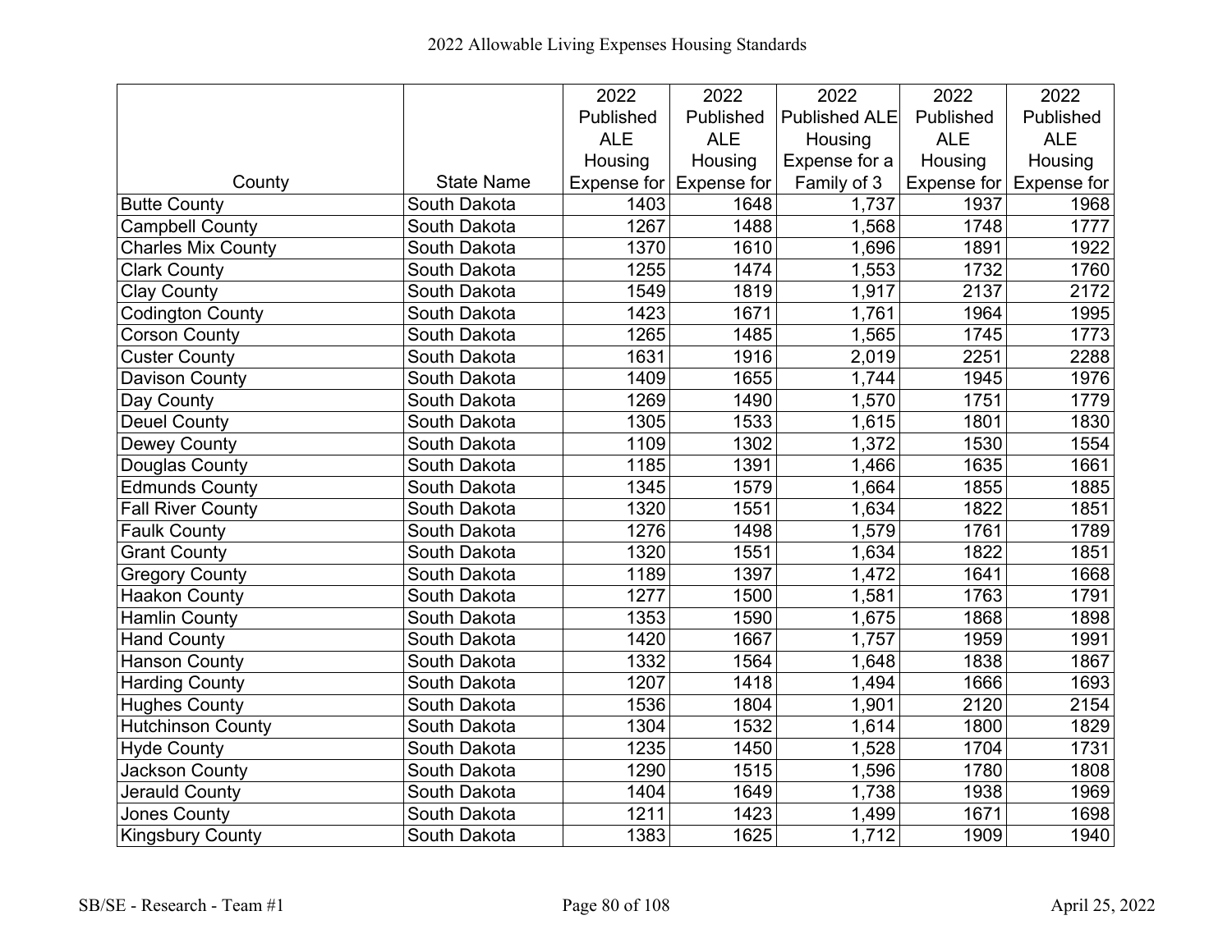# 2022 Allowable Living Expenses Housing Standards

| County | State Name | 2022 Published ALE Housing Expense for | 2022 Published ALE Housing Expense for | 2022 Published ALE Housing Expense for a Family of 3 | 2022 Published ALE Housing Expense for | 2022 Published ALE Housing Expense for |
|---|---|---|---|---|---|---|
| Butte County | South Dakota | 1403 | 1648 | 1,737 | 1937 | 1968 |
| Campbell County | South Dakota | 1267 | 1488 | 1,568 | 1748 | 1777 |
| Charles Mix County | South Dakota | 1370 | 1610 | 1,696 | 1891 | 1922 |
| Clark County | South Dakota | 1255 | 1474 | 1,553 | 1732 | 1760 |
| Clay County | South Dakota | 1549 | 1819 | 1,917 | 2137 | 2172 |
| Codington County | South Dakota | 1423 | 1671 | 1,761 | 1964 | 1995 |
| Corson County | South Dakota | 1265 | 1485 | 1,565 | 1745 | 1773 |
| Custer County | South Dakota | 1631 | 1916 | 2,019 | 2251 | 2288 |
| Davison County | South Dakota | 1409 | 1655 | 1,744 | 1945 | 1976 |
| Day County | South Dakota | 1269 | 1490 | 1,570 | 1751 | 1779 |
| Deuel County | South Dakota | 1305 | 1533 | 1,615 | 1801 | 1830 |
| Dewey County | South Dakota | 1109 | 1302 | 1,372 | 1530 | 1554 |
| Douglas County | South Dakota | 1185 | 1391 | 1,466 | 1635 | 1661 |
| Edmunds County | South Dakota | 1345 | 1579 | 1,664 | 1855 | 1885 |
| Fall River County | South Dakota | 1320 | 1551 | 1,634 | 1822 | 1851 |
| Faulk County | South Dakota | 1276 | 1498 | 1,579 | 1761 | 1789 |
| Grant County | South Dakota | 1320 | 1551 | 1,634 | 1822 | 1851 |
| Gregory County | South Dakota | 1189 | 1397 | 1,472 | 1641 | 1668 |
| Haakon County | South Dakota | 1277 | 1500 | 1,581 | 1763 | 1791 |
| Hamlin County | South Dakota | 1353 | 1590 | 1,675 | 1868 | 1898 |
| Hand County | South Dakota | 1420 | 1667 | 1,757 | 1959 | 1991 |
| Hanson County | South Dakota | 1332 | 1564 | 1,648 | 1838 | 1867 |
| Harding County | South Dakota | 1207 | 1418 | 1,494 | 1666 | 1693 |
| Hughes County | South Dakota | 1536 | 1804 | 1,901 | 2120 | 2154 |
| Hutchinson County | South Dakota | 1304 | 1532 | 1,614 | 1800 | 1829 |
| Hyde County | South Dakota | 1235 | 1450 | 1,528 | 1704 | 1731 |
| Jackson County | South Dakota | 1290 | 1515 | 1,596 | 1780 | 1808 |
| Jerauld County | South Dakota | 1404 | 1649 | 1,738 | 1938 | 1969 |
| Jones County | South Dakota | 1211 | 1423 | 1,499 | 1671 | 1698 |
| Kingsbury County | South Dakota | 1383 | 1625 | 1,712 | 1909 | 1940 |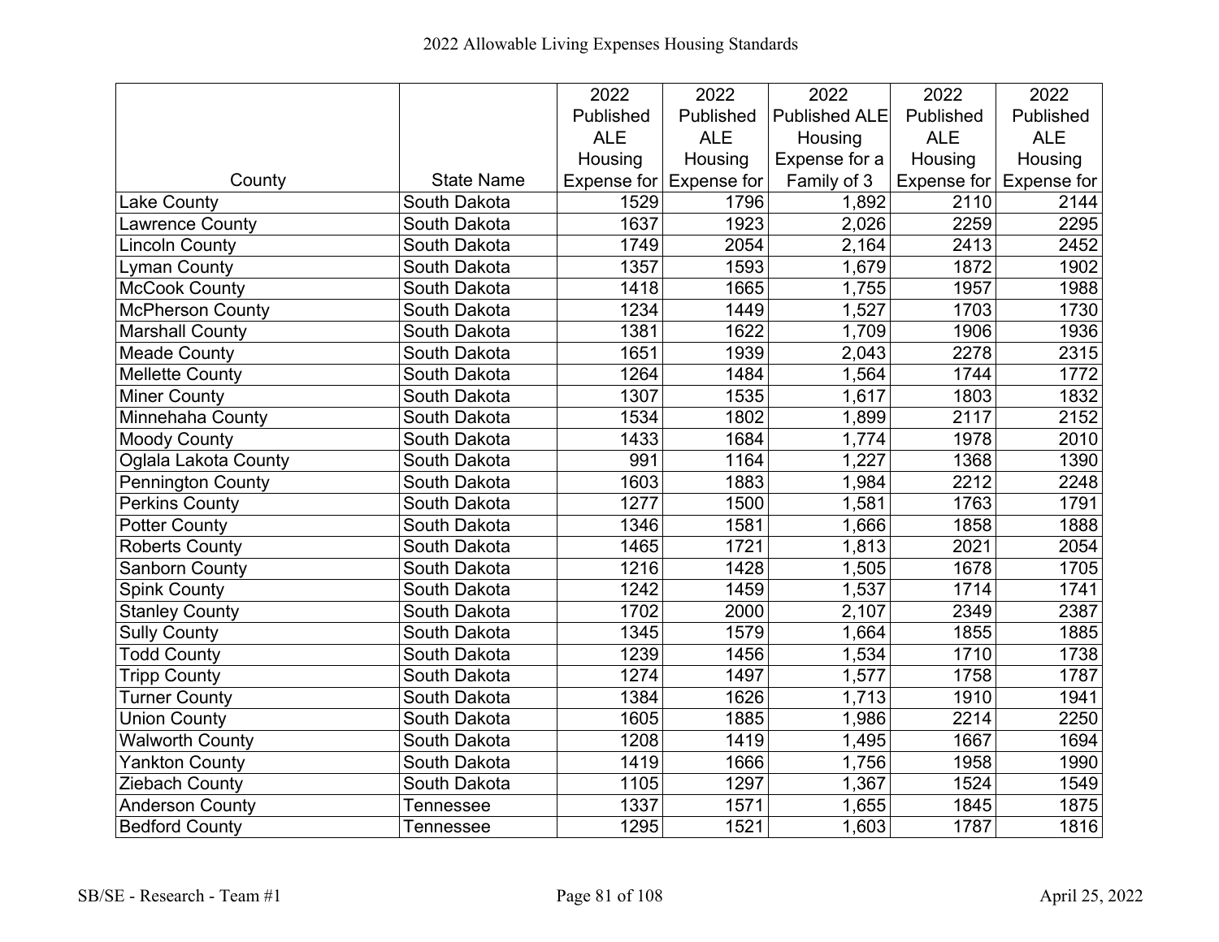# 2022 Allowable Living Expenses Housing Standards

| County | State Name | 2022 Published ALE Housing Expense for | 2022 Published ALE Housing Expense for | 2022 Published ALE Housing Expense for a Family of 3 | 2022 Published ALE Housing Expense for | 2022 Published ALE Housing Expense for |
|---|---|---|---|---|---|---|
| Lake County | South Dakota | 1529 | 1796 | 1,892 | 2110 | 2144 |
| Lawrence County | South Dakota | 1637 | 1923 | 2,026 | 2259 | 2295 |
| Lincoln County | South Dakota | 1749 | 2054 | 2,164 | 2413 | 2452 |
| Lyman County | South Dakota | 1357 | 1593 | 1,679 | 1872 | 1902 |
| McCook County | South Dakota | 1418 | 1665 | 1,755 | 1957 | 1988 |
| McPherson County | South Dakota | 1234 | 1449 | 1,527 | 1703 | 1730 |
| Marshall County | South Dakota | 1381 | 1622 | 1,709 | 1906 | 1936 |
| Meade County | South Dakota | 1651 | 1939 | 2,043 | 2278 | 2315 |
| Mellette County | South Dakota | 1264 | 1484 | 1,564 | 1744 | 1772 |
| Miner County | South Dakota | 1307 | 1535 | 1,617 | 1803 | 1832 |
| Minnehaha County | South Dakota | 1534 | 1802 | 1,899 | 2117 | 2152 |
| Moody County | South Dakota | 1433 | 1684 | 1,774 | 1978 | 2010 |
| Oglala Lakota County | South Dakota | 991 | 1164 | 1,227 | 1368 | 1390 |
| Pennington County | South Dakota | 1603 | 1883 | 1,984 | 2212 | 2248 |
| Perkins County | South Dakota | 1277 | 1500 | 1,581 | 1763 | 1791 |
| Potter County | South Dakota | 1346 | 1581 | 1,666 | 1858 | 1888 |
| Roberts County | South Dakota | 1465 | 1721 | 1,813 | 2021 | 2054 |
| Sanborn County | South Dakota | 1216 | 1428 | 1,505 | 1678 | 1705 |
| Spink County | South Dakota | 1242 | 1459 | 1,537 | 1714 | 1741 |
| Stanley County | South Dakota | 1702 | 2000 | 2,107 | 2349 | 2387 |
| Sully County | South Dakota | 1345 | 1579 | 1,664 | 1855 | 1885 |
| Todd County | South Dakota | 1239 | 1456 | 1,534 | 1710 | 1738 |
| Tripp County | South Dakota | 1274 | 1497 | 1,577 | 1758 | 1787 |
| Turner County | South Dakota | 1384 | 1626 | 1,713 | 1910 | 1941 |
| Union County | South Dakota | 1605 | 1885 | 1,986 | 2214 | 2250 |
| Walworth County | South Dakota | 1208 | 1419 | 1,495 | 1667 | 1694 |
| Yankton County | South Dakota | 1419 | 1666 | 1,756 | 1958 | 1990 |
| Ziebach County | South Dakota | 1105 | 1297 | 1,367 | 1524 | 1549 |
| Anderson County | Tennessee | 1337 | 1571 | 1,655 | 1845 | 1875 |
| Bedford County | Tennessee | 1295 | 1521 | 1,603 | 1787 | 1816 |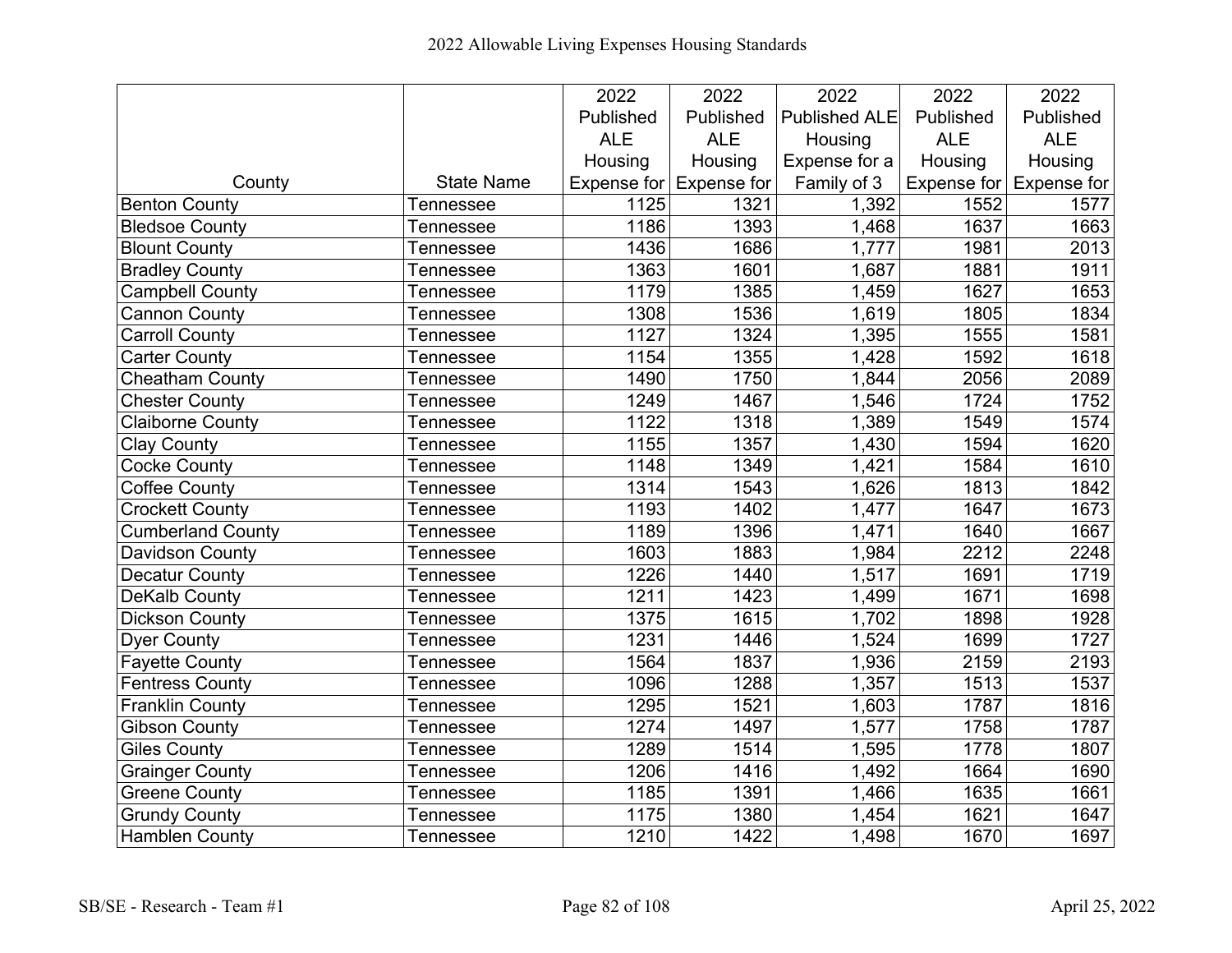2022 Allowable Living Expenses Housing Standards

| County | State Name | 2022 Published ALE Housing Expense for | 2022 Published ALE Housing Expense for | 2022 Published ALE Housing Expense for a Family of 3 | 2022 Published ALE Housing Expense for | 2022 Published ALE Housing Expense for |
|---|---|---|---|---|---|---|
| Benton County | Tennessee | 1125 | 1321 | 1,392 | 1552 | 1577 |
| Bledsoe County | Tennessee | 1186 | 1393 | 1,468 | 1637 | 1663 |
| Blount County | Tennessee | 1436 | 1686 | 1,777 | 1981 | 2013 |
| Bradley County | Tennessee | 1363 | 1601 | 1,687 | 1881 | 1911 |
| Campbell County | Tennessee | 1179 | 1385 | 1,459 | 1627 | 1653 |
| Cannon County | Tennessee | 1308 | 1536 | 1,619 | 1805 | 1834 |
| Carroll County | Tennessee | 1127 | 1324 | 1,395 | 1555 | 1581 |
| Carter County | Tennessee | 1154 | 1355 | 1,428 | 1592 | 1618 |
| Cheatham County | Tennessee | 1490 | 1750 | 1,844 | 2056 | 2089 |
| Chester County | Tennessee | 1249 | 1467 | 1,546 | 1724 | 1752 |
| Claiborne County | Tennessee | 1122 | 1318 | 1,389 | 1549 | 1574 |
| Clay County | Tennessee | 1155 | 1357 | 1,430 | 1594 | 1620 |
| Cocke County | Tennessee | 1148 | 1349 | 1,421 | 1584 | 1610 |
| Coffee County | Tennessee | 1314 | 1543 | 1,626 | 1813 | 1842 |
| Crockett County | Tennessee | 1193 | 1402 | 1,477 | 1647 | 1673 |
| Cumberland County | Tennessee | 1189 | 1396 | 1,471 | 1640 | 1667 |
| Davidson County | Tennessee | 1603 | 1883 | 1,984 | 2212 | 2248 |
| Decatur County | Tennessee | 1226 | 1440 | 1,517 | 1691 | 1719 |
| DeKalb County | Tennessee | 1211 | 1423 | 1,499 | 1671 | 1698 |
| Dickson County | Tennessee | 1375 | 1615 | 1,702 | 1898 | 1928 |
| Dyer County | Tennessee | 1231 | 1446 | 1,524 | 1699 | 1727 |
| Fayette County | Tennessee | 1564 | 1837 | 1,936 | 2159 | 2193 |
| Fentress County | Tennessee | 1096 | 1288 | 1,357 | 1513 | 1537 |
| Franklin County | Tennessee | 1295 | 1521 | 1,603 | 1787 | 1816 |
| Gibson County | Tennessee | 1274 | 1497 | 1,577 | 1758 | 1787 |
| Giles County | Tennessee | 1289 | 1514 | 1,595 | 1778 | 1807 |
| Grainger County | Tennessee | 1206 | 1416 | 1,492 | 1664 | 1690 |
| Greene County | Tennessee | 1185 | 1391 | 1,466 | 1635 | 1661 |
| Grundy County | Tennessee | 1175 | 1380 | 1,454 | 1621 | 1647 |
| Hamblen County | Tennessee | 1210 | 1422 | 1,498 | 1670 | 1697 |

SB/SE - Research - Team #1 April 25, 2022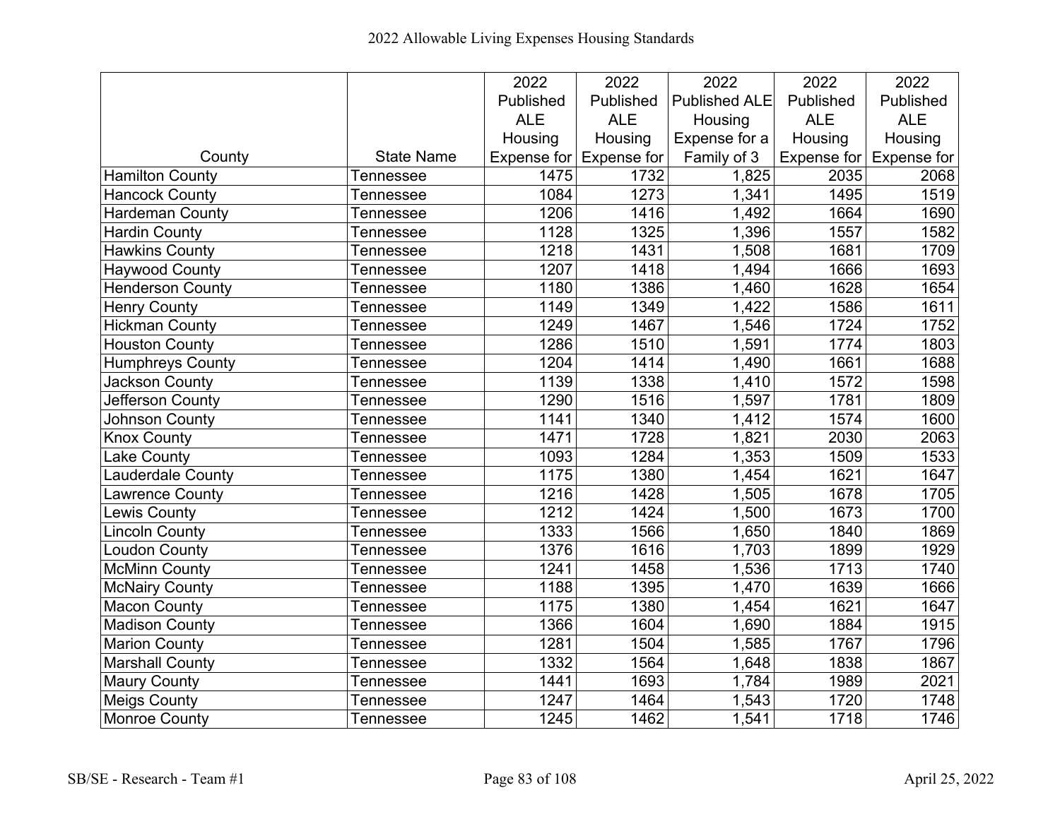2022 Allowable Living Expenses Housing Standards

| County | State Name | 2022 Published ALE Housing Expense for | 2022 Published ALE Housing Expense for | 2022 Published ALE Housing Expense for a Family of 3 | 2022 Published ALE Housing Expense for | 2022 Published ALE Housing Expense for |
|---|---|---|---|---|---|---|
| Hamilton County | Tennessee | 1475 | 1732 | 1,825 | 2035 | 2068 |
| Hancock County | Tennessee | 1084 | 1273 | 1,341 | 1495 | 1519 |
| Hardeman County | Tennessee | 1206 | 1416 | 1,492 | 1664 | 1690 |
| Hardin County | Tennessee | 1128 | 1325 | 1,396 | 1557 | 1582 |
| Hawkins County | Tennessee | 1218 | 1431 | 1,508 | 1681 | 1709 |
| Haywood County | Tennessee | 1207 | 1418 | 1,494 | 1666 | 1693 |
| Henderson County | Tennessee | 1180 | 1386 | 1,460 | 1628 | 1654 |
| Henry County | Tennessee | 1149 | 1349 | 1,422 | 1586 | 1611 |
| Hickman County | Tennessee | 1249 | 1467 | 1,546 | 1724 | 1752 |
| Houston County | Tennessee | 1286 | 1510 | 1,591 | 1774 | 1803 |
| Humphreys County | Tennessee | 1204 | 1414 | 1,490 | 1661 | 1688 |
| Jackson County | Tennessee | 1139 | 1338 | 1,410 | 1572 | 1598 |
| Jefferson County | Tennessee | 1290 | 1516 | 1,597 | 1781 | 1809 |
| Johnson County | Tennessee | 1141 | 1340 | 1,412 | 1574 | 1600 |
| Knox County | Tennessee | 1471 | 1728 | 1,821 | 2030 | 2063 |
| Lake County | Tennessee | 1093 | 1284 | 1,353 | 1509 | 1533 |
| Lauderdale County | Tennessee | 1175 | 1380 | 1,454 | 1621 | 1647 |
| Lawrence County | Tennessee | 1216 | 1428 | 1,505 | 1678 | 1705 |
| Lewis County | Tennessee | 1212 | 1424 | 1,500 | 1673 | 1700 |
| Lincoln County | Tennessee | 1333 | 1566 | 1,650 | 1840 | 1869 |
| Loudon County | Tennessee | 1376 | 1616 | 1,703 | 1899 | 1929 |
| McMinn County | Tennessee | 1241 | 1458 | 1,536 | 1713 | 1740 |
| McNairy County | Tennessee | 1188 | 1395 | 1,470 | 1639 | 1666 |
| Macon County | Tennessee | 1175 | 1380 | 1,454 | 1621 | 1647 |
| Madison County | Tennessee | 1366 | 1604 | 1,690 | 1884 | 1915 |
| Marion County | Tennessee | 1281 | 1504 | 1,585 | 1767 | 1796 |
| Marshall County | Tennessee | 1332 | 1564 | 1,648 | 1838 | 1867 |
| Maury County | Tennessee | 1441 | 1693 | 1,784 | 1989 | 2021 |
| Meigs County | Tennessee | 1247 | 1464 | 1,543 | 1720 | 1748 |
| Monroe County | Tennessee | 1245 | 1462 | 1,541 | 1718 | 1746 |

SB/SE - Research - Team #1 April 25, 2022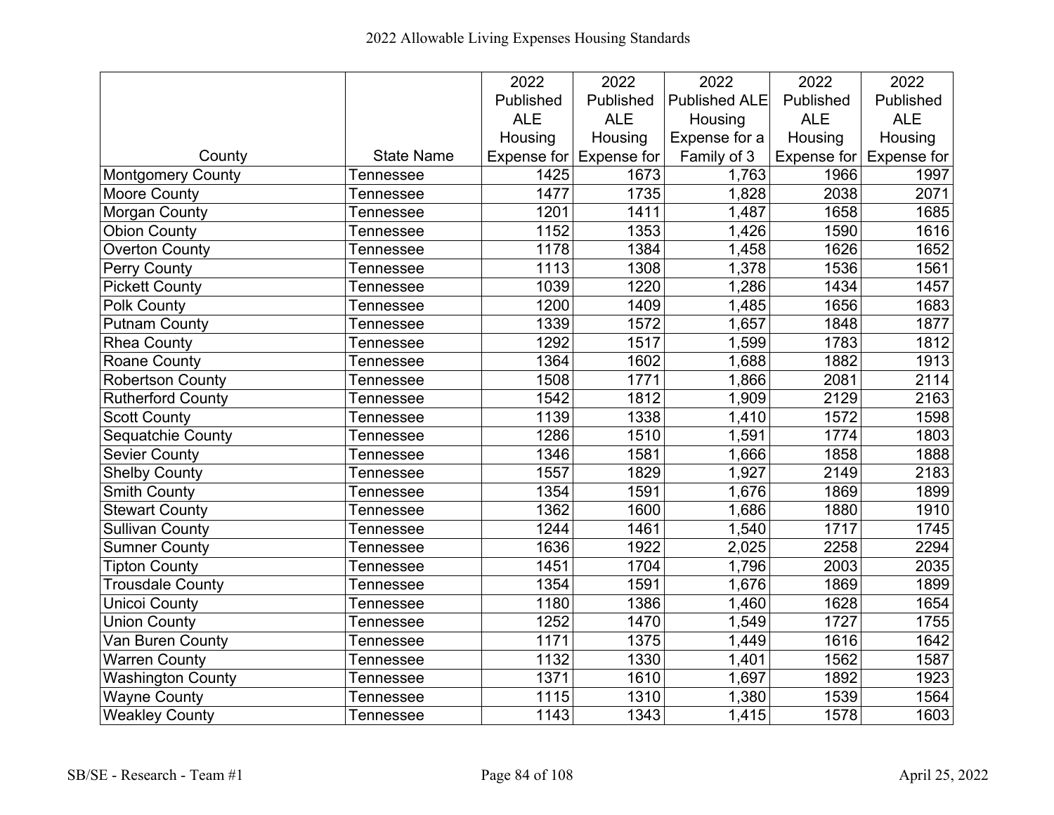# 2022 Allowable Living Expenses Housing Standards

| County | State Name | 2022 Published ALE Housing Expense for | 2022 Published ALE Housing Expense for | 2022 Published ALE Housing Expense for a Family of 3 | 2022 Published ALE Housing Expense for | 2022 Published ALE Housing Expense for |
|---|---|---|---|---|---|---|
| Montgomery County | Tennessee | 1425 | 1673 | 1,763 | 1966 | 1997 |
| Moore County | Tennessee | 1477 | 1735 | 1,828 | 2038 | 2071 |
| Morgan County | Tennessee | 1201 | 1411 | 1,487 | 1658 | 1685 |
| Obion County | Tennessee | 1152 | 1353 | 1,426 | 1590 | 1616 |
| Overton County | Tennessee | 1178 | 1384 | 1,458 | 1626 | 1652 |
| Perry County | Tennessee | 1113 | 1308 | 1,378 | 1536 | 1561 |
| Pickett County | Tennessee | 1039 | 1220 | 1,286 | 1434 | 1457 |
| Polk County | Tennessee | 1200 | 1409 | 1,485 | 1656 | 1683 |
| Putnam County | Tennessee | 1339 | 1572 | 1,657 | 1848 | 1877 |
| Rhea County | Tennessee | 1292 | 1517 | 1,599 | 1783 | 1812 |
| Roane County | Tennessee | 1364 | 1602 | 1,688 | 1882 | 1913 |
| Robertson County | Tennessee | 1508 | 1771 | 1,866 | 2081 | 2114 |
| Rutherford County | Tennessee | 1542 | 1812 | 1,909 | 2129 | 2163 |
| Scott County | Tennessee | 1139 | 1338 | 1,410 | 1572 | 1598 |
| Sequatchie County | Tennessee | 1286 | 1510 | 1,591 | 1774 | 1803 |
| Sevier County | Tennessee | 1346 | 1581 | 1,666 | 1858 | 1888 |
| Shelby County | Tennessee | 1557 | 1829 | 1,927 | 2149 | 2183 |
| Smith County | Tennessee | 1354 | 1591 | 1,676 | 1869 | 1899 |
| Stewart County | Tennessee | 1362 | 1600 | 1,686 | 1880 | 1910 |
| Sullivan County | Tennessee | 1244 | 1461 | 1,540 | 1717 | 1745 |
| Sumner County | Tennessee | 1636 | 1922 | 2,025 | 2258 | 2294 |
| Tipton County | Tennessee | 1451 | 1704 | 1,796 | 2003 | 2035 |
| Trousdale County | Tennessee | 1354 | 1591 | 1,676 | 1869 | 1899 |
| Unicoi County | Tennessee | 1180 | 1386 | 1,460 | 1628 | 1654 |
| Union County | Tennessee | 1252 | 1470 | 1,549 | 1727 | 1755 |
| Van Buren County | Tennessee | 1171 | 1375 | 1,449 | 1616 | 1642 |
| Warren County | Tennessee | 1132 | 1330 | 1,401 | 1562 | 1587 |
| Washington County | Tennessee | 1371 | 1610 | 1,697 | 1892 | 1923 |
| Wayne County | Tennessee | 1115 | 1310 | 1,380 | 1539 | 1564 |
| Weakley County | Tennessee | 1143 | 1343 | 1,415 | 1578 | 1603 |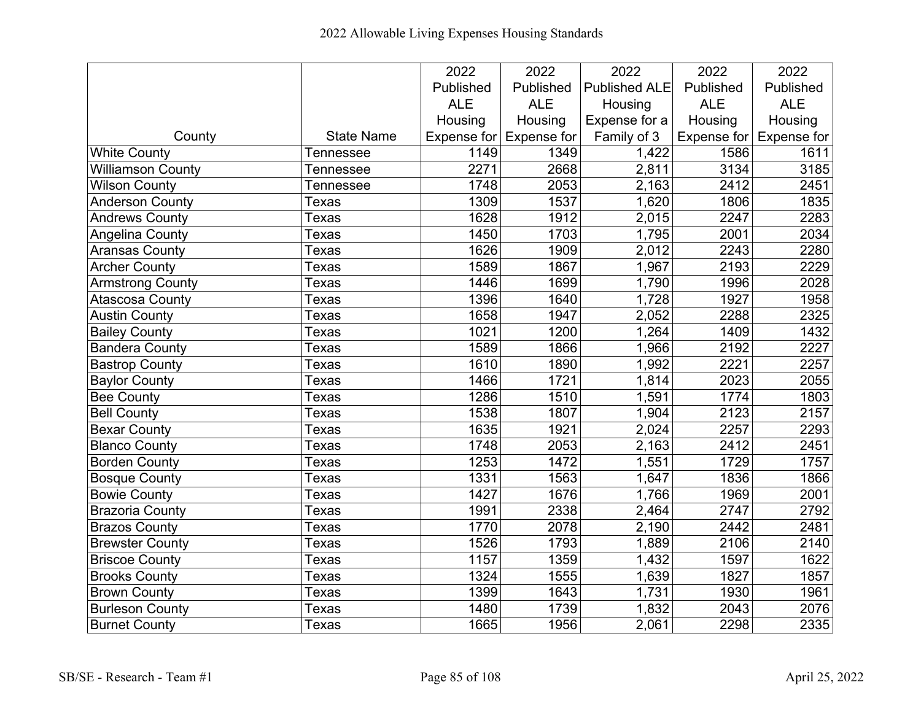2022 Allowable Living Expenses Housing Standards

| County | State Name | 2022 Published ALE Housing Expense for | 2022 Published ALE Housing Expense for | 2022 Published ALE Housing Expense for a Family of 3 | 2022 Published ALE Housing Expense for | 2022 Published ALE Housing Expense for |
|---|---|---|---|---|---|---|
| White County | Tennessee | 1149 | 1349 | 1,422 | 1586 | 1611 |
| Williamson County | Tennessee | 2271 | 2668 | 2,811 | 3134 | 3185 |
| Wilson County | Tennessee | 1748 | 2053 | 2,163 | 2412 | 2451 |
| Anderson County | Texas | 1309 | 1537 | 1,620 | 1806 | 1835 |
| Andrews County | Texas | 1628 | 1912 | 2,015 | 2247 | 2283 |
| Angelina County | Texas | 1450 | 1703 | 1,795 | 2001 | 2034 |
| Aransas County | Texas | 1626 | 1909 | 2,012 | 2243 | 2280 |
| Archer County | Texas | 1589 | 1867 | 1,967 | 2193 | 2229 |
| Armstrong County | Texas | 1446 | 1699 | 1,790 | 1996 | 2028 |
| Atascosa County | Texas | 1396 | 1640 | 1,728 | 1927 | 1958 |
| Austin County | Texas | 1658 | 1947 | 2,052 | 2288 | 2325 |
| Bailey County | Texas | 1021 | 1200 | 1,264 | 1409 | 1432 |
| Bandera County | Texas | 1589 | 1866 | 1,966 | 2192 | 2227 |
| Bastrop County | Texas | 1610 | 1890 | 1,992 | 2221 | 2257 |
| Baylor County | Texas | 1466 | 1721 | 1,814 | 2023 | 2055 |
| Bee County | Texas | 1286 | 1510 | 1,591 | 1774 | 1803 |
| Bell County | Texas | 1538 | 1807 | 1,904 | 2123 | 2157 |
| Bexar County | Texas | 1635 | 1921 | 2,024 | 2257 | 2293 |
| Blanco County | Texas | 1748 | 2053 | 2,163 | 2412 | 2451 |
| Borden County | Texas | 1253 | 1472 | 1,551 | 1729 | 1757 |
| Bosque County | Texas | 1331 | 1563 | 1,647 | 1836 | 1866 |
| Bowie County | Texas | 1427 | 1676 | 1,766 | 1969 | 2001 |
| Brazoria County | Texas | 1991 | 2338 | 2,464 | 2747 | 2792 |
| Brazos County | Texas | 1770 | 2078 | 2,190 | 2442 | 2481 |
| Brewster County | Texas | 1526 | 1793 | 1,889 | 2106 | 2140 |
| Briscoe County | Texas | 1157 | 1359 | 1,432 | 1597 | 1622 |
| Brooks County | Texas | 1324 | 1555 | 1,639 | 1827 | 1857 |
| Brown County | Texas | 1399 | 1643 | 1,731 | 1930 | 1961 |
| Burleson County | Texas | 1480 | 1739 | 1,832 | 2043 | 2076 |
| Burnet County | Texas | 1665 | 1956 | 2,061 | 2298 | 2335 |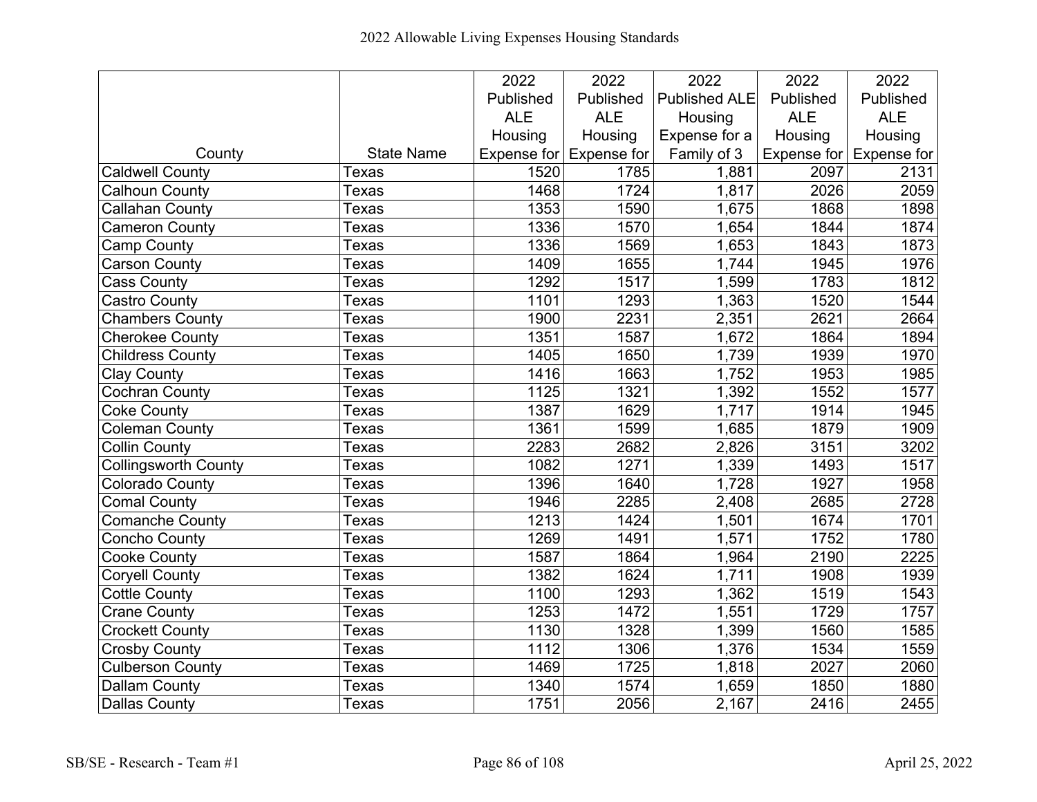2022 Allowable Living Expenses Housing Standards

| County | State Name | 2022 Published ALE Housing Expense for | 2022 Published ALE Housing Expense for | 2022 Published ALE Housing Expense for a Family of 3 | 2022 Published ALE Housing Expense for | 2022 Published ALE Housing Expense for |
|---|---|---|---|---|---|---|
| Caldwell County | Texas | 1520 | 1785 | 1,881 | 2097 | 2131 |
| Calhoun County | Texas | 1468 | 1724 | 1,817 | 2026 | 2059 |
| Callahan County | Texas | 1353 | 1590 | 1,675 | 1868 | 1898 |
| Cameron County | Texas | 1336 | 1570 | 1,654 | 1844 | 1874 |
| Camp County | Texas | 1336 | 1569 | 1,653 | 1843 | 1873 |
| Carson County | Texas | 1409 | 1655 | 1,744 | 1945 | 1976 |
| Cass County | Texas | 1292 | 1517 | 1,599 | 1783 | 1812 |
| Castro County | Texas | 1101 | 1293 | 1,363 | 1520 | 1544 |
| Chambers County | Texas | 1900 | 2231 | 2,351 | 2621 | 2664 |
| Cherokee County | Texas | 1351 | 1587 | 1,672 | 1864 | 1894 |
| Childress County | Texas | 1405 | 1650 | 1,739 | 1939 | 1970 |
| Clay County | Texas | 1416 | 1663 | 1,752 | 1953 | 1985 |
| Cochran County | Texas | 1125 | 1321 | 1,392 | 1552 | 1577 |
| Coke County | Texas | 1387 | 1629 | 1,717 | 1914 | 1945 |
| Coleman County | Texas | 1361 | 1599 | 1,685 | 1879 | 1909 |
| Collin County | Texas | 2283 | 2682 | 2,826 | 3151 | 3202 |
| Collingsworth County | Texas | 1082 | 1271 | 1,339 | 1493 | 1517 |
| Colorado County | Texas | 1396 | 1640 | 1,728 | 1927 | 1958 |
| Comal County | Texas | 1946 | 2285 | 2,408 | 2685 | 2728 |
| Comanche County | Texas | 1213 | 1424 | 1,501 | 1674 | 1701 |
| Concho County | Texas | 1269 | 1491 | 1,571 | 1752 | 1780 |
| Cooke County | Texas | 1587 | 1864 | 1,964 | 2190 | 2225 |
| Coryell County | Texas | 1382 | 1624 | 1,711 | 1908 | 1939 |
| Cottle County | Texas | 1100 | 1293 | 1,362 | 1519 | 1543 |
| Crane County | Texas | 1253 | 1472 | 1,551 | 1729 | 1757 |
| Crockett County | Texas | 1130 | 1328 | 1,399 | 1560 | 1585 |
| Crosby County | Texas | 1112 | 1306 | 1,376 | 1534 | 1559 |
| Culberson County | Texas | 1469 | 1725 | 1,818 | 2027 | 2060 |
| Dallam County | Texas | 1340 | 1574 | 1,659 | 1850 | 1880 |
| Dallas County | Texas | 1751 | 2056 | 2,167 | 2416 | 2455 |

SB/SE - Research - Team #1 April 25, 2022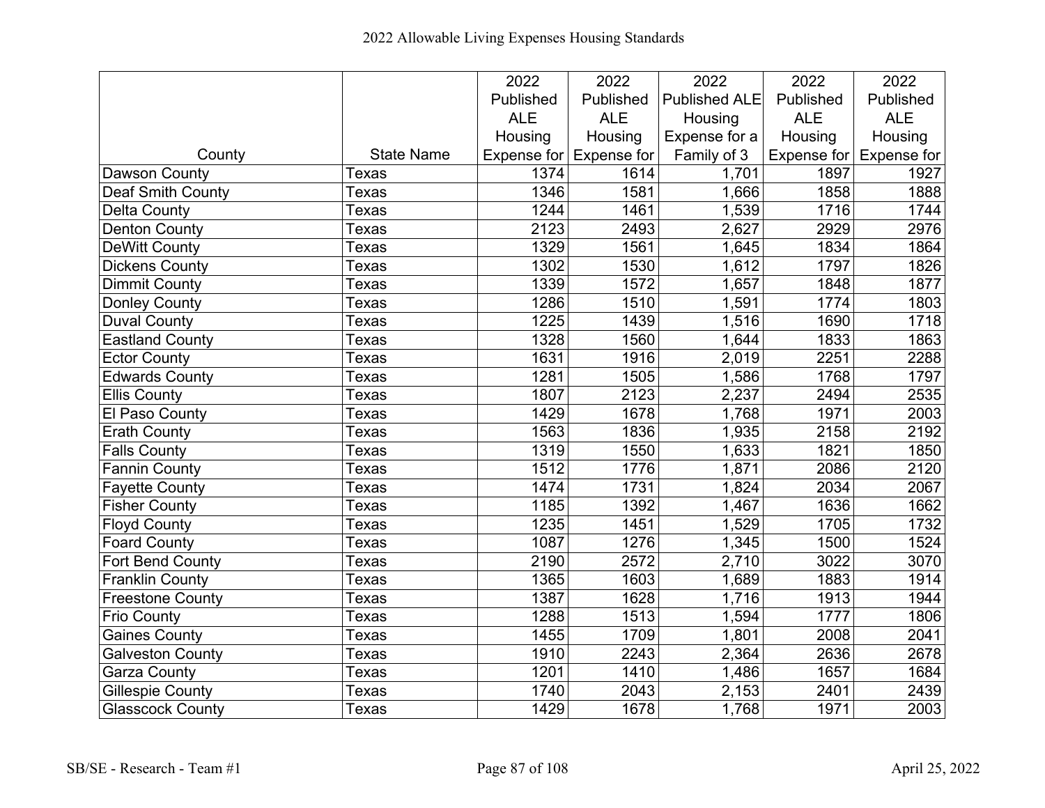2022 Allowable Living Expenses Housing Standards

| County | State Name | 2022 Published ALE Housing Expense for | 2022 Published ALE Housing Expense for | 2022 Published ALE Housing Expense for a Family of 3 | 2022 Published ALE Housing Expense for | 2022 Published ALE Housing Expense for |
|---|---|---|---|---|---|---|
| Dawson County | Texas | 1374 | 1614 | 1,701 | 1897 | 1927 |
| Deaf Smith County | Texas | 1346 | 1581 | 1,666 | 1858 | 1888 |
| Delta County | Texas | 1244 | 1461 | 1,539 | 1716 | 1744 |
| Denton County | Texas | 2123 | 2493 | 2,627 | 2929 | 2976 |
| DeWitt County | Texas | 1329 | 1561 | 1,645 | 1834 | 1864 |
| Dickens County | Texas | 1302 | 1530 | 1,612 | 1797 | 1826 |
| Dimmit County | Texas | 1339 | 1572 | 1,657 | 1848 | 1877 |
| Donley County | Texas | 1286 | 1510 | 1,591 | 1774 | 1803 |
| Duval County | Texas | 1225 | 1439 | 1,516 | 1690 | 1718 |
| Eastland County | Texas | 1328 | 1560 | 1,644 | 1833 | 1863 |
| Ector County | Texas | 1631 | 1916 | 2,019 | 2251 | 2288 |
| Edwards County | Texas | 1281 | 1505 | 1,586 | 1768 | 1797 |
| Ellis County | Texas | 1807 | 2123 | 2,237 | 2494 | 2535 |
| El Paso County | Texas | 1429 | 1678 | 1,768 | 1971 | 2003 |
| Erath County | Texas | 1563 | 1836 | 1,935 | 2158 | 2192 |
| Falls County | Texas | 1319 | 1550 | 1,633 | 1821 | 1850 |
| Fannin County | Texas | 1512 | 1776 | 1,871 | 2086 | 2120 |
| Fayette County | Texas | 1474 | 1731 | 1,824 | 2034 | 2067 |
| Fisher County | Texas | 1185 | 1392 | 1,467 | 1636 | 1662 |
| Floyd County | Texas | 1235 | 1451 | 1,529 | 1705 | 1732 |
| Foard County | Texas | 1087 | 1276 | 1,345 | 1500 | 1524 |
| Fort Bend County | Texas | 2190 | 2572 | 2,710 | 3022 | 3070 |
| Franklin County | Texas | 1365 | 1603 | 1,689 | 1883 | 1914 |
| Freestone County | Texas | 1387 | 1628 | 1,716 | 1913 | 1944 |
| Frio County | Texas | 1288 | 1513 | 1,594 | 1777 | 1806 |
| Gaines County | Texas | 1455 | 1709 | 1,801 | 2008 | 2041 |
| Galveston County | Texas | 1910 | 2243 | 2,364 | 2636 | 2678 |
| Garza County | Texas | 1201 | 1410 | 1,486 | 1657 | 1684 |
| Gillespie County | Texas | 1740 | 2043 | 2,153 | 2401 | 2439 |
| Glasscock County | Texas | 1429 | 1678 | 1,768 | 1971 | 2003 |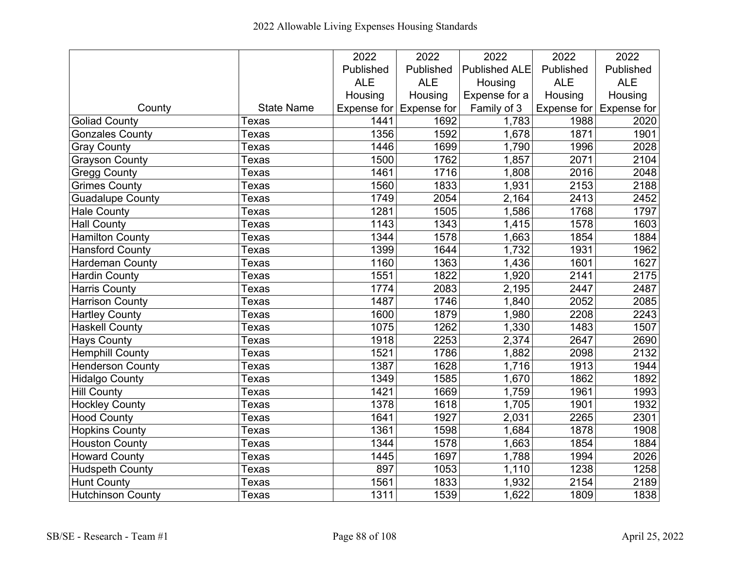# 2022 Allowable Living Expenses Housing Standards

| County | State Name | 2022 Published ALE Housing Expense for | 2022 Published ALE Housing Expense for | 2022 Published ALE Housing Expense for a Family of 3 | 2022 Published ALE Housing Expense for | 2022 Published ALE Housing Expense for |
|---|---|---|---|---|---|---|
| Goliad County | Texas | 1441 | 1692 | 1,783 | 1988 | 2020 |
| Gonzales County | Texas | 1356 | 1592 | 1,678 | 1871 | 1901 |
| Gray County | Texas | 1446 | 1699 | 1,790 | 1996 | 2028 |
| Grayson County | Texas | 1500 | 1762 | 1,857 | 2071 | 2104 |
| Gregg County | Texas | 1461 | 1716 | 1,808 | 2016 | 2048 |
| Grimes County | Texas | 1560 | 1833 | 1,931 | 2153 | 2188 |
| Guadalupe County | Texas | 1749 | 2054 | 2,164 | 2413 | 2452 |
| Hale County | Texas | 1281 | 1505 | 1,586 | 1768 | 1797 |
| Hall County | Texas | 1143 | 1343 | 1,415 | 1578 | 1603 |
| Hamilton County | Texas | 1344 | 1578 | 1,663 | 1854 | 1884 |
| Hansford County | Texas | 1399 | 1644 | 1,732 | 1931 | 1962 |
| Hardeman County | Texas | 1160 | 1363 | 1,436 | 1601 | 1627 |
| Hardin County | Texas | 1551 | 1822 | 1,920 | 2141 | 2175 |
| Harris County | Texas | 1774 | 2083 | 2,195 | 2447 | 2487 |
| Harrison County | Texas | 1487 | 1746 | 1,840 | 2052 | 2085 |
| Hartley County | Texas | 1600 | 1879 | 1,980 | 2208 | 2243 |
| Haskell County | Texas | 1075 | 1262 | 1,330 | 1483 | 1507 |
| Hays County | Texas | 1918 | 2253 | 2,374 | 2647 | 2690 |
| Hemphill County | Texas | 1521 | 1786 | 1,882 | 2098 | 2132 |
| Henderson County | Texas | 1387 | 1628 | 1,716 | 1913 | 1944 |
| Hidalgo County | Texas | 1349 | 1585 | 1,670 | 1862 | 1892 |
| Hill County | Texas | 1421 | 1669 | 1,759 | 1961 | 1993 |
| Hockley County | Texas | 1378 | 1618 | 1,705 | 1901 | 1932 |
| Hood County | Texas | 1641 | 1927 | 2,031 | 2265 | 2301 |
| Hopkins County | Texas | 1361 | 1598 | 1,684 | 1878 | 1908 |
| Houston County | Texas | 1344 | 1578 | 1,663 | 1854 | 1884 |
| Howard County | Texas | 1445 | 1697 | 1,788 | 1994 | 2026 |
| Hudspeth County | Texas | 897 | 1053 | 1,110 | 1238 | 1258 |
| Hunt County | Texas | 1561 | 1833 | 1,932 | 2154 | 2189 |
| Hutchinson County | Texas | 1311 | 1539 | 1,622 | 1809 | 1838 |

SB/SE - Research - Team #1 April 25, 2022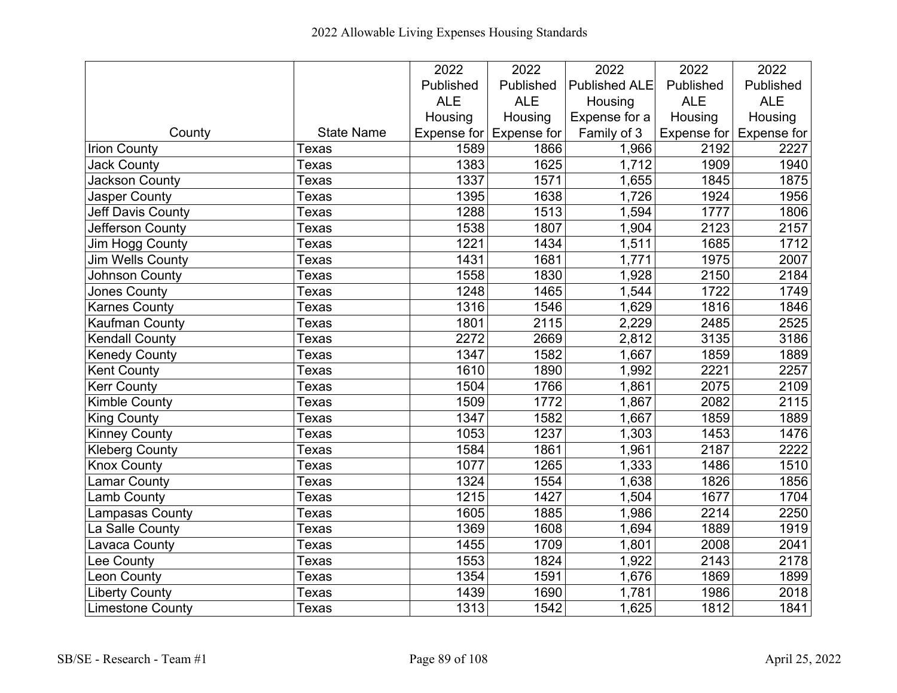2022 Allowable Living Expenses Housing Standards

| County | State Name | 2022 Published ALE Housing Expense for | 2022 Published ALE Housing Expense for | 2022 Published ALE Housing Expense for a Family of 3 | 2022 Published ALE Housing Expense for | 2022 Published ALE Housing Expense for |
|---|---|---|---|---|---|---|
| Irion County | Texas | 1589 | 1866 | 1,966 | 2192 | 2227 |
| Jack County | Texas | 1383 | 1625 | 1,712 | 1909 | 1940 |
| Jackson County | Texas | 1337 | 1571 | 1,655 | 1845 | 1875 |
| Jasper County | Texas | 1395 | 1638 | 1,726 | 1924 | 1956 |
| Jeff Davis County | Texas | 1288 | 1513 | 1,594 | 1777 | 1806 |
| Jefferson County | Texas | 1538 | 1807 | 1,904 | 2123 | 2157 |
| Jim Hogg County | Texas | 1221 | 1434 | 1,511 | 1685 | 1712 |
| Jim Wells County | Texas | 1431 | 1681 | 1,771 | 1975 | 2007 |
| Johnson County | Texas | 1558 | 1830 | 1,928 | 2150 | 2184 |
| Jones County | Texas | 1248 | 1465 | 1,544 | 1722 | 1749 |
| Karnes County | Texas | 1316 | 1546 | 1,629 | 1816 | 1846 |
| Kaufman County | Texas | 1801 | 2115 | 2,229 | 2485 | 2525 |
| Kendall County | Texas | 2272 | 2669 | 2,812 | 3135 | 3186 |
| Kenedy County | Texas | 1347 | 1582 | 1,667 | 1859 | 1889 |
| Kent County | Texas | 1610 | 1890 | 1,992 | 2221 | 2257 |
| Kerr County | Texas | 1504 | 1766 | 1,861 | 2075 | 2109 |
| Kimble County | Texas | 1509 | 1772 | 1,867 | 2082 | 2115 |
| King County | Texas | 1347 | 1582 | 1,667 | 1859 | 1889 |
| Kinney County | Texas | 1053 | 1237 | 1,303 | 1453 | 1476 |
| Kleberg County | Texas | 1584 | 1861 | 1,961 | 2187 | 2222 |
| Knox County | Texas | 1077 | 1265 | 1,333 | 1486 | 1510 |
| Lamar County | Texas | 1324 | 1554 | 1,638 | 1826 | 1856 |
| Lamb County | Texas | 1215 | 1427 | 1,504 | 1677 | 1704 |
| Lampasas County | Texas | 1605 | 1885 | 1,986 | 2214 | 2250 |
| La Salle County | Texas | 1369 | 1608 | 1,694 | 1889 | 1919 |
| Lavaca County | Texas | 1455 | 1709 | 1,801 | 2008 | 2041 |
| Lee County | Texas | 1553 | 1824 | 1,922 | 2143 | 2178 |
| Leon County | Texas | 1354 | 1591 | 1,676 | 1869 | 1899 |
| Liberty County | Texas | 1439 | 1690 | 1,781 | 1986 | 2018 |
| Limestone County | Texas | 1313 | 1542 | 1,625 | 1812 | 1841 |

SB/SE - Research - Team #1 April 25, 2022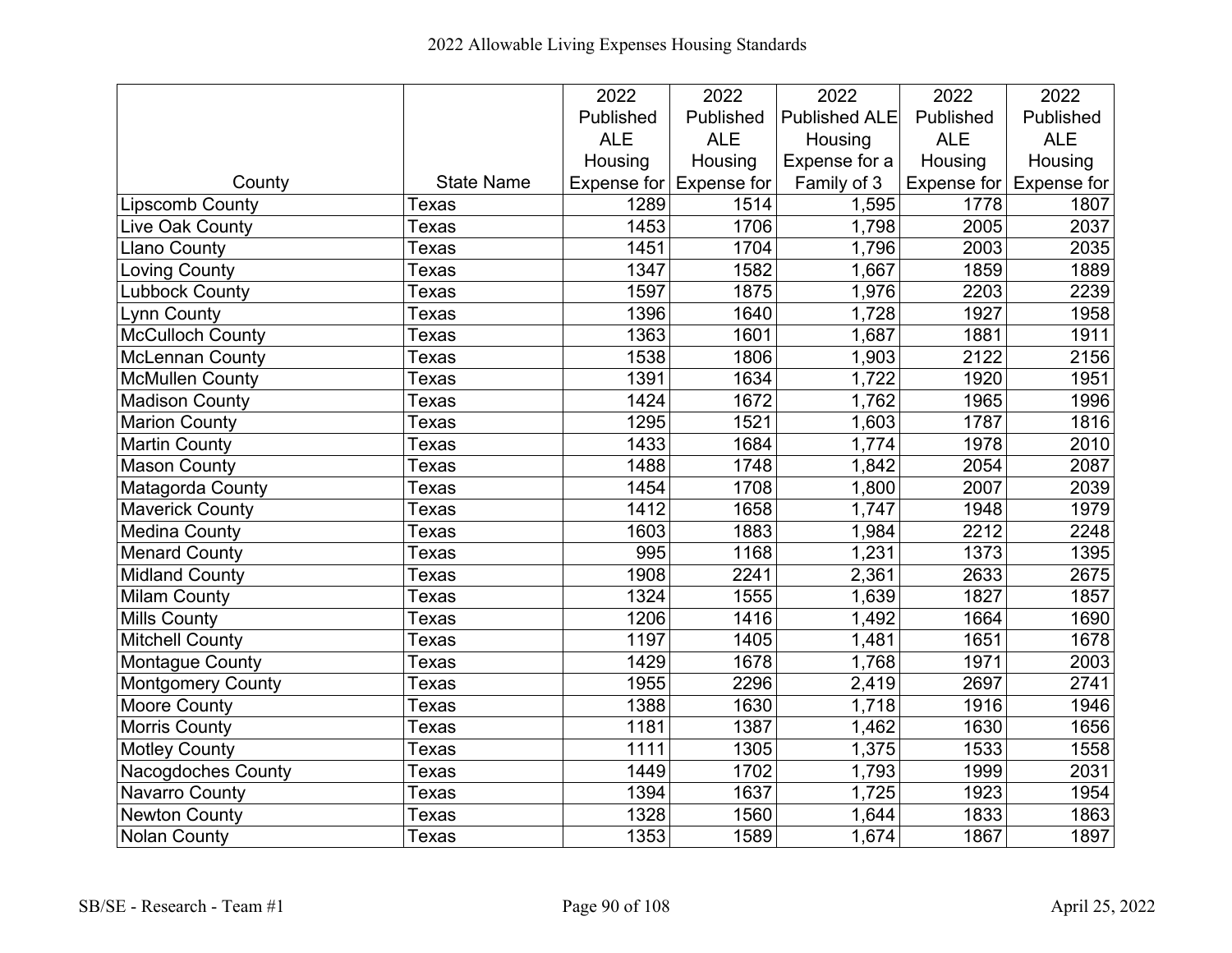2022 Allowable Living Expenses Housing Standards

| County | State Name | 2022 Published ALE Housing Expense for | 2022 Published ALE Housing Expense for | 2022 Published ALE Housing Expense for a Family of 3 | 2022 Published ALE Housing Expense for | 2022 Published ALE Housing Expense for |
|---|---|---|---|---|---|---|
| Lipscomb County | Texas | 1289 | 1514 | 1,595 | 1778 | 1807 |
| Live Oak County | Texas | 1453 | 1706 | 1,798 | 2005 | 2037 |
| Llano County | Texas | 1451 | 1704 | 1,796 | 2003 | 2035 |
| Loving County | Texas | 1347 | 1582 | 1,667 | 1859 | 1889 |
| Lubbock County | Texas | 1597 | 1875 | 1,976 | 2203 | 2239 |
| Lynn County | Texas | 1396 | 1640 | 1,728 | 1927 | 1958 |
| McCulloch County | Texas | 1363 | 1601 | 1,687 | 1881 | 1911 |
| McLennan County | Texas | 1538 | 1806 | 1,903 | 2122 | 2156 |
| McMullen County | Texas | 1391 | 1634 | 1,722 | 1920 | 1951 |
| Madison County | Texas | 1424 | 1672 | 1,762 | 1965 | 1996 |
| Marion County | Texas | 1295 | 1521 | 1,603 | 1787 | 1816 |
| Martin County | Texas | 1433 | 1684 | 1,774 | 1978 | 2010 |
| Mason County | Texas | 1488 | 1748 | 1,842 | 2054 | 2087 |
| Matagorda County | Texas | 1454 | 1708 | 1,800 | 2007 | 2039 |
| Maverick County | Texas | 1412 | 1658 | 1,747 | 1948 | 1979 |
| Medina County | Texas | 1603 | 1883 | 1,984 | 2212 | 2248 |
| Menard County | Texas | 995 | 1168 | 1,231 | 1373 | 1395 |
| Midland County | Texas | 1908 | 2241 | 2,361 | 2633 | 2675 |
| Milam County | Texas | 1324 | 1555 | 1,639 | 1827 | 1857 |
| Mills County | Texas | 1206 | 1416 | 1,492 | 1664 | 1690 |
| Mitchell County | Texas | 1197 | 1405 | 1,481 | 1651 | 1678 |
| Montague County | Texas | 1429 | 1678 | 1,768 | 1971 | 2003 |
| Montgomery County | Texas | 1955 | 2296 | 2,419 | 2697 | 2741 |
| Moore County | Texas | 1388 | 1630 | 1,718 | 1916 | 1946 |
| Morris County | Texas | 1181 | 1387 | 1,462 | 1630 | 1656 |
| Motley County | Texas | 1111 | 1305 | 1,375 | 1533 | 1558 |
| Nacogdoches County | Texas | 1449 | 1702 | 1,793 | 1999 | 2031 |
| Navarro County | Texas | 1394 | 1637 | 1,725 | 1923 | 1954 |
| Newton County | Texas | 1328 | 1560 | 1,644 | 1833 | 1863 |
| Nolan County | Texas | 1353 | 1589 | 1,674 | 1867 | 1897 |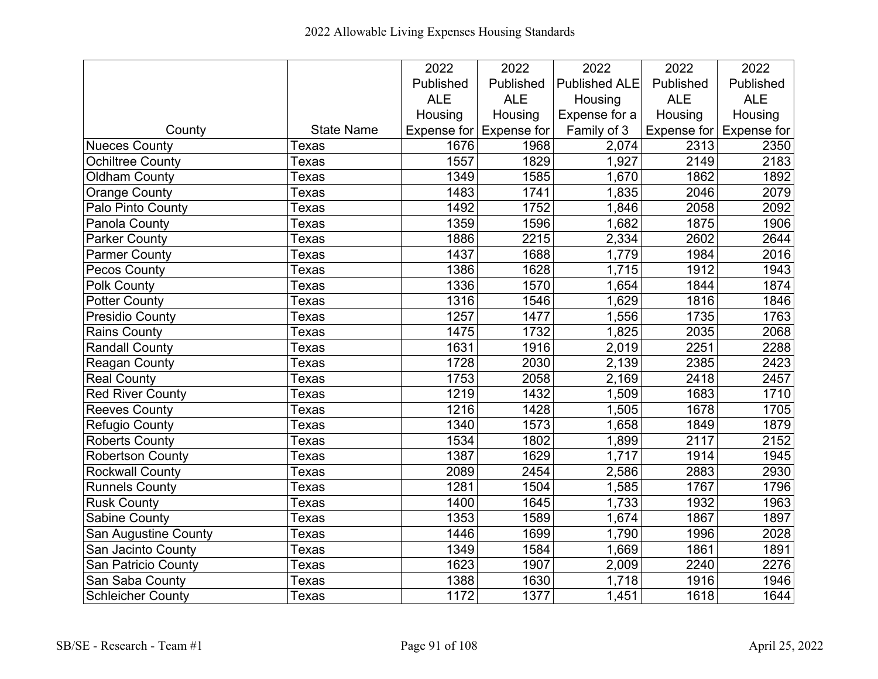2022 Allowable Living Expenses Housing Standards

| County | State Name | 2022 Published ALE Housing Expense for | 2022 Published ALE Housing Expense for | 2022 Published ALE Housing Expense for a Family of 3 | 2022 Published ALE Housing Expense for | 2022 Published ALE Housing Expense for |
|---|---|---|---|---|---|---|
| Nueces County | Texas | 1676 | 1968 | 2,074 | 2313 | 2350 |
| Ochiltree County | Texas | 1557 | 1829 | 1,927 | 2149 | 2183 |
| Oldham County | Texas | 1349 | 1585 | 1,670 | 1862 | 1892 |
| Orange County | Texas | 1483 | 1741 | 1,835 | 2046 | 2079 |
| Palo Pinto County | Texas | 1492 | 1752 | 1,846 | 2058 | 2092 |
| Panola County | Texas | 1359 | 1596 | 1,682 | 1875 | 1906 |
| Parker County | Texas | 1886 | 2215 | 2,334 | 2602 | 2644 |
| Parmer County | Texas | 1437 | 1688 | 1,779 | 1984 | 2016 |
| Pecos County | Texas | 1386 | 1628 | 1,715 | 1912 | 1943 |
| Polk County | Texas | 1336 | 1570 | 1,654 | 1844 | 1874 |
| Potter County | Texas | 1316 | 1546 | 1,629 | 1816 | 1846 |
| Presidio County | Texas | 1257 | 1477 | 1,556 | 1735 | 1763 |
| Rains County | Texas | 1475 | 1732 | 1,825 | 2035 | 2068 |
| Randall County | Texas | 1631 | 1916 | 2,019 | 2251 | 2288 |
| Reagan County | Texas | 1728 | 2030 | 2,139 | 2385 | 2423 |
| Real County | Texas | 1753 | 2058 | 2,169 | 2418 | 2457 |
| Red River County | Texas | 1219 | 1432 | 1,509 | 1683 | 1710 |
| Reeves County | Texas | 1216 | 1428 | 1,505 | 1678 | 1705 |
| Refugio County | Texas | 1340 | 1573 | 1,658 | 1849 | 1879 |
| Roberts County | Texas | 1534 | 1802 | 1,899 | 2117 | 2152 |
| Robertson County | Texas | 1387 | 1629 | 1,717 | 1914 | 1945 |
| Rockwall County | Texas | 2089 | 2454 | 2,586 | 2883 | 2930 |
| Runnels County | Texas | 1281 | 1504 | 1,585 | 1767 | 1796 |
| Rusk County | Texas | 1400 | 1645 | 1,733 | 1932 | 1963 |
| Sabine County | Texas | 1353 | 1589 | 1,674 | 1867 | 1897 |
| San Augustine County | Texas | 1446 | 1699 | 1,790 | 1996 | 2028 |
| San Jacinto County | Texas | 1349 | 1584 | 1,669 | 1861 | 1891 |
| San Patricio County | Texas | 1623 | 1907 | 2,009 | 2240 | 2276 |
| San Saba County | Texas | 1388 | 1630 | 1,718 | 1916 | 1946 |
| Schleicher County | Texas | 1172 | 1377 | 1,451 | 1618 | 1644 |

SB/SE - Research - Team #1 April 25, 2022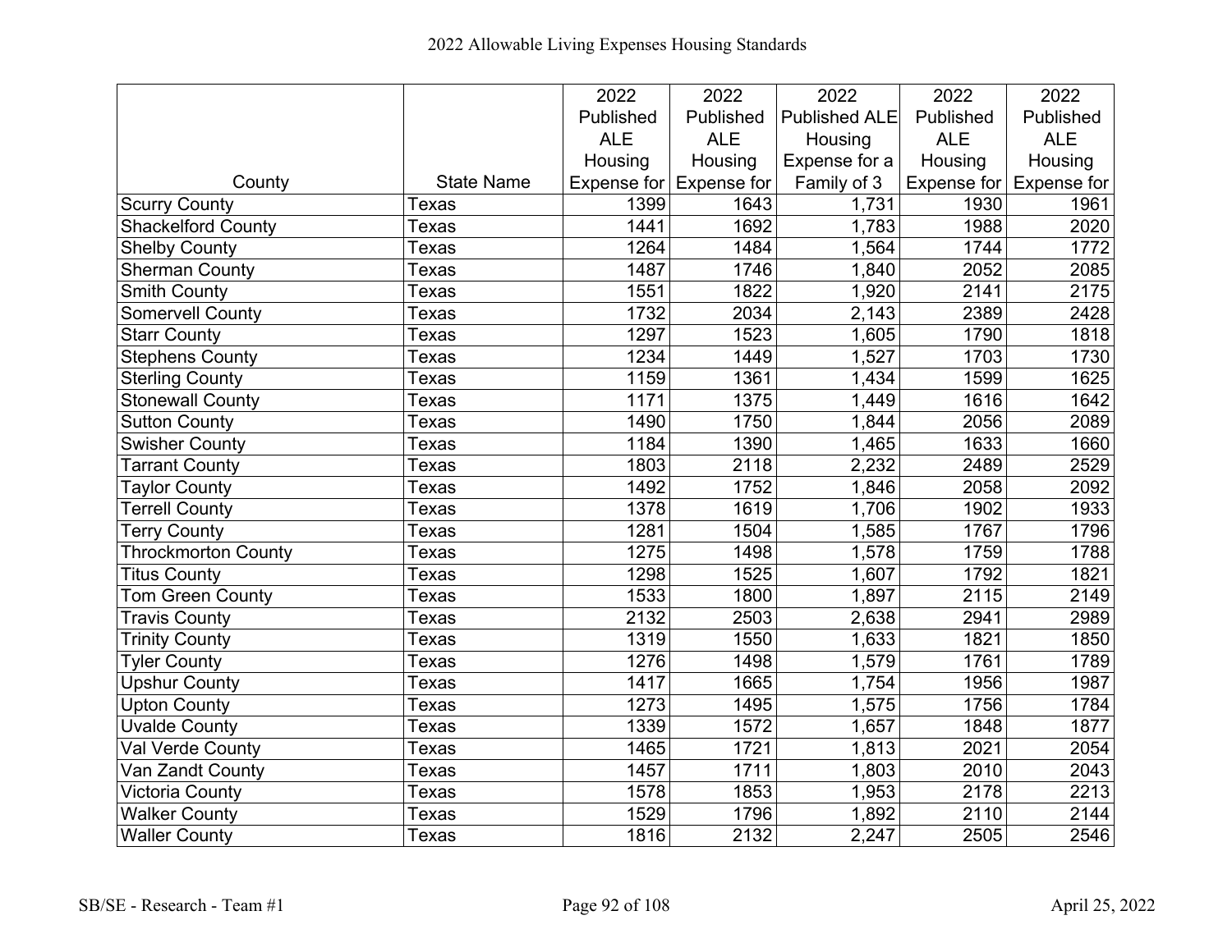# 2022 Allowable Living Expenses Housing Standards

| County | State Name | 2022 Published ALE Housing Expense for | 2022 Published ALE Housing Expense for | 2022 Published ALE Housing Expense for a Family of 3 | 2022 Published ALE Housing Expense for | 2022 Published ALE Housing Expense for |
|---|---|---|---|---|---|---|
| Scurry County | Texas | 1399 | 1643 | 1,731 | 1930 | 1961 |
| Shackelford County | Texas | 1441 | 1692 | 1,783 | 1988 | 2020 |
| Shelby County | Texas | 1264 | 1484 | 1,564 | 1744 | 1772 |
| Sherman County | Texas | 1487 | 1746 | 1,840 | 2052 | 2085 |
| Smith County | Texas | 1551 | 1822 | 1,920 | 2141 | 2175 |
| Somervell County | Texas | 1732 | 2034 | 2,143 | 2389 | 2428 |
| Starr County | Texas | 1297 | 1523 | 1,605 | 1790 | 1818 |
| Stephens County | Texas | 1234 | 1449 | 1,527 | 1703 | 1730 |
| Sterling County | Texas | 1159 | 1361 | 1,434 | 1599 | 1625 |
| Stonewall County | Texas | 1171 | 1375 | 1,449 | 1616 | 1642 |
| Sutton County | Texas | 1490 | 1750 | 1,844 | 2056 | 2089 |
| Swisher County | Texas | 1184 | 1390 | 1,465 | 1633 | 1660 |
| Tarrant County | Texas | 1803 | 2118 | 2,232 | 2489 | 2529 |
| Taylor County | Texas | 1492 | 1752 | 1,846 | 2058 | 2092 |
| Terrell County | Texas | 1378 | 1619 | 1,706 | 1902 | 1933 |
| Terry County | Texas | 1281 | 1504 | 1,585 | 1767 | 1796 |
| Throckmorton County | Texas | 1275 | 1498 | 1,578 | 1759 | 1788 |
| Titus County | Texas | 1298 | 1525 | 1,607 | 1792 | 1821 |
| Tom Green County | Texas | 1533 | 1800 | 1,897 | 2115 | 2149 |
| Travis County | Texas | 2132 | 2503 | 2,638 | 2941 | 2989 |
| Trinity County | Texas | 1319 | 1550 | 1,633 | 1821 | 1850 |
| Tyler County | Texas | 1276 | 1498 | 1,579 | 1761 | 1789 |
| Upshur County | Texas | 1417 | 1665 | 1,754 | 1956 | 1987 |
| Upton County | Texas | 1273 | 1495 | 1,575 | 1756 | 1784 |
| Uvalde County | Texas | 1339 | 1572 | 1,657 | 1848 | 1877 |
| Val Verde County | Texas | 1465 | 1721 | 1,813 | 2021 | 2054 |
| Van Zandt County | Texas | 1457 | 1711 | 1,803 | 2010 | 2043 |
| Victoria County | Texas | 1578 | 1853 | 1,953 | 2178 | 2213 |
| Walker County | Texas | 1529 | 1796 | 1,892 | 2110 | 2144 |
| Waller County | Texas | 1816 | 2132 | 2,247 | 2505 | 2546 |

SB/SE - Research - Team #1 April 25, 2022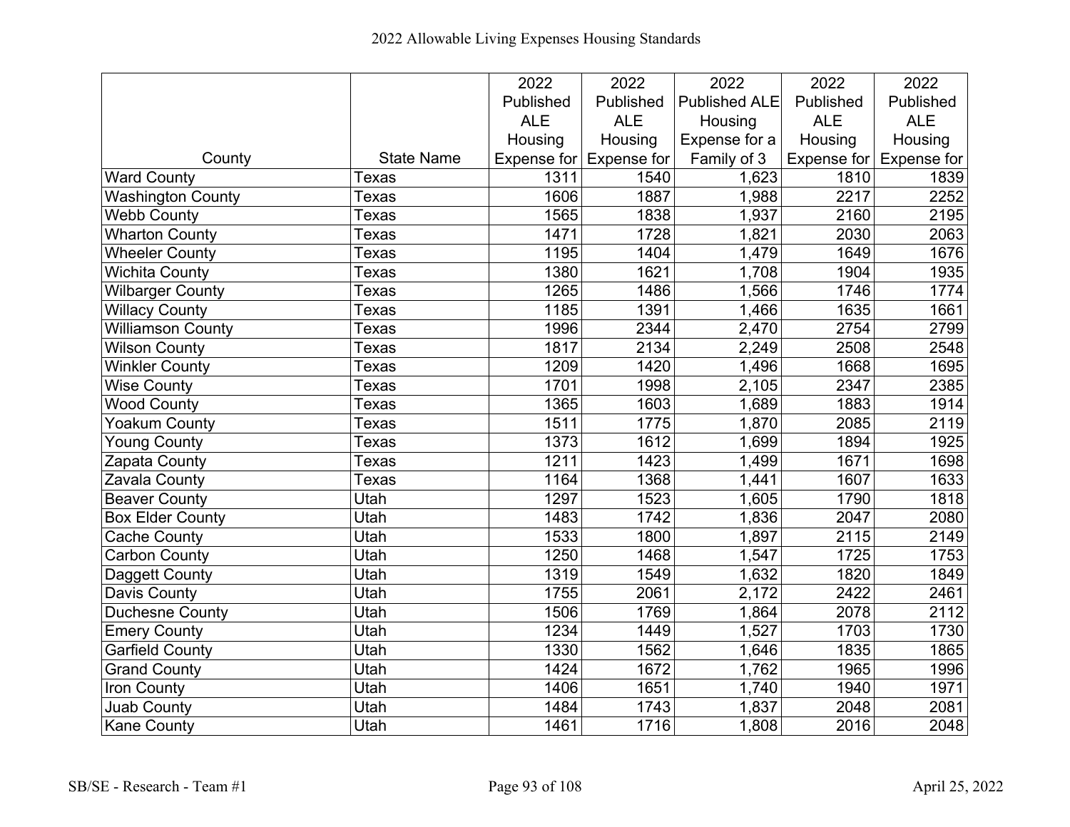# 2022 Allowable Living Expenses Housing Standards

| County | State Name | 2022 Published ALE Housing Expense for | 2022 Published ALE Housing Expense for | 2022 Published ALE Housing Expense for a Family of 3 | 2022 Published ALE Housing Expense for | 2022 Published ALE Housing Expense for |
|---|---|---|---|---|---|---|
| Ward County | Texas | 1311 | 1540 | 1,623 | 1810 | 1839 |
| Washington County | Texas | 1606 | 1887 | 1,988 | 2217 | 2252 |
| Webb County | Texas | 1565 | 1838 | 1,937 | 2160 | 2195 |
| Wharton County | Texas | 1471 | 1728 | 1,821 | 2030 | 2063 |
| Wheeler County | Texas | 1195 | 1404 | 1,479 | 1649 | 1676 |
| Wichita County | Texas | 1380 | 1621 | 1,708 | 1904 | 1935 |
| Wilbarger County | Texas | 1265 | 1486 | 1,566 | 1746 | 1774 |
| Willacy County | Texas | 1185 | 1391 | 1,466 | 1635 | 1661 |
| Williamson County | Texas | 1996 | 2344 | 2,470 | 2754 | 2799 |
| Wilson County | Texas | 1817 | 2134 | 2,249 | 2508 | 2548 |
| Winkler County | Texas | 1209 | 1420 | 1,496 | 1668 | 1695 |
| Wise County | Texas | 1701 | 1998 | 2,105 | 2347 | 2385 |
| Wood County | Texas | 1365 | 1603 | 1,689 | 1883 | 1914 |
| Yoakum County | Texas | 1511 | 1775 | 1,870 | 2085 | 2119 |
| Young County | Texas | 1373 | 1612 | 1,699 | 1894 | 1925 |
| Zapata County | Texas | 1211 | 1423 | 1,499 | 1671 | 1698 |
| Zavala County | Texas | 1164 | 1368 | 1,441 | 1607 | 1633 |
| Beaver County | Utah | 1297 | 1523 | 1,605 | 1790 | 1818 |
| Box Elder County | Utah | 1483 | 1742 | 1,836 | 2047 | 2080 |
| Cache County | Utah | 1533 | 1800 | 1,897 | 2115 | 2149 |
| Carbon County | Utah | 1250 | 1468 | 1,547 | 1725 | 1753 |
| Daggett County | Utah | 1319 | 1549 | 1,632 | 1820 | 1849 |
| Davis County | Utah | 1755 | 2061 | 2,172 | 2422 | 2461 |
| Duchesne County | Utah | 1506 | 1769 | 1,864 | 2078 | 2112 |
| Emery County | Utah | 1234 | 1449 | 1,527 | 1703 | 1730 |
| Garfield County | Utah | 1330 | 1562 | 1,646 | 1835 | 1865 |
| Grand County | Utah | 1424 | 1672 | 1,762 | 1965 | 1996 |
| Iron County | Utah | 1406 | 1651 | 1,740 | 1940 | 1971 |
| Juab County | Utah | 1484 | 1743 | 1,837 | 2048 | 2081 |
| Kane County | Utah | 1461 | 1716 | 1,808 | 2016 | 2048 |

SB/SE - Research - Team #1 April 25, 2022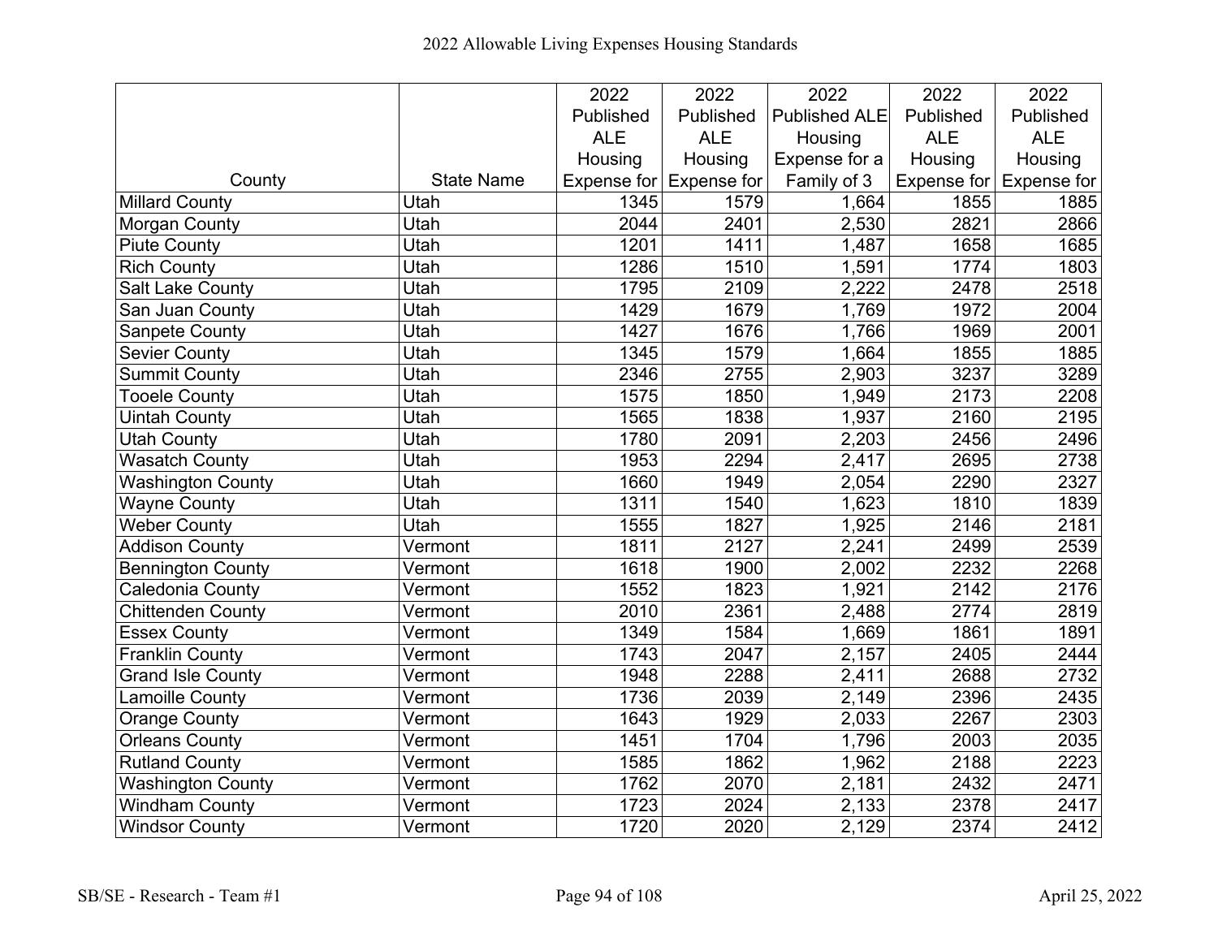2022 Allowable Living Expenses Housing Standards

| County | State Name | 2022 Published ALE Housing Expense for | 2022 Published ALE Housing Expense for | 2022 Published ALE Housing Expense for a Family of 3 | 2022 Published ALE Housing Expense for | 2022 Published ALE Housing Expense for |
|---|---|---|---|---|---|---|
| Millard County | Utah | 1345 | 1579 | 1,664 | 1855 | 1885 |
| Morgan County | Utah | 2044 | 2401 | 2,530 | 2821 | 2866 |
| Piute County | Utah | 1201 | 1411 | 1,487 | 1658 | 1685 |
| Rich County | Utah | 1286 | 1510 | 1,591 | 1774 | 1803 |
| Salt Lake County | Utah | 1795 | 2109 | 2,222 | 2478 | 2518 |
| San Juan County | Utah | 1429 | 1679 | 1,769 | 1972 | 2004 |
| Sanpete County | Utah | 1427 | 1676 | 1,766 | 1969 | 2001 |
| Sevier County | Utah | 1345 | 1579 | 1,664 | 1855 | 1885 |
| Summit County | Utah | 2346 | 2755 | 2,903 | 3237 | 3289 |
| Tooele County | Utah | 1575 | 1850 | 1,949 | 2173 | 2208 |
| Uintah County | Utah | 1565 | 1838 | 1,937 | 2160 | 2195 |
| Utah County | Utah | 1780 | 2091 | 2,203 | 2456 | 2496 |
| Wasatch County | Utah | 1953 | 2294 | 2,417 | 2695 | 2738 |
| Washington County | Utah | 1660 | 1949 | 2,054 | 2290 | 2327 |
| Wayne County | Utah | 1311 | 1540 | 1,623 | 1810 | 1839 |
| Weber County | Utah | 1555 | 1827 | 1,925 | 2146 | 2181 |
| Addison County | Vermont | 1811 | 2127 | 2,241 | 2499 | 2539 |
| Bennington County | Vermont | 1618 | 1900 | 2,002 | 2232 | 2268 |
| Caledonia County | Vermont | 1552 | 1823 | 1,921 | 2142 | 2176 |
| Chittenden County | Vermont | 2010 | 2361 | 2,488 | 2774 | 2819 |
| Essex County | Vermont | 1349 | 1584 | 1,669 | 1861 | 1891 |
| Franklin County | Vermont | 1743 | 2047 | 2,157 | 2405 | 2444 |
| Grand Isle County | Vermont | 1948 | 2288 | 2,411 | 2688 | 2732 |
| Lamoille County | Vermont | 1736 | 2039 | 2,149 | 2396 | 2435 |
| Orange County | Vermont | 1643 | 1929 | 2,033 | 2267 | 2303 |
| Orleans County | Vermont | 1451 | 1704 | 1,796 | 2003 | 2035 |
| Rutland County | Vermont | 1585 | 1862 | 1,962 | 2188 | 2223 |
| Washington County | Vermont | 1762 | 2070 | 2,181 | 2432 | 2471 |
| Windham County | Vermont | 1723 | 2024 | 2,133 | 2378 | 2417 |
| Windsor County | Vermont | 1720 | 2020 | 2,129 | 2374 | 2412 |

SB/SE - Research - Team #1 April 25, 2022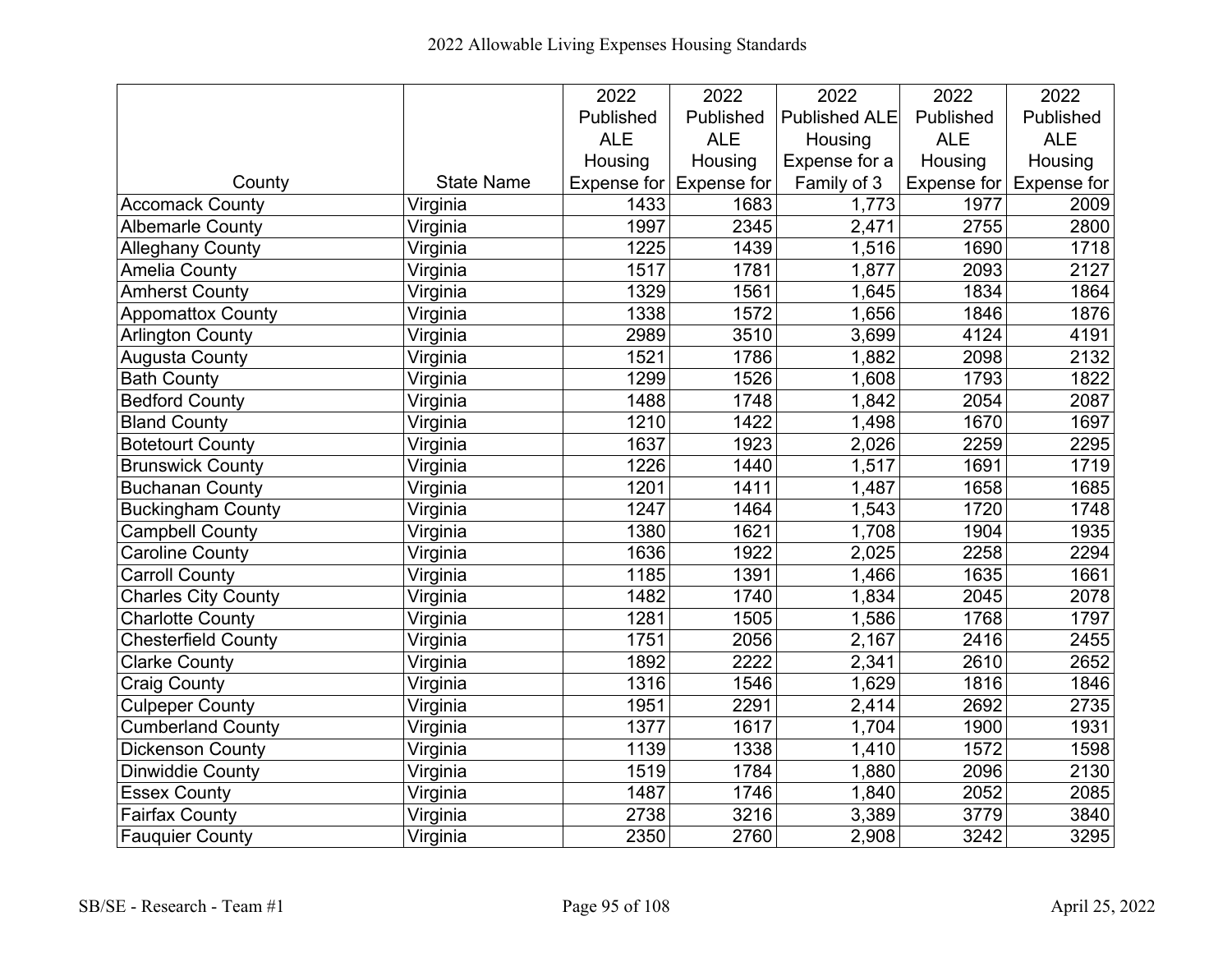| County | State Name | 2022 Published ALE Housing Expense for | 2022 Published ALE Housing Expense for | 2022 Published ALE Housing Expense for a Family of 3 | 2022 Published ALE Housing Expense for | 2022 Published ALE Housing Expense for |
|---|---|---|---|---|---|---|
| Accomack County | Virginia | 1433 | 1683 | 1,773 | 1977 | 2009 |
| Albemarle County | Virginia | 1997 | 2345 | 2,471 | 2755 | 2800 |
| Alleghany County | Virginia | 1225 | 1439 | 1,516 | 1690 | 1718 |
| Amelia County | Virginia | 1517 | 1781 | 1,877 | 2093 | 2127 |
| Amherst County | Virginia | 1329 | 1561 | 1,645 | 1834 | 1864 |
| Appomattox County | Virginia | 1338 | 1572 | 1,656 | 1846 | 1876 |
| Arlington County | Virginia | 2989 | 3510 | 3,699 | 4124 | 4191 |
| Augusta County | Virginia | 1521 | 1786 | 1,882 | 2098 | 2132 |
| Bath County | Virginia | 1299 | 1526 | 1,608 | 1793 | 1822 |
| Bedford County | Virginia | 1488 | 1748 | 1,842 | 2054 | 2087 |
| Bland County | Virginia | 1210 | 1422 | 1,498 | 1670 | 1697 |
| Botetourt County | Virginia | 1637 | 1923 | 2,026 | 2259 | 2295 |
| Brunswick County | Virginia | 1226 | 1440 | 1,517 | 1691 | 1719 |
| Buchanan County | Virginia | 1201 | 1411 | 1,487 | 1658 | 1685 |
| Buckingham County | Virginia | 1247 | 1464 | 1,543 | 1720 | 1748 |
| Campbell County | Virginia | 1380 | 1621 | 1,708 | 1904 | 1935 |
| Caroline County | Virginia | 1636 | 1922 | 2,025 | 2258 | 2294 |
| Carroll County | Virginia | 1185 | 1391 | 1,466 | 1635 | 1661 |
| Charles City County | Virginia | 1482 | 1740 | 1,834 | 2045 | 2078 |
| Charlotte County | Virginia | 1281 | 1505 | 1,586 | 1768 | 1797 |
| Chesterfield County | Virginia | 1751 | 2056 | 2,167 | 2416 | 2455 |
| Clarke County | Virginia | 1892 | 2222 | 2,341 | 2610 | 2652 |
| Craig County | Virginia | 1316 | 1546 | 1,629 | 1816 | 1846 |
| Culpeper County | Virginia | 1951 | 2291 | 2,414 | 2692 | 2735 |
| Cumberland County | Virginia | 1377 | 1617 | 1,704 | 1900 | 1931 |
| Dickenson County | Virginia | 1139 | 1338 | 1,410 | 1572 | 1598 |
| Dinwiddie County | Virginia | 1519 | 1784 | 1,880 | 2096 | 2130 |
| Essex County | Virginia | 1487 | 1746 | 1,840 | 2052 | 2085 |
| Fairfax County | Virginia | 2738 | 3216 | 3,389 | 3779 | 3840 |
| Fauquier County | Virginia | 2350 | 2760 | 2,908 | 3242 | 3295 |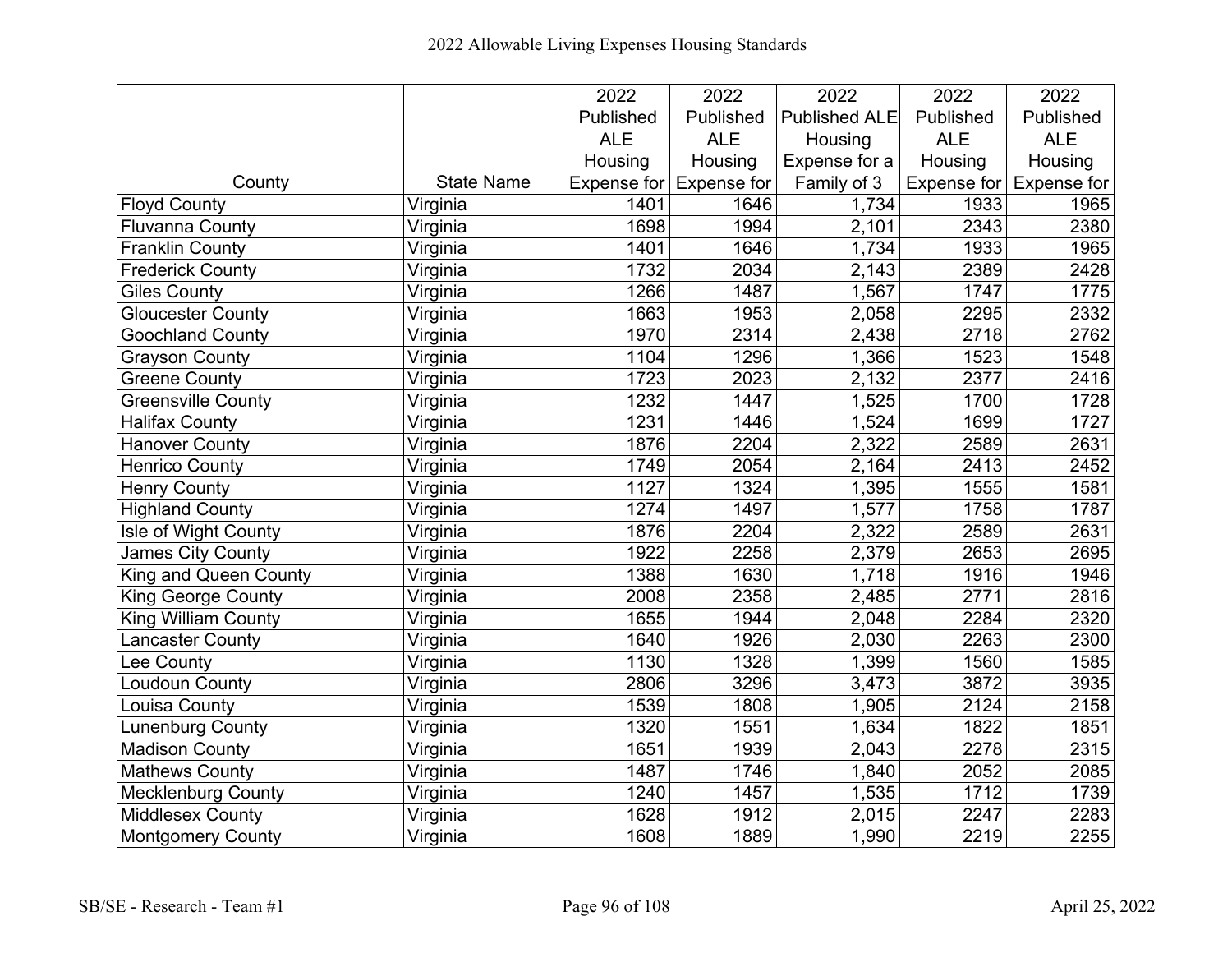# 2022 Allowable Living Expenses Housing Standards

| County | State Name | 2022 Published ALE Housing Expense for | 2022 Published ALE Housing Expense for | 2022 Published ALE Housing Expense for a Family of 3 | 2022 Published ALE Housing Expense for | 2022 Published ALE Housing Expense for |
|---|---|---|---|---|---|---|
| Floyd County | Virginia | 1401 | 1646 | 1,734 | 1933 | 1965 |
| Fluvanna County | Virginia | 1698 | 1994 | 2,101 | 2343 | 2380 |
| Franklin County | Virginia | 1401 | 1646 | 1,734 | 1933 | 1965 |
| Frederick County | Virginia | 1732 | 2034 | 2,143 | 2389 | 2428 |
| Giles County | Virginia | 1266 | 1487 | 1,567 | 1747 | 1775 |
| Gloucester County | Virginia | 1663 | 1953 | 2,058 | 2295 | 2332 |
| Goochland County | Virginia | 1970 | 2314 | 2,438 | 2718 | 2762 |
| Grayson County | Virginia | 1104 | 1296 | 1,366 | 1523 | 1548 |
| Greene County | Virginia | 1723 | 2023 | 2,132 | 2377 | 2416 |
| Greensville County | Virginia | 1232 | 1447 | 1,525 | 1700 | 1728 |
| Halifax County | Virginia | 1231 | 1446 | 1,524 | 1699 | 1727 |
| Hanover County | Virginia | 1876 | 2204 | 2,322 | 2589 | 2631 |
| Henrico County | Virginia | 1749 | 2054 | 2,164 | 2413 | 2452 |
| Henry County | Virginia | 1127 | 1324 | 1,395 | 1555 | 1581 |
| Highland County | Virginia | 1274 | 1497 | 1,577 | 1758 | 1787 |
| Isle of Wight County | Virginia | 1876 | 2204 | 2,322 | 2589 | 2631 |
| James City County | Virginia | 1922 | 2258 | 2,379 | 2653 | 2695 |
| King and Queen County | Virginia | 1388 | 1630 | 1,718 | 1916 | 1946 |
| King George County | Virginia | 2008 | 2358 | 2,485 | 2771 | 2816 |
| King William County | Virginia | 1655 | 1944 | 2,048 | 2284 | 2320 |
| Lancaster County | Virginia | 1640 | 1926 | 2,030 | 2263 | 2300 |
| Lee County | Virginia | 1130 | 1328 | 1,399 | 1560 | 1585 |
| Loudoun County | Virginia | 2806 | 3296 | 3,473 | 3872 | 3935 |
| Louisa County | Virginia | 1539 | 1808 | 1,905 | 2124 | 2158 |
| Lunenburg County | Virginia | 1320 | 1551 | 1,634 | 1822 | 1851 |
| Madison County | Virginia | 1651 | 1939 | 2,043 | 2278 | 2315 |
| Mathews County | Virginia | 1487 | 1746 | 1,840 | 2052 | 2085 |
| Mecklenburg County | Virginia | 1240 | 1457 | 1,535 | 1712 | 1739 |
| Middlesex County | Virginia | 1628 | 1912 | 2,015 | 2247 | 2283 |
| Montgomery County | Virginia | 1608 | 1889 | 1,990 | 2219 | 2255 |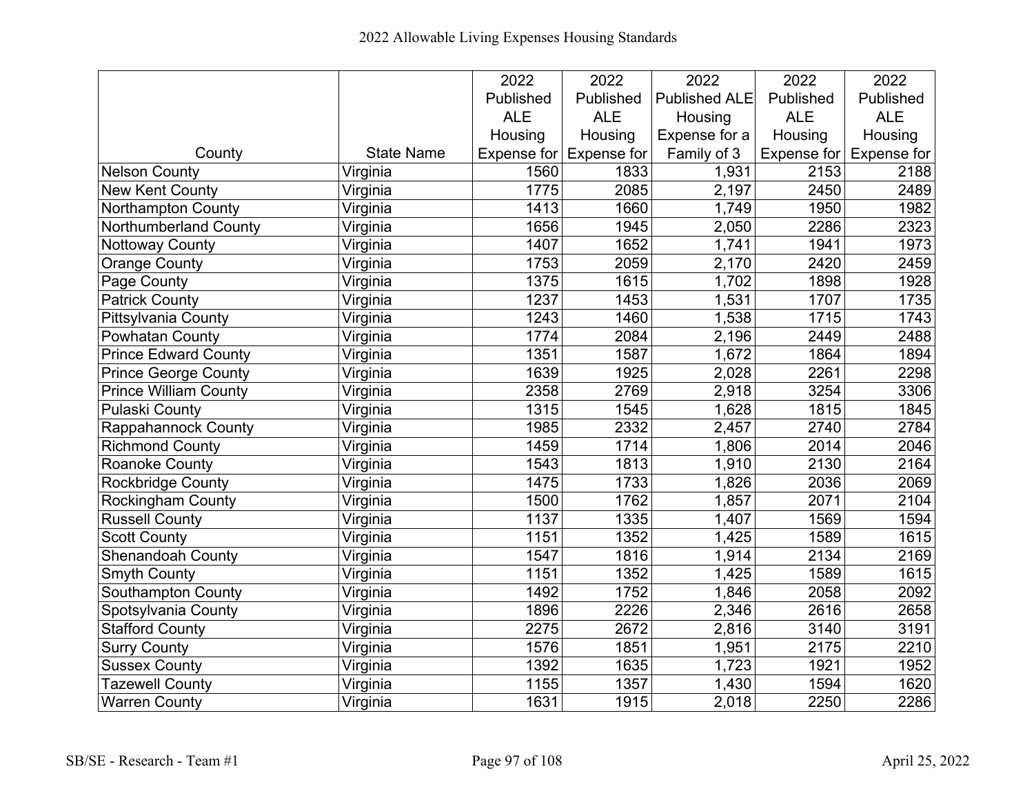| County | State Name | 2022 Published ALE Housing Expense for | 2022 Published ALE Housing Expense for | 2022 Published ALE Housing Expense for a Family of 3 | 2022 Published ALE Housing Expense for | 2022 Published ALE Housing Expense for |
|---|---|---|---|---|---|---|
| Nelson County | Virginia | 1560 | 1833 | 1,931 | 2153 | 2188 |
| New Kent County | Virginia | 1775 | 2085 | 2,197 | 2450 | 2489 |
| Northampton County | Virginia | 1413 | 1660 | 1,749 | 1950 | 1982 |
| Northumberland County | Virginia | 1656 | 1945 | 2,050 | 2286 | 2323 |
| Nottoway County | Virginia | 1407 | 1652 | 1,741 | 1941 | 1973 |
| Orange County | Virginia | 1753 | 2059 | 2,170 | 2420 | 2459 |
| Page County | Virginia | 1375 | 1615 | 1,702 | 1898 | 1928 |
| Patrick County | Virginia | 1237 | 1453 | 1,531 | 1707 | 1735 |
| Pittsylvania County | Virginia | 1243 | 1460 | 1,538 | 1715 | 1743 |
| Powhatan County | Virginia | 1774 | 2084 | 2,196 | 2449 | 2488 |
| Prince Edward County | Virginia | 1351 | 1587 | 1,672 | 1864 | 1894 |
| Prince George County | Virginia | 1639 | 1925 | 2,028 | 2261 | 2298 |
| Prince William County | Virginia | 2358 | 2769 | 2,918 | 3254 | 3306 |
| Pulaski County | Virginia | 1315 | 1545 | 1,628 | 1815 | 1845 |
| Rappahannock County | Virginia | 1985 | 2332 | 2,457 | 2740 | 2784 |
| Richmond County | Virginia | 1459 | 1714 | 1,806 | 2014 | 2046 |
| Roanoke County | Virginia | 1543 | 1813 | 1,910 | 2130 | 2164 |
| Rockbridge County | Virginia | 1475 | 1733 | 1,826 | 2036 | 2069 |
| Rockingham County | Virginia | 1500 | 1762 | 1,857 | 2071 | 2104 |
| Russell County | Virginia | 1137 | 1335 | 1,407 | 1569 | 1594 |
| Scott County | Virginia | 1151 | 1352 | 1,425 | 1589 | 1615 |
| Shenandoah County | Virginia | 1547 | 1816 | 1,914 | 2134 | 2169 |
| Smyth County | Virginia | 1151 | 1352 | 1,425 | 1589 | 1615 |
| Southampton County | Virginia | 1492 | 1752 | 1,846 | 2058 | 2092 |
| Spotsylvania County | Virginia | 1896 | 2226 | 2,346 | 2616 | 2658 |
| Stafford County | Virginia | 2275 | 2672 | 2,816 | 3140 | 3191 |
| Surry County | Virginia | 1576 | 1851 | 1,951 | 2175 | 2210 |
| Sussex County | Virginia | 1392 | 1635 | 1,723 | 1921 | 1952 |
| Tazewell County | Virginia | 1155 | 1357 | 1,430 | 1594 | 1620 |
| Warren County | Virginia | 1631 | 1915 | 2,018 | 2250 | 2286 |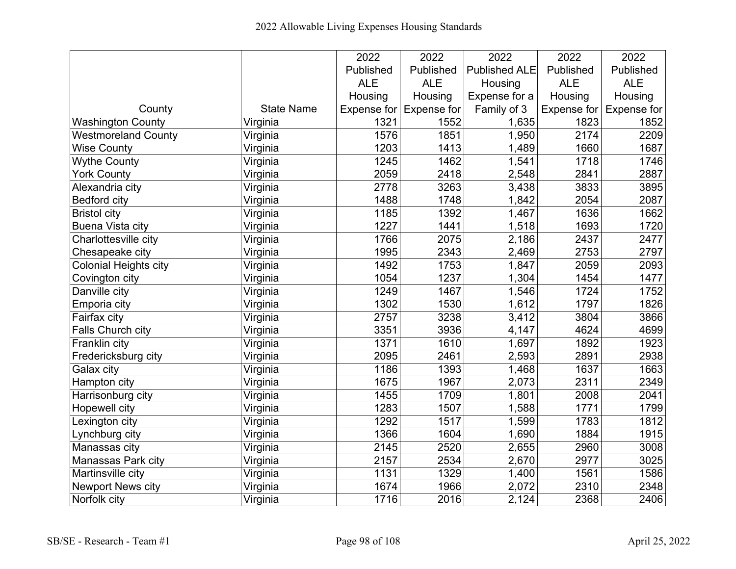| County | State Name | 2022 Published ALE Housing Expense for | 2022 Published ALE Housing Expense for | 2022 Published ALE Housing Expense for a Family of 3 | 2022 Published ALE Housing Expense for | 2022 Published ALE Housing Expense for |
|---|---|---|---|---|---|---|
| Washington County | Virginia | 1321 | 1552 | 1,635 | 1823 | 1852 |
| Westmoreland County | Virginia | 1576 | 1851 | 1,950 | 2174 | 2209 |
| Wise County | Virginia | 1203 | 1413 | 1,489 | 1660 | 1687 |
| Wythe County | Virginia | 1245 | 1462 | 1,541 | 1718 | 1746 |
| York County | Virginia | 2059 | 2418 | 2,548 | 2841 | 2887 |
| Alexandria city | Virginia | 2778 | 3263 | 3,438 | 3833 | 3895 |
| Bedford city | Virginia | 1488 | 1748 | 1,842 | 2054 | 2087 |
| Bristol city | Virginia | 1185 | 1392 | 1,467 | 1636 | 1662 |
| Buena Vista city | Virginia | 1227 | 1441 | 1,518 | 1693 | 1720 |
| Charlottesville city | Virginia | 1766 | 2075 | 2,186 | 2437 | 2477 |
| Chesapeake city | Virginia | 1995 | 2343 | 2,469 | 2753 | 2797 |
| Colonial Heights city | Virginia | 1492 | 1753 | 1,847 | 2059 | 2093 |
| Covington city | Virginia | 1054 | 1237 | 1,304 | 1454 | 1477 |
| Danville city | Virginia | 1249 | 1467 | 1,546 | 1724 | 1752 |
| Emporia city | Virginia | 1302 | 1530 | 1,612 | 1797 | 1826 |
| Fairfax city | Virginia | 2757 | 3238 | 3,412 | 3804 | 3866 |
| Falls Church city | Virginia | 3351 | 3936 | 4,147 | 4624 | 4699 |
| Franklin city | Virginia | 1371 | 1610 | 1,697 | 1892 | 1923 |
| Fredericksburg city | Virginia | 2095 | 2461 | 2,593 | 2891 | 2938 |
| Galax city | Virginia | 1186 | 1393 | 1,468 | 1637 | 1663 |
| Hampton city | Virginia | 1675 | 1967 | 2,073 | 2311 | 2349 |
| Harrisonburg city | Virginia | 1455 | 1709 | 1,801 | 2008 | 2041 |
| Hopewell city | Virginia | 1283 | 1507 | 1,588 | 1771 | 1799 |
| Lexington city | Virginia | 1292 | 1517 | 1,599 | 1783 | 1812 |
| Lynchburg city | Virginia | 1366 | 1604 | 1,690 | 1884 | 1915 |
| Manassas city | Virginia | 2145 | 2520 | 2,655 | 2960 | 3008 |
| Manassas Park city | Virginia | 2157 | 2534 | 2,670 | 2977 | 3025 |
| Martinsville city | Virginia | 1131 | 1329 | 1,400 | 1561 | 1586 |
| Newport News city | Virginia | 1674 | 1966 | 2,072 | 2310 | 2348 |
| Norfolk city | Virginia | 1716 | 2016 | 2,124 | 2368 | 2406 |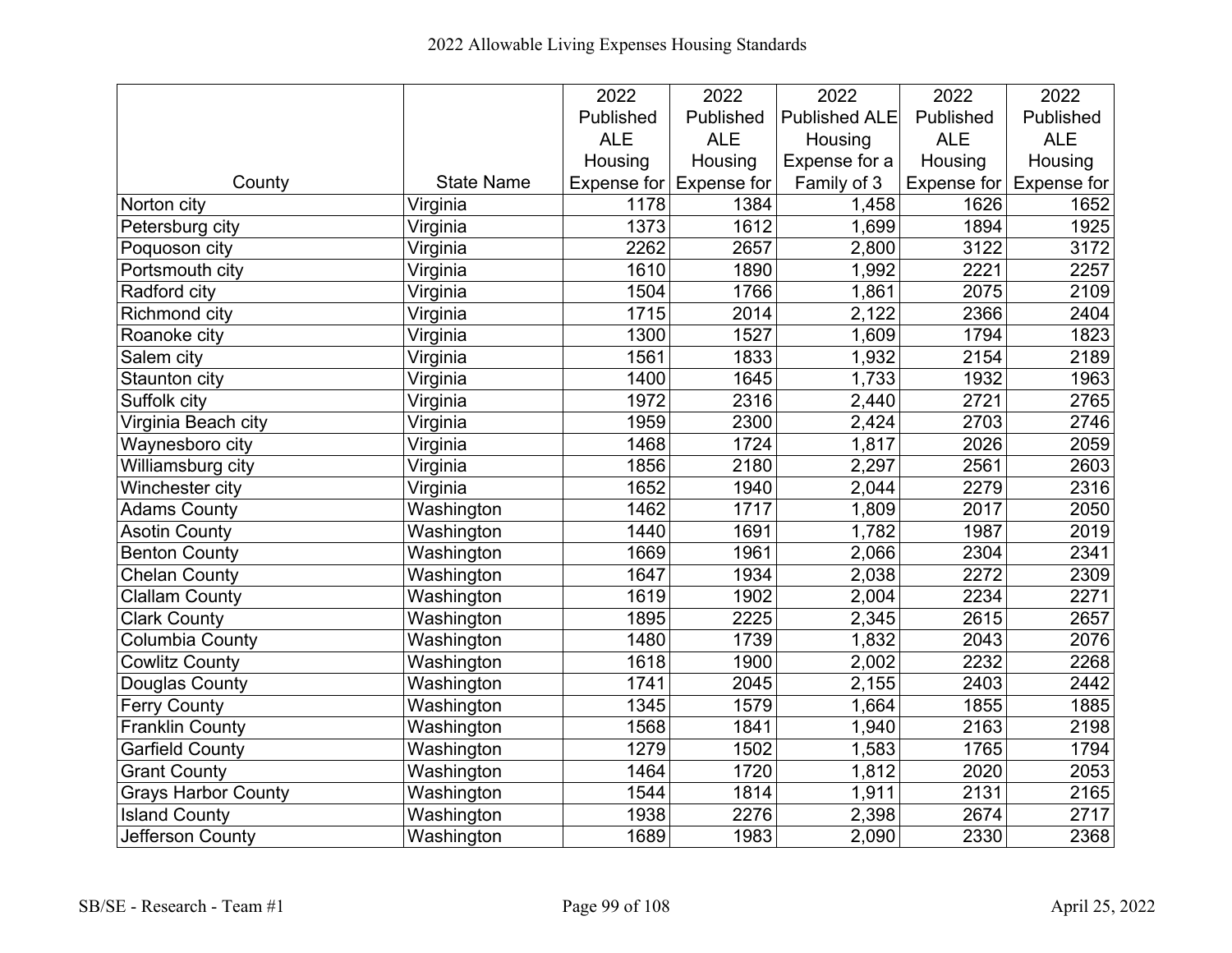2022 Allowable Living Expenses Housing Standards

| County | State Name | 2022 Published ALE Housing Expense for | 2022 Published ALE Housing Expense for | 2022 Published ALE Housing Expense for a Family of 3 | 2022 Published ALE Housing Expense for | 2022 Published ALE Housing Expense for |
|---|---|---|---|---|---|---|
| Norton city | Virginia | 1178 | 1384 | 1,458 | 1626 | 1652 |
| Petersburg city | Virginia | 1373 | 1612 | 1,699 | 1894 | 1925 |
| Poquoson city | Virginia | 2262 | 2657 | 2,800 | 3122 | 3172 |
| Portsmouth city | Virginia | 1610 | 1890 | 1,992 | 2221 | 2257 |
| Radford city | Virginia | 1504 | 1766 | 1,861 | 2075 | 2109 |
| Richmond city | Virginia | 1715 | 2014 | 2,122 | 2366 | 2404 |
| Roanoke city | Virginia | 1300 | 1527 | 1,609 | 1794 | 1823 |
| Salem city | Virginia | 1561 | 1833 | 1,932 | 2154 | 2189 |
| Staunton city | Virginia | 1400 | 1645 | 1,733 | 1932 | 1963 |
| Suffolk city | Virginia | 1972 | 2316 | 2,440 | 2721 | 2765 |
| Virginia Beach city | Virginia | 1959 | 2300 | 2,424 | 2703 | 2746 |
| Waynesboro city | Virginia | 1468 | 1724 | 1,817 | 2026 | 2059 |
| Williamsburg city | Virginia | 1856 | 2180 | 2,297 | 2561 | 2603 |
| Winchester city | Virginia | 1652 | 1940 | 2,044 | 2279 | 2316 |
| Adams County | Washington | 1462 | 1717 | 1,809 | 2017 | 2050 |
| Asotin County | Washington | 1440 | 1691 | 1,782 | 1987 | 2019 |
| Benton County | Washington | 1669 | 1961 | 2,066 | 2304 | 2341 |
| Chelan County | Washington | 1647 | 1934 | 2,038 | 2272 | 2309 |
| Clallam County | Washington | 1619 | 1902 | 2,004 | 2234 | 2271 |
| Clark County | Washington | 1895 | 2225 | 2,345 | 2615 | 2657 |
| Columbia County | Washington | 1480 | 1739 | 1,832 | 2043 | 2076 |
| Cowlitz County | Washington | 1618 | 1900 | 2,002 | 2232 | 2268 |
| Douglas County | Washington | 1741 | 2045 | 2,155 | 2403 | 2442 |
| Ferry County | Washington | 1345 | 1579 | 1,664 | 1855 | 1885 |
| Franklin County | Washington | 1568 | 1841 | 1,940 | 2163 | 2198 |
| Garfield County | Washington | 1279 | 1502 | 1,583 | 1765 | 1794 |
| Grant County | Washington | 1464 | 1720 | 1,812 | 2020 | 2053 |
| Grays Harbor County | Washington | 1544 | 1814 | 1,911 | 2131 | 2165 |
| Island County | Washington | 1938 | 2276 | 2,398 | 2674 | 2717 |
| Jefferson County | Washington | 1689 | 1983 | 2,090 | 2330 | 2368 |

SB/SE - Research - Team #1 April 25, 2022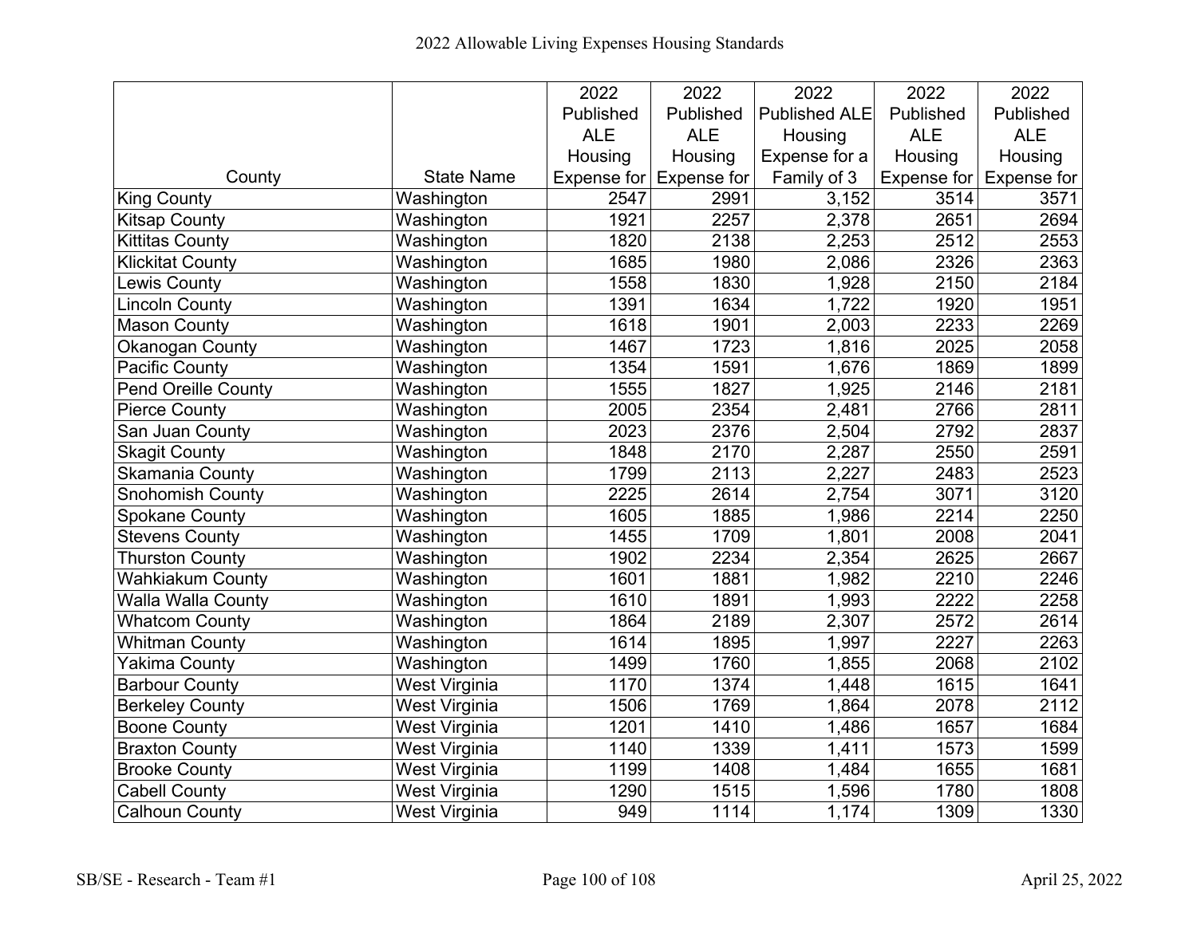# 2022 Allowable Living Expenses Housing Standards

| County | State Name | 2022 Published ALE Housing Expense for | 2022 Published ALE Housing Expense for | 2022 Published ALE Housing Expense for a Family of 3 | 2022 Published ALE Housing Expense for | 2022 Published ALE Housing Expense for |
|---|---|---|---|---|---|---|
| King County | Washington | 2547 | 2991 | 3,152 | 3514 | 3571 |
| Kitsap County | Washington | 1921 | 2257 | 2,378 | 2651 | 2694 |
| Kittitas County | Washington | 1820 | 2138 | 2,253 | 2512 | 2553 |
| Klickitat County | Washington | 1685 | 1980 | 2,086 | 2326 | 2363 |
| Lewis County | Washington | 1558 | 1830 | 1,928 | 2150 | 2184 |
| Lincoln County | Washington | 1391 | 1634 | 1,722 | 1920 | 1951 |
| Mason County | Washington | 1618 | 1901 | 2,003 | 2233 | 2269 |
| Okanogan County | Washington | 1467 | 1723 | 1,816 | 2025 | 2058 |
| Pacific County | Washington | 1354 | 1591 | 1,676 | 1869 | 1899 |
| Pend Oreille County | Washington | 1555 | 1827 | 1,925 | 2146 | 2181 |
| Pierce County | Washington | 2005 | 2354 | 2,481 | 2766 | 2811 |
| San Juan County | Washington | 2023 | 2376 | 2,504 | 2792 | 2837 |
| Skagit County | Washington | 1848 | 2170 | 2,287 | 2550 | 2591 |
| Skamania County | Washington | 1799 | 2113 | 2,227 | 2483 | 2523 |
| Snohomish County | Washington | 2225 | 2614 | 2,754 | 3071 | 3120 |
| Spokane County | Washington | 1605 | 1885 | 1,986 | 2214 | 2250 |
| Stevens County | Washington | 1455 | 1709 | 1,801 | 2008 | 2041 |
| Thurston County | Washington | 1902 | 2234 | 2,354 | 2625 | 2667 |
| Wahkiakum County | Washington | 1601 | 1881 | 1,982 | 2210 | 2246 |
| Walla Walla County | Washington | 1610 | 1891 | 1,993 | 2222 | 2258 |
| Whatcom County | Washington | 1864 | 2189 | 2,307 | 2572 | 2614 |
| Whitman County | Washington | 1614 | 1895 | 1,997 | 2227 | 2263 |
| Yakima County | Washington | 1499 | 1760 | 1,855 | 2068 | 2102 |
| Barbour County | West Virginia | 1170 | 1374 | 1,448 | 1615 | 1641 |
| Berkeley County | West Virginia | 1506 | 1769 | 1,864 | 2078 | 2112 |
| Boone County | West Virginia | 1201 | 1410 | 1,486 | 1657 | 1684 |
| Braxton County | West Virginia | 1140 | 1339 | 1,411 | 1573 | 1599 |
| Brooke County | West Virginia | 1199 | 1408 | 1,484 | 1655 | 1681 |
| Cabell County | West Virginia | 1290 | 1515 | 1,596 | 1780 | 1808 |
| Calhoun County | West Virginia | 949 | 1114 | 1,174 | 1309 | 1330 |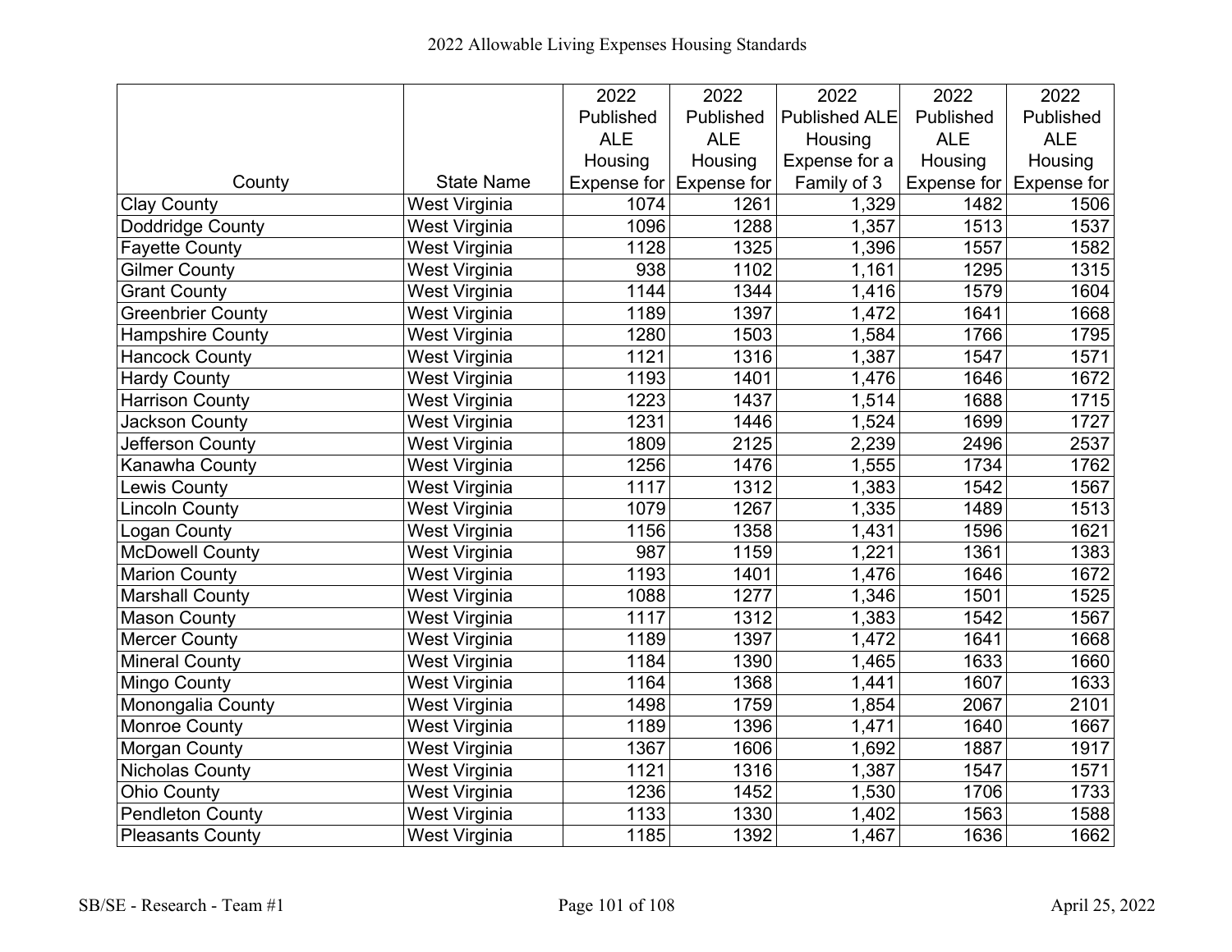# 2022 Allowable Living Expenses Housing Standards

| County | State Name | 2022 Published ALE Housing Expense for | 2022 Published ALE Housing Expense for | 2022 Published ALE Housing Expense for a Family of 3 | 2022 Published ALE Housing Expense for | 2022 Published ALE Housing Expense for |
|---|---|---|---|---|---|---|
| Clay County | West Virginia | 1074 | 1261 | 1,329 | 1482 | 1506 |
| Doddridge County | West Virginia | 1096 | 1288 | 1,357 | 1513 | 1537 |
| Fayette County | West Virginia | 1128 | 1325 | 1,396 | 1557 | 1582 |
| Gilmer County | West Virginia | 938 | 1102 | 1,161 | 1295 | 1315 |
| Grant County | West Virginia | 1144 | 1344 | 1,416 | 1579 | 1604 |
| Greenbrier County | West Virginia | 1189 | 1397 | 1,472 | 1641 | 1668 |
| Hampshire County | West Virginia | 1280 | 1503 | 1,584 | 1766 | 1795 |
| Hancock County | West Virginia | 1121 | 1316 | 1,387 | 1547 | 1571 |
| Hardy County | West Virginia | 1193 | 1401 | 1,476 | 1646 | 1672 |
| Harrison County | West Virginia | 1223 | 1437 | 1,514 | 1688 | 1715 |
| Jackson County | West Virginia | 1231 | 1446 | 1,524 | 1699 | 1727 |
| Jefferson County | West Virginia | 1809 | 2125 | 2,239 | 2496 | 2537 |
| Kanawha County | West Virginia | 1256 | 1476 | 1,555 | 1734 | 1762 |
| Lewis County | West Virginia | 1117 | 1312 | 1,383 | 1542 | 1567 |
| Lincoln County | West Virginia | 1079 | 1267 | 1,335 | 1489 | 1513 |
| Logan County | West Virginia | 1156 | 1358 | 1,431 | 1596 | 1621 |
| McDowell County | West Virginia | 987 | 1159 | 1,221 | 1361 | 1383 |
| Marion County | West Virginia | 1193 | 1401 | 1,476 | 1646 | 1672 |
| Marshall County | West Virginia | 1088 | 1277 | 1,346 | 1501 | 1525 |
| Mason County | West Virginia | 1117 | 1312 | 1,383 | 1542 | 1567 |
| Mercer County | West Virginia | 1189 | 1397 | 1,472 | 1641 | 1668 |
| Mineral County | West Virginia | 1184 | 1390 | 1,465 | 1633 | 1660 |
| Mingo County | West Virginia | 1164 | 1368 | 1,441 | 1607 | 1633 |
| Monongalia County | West Virginia | 1498 | 1759 | 1,854 | 2067 | 2101 |
| Monroe County | West Virginia | 1189 | 1396 | 1,471 | 1640 | 1667 |
| Morgan County | West Virginia | 1367 | 1606 | 1,692 | 1887 | 1917 |
| Nicholas County | West Virginia | 1121 | 1316 | 1,387 | 1547 | 1571 |
| Ohio County | West Virginia | 1236 | 1452 | 1,530 | 1706 | 1733 |
| Pendleton County | West Virginia | 1133 | 1330 | 1,402 | 1563 | 1588 |
| Pleasants County | West Virginia | 1185 | 1392 | 1,467 | 1636 | 1662 |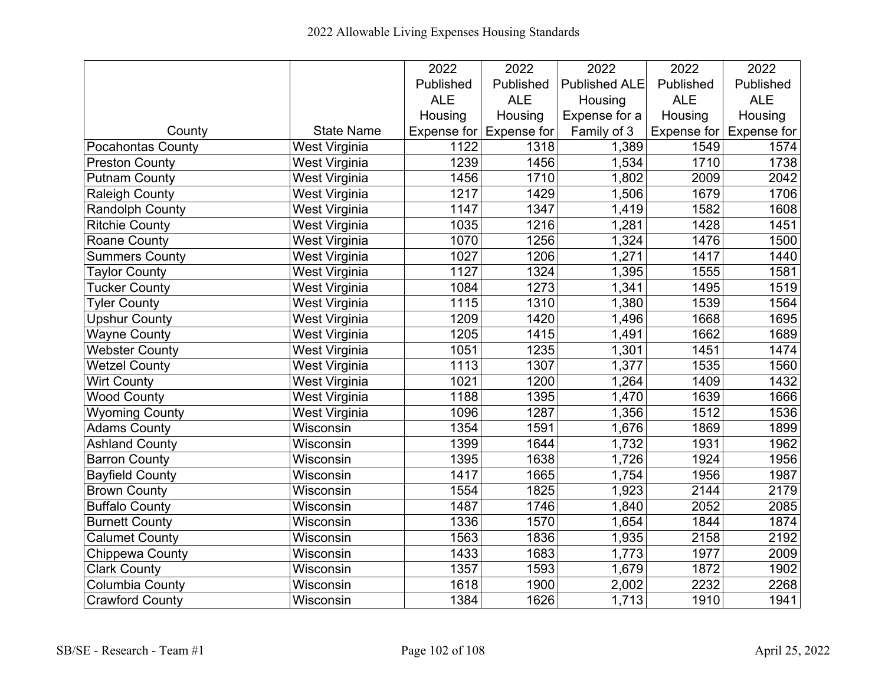# 2022 Allowable Living Expenses Housing Standards

| County | State Name | 2022 Published ALE Housing Expense for | 2022 Published ALE Housing Expense for | 2022 Published ALE Housing Expense for a Family of 3 | 2022 Published ALE Housing Expense for | 2022 Published ALE Housing Expense for |
|---|---|---|---|---|---|---|
| Pocahontas County | West Virginia | 1122 | 1318 | 1,389 | 1549 | 1574 |
| Preston County | West Virginia | 1239 | 1456 | 1,534 | 1710 | 1738 |
| Putnam County | West Virginia | 1456 | 1710 | 1,802 | 2009 | 2042 |
| Raleigh County | West Virginia | 1217 | 1429 | 1,506 | 1679 | 1706 |
| Randolph County | West Virginia | 1147 | 1347 | 1,419 | 1582 | 1608 |
| Ritchie County | West Virginia | 1035 | 1216 | 1,281 | 1428 | 1451 |
| Roane County | West Virginia | 1070 | 1256 | 1,324 | 1476 | 1500 |
| Summers County | West Virginia | 1027 | 1206 | 1,271 | 1417 | 1440 |
| Taylor County | West Virginia | 1127 | 1324 | 1,395 | 1555 | 1581 |
| Tucker County | West Virginia | 1084 | 1273 | 1,341 | 1495 | 1519 |
| Tyler County | West Virginia | 1115 | 1310 | 1,380 | 1539 | 1564 |
| Upshur County | West Virginia | 1209 | 1420 | 1,496 | 1668 | 1695 |
| Wayne County | West Virginia | 1205 | 1415 | 1,491 | 1662 | 1689 |
| Webster County | West Virginia | 1051 | 1235 | 1,301 | 1451 | 1474 |
| Wetzel County | West Virginia | 1113 | 1307 | 1,377 | 1535 | 1560 |
| Wirt County | West Virginia | 1021 | 1200 | 1,264 | 1409 | 1432 |
| Wood County | West Virginia | 1188 | 1395 | 1,470 | 1639 | 1666 |
| Wyoming County | West Virginia | 1096 | 1287 | 1,356 | 1512 | 1536 |
| Adams County | Wisconsin | 1354 | 1591 | 1,676 | 1869 | 1899 |
| Ashland County | Wisconsin | 1399 | 1644 | 1,732 | 1931 | 1962 |
| Barron County | Wisconsin | 1395 | 1638 | 1,726 | 1924 | 1956 |
| Bayfield County | Wisconsin | 1417 | 1665 | 1,754 | 1956 | 1987 |
| Brown County | Wisconsin | 1554 | 1825 | 1,923 | 2144 | 2179 |
| Buffalo County | Wisconsin | 1487 | 1746 | 1,840 | 2052 | 2085 |
| Burnett County | Wisconsin | 1336 | 1570 | 1,654 | 1844 | 1874 |
| Calumet County | Wisconsin | 1563 | 1836 | 1,935 | 2158 | 2192 |
| Chippewa County | Wisconsin | 1433 | 1683 | 1,773 | 1977 | 2009 |
| Clark County | Wisconsin | 1357 | 1593 | 1,679 | 1872 | 1902 |
| Columbia County | Wisconsin | 1618 | 1900 | 2,002 | 2232 | 2268 |
| Crawford County | Wisconsin | 1384 | 1626 | 1,713 | 1910 | 1941 |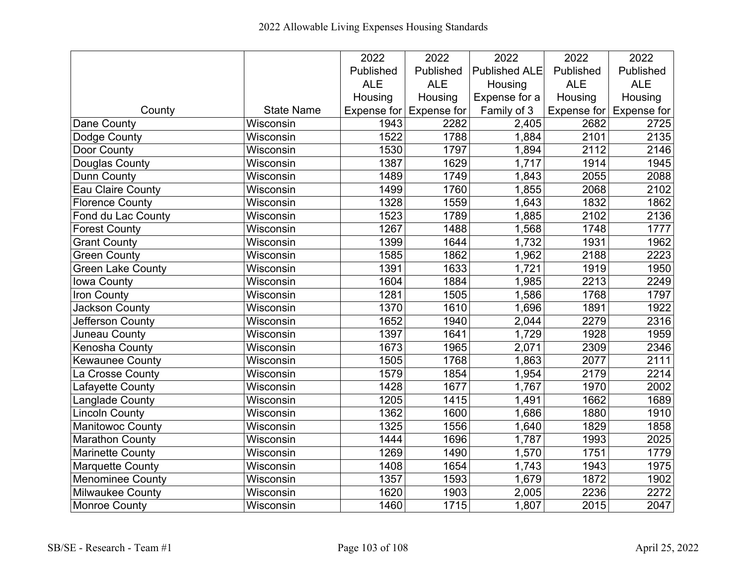# 2022 Allowable Living Expenses Housing Standards

| County | State Name | 2022 Published ALE Housing Expense for | 2022 Published ALE Housing Expense for | 2022 Published ALE Housing Expense for a Family of 3 | 2022 Published ALE Housing Expense for | 2022 Published ALE Housing Expense for |
|---|---|---|---|---|---|---|
| Dane County | Wisconsin | 1943 | 2282 | 2,405 | 2682 | 2725 |
| Dodge County | Wisconsin | 1522 | 1788 | 1,884 | 2101 | 2135 |
| Door County | Wisconsin | 1530 | 1797 | 1,894 | 2112 | 2146 |
| Douglas County | Wisconsin | 1387 | 1629 | 1,717 | 1914 | 1945 |
| Dunn County | Wisconsin | 1489 | 1749 | 1,843 | 2055 | 2088 |
| Eau Claire County | Wisconsin | 1499 | 1760 | 1,855 | 2068 | 2102 |
| Florence County | Wisconsin | 1328 | 1559 | 1,643 | 1832 | 1862 |
| Fond du Lac County | Wisconsin | 1523 | 1789 | 1,885 | 2102 | 2136 |
| Forest County | Wisconsin | 1267 | 1488 | 1,568 | 1748 | 1777 |
| Grant County | Wisconsin | 1399 | 1644 | 1,732 | 1931 | 1962 |
| Green County | Wisconsin | 1585 | 1862 | 1,962 | 2188 | 2223 |
| Green Lake County | Wisconsin | 1391 | 1633 | 1,721 | 1919 | 1950 |
| Iowa County | Wisconsin | 1604 | 1884 | 1,985 | 2213 | 2249 |
| Iron County | Wisconsin | 1281 | 1505 | 1,586 | 1768 | 1797 |
| Jackson County | Wisconsin | 1370 | 1610 | 1,696 | 1891 | 1922 |
| Jefferson County | Wisconsin | 1652 | 1940 | 2,044 | 2279 | 2316 |
| Juneau County | Wisconsin | 1397 | 1641 | 1,729 | 1928 | 1959 |
| Kenosha County | Wisconsin | 1673 | 1965 | 2,071 | 2309 | 2346 |
| Kewaunee County | Wisconsin | 1505 | 1768 | 1,863 | 2077 | 2111 |
| La Crosse County | Wisconsin | 1579 | 1854 | 1,954 | 2179 | 2214 |
| Lafayette County | Wisconsin | 1428 | 1677 | 1,767 | 1970 | 2002 |
| Langlade County | Wisconsin | 1205 | 1415 | 1,491 | 1662 | 1689 |
| Lincoln County | Wisconsin | 1362 | 1600 | 1,686 | 1880 | 1910 |
| Manitowoc County | Wisconsin | 1325 | 1556 | 1,640 | 1829 | 1858 |
| Marathon County | Wisconsin | 1444 | 1696 | 1,787 | 1993 | 2025 |
| Marinette County | Wisconsin | 1269 | 1490 | 1,570 | 1751 | 1779 |
| Marquette County | Wisconsin | 1408 | 1654 | 1,743 | 1943 | 1975 |
| Menominee County | Wisconsin | 1357 | 1593 | 1,679 | 1872 | 1902 |
| Milwaukee County | Wisconsin | 1620 | 1903 | 2,005 | 2236 | 2272 |
| Monroe County | Wisconsin | 1460 | 1715 | 1,807 | 2015 | 2047 |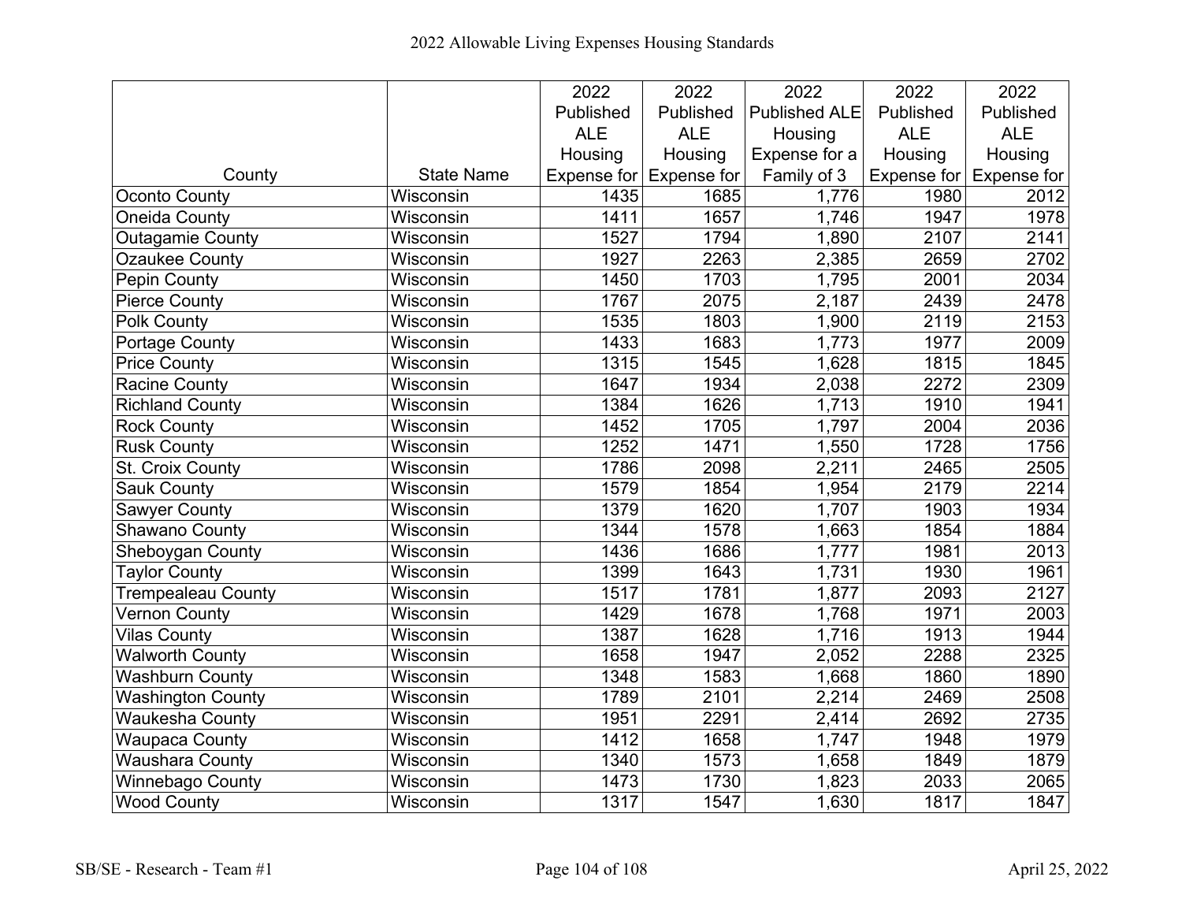# 2022 Allowable Living Expenses Housing Standards

| County | State Name | 2022 Published ALE Housing Expense for | 2022 Published ALE Housing Expense for | 2022 Published ALE Housing Expense for a Family of 3 | 2022 Published ALE Housing Expense for | 2022 Published ALE Housing Expense for |
|---|---|---|---|---|---|---|
| Oconto County | Wisconsin | 1435 | 1685 | 1,776 | 1980 | 2012 |
| Oneida County | Wisconsin | 1411 | 1657 | 1,746 | 1947 | 1978 |
| Outagamie County | Wisconsin | 1527 | 1794 | 1,890 | 2107 | 2141 |
| Ozaukee County | Wisconsin | 1927 | 2263 | 2,385 | 2659 | 2702 |
| Pepin County | Wisconsin | 1450 | 1703 | 1,795 | 2001 | 2034 |
| Pierce County | Wisconsin | 1767 | 2075 | 2,187 | 2439 | 2478 |
| Polk County | Wisconsin | 1535 | 1803 | 1,900 | 2119 | 2153 |
| Portage County | Wisconsin | 1433 | 1683 | 1,773 | 1977 | 2009 |
| Price County | Wisconsin | 1315 | 1545 | 1,628 | 1815 | 1845 |
| Racine County | Wisconsin | 1647 | 1934 | 2,038 | 2272 | 2309 |
| Richland County | Wisconsin | 1384 | 1626 | 1,713 | 1910 | 1941 |
| Rock County | Wisconsin | 1452 | 1705 | 1,797 | 2004 | 2036 |
| Rusk County | Wisconsin | 1252 | 1471 | 1,550 | 1728 | 1756 |
| St. Croix County | Wisconsin | 1786 | 2098 | 2,211 | 2465 | 2505 |
| Sauk County | Wisconsin | 1579 | 1854 | 1,954 | 2179 | 2214 |
| Sawyer County | Wisconsin | 1379 | 1620 | 1,707 | 1903 | 1934 |
| Shawano County | Wisconsin | 1344 | 1578 | 1,663 | 1854 | 1884 |
| Sheboygan County | Wisconsin | 1436 | 1686 | 1,777 | 1981 | 2013 |
| Taylor County | Wisconsin | 1399 | 1643 | 1,731 | 1930 | 1961 |
| Trempealeau County | Wisconsin | 1517 | 1781 | 1,877 | 2093 | 2127 |
| Vernon County | Wisconsin | 1429 | 1678 | 1,768 | 1971 | 2003 |
| Vilas County | Wisconsin | 1387 | 1628 | 1,716 | 1913 | 1944 |
| Walworth County | Wisconsin | 1658 | 1947 | 2,052 | 2288 | 2325 |
| Washburn County | Wisconsin | 1348 | 1583 | 1,668 | 1860 | 1890 |
| Washington County | Wisconsin | 1789 | 2101 | 2,214 | 2469 | 2508 |
| Waukesha County | Wisconsin | 1951 | 2291 | 2,414 | 2692 | 2735 |
| Waupaca County | Wisconsin | 1412 | 1658 | 1,747 | 1948 | 1979 |
| Waushara County | Wisconsin | 1340 | 1573 | 1,658 | 1849 | 1879 |
| Winnebago County | Wisconsin | 1473 | 1730 | 1,823 | 2033 | 2065 |
| Wood County | Wisconsin | 1317 | 1547 | 1,630 | 1817 | 1847 |

SB/SE - Research - Team #1 April 25, 2022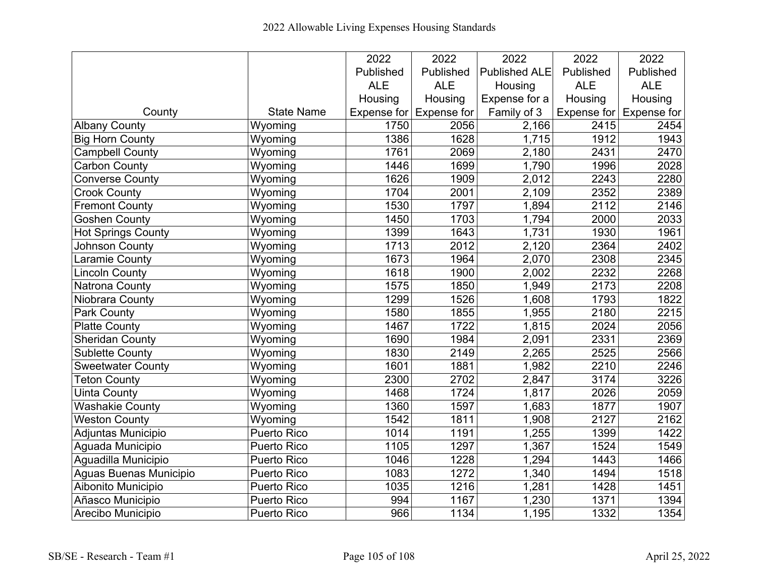2022 Allowable Living Expenses Housing Standards

| County | State Name | 2022 Published ALE Housing Expense for | 2022 Published ALE Housing Expense for | 2022 Published ALE Housing Expense for a Family of 3 | 2022 Published ALE Housing Expense for | 2022 Published ALE Housing Expense for |
|---|---|---|---|---|---|---|
| Albany County | Wyoming | 1750 | 2056 | 2,166 | 2415 | 2454 |
| Big Horn County | Wyoming | 1386 | 1628 | 1,715 | 1912 | 1943 |
| Campbell County | Wyoming | 1761 | 2069 | 2,180 | 2431 | 2470 |
| Carbon County | Wyoming | 1446 | 1699 | 1,790 | 1996 | 2028 |
| Converse County | Wyoming | 1626 | 1909 | 2,012 | 2243 | 2280 |
| Crook County | Wyoming | 1704 | 2001 | 2,109 | 2352 | 2389 |
| Fremont County | Wyoming | 1530 | 1797 | 1,894 | 2112 | 2146 |
| Goshen County | Wyoming | 1450 | 1703 | 1,794 | 2000 | 2033 |
| Hot Springs County | Wyoming | 1399 | 1643 | 1,731 | 1930 | 1961 |
| Johnson County | Wyoming | 1713 | 2012 | 2,120 | 2364 | 2402 |
| Laramie County | Wyoming | 1673 | 1964 | 2,070 | 2308 | 2345 |
| Lincoln County | Wyoming | 1618 | 1900 | 2,002 | 2232 | 2268 |
| Natrona County | Wyoming | 1575 | 1850 | 1,949 | 2173 | 2208 |
| Niobrara County | Wyoming | 1299 | 1526 | 1,608 | 1793 | 1822 |
| Park County | Wyoming | 1580 | 1855 | 1,955 | 2180 | 2215 |
| Platte County | Wyoming | 1467 | 1722 | 1,815 | 2024 | 2056 |
| Sheridan County | Wyoming | 1690 | 1984 | 2,091 | 2331 | 2369 |
| Sublette County | Wyoming | 1830 | 2149 | 2,265 | 2525 | 2566 |
| Sweetwater County | Wyoming | 1601 | 1881 | 1,982 | 2210 | 2246 |
| Teton County | Wyoming | 2300 | 2702 | 2,847 | 3174 | 3226 |
| Uinta County | Wyoming | 1468 | 1724 | 1,817 | 2026 | 2059 |
| Washakie County | Wyoming | 1360 | 1597 | 1,683 | 1877 | 1907 |
| Weston County | Wyoming | 1542 | 1811 | 1,908 | 2127 | 2162 |
| Adjuntas Municipio | Puerto Rico | 1014 | 1191 | 1,255 | 1399 | 1422 |
| Aguada Municipio | Puerto Rico | 1105 | 1297 | 1,367 | 1524 | 1549 |
| Aguadilla Municipio | Puerto Rico | 1046 | 1228 | 1,294 | 1443 | 1466 |
| Aguas Buenas Municipio | Puerto Rico | 1083 | 1272 | 1,340 | 1494 | 1518 |
| Aibonito Municipio | Puerto Rico | 1035 | 1216 | 1,281 | 1428 | 1451 |
| Añasco Municipio | Puerto Rico | 994 | 1167 | 1,230 | 1371 | 1394 |
| Arecibo Municipio | Puerto Rico | 966 | 1134 | 1,195 | 1332 | 1354 |

SB/SE - Research - Team #1

April 25, 2022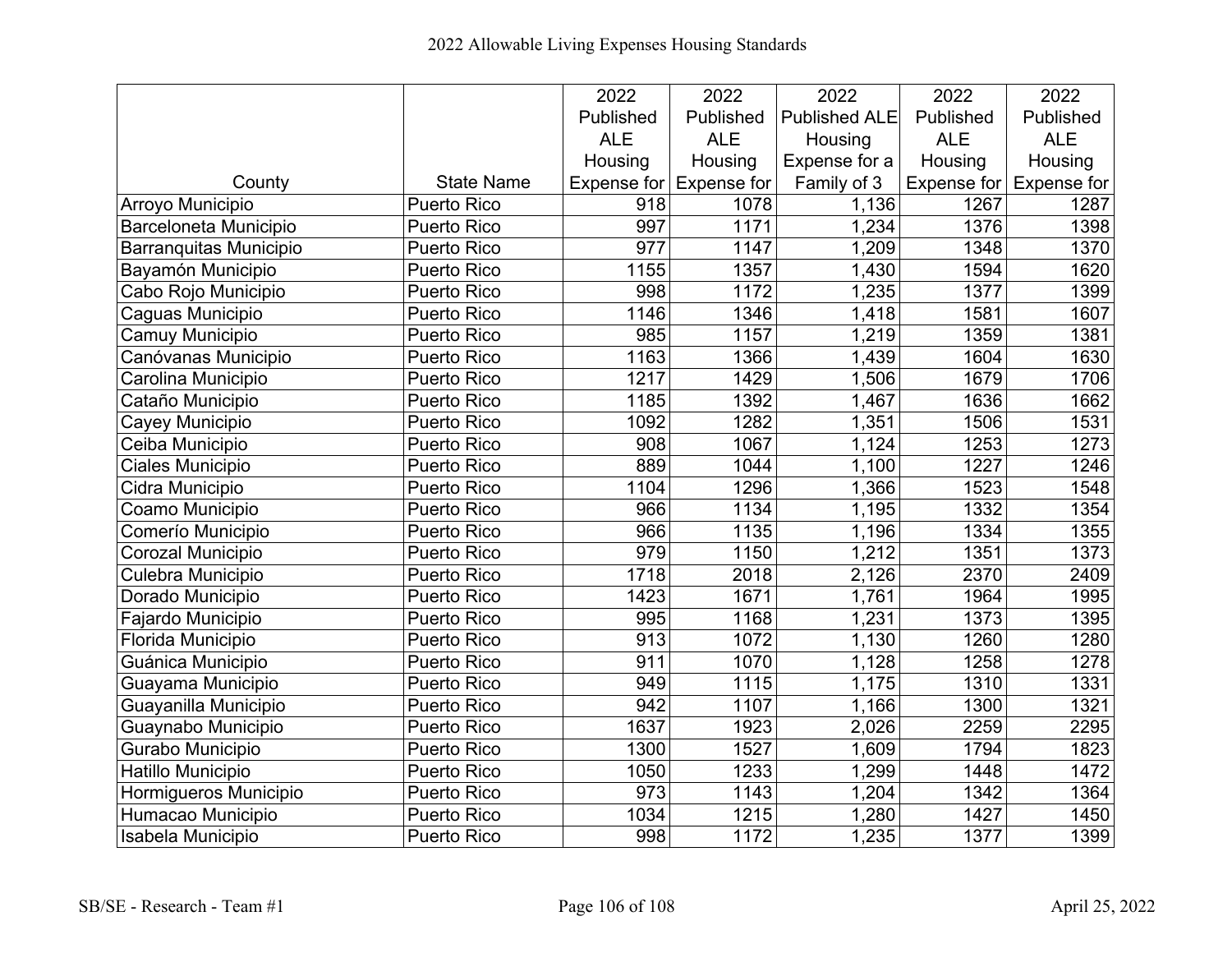| County | State Name | 2022 Published ALE Housing Expense for | 2022 Published ALE Housing Expense for | 2022 Published ALE Housing Expense for a Family of 3 | 2022 Published ALE Housing Expense for | 2022 Published ALE Housing Expense for |
|---|---|---|---|---|---|---|
| Arroyo Municipio | Puerto Rico | 918 | 1078 | 1,136 | 1267 | 1287 |
| Barceloneta Municipio | Puerto Rico | 997 | 1171 | 1,234 | 1376 | 1398 |
| Barranquitas Municipio | Puerto Rico | 977 | 1147 | 1,209 | 1348 | 1370 |
| Bayamón Municipio | Puerto Rico | 1155 | 1357 | 1,430 | 1594 | 1620 |
| Cabo Rojo Municipio | Puerto Rico | 998 | 1172 | 1,235 | 1377 | 1399 |
| Caguas Municipio | Puerto Rico | 1146 | 1346 | 1,418 | 1581 | 1607 |
| Camuy Municipio | Puerto Rico | 985 | 1157 | 1,219 | 1359 | 1381 |
| Canóvanas Municipio | Puerto Rico | 1163 | 1366 | 1,439 | 1604 | 1630 |
| Carolina Municipio | Puerto Rico | 1217 | 1429 | 1,506 | 1679 | 1706 |
| Cataño Municipio | Puerto Rico | 1185 | 1392 | 1,467 | 1636 | 1662 |
| Cayey Municipio | Puerto Rico | 1092 | 1282 | 1,351 | 1506 | 1531 |
| Ceiba Municipio | Puerto Rico | 908 | 1067 | 1,124 | 1253 | 1273 |
| Ciales Municipio | Puerto Rico | 889 | 1044 | 1,100 | 1227 | 1246 |
| Cidra Municipio | Puerto Rico | 1104 | 1296 | 1,366 | 1523 | 1548 |
| Coamo Municipio | Puerto Rico | 966 | 1134 | 1,195 | 1332 | 1354 |
| Comerío Municipio | Puerto Rico | 966 | 1135 | 1,196 | 1334 | 1355 |
| Corozal Municipio | Puerto Rico | 979 | 1150 | 1,212 | 1351 | 1373 |
| Culebra Municipio | Puerto Rico | 1718 | 2018 | 2,126 | 2370 | 2409 |
| Dorado Municipio | Puerto Rico | 1423 | 1671 | 1,761 | 1964 | 1995 |
| Fajardo Municipio | Puerto Rico | 995 | 1168 | 1,231 | 1373 | 1395 |
| Florida Municipio | Puerto Rico | 913 | 1072 | 1,130 | 1260 | 1280 |
| Guánica Municipio | Puerto Rico | 911 | 1070 | 1,128 | 1258 | 1278 |
| Guayama Municipio | Puerto Rico | 949 | 1115 | 1,175 | 1310 | 1331 |
| Guayanilla Municipio | Puerto Rico | 942 | 1107 | 1,166 | 1300 | 1321 |
| Guaynabo Municipio | Puerto Rico | 1637 | 1923 | 2,026 | 2259 | 2295 |
| Gurabo Municipio | Puerto Rico | 1300 | 1527 | 1,609 | 1794 | 1823 |
| Hatillo Municipio | Puerto Rico | 1050 | 1233 | 1,299 | 1448 | 1472 |
| Hormigueros Municipio | Puerto Rico | 973 | 1143 | 1,204 | 1342 | 1364 |
| Humacao Municipio | Puerto Rico | 1034 | 1215 | 1,280 | 1427 | 1450 |
| Isabela Municipio | Puerto Rico | 998 | 1172 | 1,235 | 1377 | 1399 |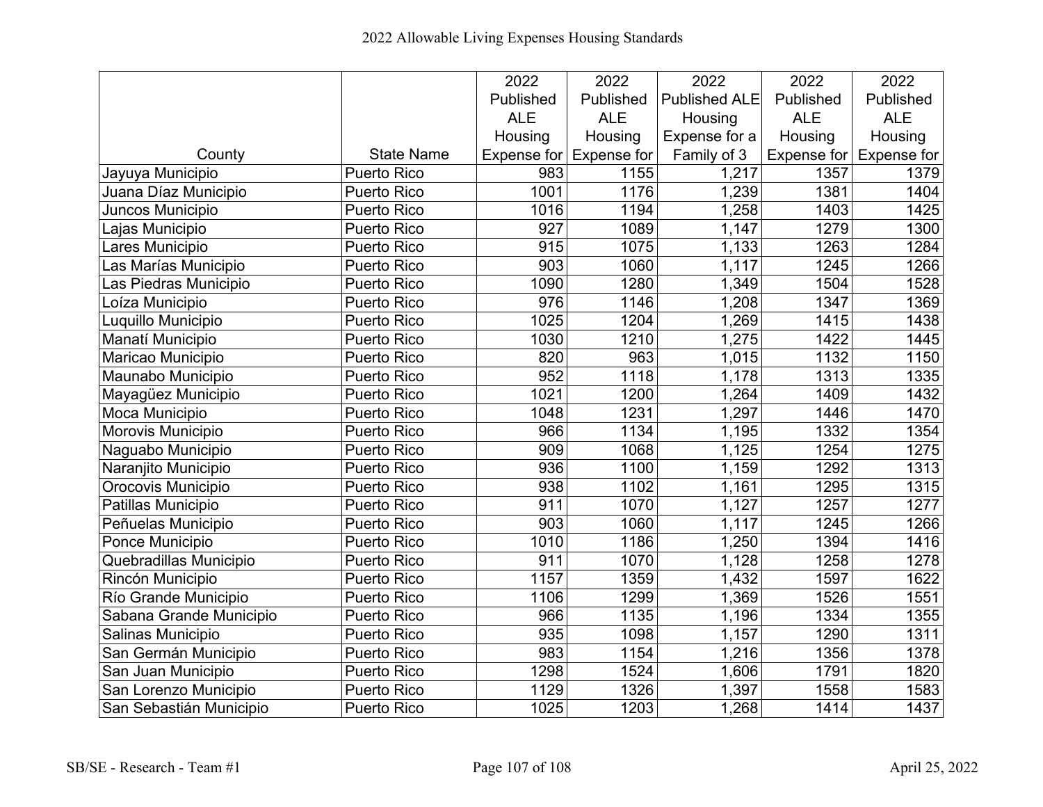# 2022 Allowable Living Expenses Housing Standards

| County | State Name | 2022 Published ALE Housing Expense for | 2022 Published ALE Housing Expense for | 2022 Published ALE Housing Expense for a Family of 3 | 2022 Published ALE Housing Expense for | 2022 Published ALE Housing Expense for |
|---|---|---|---|---|---|---|
| Jayuya Municipio | Puerto Rico | 983 | 1155 | 1,217 | 1357 | 1379 |
| Juana Díaz Municipio | Puerto Rico | 1001 | 1176 | 1,239 | 1381 | 1404 |
| Juncos Municipio | Puerto Rico | 1016 | 1194 | 1,258 | 1403 | 1425 |
| Lajas Municipio | Puerto Rico | 927 | 1089 | 1,147 | 1279 | 1300 |
| Lares Municipio | Puerto Rico | 915 | 1075 | 1,133 | 1263 | 1284 |
| Las Marías Municipio | Puerto Rico | 903 | 1060 | 1,117 | 1245 | 1266 |
| Las Piedras Municipio | Puerto Rico | 1090 | 1280 | 1,349 | 1504 | 1528 |
| Loíza Municipio | Puerto Rico | 976 | 1146 | 1,208 | 1347 | 1369 |
| Luquillo Municipio | Puerto Rico | 1025 | 1204 | 1,269 | 1415 | 1438 |
| Manatí Municipio | Puerto Rico | 1030 | 1210 | 1,275 | 1422 | 1445 |
| Maricao Municipio | Puerto Rico | 820 | 963 | 1,015 | 1132 | 1150 |
| Maunabo Municipio | Puerto Rico | 952 | 1118 | 1,178 | 1313 | 1335 |
| Mayagüez Municipio | Puerto Rico | 1021 | 1200 | 1,264 | 1409 | 1432 |
| Moca Municipio | Puerto Rico | 1048 | 1231 | 1,297 | 1446 | 1470 |
| Morovis Municipio | Puerto Rico | 966 | 1134 | 1,195 | 1332 | 1354 |
| Naguabo Municipio | Puerto Rico | 909 | 1068 | 1,125 | 1254 | 1275 |
| Naranjito Municipio | Puerto Rico | 936 | 1100 | 1,159 | 1292 | 1313 |
| Orocovis Municipio | Puerto Rico | 938 | 1102 | 1,161 | 1295 | 1315 |
| Patillas Municipio | Puerto Rico | 911 | 1070 | 1,127 | 1257 | 1277 |
| Peñuelas Municipio | Puerto Rico | 903 | 1060 | 1,117 | 1245 | 1266 |
| Ponce Municipio | Puerto Rico | 1010 | 1186 | 1,250 | 1394 | 1416 |
| Quebradillas Municipio | Puerto Rico | 911 | 1070 | 1,128 | 1258 | 1278 |
| Rincón Municipio | Puerto Rico | 1157 | 1359 | 1,432 | 1597 | 1622 |
| Río Grande Municipio | Puerto Rico | 1106 | 1299 | 1,369 | 1526 | 1551 |
| Sabana Grande Municipio | Puerto Rico | 966 | 1135 | 1,196 | 1334 | 1355 |
| Salinas Municipio | Puerto Rico | 935 | 1098 | 1,157 | 1290 | 1311 |
| San Germán Municipio | Puerto Rico | 983 | 1154 | 1,216 | 1356 | 1378 |
| San Juan Municipio | Puerto Rico | 1298 | 1524 | 1,606 | 1791 | 1820 |
| San Lorenzo Municipio | Puerto Rico | 1129 | 1326 | 1,397 | 1558 | 1583 |
| San Sebastián Municipio | Puerto Rico | 1025 | 1203 | 1,268 | 1414 | 1437 |

SB/SE - Research - Team #1 April 25, 2022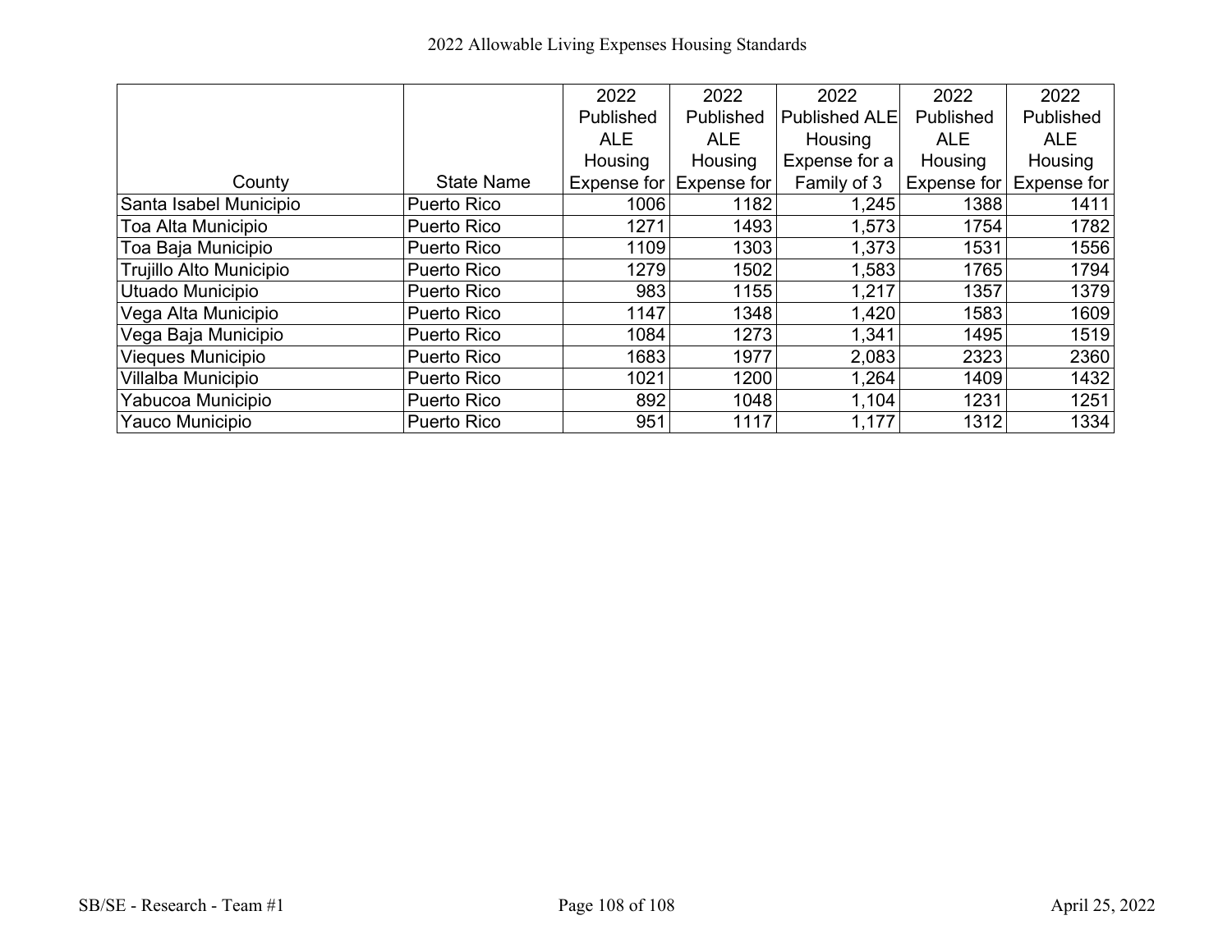| County | State Name | 2022 Published ALE Housing Expense for | 2022 Published ALE Housing Expense for | 2022 Published ALE Housing Expense for a Family of 3 | 2022 Published ALE Housing Expense for | 2022 Published ALE Housing Expense for |
|---|---|---|---|---|---|---|
| Santa Isabel Municipio | Puerto Rico | 1006 | 1182 | 1,245 | 1388 | 1411 |
| Toa Alta Municipio | Puerto Rico | 1271 | 1493 | 1,573 | 1754 | 1782 |
| Toa Baja Municipio | Puerto Rico | 1109 | 1303 | 1,373 | 1531 | 1556 |
| Trujillo Alto Municipio | Puerto Rico | 1279 | 1502 | 1,583 | 1765 | 1794 |
| Utuado Municipio | Puerto Rico | 983 | 1155 | 1,217 | 1357 | 1379 |
| Vega Alta Municipio | Puerto Rico | 1147 | 1348 | 1,420 | 1583 | 1609 |
| Vega Baja Municipio | Puerto Rico | 1084 | 1273 | 1,341 | 1495 | 1519 |
| Vieques Municipio | Puerto Rico | 1683 | 1977 | 2,083 | 2323 | 2360 |
| Villalba Municipio | Puerto Rico | 1021 | 1200 | 1,264 | 1409 | 1432 |
| Yabucoa Municipio | Puerto Rico | 892 | 1048 | 1,104 | 1231 | 1251 |
| Yauco Municipio | Puerto Rico | 951 | 1117 | 1,177 | 1312 | 1334 |